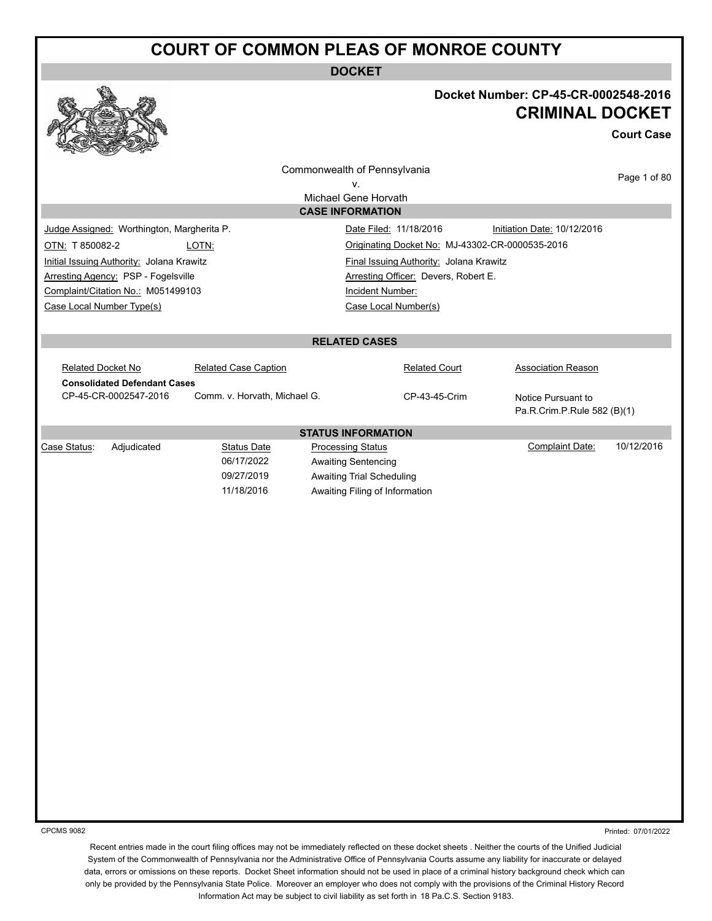# COURT OF COMMON PLEAS OF MONROE COUNTY

**DOCKET**

**Docket Number: CP-45-CR-0002548-2016**

## CRIMINAL DOCKET

**Court Case**

Commonwealth of Pennsylvania
v.
Michael Gene Horvath

### CASE INFORMATION

| | |
|---|---|
| Judge Assigned: Worthington, Margherita P. | Date Filed: 11/18/2016 &nbsp;&nbsp; Initiation Date: 10/12/2016 |
| OTN: T 850082-2 &nbsp;&nbsp; LOTN: | Originating Docket No: MJ-43302-CR-0000535-2016 |
| Initial Issuing Authority: Jolana Krawitz | Final Issuing Authority: Jolana Krawitz |
| Arresting Agency: PSP - Fogelsville | Arresting Officer: Devers, Robert E. |
| Complaint/Citation No.: M051499103 | Incident Number: |
| Case Local Number Type(s) | Case Local Number(s) |

### RELATED CASES

| Related Docket No | Related Case Caption | Related Court | Association Reason |
|---|---|---|---|
| **Consolidated Defendant Cases** | | | |
| CP-45-CR-0002547-2016 | Comm. v. Horvath, Michael G. | CP-43-45-Crim | Notice Pursuant to Pa.R.Crim.P.Rule 582 (B)(1) |

### STATUS INFORMATION

| Case Status: | | Status Date | Processing Status | Complaint Date: |
|---|---|---|---|---|
| Adjudicated | | 06/17/2022 | Awaiting Sentencing | 10/12/2016 |
| | | 09/27/2019 | Awaiting Trial Scheduling | |
| | | 11/18/2016 | Awaiting Filing of Information | |

CPCMS 9082 &nbsp;&nbsp; Printed: 07/01/2022

Recent entries made in the court filing offices may not be immediately reflected on these docket sheets . Neither the courts of the Unified Judicial System of the Commonwealth of Pennsylvania nor the Administrative Office of Pennsylvania Courts assume any liability for inaccurate or delayed data, errors or omissions on these reports. Docket Sheet information should not be used in place of a criminal history background check which can only be provided by the Pennsylvania State Police. Moreover an employer who does not comply with the provisions of the Criminal History Record Information Act may be subject to civil liability as set forth in 18 Pa.C.S. Section 9183.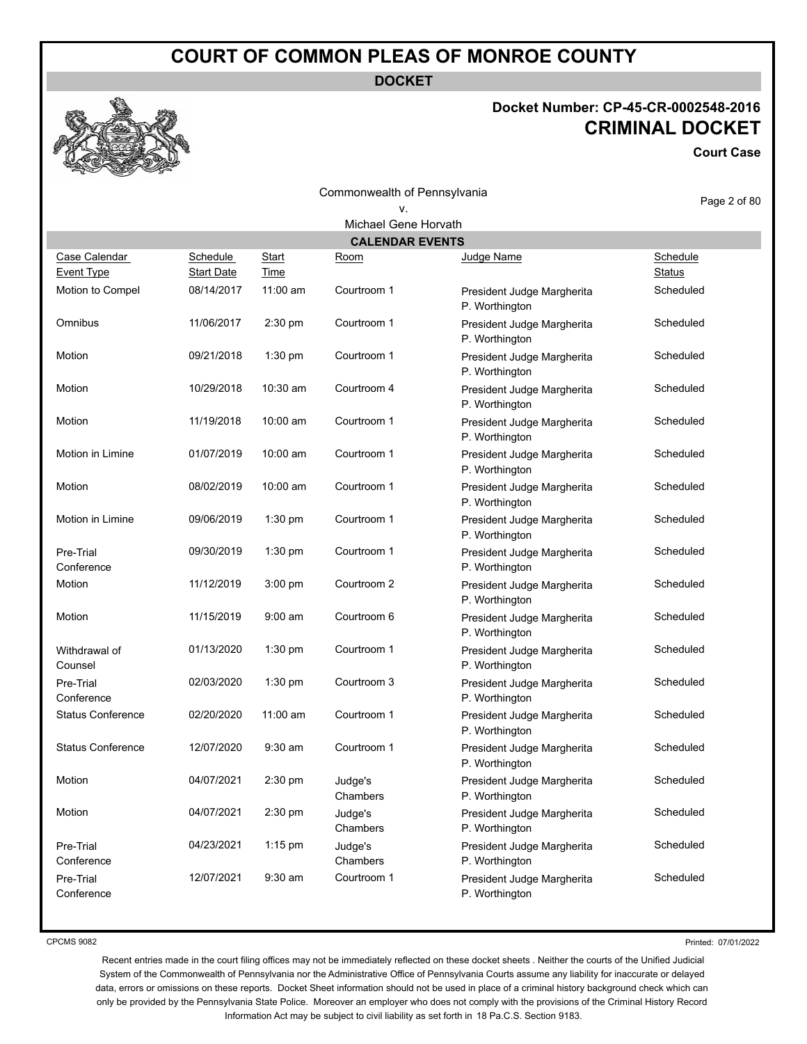# COURT OF COMMON PLEAS OF MONROE COUNTY

**DOCKET**

**Docket Number: CP-45-CR-0002548-2016**

## CRIMINAL DOCKET

**Court Case**

Commonwealth of Pennsylvania
v.
Michael Gene Horvath

### CALENDAR EVENTS

| Case Calendar Event Type | Schedule Start Date | Start Time | Room | Judge Name | Schedule Status |
|---|---|---|---|---|---|
| Motion to Compel | 08/14/2017 | 11:00 am | Courtroom 1 | President Judge Margherita P. Worthington | Scheduled |
| Omnibus | 11/06/2017 | 2:30 pm | Courtroom 1 | President Judge Margherita P. Worthington | Scheduled |
| Motion | 09/21/2018 | 1:30 pm | Courtroom 1 | President Judge Margherita P. Worthington | Scheduled |
| Motion | 10/29/2018 | 10:30 am | Courtroom 4 | President Judge Margherita P. Worthington | Scheduled |
| Motion | 11/19/2018 | 10:00 am | Courtroom 1 | President Judge Margherita P. Worthington | Scheduled |
| Motion in Limine | 01/07/2019 | 10:00 am | Courtroom 1 | President Judge Margherita P. Worthington | Scheduled |
| Motion | 08/02/2019 | 10:00 am | Courtroom 1 | President Judge Margherita P. Worthington | Scheduled |
| Motion in Limine | 09/06/2019 | 1:30 pm | Courtroom 1 | President Judge Margherita P. Worthington | Scheduled |
| Pre-Trial Conference | 09/30/2019 | 1:30 pm | Courtroom 1 | President Judge Margherita P. Worthington | Scheduled |
| Motion | 11/12/2019 | 3:00 pm | Courtroom 2 | President Judge Margherita P. Worthington | Scheduled |
| Motion | 11/15/2019 | 9:00 am | Courtroom 6 | President Judge Margherita P. Worthington | Scheduled |
| Withdrawal of Counsel | 01/13/2020 | 1:30 pm | Courtroom 1 | President Judge Margherita P. Worthington | Scheduled |
| Pre-Trial Conference | 02/03/2020 | 1:30 pm | Courtroom 3 | President Judge Margherita P. Worthington | Scheduled |
| Status Conference | 02/20/2020 | 11:00 am | Courtroom 1 | President Judge Margherita P. Worthington | Scheduled |
| Status Conference | 12/07/2020 | 9:30 am | Courtroom 1 | President Judge Margherita P. Worthington | Scheduled |
| Motion | 04/07/2021 | 2:30 pm | Judge's Chambers | President Judge Margherita P. Worthington | Scheduled |
| Motion | 04/07/2021 | 2:30 pm | Judge's Chambers | President Judge Margherita P. Worthington | Scheduled |
| Pre-Trial Conference | 04/23/2021 | 1:15 pm | Judge's Chambers | President Judge Margherita P. Worthington | Scheduled |
| Pre-Trial Conference | 12/07/2021 | 9:30 am | Courtroom 1 | President Judge Margherita P. Worthington | Scheduled |

CPCMS 9082

Printed: 07/01/2022

Recent entries made in the court filing offices may not be immediately reflected on these docket sheets . Neither the courts of the Unified Judicial System of the Commonwealth of Pennsylvania nor the Administrative Office of Pennsylvania Courts assume any liability for inaccurate or delayed data, errors or omissions on these reports. Docket Sheet information should not be used in place of a criminal history background check which can only be provided by the Pennsylvania State Police. Moreover an employer who does not comply with the provisions of the Criminal History Record Information Act may be subject to civil liability as set forth in 18 Pa.C.S. Section 9183.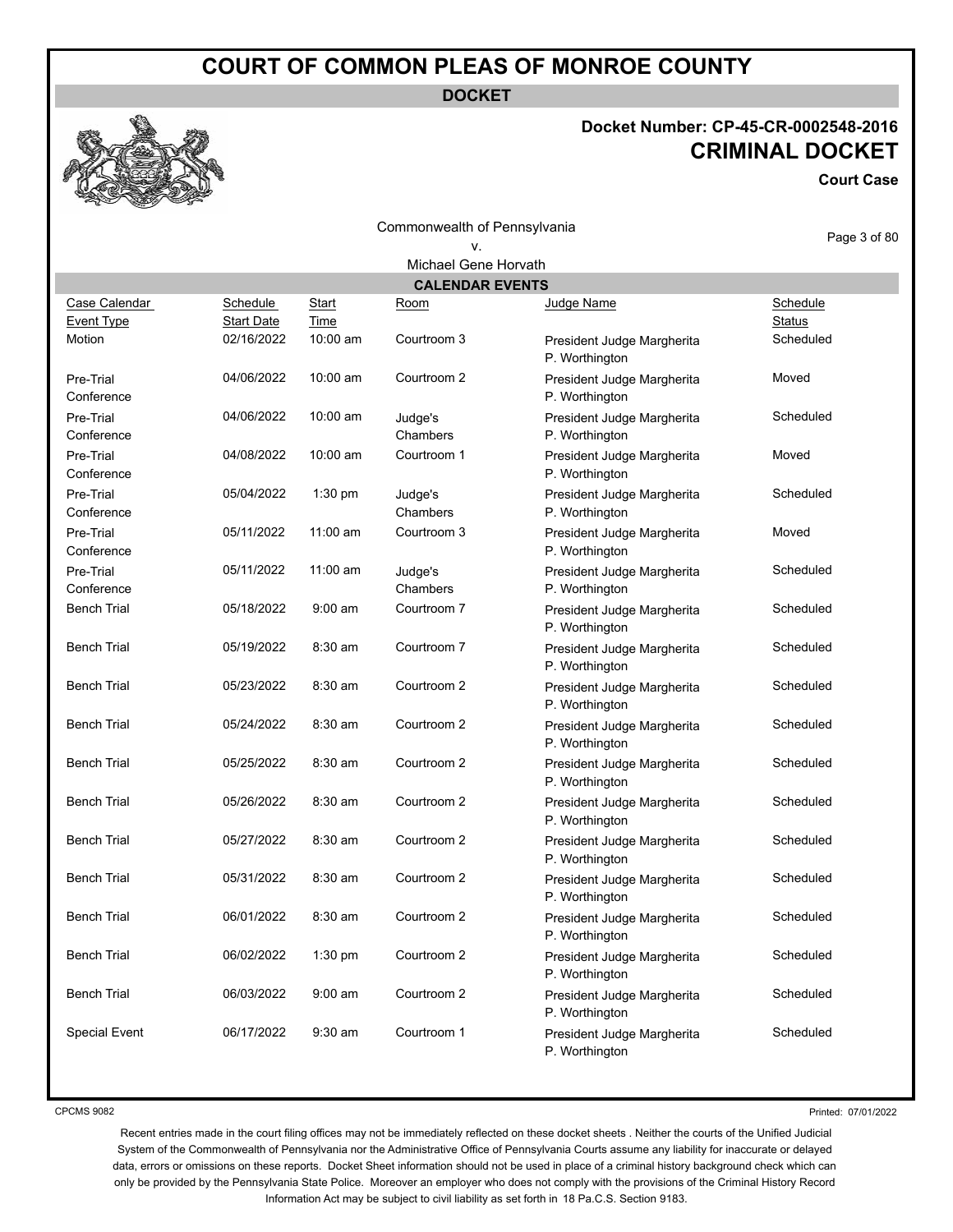# COURT OF COMMON PLEAS OF MONROE COUNTY

**DOCKET**

**Docket Number: CP-45-CR-0002548-2016**

**CRIMINAL DOCKET**

**Court Case**

Commonwealth of Pennsylvania
v.
Michael Gene Horvath

## CALENDAR EVENTS

| Case Calendar Event Type | Schedule Start Date | Start Time | Room | Judge Name | Schedule Status |
|---|---|---|---|---|---|
| Motion | 02/16/2022 | 10:00 am | Courtroom 3 | President Judge Margherita P. Worthington | Scheduled |
| Pre-Trial Conference | 04/06/2022 | 10:00 am | Courtroom 2 | President Judge Margherita P. Worthington | Moved |
| Pre-Trial Conference | 04/06/2022 | 10:00 am | Judge's Chambers | President Judge Margherita P. Worthington | Scheduled |
| Pre-Trial Conference | 04/08/2022 | 10:00 am | Courtroom 1 | President Judge Margherita P. Worthington | Moved |
| Pre-Trial Conference | 05/04/2022 | 1:30 pm | Judge's Chambers | President Judge Margherita P. Worthington | Scheduled |
| Pre-Trial Conference | 05/11/2022 | 11:00 am | Courtroom 3 | President Judge Margherita P. Worthington | Moved |
| Pre-Trial Conference | 05/11/2022 | 11:00 am | Judge's Chambers | President Judge Margherita P. Worthington | Scheduled |
| Bench Trial | 05/18/2022 | 9:00 am | Courtroom 7 | President Judge Margherita P. Worthington | Scheduled |
| Bench Trial | 05/19/2022 | 8:30 am | Courtroom 7 | President Judge Margherita P. Worthington | Scheduled |
| Bench Trial | 05/23/2022 | 8:30 am | Courtroom 2 | President Judge Margherita P. Worthington | Scheduled |
| Bench Trial | 05/24/2022 | 8:30 am | Courtroom 2 | President Judge Margherita P. Worthington | Scheduled |
| Bench Trial | 05/25/2022 | 8:30 am | Courtroom 2 | President Judge Margherita P. Worthington | Scheduled |
| Bench Trial | 05/26/2022 | 8:30 am | Courtroom 2 | President Judge Margherita P. Worthington | Scheduled |
| Bench Trial | 05/27/2022 | 8:30 am | Courtroom 2 | President Judge Margherita P. Worthington | Scheduled |
| Bench Trial | 05/31/2022 | 8:30 am | Courtroom 2 | President Judge Margherita P. Worthington | Scheduled |
| Bench Trial | 06/01/2022 | 8:30 am | Courtroom 2 | President Judge Margherita P. Worthington | Scheduled |
| Bench Trial | 06/02/2022 | 1:30 pm | Courtroom 2 | President Judge Margherita P. Worthington | Scheduled |
| Bench Trial | 06/03/2022 | 9:00 am | Courtroom 2 | President Judge Margherita P. Worthington | Scheduled |
| Special Event | 06/17/2022 | 9:30 am | Courtroom 1 | President Judge Margherita P. Worthington | Scheduled |

CPCMS 9082

Printed: 07/01/2022

Recent entries made in the court filing offices may not be immediately reflected on these docket sheets . Neither the courts of the Unified Judicial System of the Commonwealth of Pennsylvania nor the Administrative Office of Pennsylvania Courts assume any liability for inaccurate or delayed data, errors or omissions on these reports. Docket Sheet information should not be used in place of a criminal history background check which can only be provided by the Pennsylvania State Police. Moreover an employer who does not comply with the provisions of the Criminal History Record Information Act may be subject to civil liability as set forth in 18 Pa.C.S. Section 9183.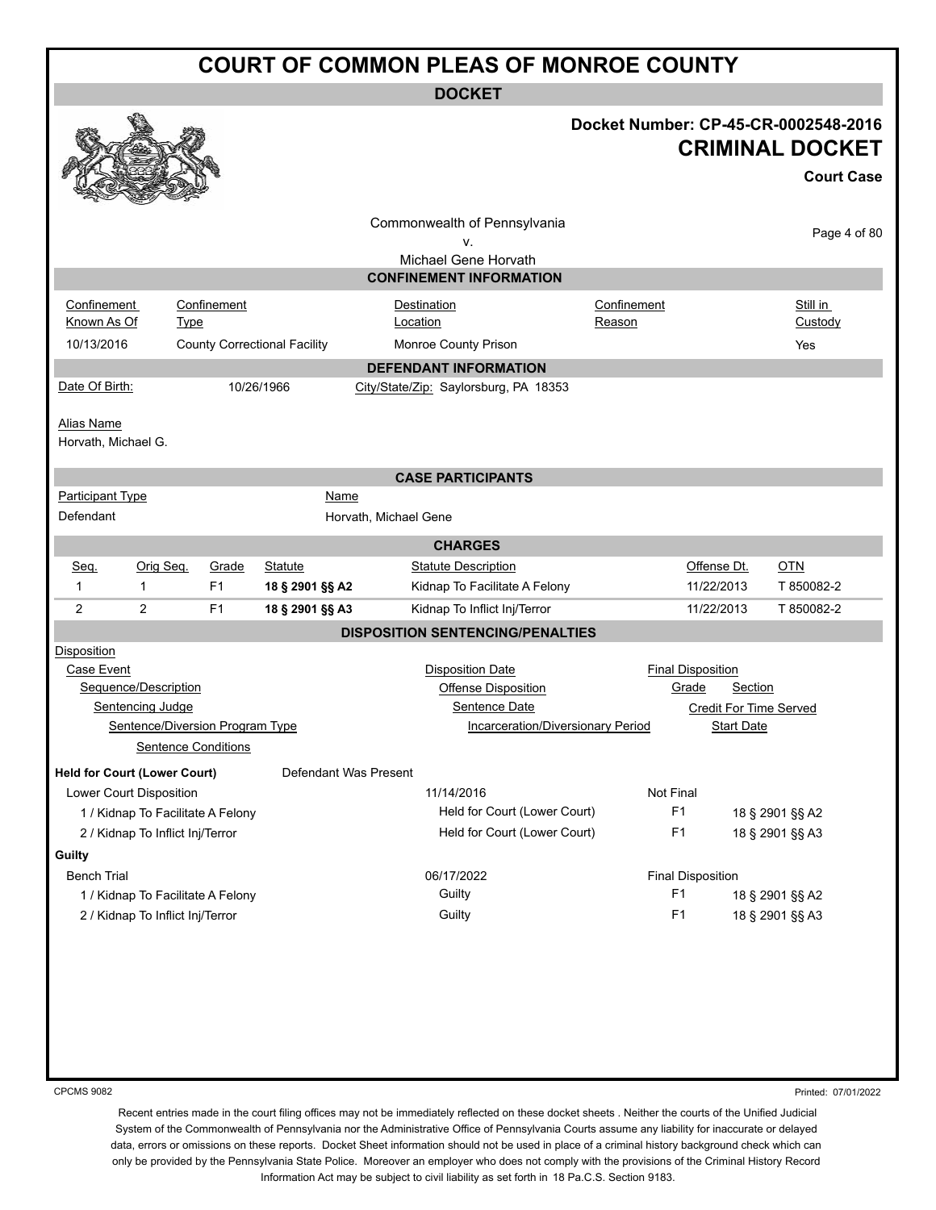# COURT OF COMMON PLEAS OF MONROE COUNTY

## DOCKET

**Docket Number: CP-45-CR-0002548-2016**

**CRIMINAL DOCKET**

**Court Case**

Commonwealth of Pennsylvania
v.
Michael Gene Horvath

### CONFINEMENT INFORMATION

| Confinement Known As Of | Confinement Type | Destination Location | Confinement Reason | Still in Custody |
|---|---|---|---|---|
| 10/13/2016 | County Correctional Facility | Monroe County Prison | | Yes |

### DEFENDANT INFORMATION

Date Of Birth: 10/26/1966

City/State/Zip: Saylorsburg, PA 18353

Alias Name

Horvath, Michael G.

### CASE PARTICIPANTS

| Participant Type | Name |
|---|---|
| Defendant | Horvath, Michael Gene |

### CHARGES

| Seq. | Orig Seq. | Grade | Statute | Statute Description | Offense Dt. | OTN |
|---|---|---|---|---|---|---|
| 1 | 1 | F1 | **18 § 2901 §§ A2** | Kidnap To Facilitate A Felony | 11/22/2013 | T 850082-2 |
| 2 | 2 | F1 | **18 § 2901 §§ A3** | Kidnap To Inflict Inj/Terror | 11/22/2013 | T 850082-2 |

### DISPOSITION SENTENCING/PENALTIES

Disposition
- Case Event
  - Sequence/Description
    - Sentencing Judge
      - Sentence/Diversion Program Type
        - Sentence Conditions

Disposition Date / Offense Disposition / Sentence Date / Incarceration/Diversionary Period

Final Disposition / Grade / Section / Credit For Time Served / Start Date

**Held for Court (Lower Court)** — Defendant Was Present

| Case Event / Sequence/Description | Disposition Date / Offense Disposition | Final Disposition / Grade | Section |
|---|---|---|---|
| Lower Court Disposition | 11/14/2016 | Not Final | |
| 1 / Kidnap To Facilitate A Felony | Held for Court (Lower Court) | F1 | 18 § 2901 §§ A2 |
| 2 / Kidnap To Inflict Inj/Terror | Held for Court (Lower Court) | F1 | 18 § 2901 §§ A3 |

**Guilty**

| Case Event / Sequence/Description | Disposition Date / Offense Disposition | Final Disposition / Grade | Section |
|---|---|---|---|
| Bench Trial | 06/17/2022 | Final Disposition | |
| 1 / Kidnap To Facilitate A Felony | Guilty | F1 | 18 § 2901 §§ A2 |
| 2 / Kidnap To Inflict Inj/Terror | Guilty | F1 | 18 § 2901 §§ A3 |

CPCMS 9082

Printed: 07/01/2022

Recent entries made in the court filing offices may not be immediately reflected on these docket sheets . Neither the courts of the Unified Judicial System of the Commonwealth of Pennsylvania nor the Administrative Office of Pennsylvania Courts assume any liability for inaccurate or delayed data, errors or omissions on these reports. Docket Sheet information should not be used in place of a criminal history background check which can only be provided by the Pennsylvania State Police. Moreover an employer who does not comply with the provisions of the Criminal History Record Information Act may be subject to civil liability as set forth in 18 Pa.C.S. Section 9183.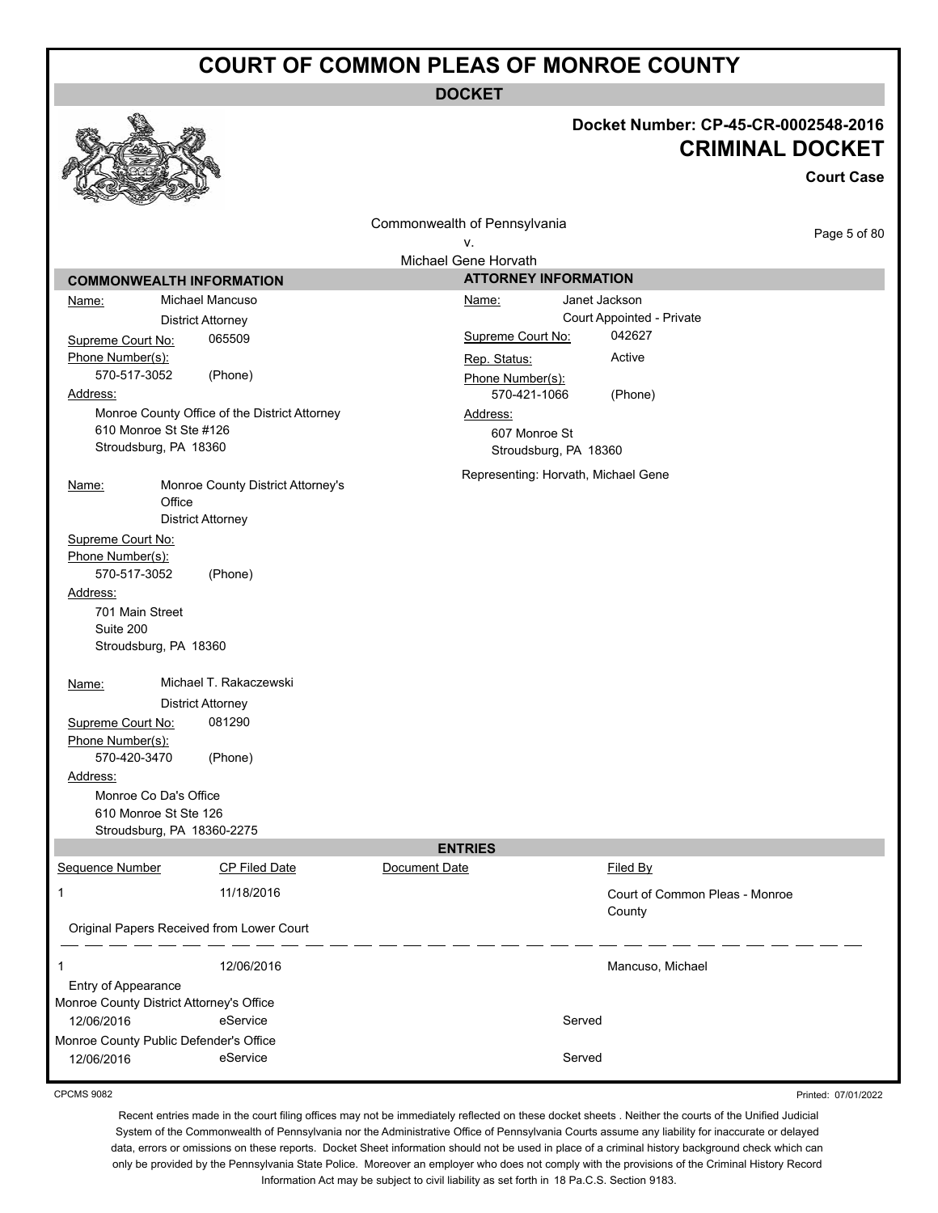# COURT OF COMMON PLEAS OF MONROE COUNTY

## DOCKET

**Docket Number: CP-45-CR-0002548-2016**

**CRIMINAL DOCKET**

**Court Case**

Commonwealth of Pennsylvania
v.
Michael Gene Horvath

### COMMONWEALTH INFORMATION

Name: Michael Mancuso
District Attorney
Supreme Court No: 065509
Phone Number(s):
570-517-3052 (Phone)
Address:
Monroe County Office of the District Attorney
610 Monroe St Ste #126
Stroudsburg, PA 18360

Name: Monroe County District Attorney's Office
District Attorney
Supreme Court No:
Phone Number(s):
570-517-3052 (Phone)
Address:
701 Main Street
Suite 200
Stroudsburg, PA 18360

Name: Michael T. Rakaczewski
District Attorney
Supreme Court No: 081290
Phone Number(s):
570-420-3470 (Phone)
Address:
Monroe Co Da's Office
610 Monroe St Ste 126
Stroudsburg, PA 18360-2275

### ATTORNEY INFORMATION

Name: Janet Jackson
Court Appointed - Private
Supreme Court No: 042627
Rep. Status: Active
Phone Number(s):
570-421-1066 (Phone)
Address:
607 Monroe St
Stroudsburg, PA 18360

Representing: Horvath, Michael Gene

### ENTRIES

| Sequence Number | CP Filed Date | Document Date | Filed By |
|---|---|---|---|
| 1 | 11/18/2016 | | Court of Common Pleas - Monroe County |

Original Papers Received from Lower Court

| Sequence Number | CP Filed Date | Document Date | Filed By |
|---|---|---|---|
| 1 | 12/06/2016 | | Mancuso, Michael |

Entry of Appearance

| Served To | Date | Method | Status |
|---|---|---|---|
| Monroe County District Attorney's Office | 12/06/2016 | eService | Served |
| Monroe County Public Defender's Office | 12/06/2016 | eService | Served |

CPCMS 9082

Printed: 07/01/2022

Recent entries made in the court filing offices may not be immediately reflected on these docket sheets . Neither the courts of the Unified Judicial System of the Commonwealth of Pennsylvania nor the Administrative Office of Pennsylvania Courts assume any liability for inaccurate or delayed data, errors or omissions on these reports. Docket Sheet information should not be used in place of a criminal history background check which can only be provided by the Pennsylvania State Police. Moreover an employer who does not comply with the provisions of the Criminal History Record Information Act may be subject to civil liability as set forth in 18 Pa.C.S. Section 9183.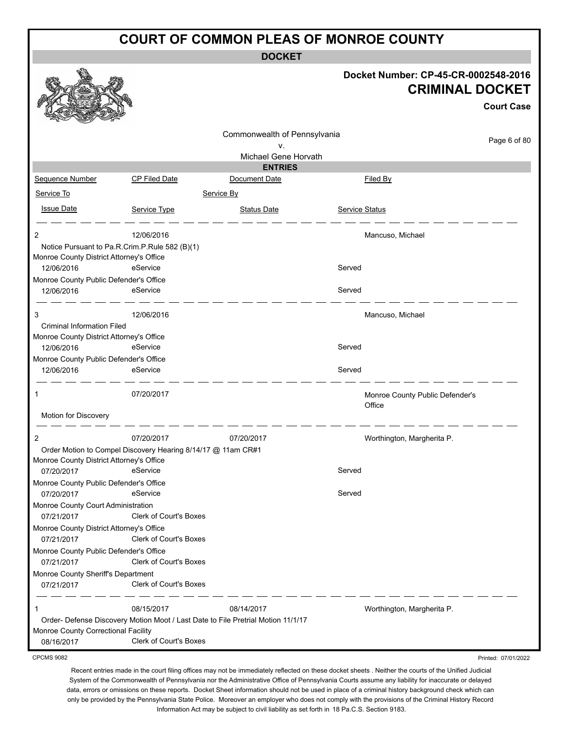# COURT OF COMMON PLEAS OF MONROE COUNTY

## DOCKET

**Docket Number: CP-45-CR-0002548-2016**

## CRIMINAL DOCKET

**Court Case**

Commonwealth of Pennsylvania
v.
Michael Gene Horvath

### ENTRIES

| Sequence Number | CP Filed Date | Document Date | Filed By |
|---|---|---|---|
| Service To | | Service By | |
| Issue Date | Service Type | Status Date | Service Status |

---

**2** | 12/06/2016 | | Mancuso, Michael

Notice Pursuant to Pa.R.Crim.P.Rule 582 (B)(1)

| Service To | Issue Date | Service Type | Status Date | Service Status |
|---|---|---|---|---|
| Monroe County District Attorney's Office | 12/06/2016 | eService | | Served |
| Monroe County Public Defender's Office | 12/06/2016 | eService | | Served |

---

**3** | 12/06/2016 | | Mancuso, Michael

Criminal Information Filed

| Service To | Issue Date | Service Type | Status Date | Service Status |
|---|---|---|---|---|
| Monroe County District Attorney's Office | 12/06/2016 | eService | | Served |
| Monroe County Public Defender's Office | 12/06/2016 | eService | | Served |

---

**1** | 07/20/2017 | | Monroe County Public Defender's Office

Motion for Discovery

---

**2** | 07/20/2017 | 07/20/2017 | Worthington, Margherita P.

Order Motion to Compel Discovery Hearing 8/14/17 @ 11am CR#1

| Service To | Issue Date | Service Type | Status Date | Service Status |
|---|---|---|---|---|
| Monroe County District Attorney's Office | 07/20/2017 | eService | | Served |
| Monroe County Public Defender's Office | 07/20/2017 | eService | | Served |
| Monroe County Court Administration | 07/21/2017 | Clerk of Court's Boxes | | |
| Monroe County District Attorney's Office | 07/21/2017 | Clerk of Court's Boxes | | |
| Monroe County Public Defender's Office | 07/21/2017 | Clerk of Court's Boxes | | |
| Monroe County Sheriff's Department | 07/21/2017 | Clerk of Court's Boxes | | |

---

**1** | 08/15/2017 | 08/14/2017 | Worthington, Margherita P.

Order- Defense Discovery Motion Moot / Last Date to File Pretrial Motion 11/1/17

| Service To | Issue Date | Service Type | Status Date | Service Status |
|---|---|---|---|---|
| Monroe County Correctional Facility | 08/16/2017 | Clerk of Court's Boxes | | |

CPCMS 9082

Printed: 07/01/2022

Recent entries made in the court filing offices may not be immediately reflected on these docket sheets . Neither the courts of the Unified Judicial System of the Commonwealth of Pennsylvania nor the Administrative Office of Pennsylvania Courts assume any liability for inaccurate or delayed data, errors or omissions on these reports. Docket Sheet information should not be used in place of a criminal history background check which can only be provided by the Pennsylvania State Police. Moreover an employer who does not comply with the provisions of the Criminal History Record Information Act may be subject to civil liability as set forth in 18 Pa.C.S. Section 9183.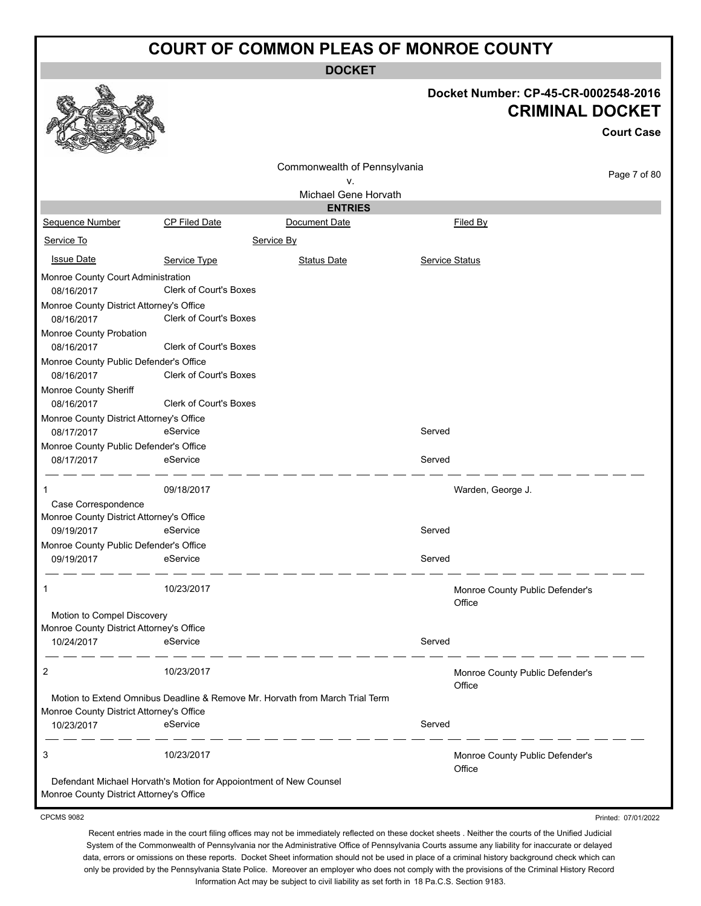# COURT OF COMMON PLEAS OF MONROE COUNTY

**DOCKET**

**Docket Number: CP-45-CR-0002548-2016**

**CRIMINAL DOCKET**

**Court Case**

Commonwealth of Pennsylvania
v.
Michael Gene Horvath

**ENTRIES**

| Sequence Number | CP Filed Date | Document Date | Filed By |
|---|---|---|---|
| Service To | | Service By | |
| Issue Date | Service Type | Status Date | Service Status |

Monroe County Court Administration
08/16/2017 — Clerk of Court's Boxes

Monroe County District Attorney's Office
08/16/2017 — Clerk of Court's Boxes

Monroe County Probation
08/16/2017 — Clerk of Court's Boxes

Monroe County Public Defender's Office
08/16/2017 — Clerk of Court's Boxes

Monroe County Sheriff
08/16/2017 — Clerk of Court's Boxes

Monroe County District Attorney's Office
08/17/2017 — eService — Served

Monroe County Public Defender's Office
08/17/2017 — eService — Served

---

1 — 09/18/2017 — Warden, George J.

Case Correspondence

Monroe County District Attorney's Office
09/19/2017 — eService — Served

Monroe County Public Defender's Office
09/19/2017 — eService — Served

---

1 — 10/23/2017 — Monroe County Public Defender's Office

Motion to Compel Discovery

Monroe County District Attorney's Office
10/24/2017 — eService — Served

---

2 — 10/23/2017 — Monroe County Public Defender's Office

Motion to Extend Omnibus Deadline & Remove Mr. Horvath from March Trial Term

Monroe County District Attorney's Office
10/23/2017 — eService — Served

---

3 — 10/23/2017 — Monroe County Public Defender's Office

Defendant Michael Horvath's Motion for Appoiontment of New Counsel

Monroe County District Attorney's Office

CPCMS 9082

Printed: 07/01/2022

Recent entries made in the court filing offices may not be immediately reflected on these docket sheets . Neither the courts of the Unified Judicial System of the Commonwealth of Pennsylvania nor the Administrative Office of Pennsylvania Courts assume any liability for inaccurate or delayed data, errors or omissions on these reports. Docket Sheet information should not be used in place of a criminal history background check which can only be provided by the Pennsylvania State Police. Moreover an employer who does not comply with the provisions of the Criminal History Record Information Act may be subject to civil liability as set forth in 18 Pa.C.S. Section 9183.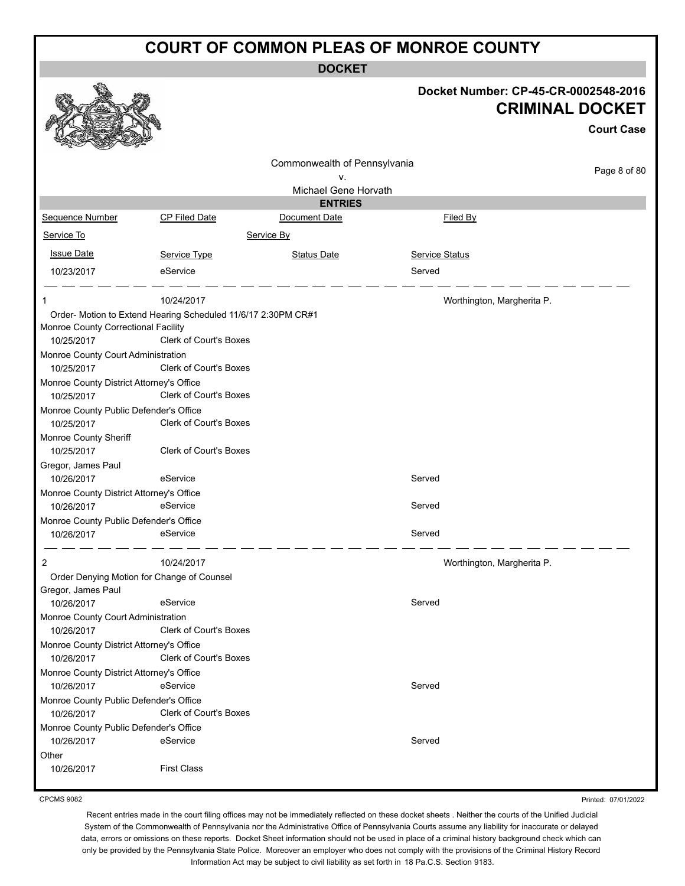# COURT OF COMMON PLEAS OF MONROE COUNTY

**DOCKET**

**Docket Number: CP-45-CR-0002548-2016**

**CRIMINAL DOCKET**

**Court Case**

Commonwealth of Pennsylvania
v.
Michael Gene Horvath

**ENTRIES**

| Sequence Number | CP Filed Date | Document Date | Filed By |
|---|---|---|---|
| Service To | | Service By | |
| Issue Date | Service Type | Status Date | Service Status |
| 10/23/2017 | eService | | Served |

| | | | |
|---|---|---|---|
| 1 | 10/24/2017 | | Worthington, Margherita P. |
| Order- Motion to Extend Hearing Scheduled 11/6/17 2:30PM CR#1 | | | |
| Monroe County Correctional Facility | | | |
| 10/25/2017 | Clerk of Court's Boxes | | |
| Monroe County Court Administration | | | |
| 10/25/2017 | Clerk of Court's Boxes | | |
| Monroe County District Attorney's Office | | | |
| 10/25/2017 | Clerk of Court's Boxes | | |
| Monroe County Public Defender's Office | | | |
| 10/25/2017 | Clerk of Court's Boxes | | |
| Monroe County Sheriff | | | |
| 10/25/2017 | Clerk of Court's Boxes | | |
| Gregor, James Paul | | | |
| 10/26/2017 | eService | | Served |
| Monroe County District Attorney's Office | | | |
| 10/26/2017 | eService | | Served |
| Monroe County Public Defender's Office | | | |
| 10/26/2017 | eService | | Served |

| | | | |
|---|---|---|---|
| 2 | 10/24/2017 | | Worthington, Margherita P. |
| Order Denying Motion for Change of Counsel | | | |
| Gregor, James Paul | | | |
| 10/26/2017 | eService | | Served |
| Monroe County Court Administration | | | |
| 10/26/2017 | Clerk of Court's Boxes | | |
| Monroe County District Attorney's Office | | | |
| 10/26/2017 | Clerk of Court's Boxes | | |
| Monroe County District Attorney's Office | | | |
| 10/26/2017 | eService | | Served |
| Monroe County Public Defender's Office | | | |
| 10/26/2017 | Clerk of Court's Boxes | | |
| Monroe County Public Defender's Office | | | |
| 10/26/2017 | eService | | Served |
| Other | | | |
| 10/26/2017 | First Class | | |

CPCMS 9082

Printed: 07/01/2022

Recent entries made in the court filing offices may not be immediately reflected on these docket sheets . Neither the courts of the Unified Judicial System of the Commonwealth of Pennsylvania nor the Administrative Office of Pennsylvania Courts assume any liability for inaccurate or delayed data, errors or omissions on these reports. Docket Sheet information should not be used in place of a criminal history background check which can only be provided by the Pennsylvania State Police. Moreover an employer who does not comply with the provisions of the Criminal History Record Information Act may be subject to civil liability as set forth in 18 Pa.C.S. Section 9183.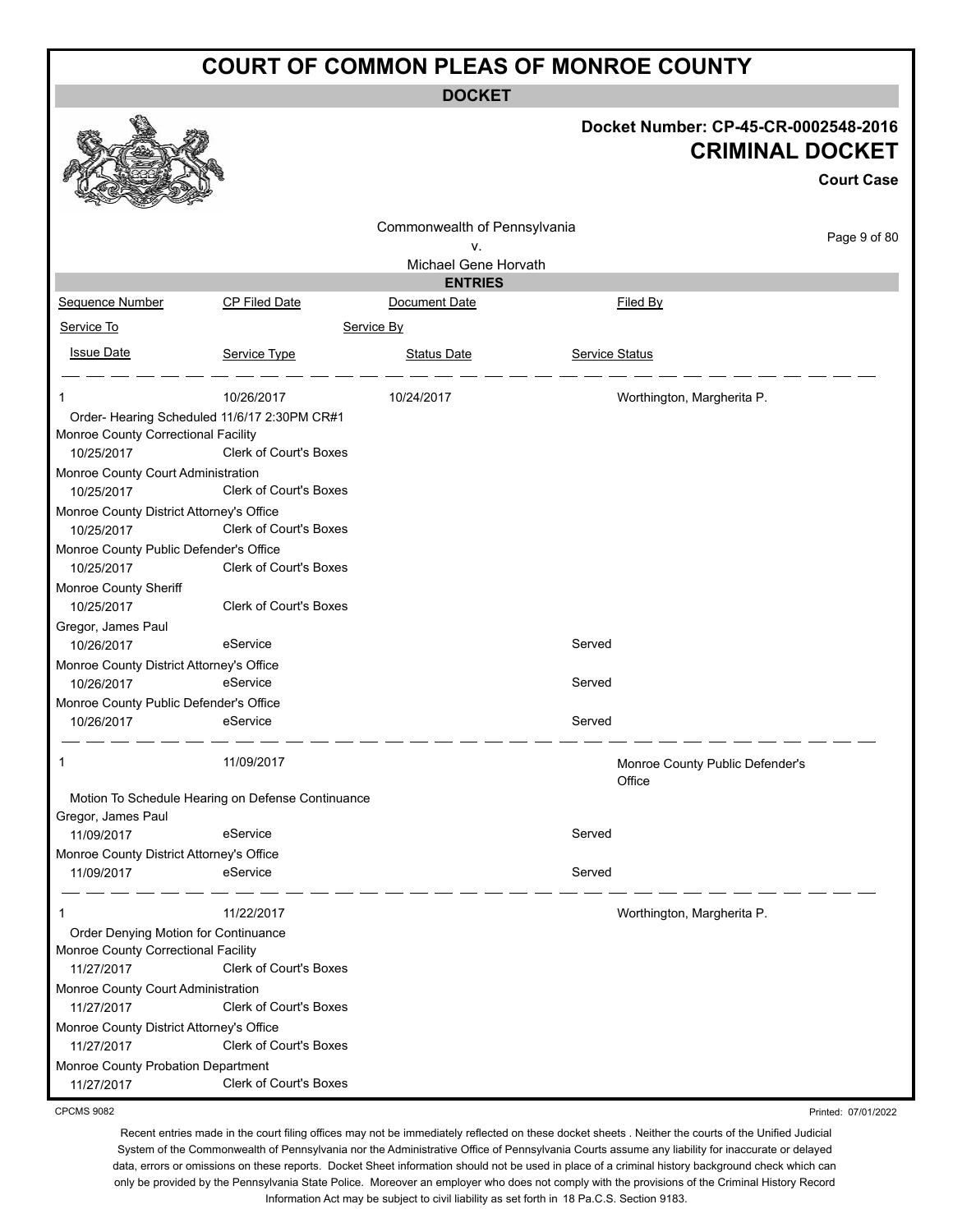# COURT OF COMMON PLEAS OF MONROE COUNTY

## DOCKET

**Docket Number: CP-45-CR-0002548-2016**

**CRIMINAL DOCKET**

**Court Case**

Commonwealth of Pennsylvania
v.
Michael Gene Horvath

### ENTRIES

| Sequence Number | CP Filed Date | Document Date | Filed By |
|---|---|---|---|
| Service To | | Service By | |
| Issue Date | Service Type | Status Date | Service Status |

| | | | |
|---|---|---|---|
| 1 | 10/26/2017 | 10/24/2017 | Worthington, Margherita P. |
| Order- Hearing Scheduled 11/6/17 2:30PM CR#1 | | | |
| Monroe County Correctional Facility | | | |
| 10/25/2017 | Clerk of Court's Boxes | | |
| Monroe County Court Administration | | | |
| 10/25/2017 | Clerk of Court's Boxes | | |
| Monroe County District Attorney's Office | | | |
| 10/25/2017 | Clerk of Court's Boxes | | |
| Monroe County Public Defender's Office | | | |
| 10/25/2017 | Clerk of Court's Boxes | | |
| Monroe County Sheriff | | | |
| 10/25/2017 | Clerk of Court's Boxes | | |
| Gregor, James Paul | | | |
| 10/26/2017 | eService | | Served |
| Monroe County District Attorney's Office | | | |
| 10/26/2017 | eService | | Served |
| Monroe County Public Defender's Office | | | |
| 10/26/2017 | eService | | Served |

| | | | |
|---|---|---|---|
| 1 | 11/09/2017 | | Monroe County Public Defender's Office |
| Motion To Schedule Hearing on Defense Continuance | | | |
| Gregor, James Paul | | | |
| 11/09/2017 | eService | | Served |
| Monroe County District Attorney's Office | | | |
| 11/09/2017 | eService | | Served |

| | | | |
|---|---|---|---|
| 1 | 11/22/2017 | | Worthington, Margherita P. |
| Order Denying Motion for Continuance | | | |
| Monroe County Correctional Facility | | | |
| 11/27/2017 | Clerk of Court's Boxes | | |
| Monroe County Court Administration | | | |
| 11/27/2017 | Clerk of Court's Boxes | | |
| Monroe County District Attorney's Office | | | |
| 11/27/2017 | Clerk of Court's Boxes | | |
| Monroe County Probation Department | | | |
| 11/27/2017 | Clerk of Court's Boxes | | |

CPCMS 9082

Printed: 07/01/2022

Recent entries made in the court filing offices may not be immediately reflected on these docket sheets . Neither the courts of the Unified Judicial System of the Commonwealth of Pennsylvania nor the Administrative Office of Pennsylvania Courts assume any liability for inaccurate or delayed data, errors or omissions on these reports. Docket Sheet information should not be used in place of a criminal history background check which can only be provided by the Pennsylvania State Police. Moreover an employer who does not comply with the provisions of the Criminal History Record Information Act may be subject to civil liability as set forth in 18 Pa.C.S. Section 9183.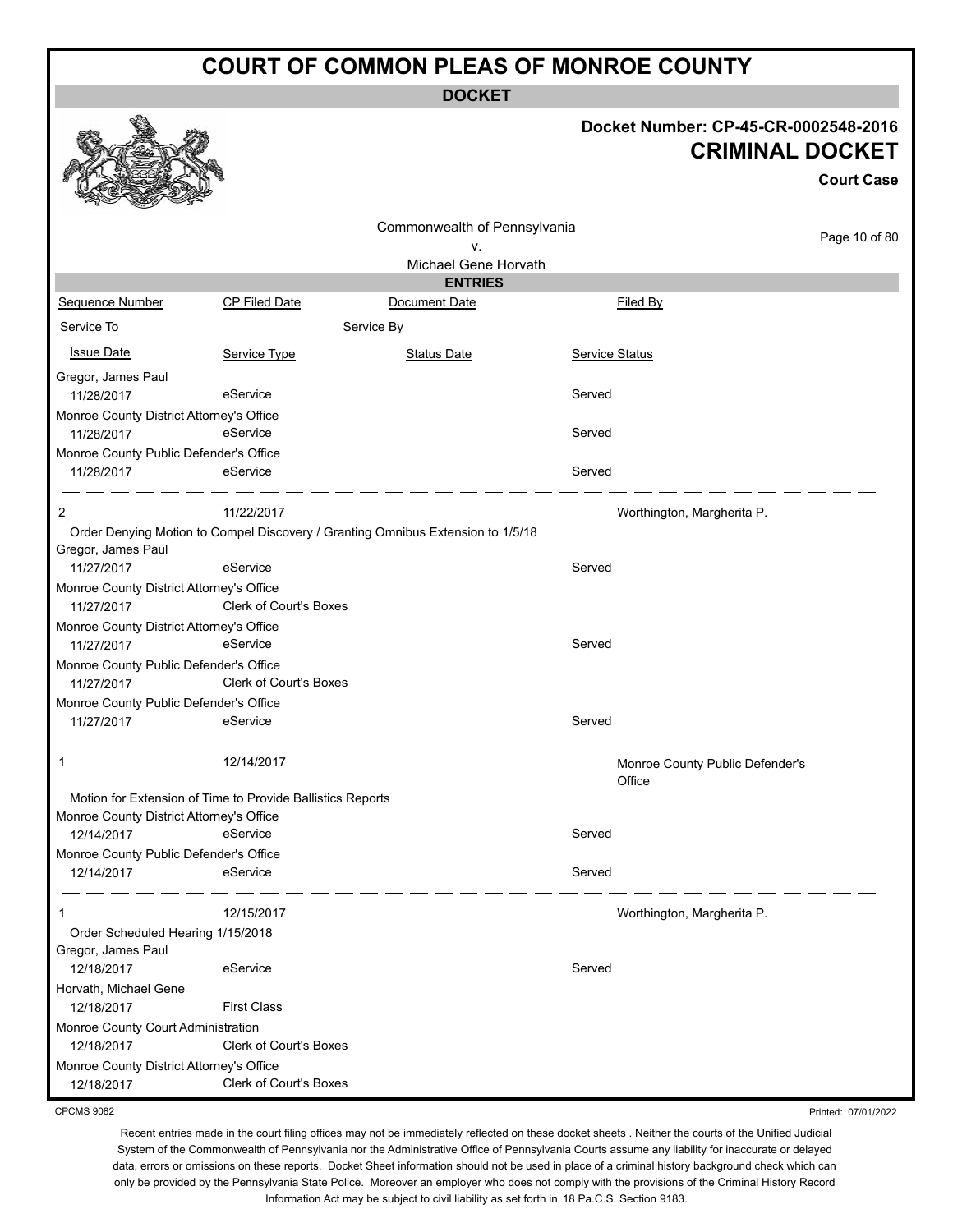# COURT OF COMMON PLEAS OF MONROE COUNTY

## DOCKET

**Docket Number: CP-45-CR-0002548-2016**

## CRIMINAL DOCKET

**Court Case**

Commonwealth of Pennsylvania
v.
Michael Gene Horvath

### ENTRIES

| Sequence Number | CP Filed Date | Document Date | Filed By |
|---|---|---|---|
| Service To | | Service By | |
| Issue Date | Service Type | Status Date | Service Status |

| | | | |
|---|---|---|---|
| Gregor, James Paul | | | |
| 11/28/2017 | eService | | Served |
| Monroe County District Attorney's Office | | | |
| 11/28/2017 | eService | | Served |
| Monroe County Public Defender's Office | | | |
| 11/28/2017 | eService | | Served |

| | | | |
|---|---|---|---|
| 2 | 11/22/2017 | | Worthington, Margherita P. |
| Order Denying Motion to Compel Discovery / Granting Omnibus Extension to 1/5/18 | | | |
| Gregor, James Paul | | | |
| 11/27/2017 | eService | | Served |
| Monroe County District Attorney's Office | | | |
| 11/27/2017 | Clerk of Court's Boxes | | |
| Monroe County District Attorney's Office | | | |
| 11/27/2017 | eService | | Served |
| Monroe County Public Defender's Office | | | |
| 11/27/2017 | Clerk of Court's Boxes | | |
| Monroe County Public Defender's Office | | | |
| 11/27/2017 | eService | | Served |

| | | | |
|---|---|---|---|
| 1 | 12/14/2017 | | Monroe County Public Defender's Office |
| Motion for Extension of Time to Provide Ballistics Reports | | | |
| Monroe County District Attorney's Office | | | |
| 12/14/2017 | eService | | Served |
| Monroe County Public Defender's Office | | | |
| 12/14/2017 | eService | | Served |

| | | | |
|---|---|---|---|
| 1 | 12/15/2017 | | Worthington, Margherita P. |
| Order Scheduled Hearing 1/15/2018 | | | |
| Gregor, James Paul | | | |
| 12/18/2017 | eService | | Served |
| Horvath, Michael Gene | | | |
| 12/18/2017 | First Class | | |
| Monroe County Court Administration | | | |
| 12/18/2017 | Clerk of Court's Boxes | | |
| Monroe County District Attorney's Office | | | |
| 12/18/2017 | Clerk of Court's Boxes | | |

CPCMS 9082

Printed: 07/01/2022

Recent entries made in the court filing offices may not be immediately reflected on these docket sheets . Neither the courts of the Unified Judicial System of the Commonwealth of Pennsylvania nor the Administrative Office of Pennsylvania Courts assume any liability for inaccurate or delayed data, errors or omissions on these reports. Docket Sheet information should not be used in place of a criminal history background check which can only be provided by the Pennsylvania State Police. Moreover an employer who does not comply with the provisions of the Criminal History Record Information Act may be subject to civil liability as set forth in 18 Pa.C.S. Section 9183.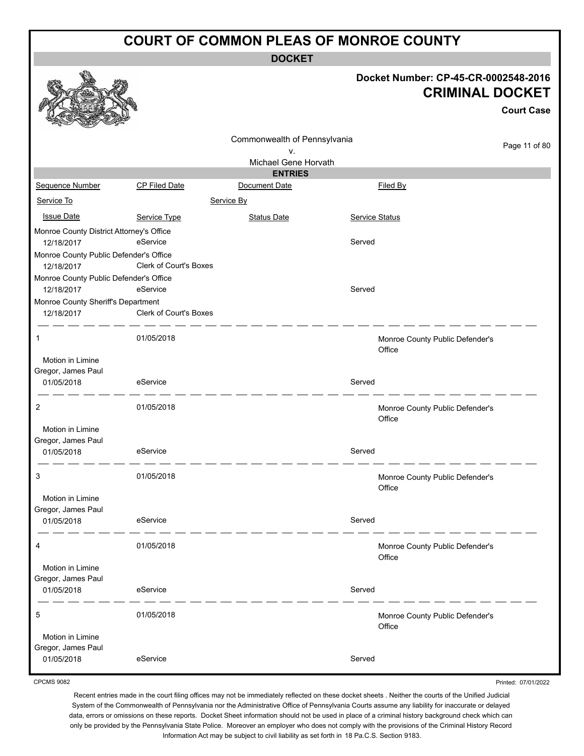# COURT OF COMMON PLEAS OF MONROE COUNTY

## DOCKET

**Docket Number: CP-45-CR-0002548-2016**

**CRIMINAL DOCKET**

**Court Case**

Commonwealth of Pennsylvania
v.
Michael Gene Horvath

### ENTRIES

| Sequence Number | CP Filed Date | Document Date | Filed By |
| --- | --- | --- | --- |
| Service To | | Service By | |
| Issue Date | Service Type | Status Date | Service Status |
| Monroe County District Attorney's Office | | | |
| 12/18/2017 | eService | | Served |
| Monroe County Public Defender's Office | | | |
| 12/18/2017 | Clerk of Court's Boxes | | |
| Monroe County Public Defender's Office | | | |
| 12/18/2017 | eService | | Served |
| Monroe County Sheriff's Department | | | |
| 12/18/2017 | Clerk of Court's Boxes | | |
| 1 | 01/05/2018 | | Monroe County Public Defender's Office |
| Motion in Limine | | | |
| Gregor, James Paul | | | |
| 01/05/2018 | eService | | Served |
| 2 | 01/05/2018 | | Monroe County Public Defender's Office |
| Motion in Limine | | | |
| Gregor, James Paul | | | |
| 01/05/2018 | eService | | Served |
| 3 | 01/05/2018 | | Monroe County Public Defender's Office |
| Motion in Limine | | | |
| Gregor, James Paul | | | |
| 01/05/2018 | eService | | Served |
| 4 | 01/05/2018 | | Monroe County Public Defender's Office |
| Motion in Limine | | | |
| Gregor, James Paul | | | |
| 01/05/2018 | eService | | Served |
| 5 | 01/05/2018 | | Monroe County Public Defender's Office |
| Motion in Limine | | | |
| Gregor, James Paul | | | |
| 01/05/2018 | eService | | Served |

CPCMS 9082

Printed: 07/01/2022

Recent entries made in the court filing offices may not be immediately reflected on these docket sheets . Neither the courts of the Unified Judicial System of the Commonwealth of Pennsylvania nor the Administrative Office of Pennsylvania Courts assume any liability for inaccurate or delayed data, errors or omissions on these reports. Docket Sheet information should not be used in place of a criminal history background check which can only be provided by the Pennsylvania State Police. Moreover an employer who does not comply with the provisions of the Criminal History Record Information Act may be subject to civil liability as set forth in 18 Pa.C.S. Section 9183.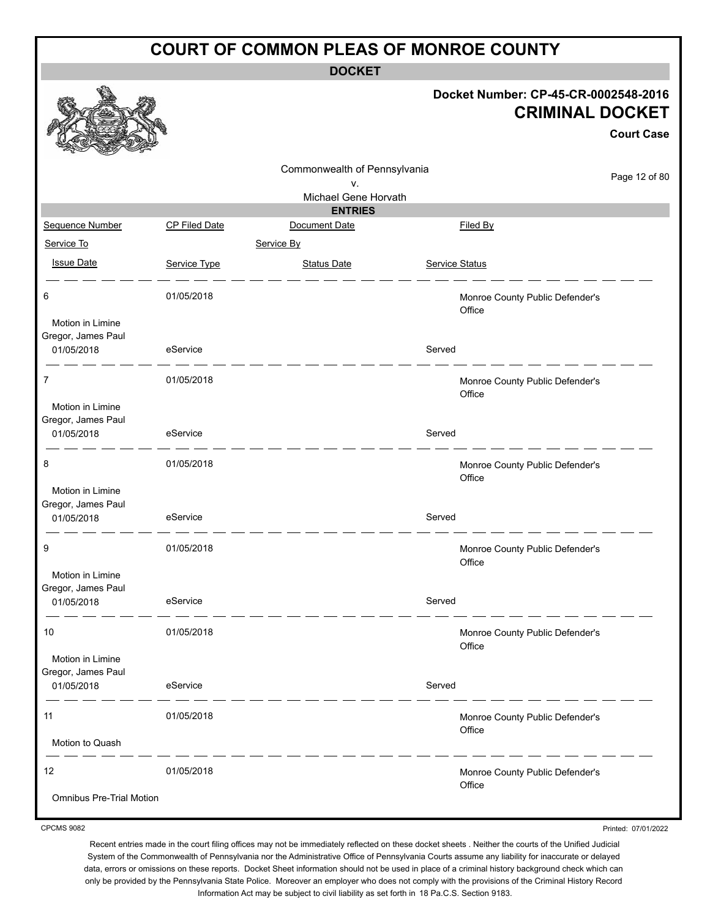# COURT OF COMMON PLEAS OF MONROE COUNTY

**DOCKET**

**Docket Number: CP-45-CR-0002548-2016**

**CRIMINAL DOCKET**

**Court Case**

Commonwealth of Pennsylvania
v.
Michael Gene Horvath

**ENTRIES**

| Sequence Number | CP Filed Date | Document Date | Filed By |
|---|---|---|---|
| Service To | | Service By | |
| Issue Date | Service Type | Status Date | Service Status |
| 6 | 01/05/2018 | | Monroe County Public Defender's Office |
| Motion in Limine | | | |
| Gregor, James Paul | | | |
| 01/05/2018 | eService | | Served |
| 7 | 01/05/2018 | | Monroe County Public Defender's Office |
| Motion in Limine | | | |
| Gregor, James Paul | | | |
| 01/05/2018 | eService | | Served |
| 8 | 01/05/2018 | | Monroe County Public Defender's Office |
| Motion in Limine | | | |
| Gregor, James Paul | | | |
| 01/05/2018 | eService | | Served |
| 9 | 01/05/2018 | | Monroe County Public Defender's Office |
| Motion in Limine | | | |
| Gregor, James Paul | | | |
| 01/05/2018 | eService | | Served |
| 10 | 01/05/2018 | | Monroe County Public Defender's Office |
| Motion in Limine | | | |
| Gregor, James Paul | | | |
| 01/05/2018 | eService | | Served |
| 11 | 01/05/2018 | | Monroe County Public Defender's Office |
| Motion to Quash | | | |
| 12 | 01/05/2018 | | Monroe County Public Defender's Office |
| Omnibus Pre-Trial Motion | | | |

CPCMS 9082

Printed: 07/01/2022

Recent entries made in the court filing offices may not be immediately reflected on these docket sheets . Neither the courts of the Unified Judicial System of the Commonwealth of Pennsylvania nor the Administrative Office of Pennsylvania Courts assume any liability for inaccurate or delayed data, errors or omissions on these reports. Docket Sheet information should not be used in place of a criminal history background check which can only be provided by the Pennsylvania State Police. Moreover an employer who does not comply with the provisions of the Criminal History Record Information Act may be subject to civil liability as set forth in 18 Pa.C.S. Section 9183.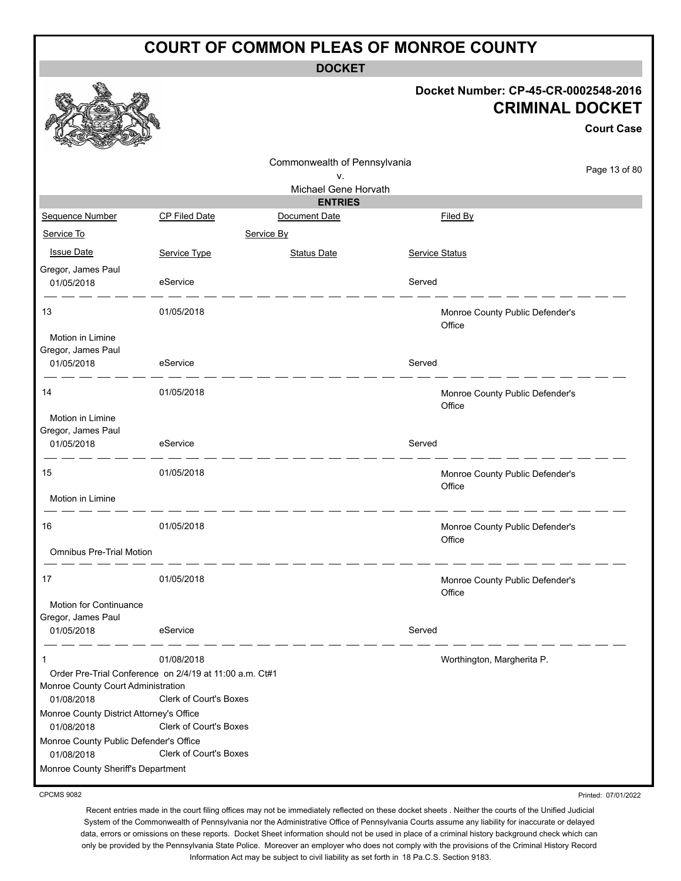# COURT OF COMMON PLEAS OF MONROE COUNTY

**DOCKET**

**Docket Number: CP-45-CR-0002548-2016**

**CRIMINAL DOCKET**

**Court Case**

Commonwealth of Pennsylvania
v.
Michael Gene Horvath

**ENTRIES**

| Sequence Number | CP Filed Date | Document Date | Filed By |
|---|---|---|---|
| Service To | | Service By | |
| Issue Date | Service Type | Status Date | Service Status |
| Gregor, James Paul | | | |
| 01/05/2018 | eService | | Served |
| 13 | 01/05/2018 | | Monroe County Public Defender's Office |
| Motion in Limine | | | |
| Gregor, James Paul | | | |
| 01/05/2018 | eService | | Served |
| 14 | 01/05/2018 | | Monroe County Public Defender's Office |
| Motion in Limine | | | |
| Gregor, James Paul | | | |
| 01/05/2018 | eService | | Served |
| 15 | 01/05/2018 | | Monroe County Public Defender's Office |
| Motion in Limine | | | |
| 16 | 01/05/2018 | | Monroe County Public Defender's Office |
| Omnibus Pre-Trial Motion | | | |
| 17 | 01/05/2018 | | Monroe County Public Defender's Office |
| Motion for Continuance | | | |
| Gregor, James Paul | | | |
| 01/05/2018 | eService | | Served |
| 1 | 01/08/2018 | | Worthington, Margherita P. |
| Order Pre-Trial Conference on 2/4/19 at 11:00 a.m. Ct#1 | | | |
| Monroe County Court Administration | | | |
| 01/08/2018 | Clerk of Court's Boxes | | |
| Monroe County District Attorney's Office | | | |
| 01/08/2018 | Clerk of Court's Boxes | | |
| Monroe County Public Defender's Office | | | |
| 01/08/2018 | Clerk of Court's Boxes | | |
| Monroe County Sheriff's Department | | | |

CPCMS 9082

Printed: 07/01/2022

Recent entries made in the court filing offices may not be immediately reflected on these docket sheets . Neither the courts of the Unified Judicial System of the Commonwealth of Pennsylvania nor the Administrative Office of Pennsylvania Courts assume any liability for inaccurate or delayed data, errors or omissions on these reports. Docket Sheet information should not be used in place of a criminal history background check which can only be provided by the Pennsylvania State Police. Moreover an employer who does not comply with the provisions of the Criminal History Record Information Act may be subject to civil liability as set forth in 18 Pa.C.S. Section 9183.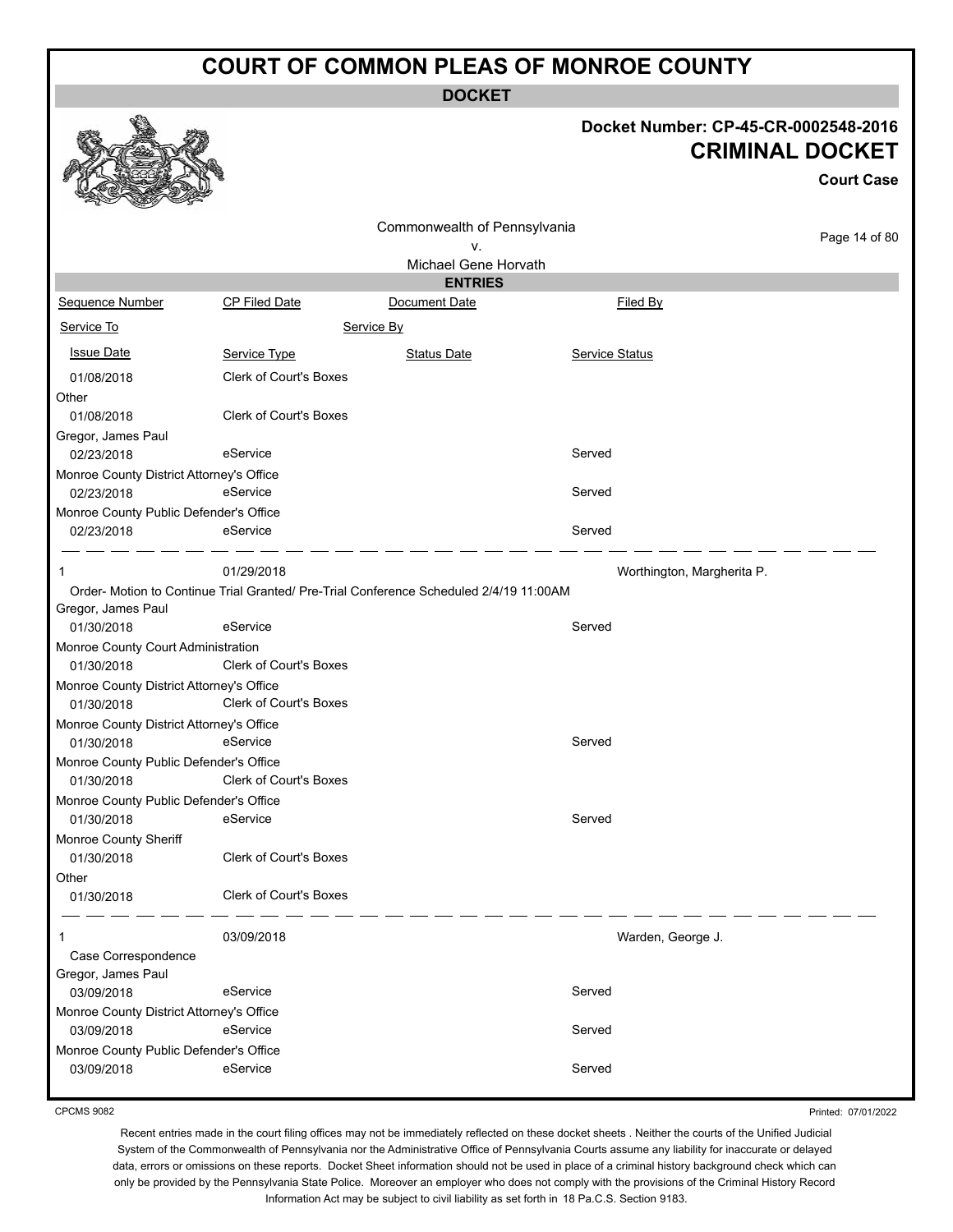# COURT OF COMMON PLEAS OF MONROE COUNTY

**DOCKET**

**Docket Number: CP-45-CR-0002548-2016**

**CRIMINAL DOCKET**

**Court Case**

Commonwealth of Pennsylvania
v.
Michael Gene Horvath

**ENTRIES**

| Sequence Number | CP Filed Date | Document Date | Filed By |
|---|---|---|---|
| Service To | | Service By | |
| Issue Date | Service Type | Status Date | Service Status |
| 01/08/2018 | Clerk of Court's Boxes | | |
| Other | | | |
| 01/08/2018 | Clerk of Court's Boxes | | |
| Gregor, James Paul | | | |
| 02/23/2018 | eService | | Served |
| Monroe County District Attorney's Office | | | |
| 02/23/2018 | eService | | Served |
| Monroe County Public Defender's Office | | | |
| 02/23/2018 | eService | | Served |
| 1 | 01/29/2018 | | Worthington, Margherita P. |
| Order- Motion to Continue Trial Granted/ Pre-Trial Conference Scheduled 2/4/19 11:00AM | | | |
| Gregor, James Paul | | | |
| 01/30/2018 | eService | | Served |
| Monroe County Court Administration | | | |
| 01/30/2018 | Clerk of Court's Boxes | | |
| Monroe County District Attorney's Office | | | |
| 01/30/2018 | Clerk of Court's Boxes | | |
| Monroe County District Attorney's Office | | | |
| 01/30/2018 | eService | | Served |
| Monroe County Public Defender's Office | | | |
| 01/30/2018 | Clerk of Court's Boxes | | |
| Monroe County Public Defender's Office | | | |
| 01/30/2018 | eService | | Served |
| Monroe County Sheriff | | | |
| 01/30/2018 | Clerk of Court's Boxes | | |
| Other | | | |
| 01/30/2018 | Clerk of Court's Boxes | | |
| 1 | 03/09/2018 | | Warden, George J. |
| Case Correspondence | | | |
| Gregor, James Paul | | | |
| 03/09/2018 | eService | | Served |
| Monroe County District Attorney's Office | | | |
| 03/09/2018 | eService | | Served |
| Monroe County Public Defender's Office | | | |
| 03/09/2018 | eService | | Served |

CPCMS 9082

Printed: 07/01/2022

Recent entries made in the court filing offices may not be immediately reflected on these docket sheets . Neither the courts of the Unified Judicial System of the Commonwealth of Pennsylvania nor the Administrative Office of Pennsylvania Courts assume any liability for inaccurate or delayed data, errors or omissions on these reports. Docket Sheet information should not be used in place of a criminal history background check which can only be provided by the Pennsylvania State Police. Moreover an employer who does not comply with the provisions of the Criminal History Record Information Act may be subject to civil liability as set forth in 18 Pa.C.S. Section 9183.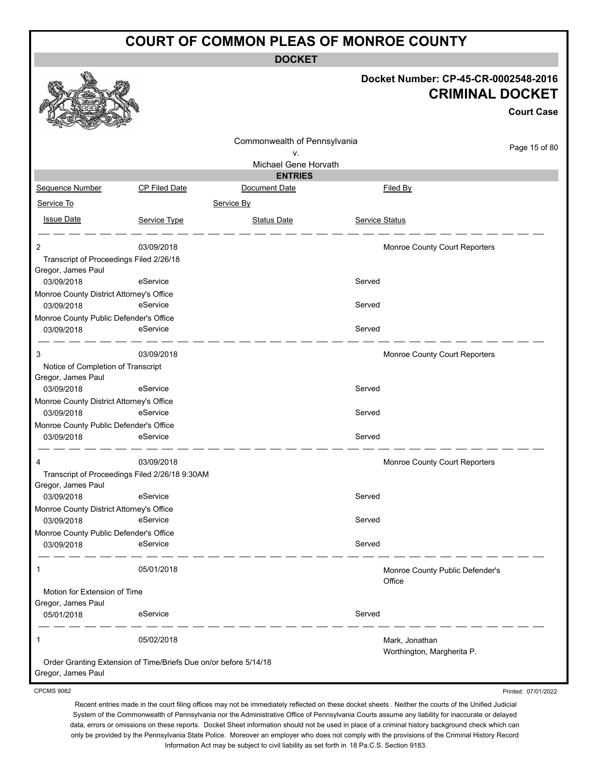# COURT OF COMMON PLEAS OF MONROE COUNTY

**DOCKET**

**Docket Number: CP-45-CR-0002548-2016**

**CRIMINAL DOCKET**

**Court Case**

Commonwealth of Pennsylvania
v.
Michael Gene Horvath

**ENTRIES**

| Sequence Number | CP Filed Date | Document Date | Filed By |
|---|---|---|---|
| Service To | | Service By | |
| Issue Date | Service Type | Status Date | Service Status |
| 2 | 03/09/2018 | | Monroe County Court Reporters |
| Transcript of Proceedings Filed 2/26/18 | | | |
| Gregor, James Paul | | | |
| 03/09/2018 | eService | | Served |
| Monroe County District Attorney's Office | | | |
| 03/09/2018 | eService | | Served |
| Monroe County Public Defender's Office | | | |
| 03/09/2018 | eService | | Served |
| 3 | 03/09/2018 | | Monroe County Court Reporters |
| Notice of Completion of Transcript | | | |
| Gregor, James Paul | | | |
| 03/09/2018 | eService | | Served |
| Monroe County District Attorney's Office | | | |
| 03/09/2018 | eService | | Served |
| Monroe County Public Defender's Office | | | |
| 03/09/2018 | eService | | Served |
| 4 | 03/09/2018 | | Monroe County Court Reporters |
| Transcript of Proceedings Filed 2/26/18 9:30AM | | | |
| Gregor, James Paul | | | |
| 03/09/2018 | eService | | Served |
| Monroe County District Attorney's Office | | | |
| 03/09/2018 | eService | | Served |
| Monroe County Public Defender's Office | | | |
| 03/09/2018 | eService | | Served |
| 1 | 05/01/2018 | | Monroe County Public Defender's Office |
| Motion for Extension of Time | | | |
| Gregor, James Paul | | | |
| 05/01/2018 | eService | | Served |
| 1 | 05/02/2018 | | Mark, Jonathan; Worthington, Margherita P. |
| Order Granting Extension of Time/Briefs Due on/or before 5/14/18 | | | |
| Gregor, James Paul | | | |

CPCMS 9082

Printed: 07/01/2022

Recent entries made in the court filing offices may not be immediately reflected on these docket sheets . Neither the courts of the Unified Judicial System of the Commonwealth of Pennsylvania nor the Administrative Office of Pennsylvania Courts assume any liability for inaccurate or delayed data, errors or omissions on these reports. Docket Sheet information should not be used in place of a criminal history background check which can only be provided by the Pennsylvania State Police. Moreover an employer who does not comply with the provisions of the Criminal History Record Information Act may be subject to civil liability as set forth in 18 Pa.C.S. Section 9183.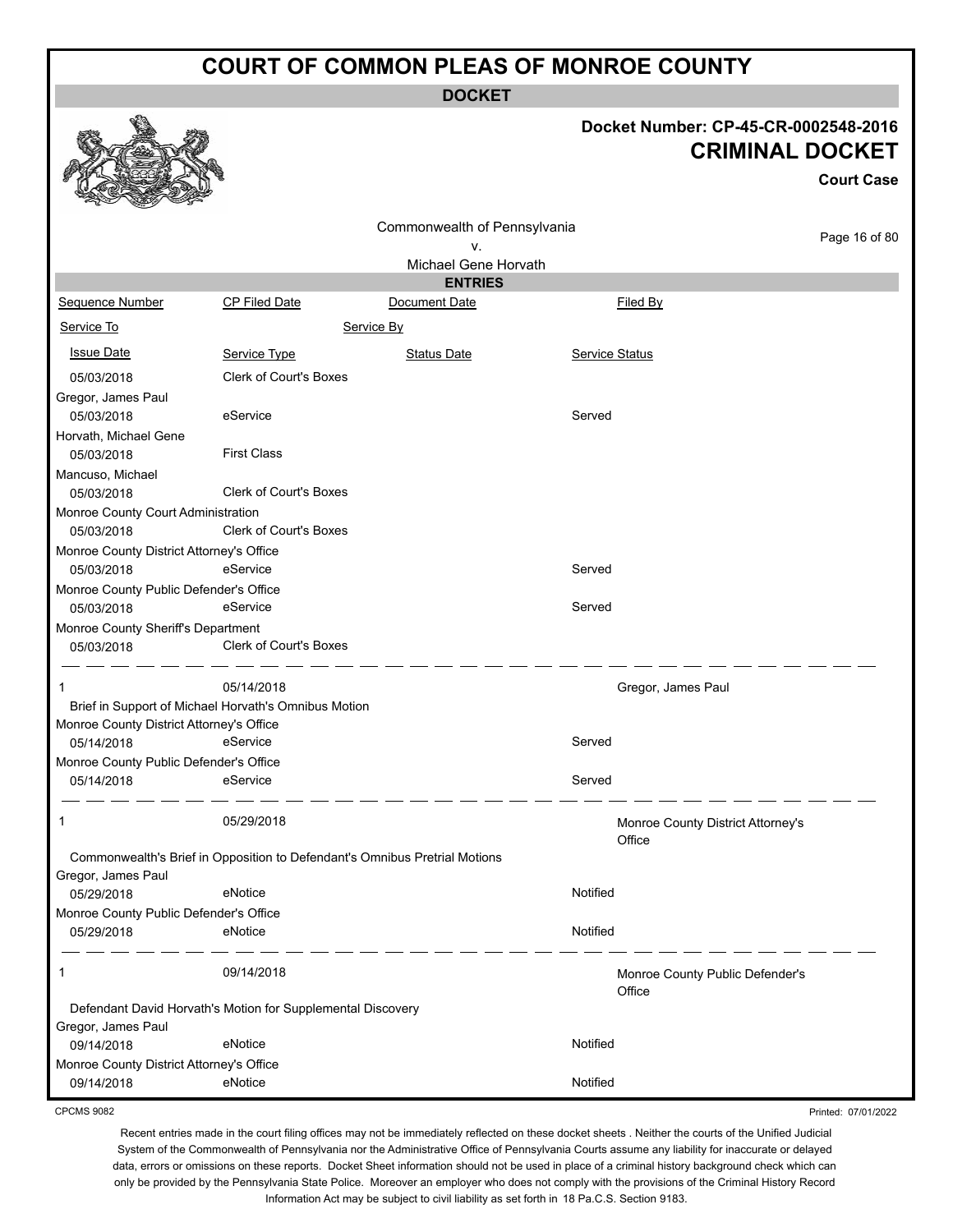# COURT OF COMMON PLEAS OF MONROE COUNTY

## DOCKET

**Docket Number: CP-45-CR-0002548-2016**

**CRIMINAL DOCKET**

**Court Case**

Commonwealth of Pennsylvania
v.
Michael Gene Horvath

### ENTRIES

| Sequence Number | CP Filed Date | Document Date | Filed By |
|---|---|---|---|
| Service To | | Service By | |
| Issue Date | Service Type | Status Date | Service Status |
| 05/03/2018 | Clerk of Court's Boxes | | |
| Gregor, James Paul | | | |
| 05/03/2018 | eService | | Served |
| Horvath, Michael Gene | | | |
| 05/03/2018 | First Class | | |
| Mancuso, Michael | | | |
| 05/03/2018 | Clerk of Court's Boxes | | |
| Monroe County Court Administration | | | |
| 05/03/2018 | Clerk of Court's Boxes | | |
| Monroe County District Attorney's Office | | | |
| 05/03/2018 | eService | | Served |
| Monroe County Public Defender's Office | | | |
| 05/03/2018 | eService | | Served |
| Monroe County Sheriff's Department | | | |
| 05/03/2018 | Clerk of Court's Boxes | | |
| 1 | 05/14/2018 | | Gregor, James Paul |
| Brief in Support of Michael Horvath's Omnibus Motion | | | |
| Monroe County District Attorney's Office | | | |
| 05/14/2018 | eService | | Served |
| Monroe County Public Defender's Office | | | |
| 05/14/2018 | eService | | Served |
| 1 | 05/29/2018 | | Monroe County District Attorney's Office |
| Commonwealth's Brief in Opposition to Defendant's Omnibus Pretrial Motions | | | |
| Gregor, James Paul | | | |
| 05/29/2018 | eNotice | | Notified |
| Monroe County Public Defender's Office | | | |
| 05/29/2018 | eNotice | | Notified |
| 1 | 09/14/2018 | | Monroe County Public Defender's Office |
| Defendant David Horvath's Motion for Supplemental Discovery | | | |
| Gregor, James Paul | | | |
| 09/14/2018 | eNotice | | Notified |
| Monroe County District Attorney's Office | | | |
| 09/14/2018 | eNotice | | Notified |

CPCMS 9082

Printed: 07/01/2022

Recent entries made in the court filing offices may not be immediately reflected on these docket sheets . Neither the courts of the Unified Judicial System of the Commonwealth of Pennsylvania nor the Administrative Office of Pennsylvania Courts assume any liability for inaccurate or delayed data, errors or omissions on these reports. Docket Sheet information should not be used in place of a criminal history background check which can only be provided by the Pennsylvania State Police. Moreover an employer who does not comply with the provisions of the Criminal History Record Information Act may be subject to civil liability as set forth in 18 Pa.C.S. Section 9183.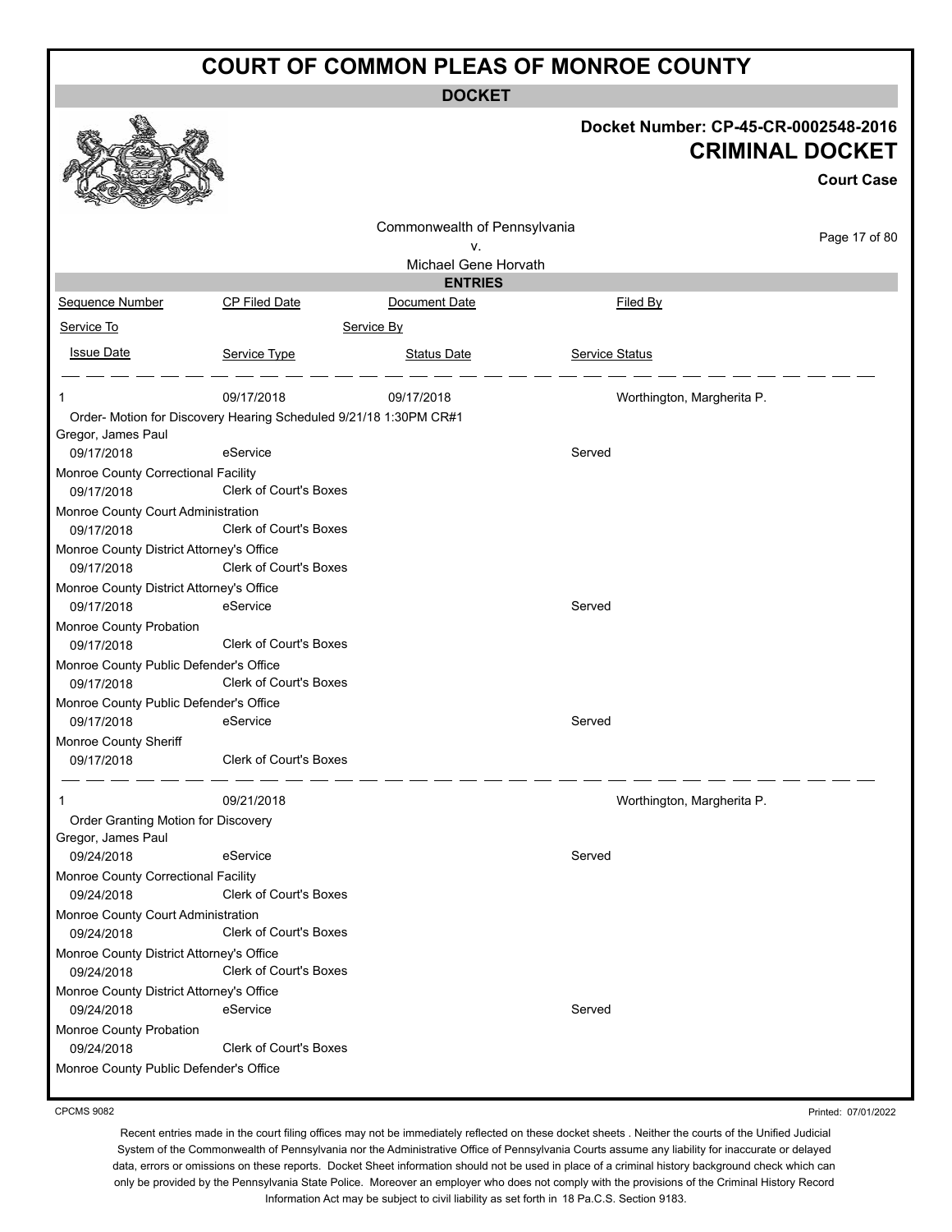# COURT OF COMMON PLEAS OF MONROE COUNTY

## DOCKET

**Docket Number: CP-45-CR-0002548-2016**

**CRIMINAL DOCKET**

**Court Case**

Commonwealth of Pennsylvania
v.
Michael Gene Horvath

### ENTRIES

| Sequence Number | CP Filed Date | Document Date | Filed By |
|---|---|---|---|
| Service To | | Service By | |
| Issue Date | Service Type | Status Date | Service Status |

| | | | |
|---|---|---|---|
| 1 | 09/17/2018 | 09/17/2018 | Worthington, Margherita P. |
| Order- Motion for Discovery Hearing Scheduled 9/21/18 1:30PM CR#1 | | | |
| Gregor, James Paul | | | |
| 09/17/2018 | eService | | Served |
| Monroe County Correctional Facility | | | |
| 09/17/2018 | Clerk of Court's Boxes | | |
| Monroe County Court Administration | | | |
| 09/17/2018 | Clerk of Court's Boxes | | |
| Monroe County District Attorney's Office | | | |
| 09/17/2018 | Clerk of Court's Boxes | | |
| Monroe County District Attorney's Office | | | |
| 09/17/2018 | eService | | Served |
| Monroe County Probation | | | |
| 09/17/2018 | Clerk of Court's Boxes | | |
| Monroe County Public Defender's Office | | | |
| 09/17/2018 | Clerk of Court's Boxes | | |
| Monroe County Public Defender's Office | | | |
| 09/17/2018 | eService | | Served |
| Monroe County Sheriff | | | |
| 09/17/2018 | Clerk of Court's Boxes | | |

| | | | |
|---|---|---|---|
| 1 | 09/21/2018 | | Worthington, Margherita P. |
| Order Granting Motion for Discovery | | | |
| Gregor, James Paul | | | |
| 09/24/2018 | eService | | Served |
| Monroe County Correctional Facility | | | |
| 09/24/2018 | Clerk of Court's Boxes | | |
| Monroe County Court Administration | | | |
| 09/24/2018 | Clerk of Court's Boxes | | |
| Monroe County District Attorney's Office | | | |
| 09/24/2018 | Clerk of Court's Boxes | | |
| Monroe County District Attorney's Office | | | |
| 09/24/2018 | eService | | Served |
| Monroe County Probation | | | |
| 09/24/2018 | Clerk of Court's Boxes | | |
| Monroe County Public Defender's Office | | | |

CPCMS 9082

Printed: 07/01/2022

Recent entries made in the court filing offices may not be immediately reflected on these docket sheets . Neither the courts of the Unified Judicial System of the Commonwealth of Pennsylvania nor the Administrative Office of Pennsylvania Courts assume any liability for inaccurate or delayed data, errors or omissions on these reports. Docket Sheet information should not be used in place of a criminal history background check which can only be provided by the Pennsylvania State Police. Moreover an employer who does not comply with the provisions of the Criminal History Record Information Act may be subject to civil liability as set forth in 18 Pa.C.S. Section 9183.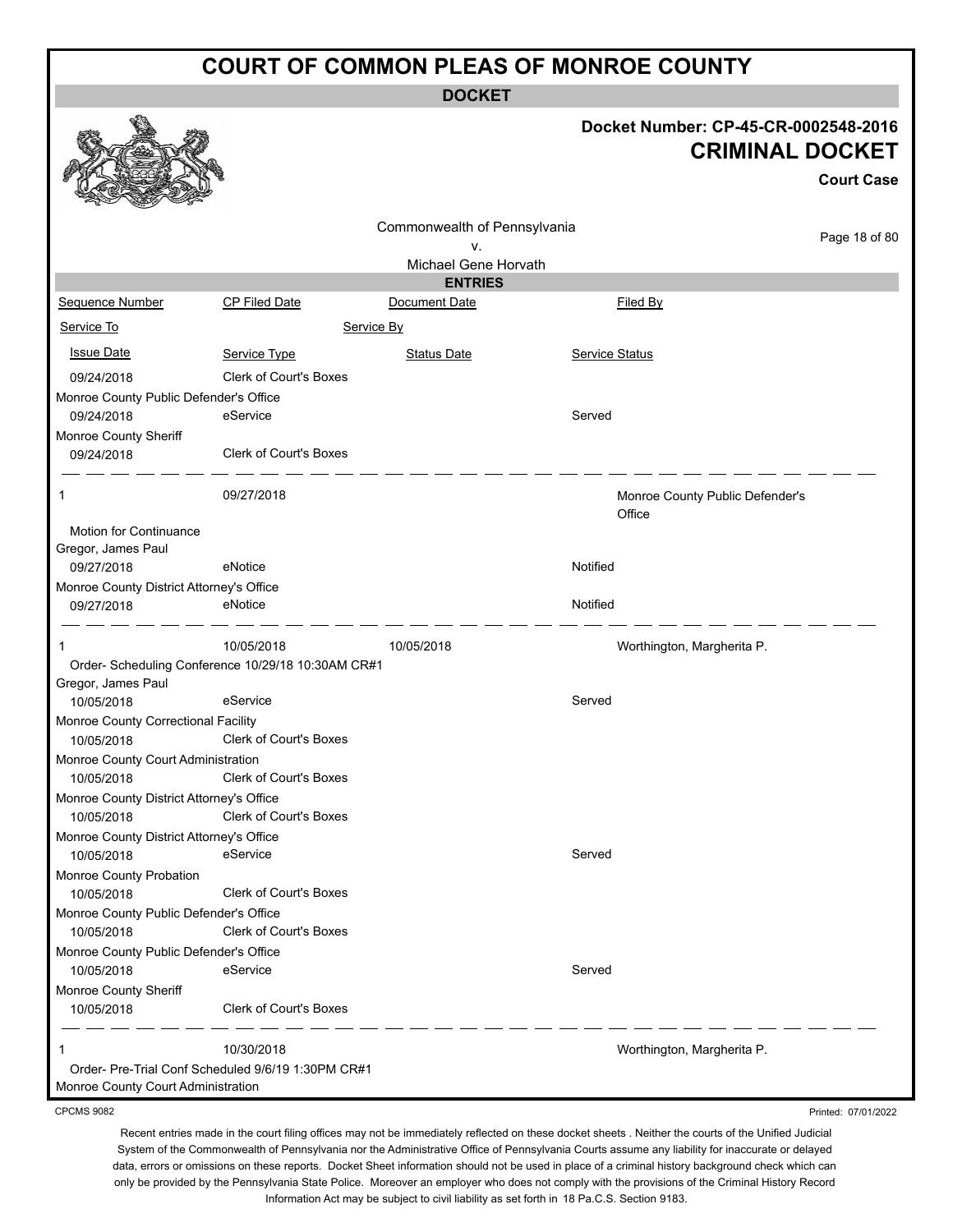# COURT OF COMMON PLEAS OF MONROE COUNTY

**DOCKET**

**Docket Number: CP-45-CR-0002548-2016**

**CRIMINAL DOCKET**

**Court Case**

Commonwealth of Pennsylvania
v.
Michael Gene Horvath

**ENTRIES**

| Sequence Number | CP Filed Date | Document Date | Filed By |
|---|---|---|---|
| Service To | Service By | | |
| Issue Date | Service Type | Status Date | Service Status |
| 09/24/2018 | Clerk of Court's Boxes | | |
| Monroe County Public Defender's Office | | | |
| 09/24/2018 | eService | | Served |
| Monroe County Sheriff | | | |
| 09/24/2018 | Clerk of Court's Boxes | | |
| 1 | 09/27/2018 | | Monroe County Public Defender's Office |
| Motion for Continuance | | | |
| Gregor, James Paul | | | |
| 09/27/2018 | eNotice | | Notified |
| Monroe County District Attorney's Office | | | |
| 09/27/2018 | eNotice | | Notified |
| 1 | 10/05/2018 | 10/05/2018 | Worthington, Margherita P. |
| Order- Scheduling Conference 10/29/18 10:30AM CR#1 | | | |
| Gregor, James Paul | | | |
| 10/05/2018 | eService | | Served |
| Monroe County Correctional Facility | | | |
| 10/05/2018 | Clerk of Court's Boxes | | |
| Monroe County Court Administration | | | |
| 10/05/2018 | Clerk of Court's Boxes | | |
| Monroe County District Attorney's Office | | | |
| 10/05/2018 | Clerk of Court's Boxes | | |
| Monroe County District Attorney's Office | | | |
| 10/05/2018 | eService | | Served |
| Monroe County Probation | | | |
| 10/05/2018 | Clerk of Court's Boxes | | |
| Monroe County Public Defender's Office | | | |
| 10/05/2018 | Clerk of Court's Boxes | | |
| Monroe County Public Defender's Office | | | |
| 10/05/2018 | eService | | Served |
| Monroe County Sheriff | | | |
| 10/05/2018 | Clerk of Court's Boxes | | |
| 1 | 10/30/2018 | | Worthington, Margherita P. |
| Order- Pre-Trial Conf Scheduled 9/6/19 1:30PM CR#1 | | | |
| Monroe County Court Administration | | | |

CPCMS 9082

Printed: 07/01/2022

Recent entries made in the court filing offices may not be immediately reflected on these docket sheets . Neither the courts of the Unified Judicial System of the Commonwealth of Pennsylvania nor the Administrative Office of Pennsylvania Courts assume any liability for inaccurate or delayed data, errors or omissions on these reports. Docket Sheet information should not be used in place of a criminal history background check which can only be provided by the Pennsylvania State Police. Moreover an employer who does not comply with the provisions of the Criminal History Record Information Act may be subject to civil liability as set forth in 18 Pa.C.S. Section 9183.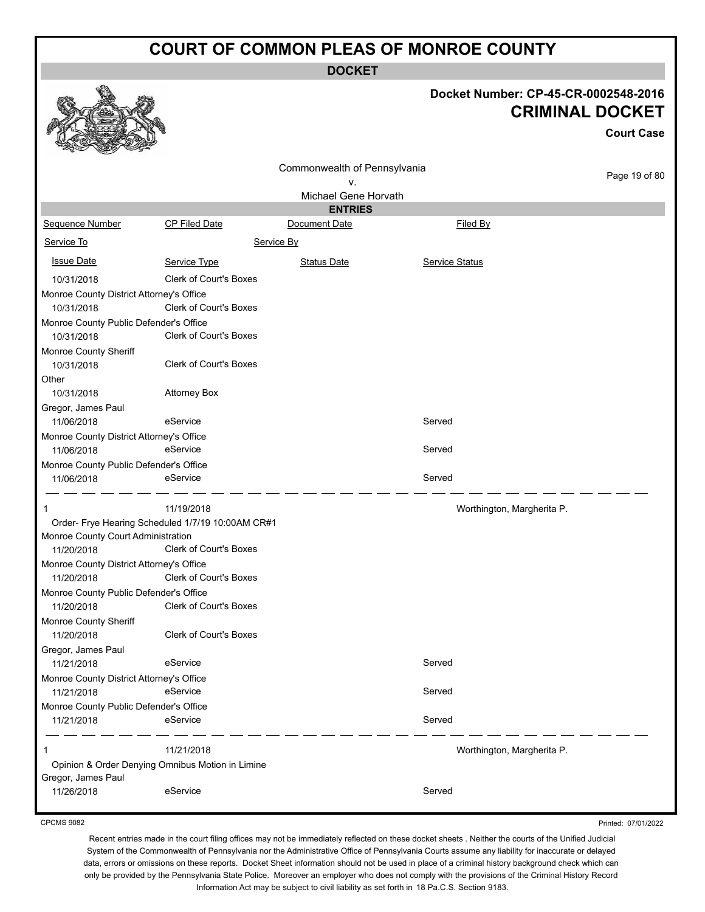# COURT OF COMMON PLEAS OF MONROE COUNTY

**DOCKET**

**Docket Number: CP-45-CR-0002548-2016**

**CRIMINAL DOCKET**

**Court Case**

Commonwealth of Pennsylvania
v.
Michael Gene Horvath

**ENTRIES**

| Sequence Number | CP Filed Date | Document Date | Filed By |
|---|---|---|---|
| Service To | | Service By | |
| Issue Date | Service Type | Status Date | Service Status |
| 10/31/2018 | Clerk of Court's Boxes | | |
| Monroe County District Attorney's Office | | | |
| 10/31/2018 | Clerk of Court's Boxes | | |
| Monroe County Public Defender's Office | | | |
| 10/31/2018 | Clerk of Court's Boxes | | |
| Monroe County Sheriff | | | |
| 10/31/2018 | Clerk of Court's Boxes | | |
| Other | | | |
| 10/31/2018 | Attorney Box | | |
| Gregor, James Paul | | | |
| 11/06/2018 | eService | | Served |
| Monroe County District Attorney's Office | | | |
| 11/06/2018 | eService | | Served |
| Monroe County Public Defender's Office | | | |
| 11/06/2018 | eService | | Served |
| 1 | 11/19/2018 | | Worthington, Margherita P. |
| Order- Frye Hearing Scheduled 1/7/19 10:00AM CR#1 | | | |
| Monroe County Court Administration | | | |
| 11/20/2018 | Clerk of Court's Boxes | | |
| Monroe County District Attorney's Office | | | |
| 11/20/2018 | Clerk of Court's Boxes | | |
| Monroe County Public Defender's Office | | | |
| 11/20/2018 | Clerk of Court's Boxes | | |
| Monroe County Sheriff | | | |
| 11/20/2018 | Clerk of Court's Boxes | | |
| Gregor, James Paul | | | |
| 11/21/2018 | eService | | Served |
| Monroe County District Attorney's Office | | | |
| 11/21/2018 | eService | | Served |
| Monroe County Public Defender's Office | | | |
| 11/21/2018 | eService | | Served |
| 1 | 11/21/2018 | | Worthington, Margherita P. |
| Opinion & Order Denying Omnibus Motion in Limine | | | |
| Gregor, James Paul | | | |
| 11/26/2018 | eService | | Served |

CPCMS 9082

Printed: 07/01/2022

Recent entries made in the court filing offices may not be immediately reflected on these docket sheets . Neither the courts of the Unified Judicial System of the Commonwealth of Pennsylvania nor the Administrative Office of Pennsylvania Courts assume any liability for inaccurate or delayed data, errors or omissions on these reports. Docket Sheet information should not be used in place of a criminal history background check which can only be provided by the Pennsylvania State Police. Moreover an employer who does not comply with the provisions of the Criminal History Record Information Act may be subject to civil liability as set forth in 18 Pa.C.S. Section 9183.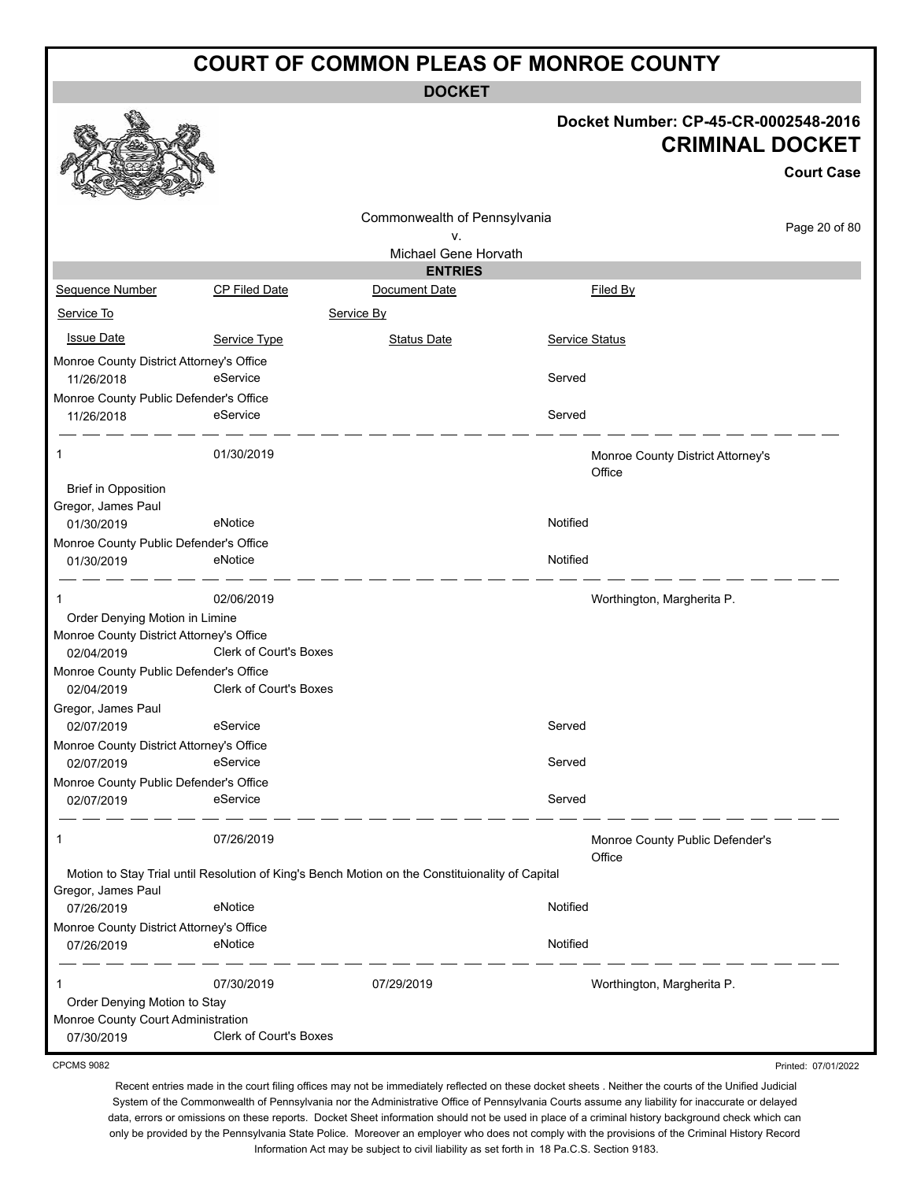# COURT OF COMMON PLEAS OF MONROE COUNTY

## DOCKET

**Docket Number: CP-45-CR-0002548-2016**

**CRIMINAL DOCKET**

**Court Case**

Commonwealth of Pennsylvania
v.
Michael Gene Horvath

### ENTRIES

| Sequence Number | CP Filed Date | Document Date | Filed By |
|---|---|---|---|
| Service To | | Service By | |
| Issue Date | Service Type | Status Date | Service Status |
| Monroe County District Attorney's Office | | | |
| 11/26/2018 | eService | | Served |
| Monroe County Public Defender's Office | | | |
| 11/26/2018 | eService | | Served |
| 1 | 01/30/2019 | | Monroe County District Attorney's Office |
| Brief in Opposition | | | |
| Gregor, James Paul | | | |
| 01/30/2019 | eNotice | | Notified |
| Monroe County Public Defender's Office | | | |
| 01/30/2019 | eNotice | | Notified |
| 1 | 02/06/2019 | | Worthington, Margherita P. |
| Order Denying Motion in Limine | | | |
| Monroe County District Attorney's Office | | | |
| 02/04/2019 | Clerk of Court's Boxes | | |
| Monroe County Public Defender's Office | | | |
| 02/04/2019 | Clerk of Court's Boxes | | |
| Gregor, James Paul | | | |
| 02/07/2019 | eService | | Served |
| Monroe County District Attorney's Office | | | |
| 02/07/2019 | eService | | Served |
| Monroe County Public Defender's Office | | | |
| 02/07/2019 | eService | | Served |
| 1 | 07/26/2019 | | Monroe County Public Defender's Office |
| Motion to Stay Trial until Resolution of King's Bench Motion on the Constituionality of Capital | | | |
| Gregor, James Paul | | | |
| 07/26/2019 | eNotice | | Notified |
| Monroe County District Attorney's Office | | | |
| 07/26/2019 | eNotice | | Notified |
| 1 | 07/30/2019 | 07/29/2019 | Worthington, Margherita P. |
| Order Denying Motion to Stay | | | |
| Monroe County Court Administration | | | |
| 07/30/2019 | Clerk of Court's Boxes | | |

CPCMS 9082

Printed: 07/01/2022

Recent entries made in the court filing offices may not be immediately reflected on these docket sheets . Neither the courts of the Unified Judicial System of the Commonwealth of Pennsylvania nor the Administrative Office of Pennsylvania Courts assume any liability for inaccurate or delayed data, errors or omissions on these reports. Docket Sheet information should not be used in place of a criminal history background check which can only be provided by the Pennsylvania State Police. Moreover an employer who does not comply with the provisions of the Criminal History Record Information Act may be subject to civil liability as set forth in 18 Pa.C.S. Section 9183.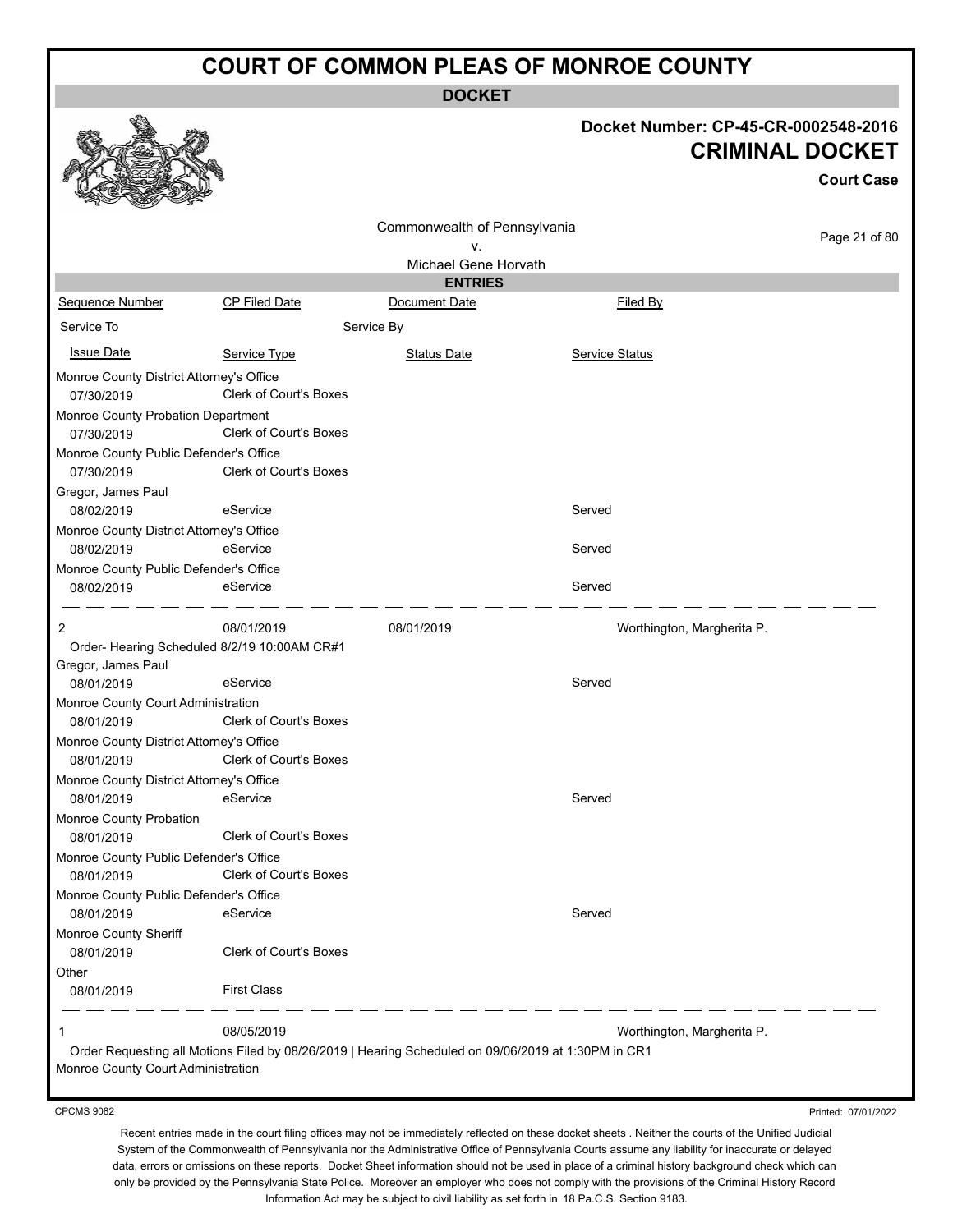# COURT OF COMMON PLEAS OF MONROE COUNTY

**DOCKET**

**Docket Number: CP-45-CR-0002548-2016**

**CRIMINAL DOCKET**

**Court Case**

Commonwealth of Pennsylvania
v.
Michael Gene Horvath

**ENTRIES**

| Sequence Number | CP Filed Date | Document Date | Filed By |
|---|---|---|---|
| Service To | | Service By | |
| Issue Date | Service Type | Status Date | Service Status |
| Monroe County District Attorney's Office | | | |
| 07/30/2019 | Clerk of Court's Boxes | | |
| Monroe County Probation Department | | | |
| 07/30/2019 | Clerk of Court's Boxes | | |
| Monroe County Public Defender's Office | | | |
| 07/30/2019 | Clerk of Court's Boxes | | |
| Gregor, James Paul | | | |
| 08/02/2019 | eService | | Served |
| Monroe County District Attorney's Office | | | |
| 08/02/2019 | eService | | Served |
| Monroe County Public Defender's Office | | | |
| 08/02/2019 | eService | | Served |
| 2 | 08/01/2019 | 08/01/2019 | Worthington, Margherita P. |
| Order- Hearing Scheduled 8/2/19 10:00AM CR#1 | | | |
| Gregor, James Paul | | | |
| 08/01/2019 | eService | | Served |
| Monroe County Court Administration | | | |
| 08/01/2019 | Clerk of Court's Boxes | | |
| Monroe County District Attorney's Office | | | |
| 08/01/2019 | Clerk of Court's Boxes | | |
| Monroe County District Attorney's Office | | | |
| 08/01/2019 | eService | | Served |
| Monroe County Probation | | | |
| 08/01/2019 | Clerk of Court's Boxes | | |
| Monroe County Public Defender's Office | | | |
| 08/01/2019 | Clerk of Court's Boxes | | |
| Monroe County Public Defender's Office | | | |
| 08/01/2019 | eService | | Served |
| Monroe County Sheriff | | | |
| 08/01/2019 | Clerk of Court's Boxes | | |
| Other | | | |
| 08/01/2019 | First Class | | |
| 1 | 08/05/2019 | | Worthington, Margherita P. |
| Order Requesting all Motions Filed by 08/26/2019 \| Hearing Scheduled on 09/06/2019 at 1:30PM in CR1 | | | |
| Monroe County Court Administration | | | |

CPCMS 9082

Printed: 07/01/2022

Recent entries made in the court filing offices may not be immediately reflected on these docket sheets . Neither the courts of the Unified Judicial System of the Commonwealth of Pennsylvania nor the Administrative Office of Pennsylvania Courts assume any liability for inaccurate or delayed data, errors or omissions on these reports. Docket Sheet information should not be used in place of a criminal history background check which can only be provided by the Pennsylvania State Police. Moreover an employer who does not comply with the provisions of the Criminal History Record Information Act may be subject to civil liability as set forth in 18 Pa.C.S. Section 9183.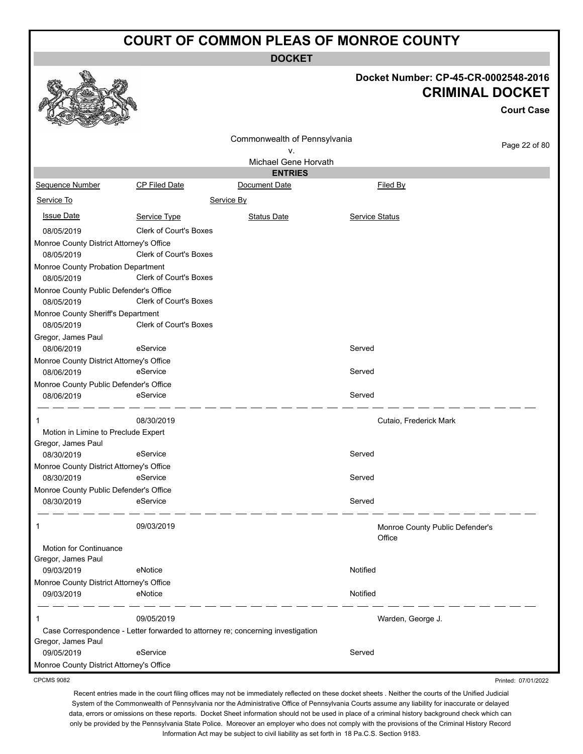# COURT OF COMMON PLEAS OF MONROE COUNTY

**DOCKET**

**Docket Number: CP-45-CR-0002548-2016**

**CRIMINAL DOCKET**

**Court Case**

Commonwealth of Pennsylvania
v.
Michael Gene Horvath

**ENTRIES**

| Sequence Number | CP Filed Date | Document Date | Filed By |
|---|---|---|---|
| Service To | | Service By | |
| Issue Date | Service Type | Status Date | Service Status |
| 08/05/2019 | Clerk of Court's Boxes | | |
| Monroe County District Attorney's Office | | | |
| 08/05/2019 | Clerk of Court's Boxes | | |
| Monroe County Probation Department | | | |
| 08/05/2019 | Clerk of Court's Boxes | | |
| Monroe County Public Defender's Office | | | |
| 08/05/2019 | Clerk of Court's Boxes | | |
| Monroe County Sheriff's Department | | | |
| 08/05/2019 | Clerk of Court's Boxes | | |
| Gregor, James Paul | | | |
| 08/06/2019 | eService | | Served |
| Monroe County District Attorney's Office | | | |
| 08/06/2019 | eService | | Served |
| Monroe County Public Defender's Office | | | |
| 08/06/2019 | eService | | Served |
| 1 | 08/30/2019 | | Cutaio, Frederick Mark |
| Motion in Limine to Preclude Expert | | | |
| Gregor, James Paul | | | |
| 08/30/2019 | eService | | Served |
| Monroe County District Attorney's Office | | | |
| 08/30/2019 | eService | | Served |
| Monroe County Public Defender's Office | | | |
| 08/30/2019 | eService | | Served |
| 1 | 09/03/2019 | | Monroe County Public Defender's Office |
| Motion for Continuance | | | |
| Gregor, James Paul | | | |
| 09/03/2019 | eNotice | | Notified |
| Monroe County District Attorney's Office | | | |
| 09/03/2019 | eNotice | | Notified |
| 1 | 09/05/2019 | | Warden, George J. |
| Case Correspondence - Letter forwarded to attorney re; concerning investigation | | | |
| Gregor, James Paul | | | |
| 09/05/2019 | eService | | Served |
| Monroe County District Attorney's Office | | | |

CPCMS 9082

Printed: 07/01/2022

Recent entries made in the court filing offices may not be immediately reflected on these docket sheets . Neither the courts of the Unified Judicial System of the Commonwealth of Pennsylvania nor the Administrative Office of Pennsylvania Courts assume any liability for inaccurate or delayed data, errors or omissions on these reports. Docket Sheet information should not be used in place of a criminal history background check which can only be provided by the Pennsylvania State Police. Moreover an employer who does not comply with the provisions of the Criminal History Record Information Act may be subject to civil liability as set forth in 18 Pa.C.S. Section 9183.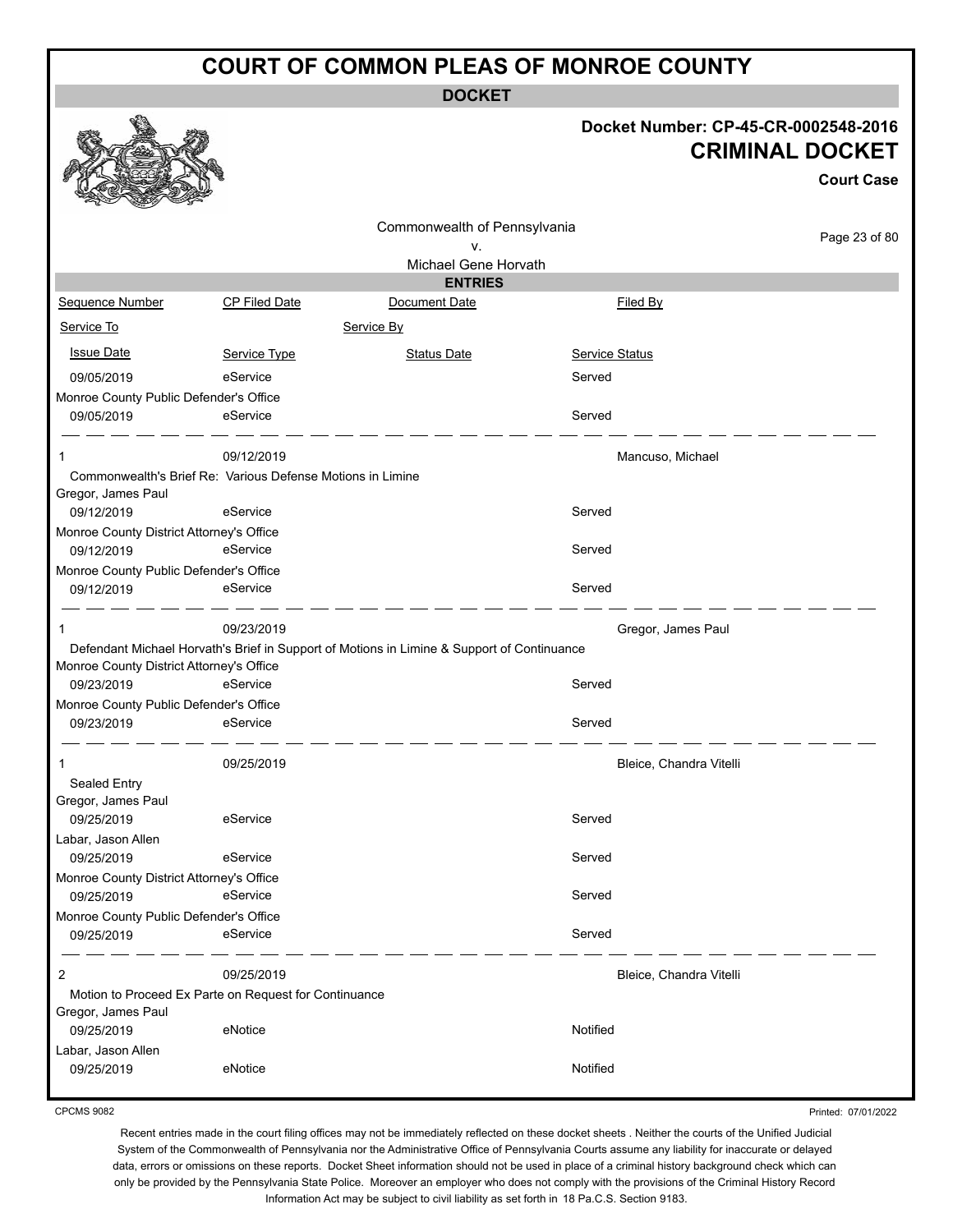# COURT OF COMMON PLEAS OF MONROE COUNTY

**DOCKET**

**Docket Number: CP-45-CR-0002548-2016**

**CRIMINAL DOCKET**

**Court Case**

Commonwealth of Pennsylvania
v.
Michael Gene Horvath

**ENTRIES**

| Sequence Number | CP Filed Date | Document Date | Filed By |
|---|---|---|---|
| Service To | | Service By | |
| Issue Date | Service Type | Status Date | Service Status |
| 09/05/2019 | eService | | Served |
| Monroe County Public Defender's Office | | | |
| 09/05/2019 | eService | | Served |
| 1 | 09/12/2019 | | Mancuso, Michael |
| Commonwealth's Brief Re: Various Defense Motions in Limine | | | |
| Gregor, James Paul | | | |
| 09/12/2019 | eService | | Served |
| Monroe County District Attorney's Office | | | |
| 09/12/2019 | eService | | Served |
| Monroe County Public Defender's Office | | | |
| 09/12/2019 | eService | | Served |
| 1 | 09/23/2019 | | Gregor, James Paul |
| Defendant Michael Horvath's Brief in Support of Motions in Limine & Support of Continuance | | | |
| Monroe County District Attorney's Office | | | |
| 09/23/2019 | eService | | Served |
| Monroe County Public Defender's Office | | | |
| 09/23/2019 | eService | | Served |
| 1 | 09/25/2019 | | Bleice, Chandra Vitelli |
| Sealed Entry | | | |
| Gregor, James Paul | | | |
| 09/25/2019 | eService | | Served |
| Labar, Jason Allen | | | |
| 09/25/2019 | eService | | Served |
| Monroe County District Attorney's Office | | | |
| 09/25/2019 | eService | | Served |
| Monroe County Public Defender's Office | | | |
| 09/25/2019 | eService | | Served |
| 2 | 09/25/2019 | | Bleice, Chandra Vitelli |
| Motion to Proceed Ex Parte on Request for Continuance | | | |
| Gregor, James Paul | | | |
| 09/25/2019 | eNotice | | Notified |
| Labar, Jason Allen | | | |
| 09/25/2019 | eNotice | | Notified |

CPCMS 9082

Printed: 07/01/2022

Recent entries made in the court filing offices may not be immediately reflected on these docket sheets . Neither the courts of the Unified Judicial System of the Commonwealth of Pennsylvania nor the Administrative Office of Pennsylvania Courts assume any liability for inaccurate or delayed data, errors or omissions on these reports. Docket Sheet information should not be used in place of a criminal history background check which can only be provided by the Pennsylvania State Police. Moreover an employer who does not comply with the provisions of the Criminal History Record Information Act may be subject to civil liability as set forth in 18 Pa.C.S. Section 9183.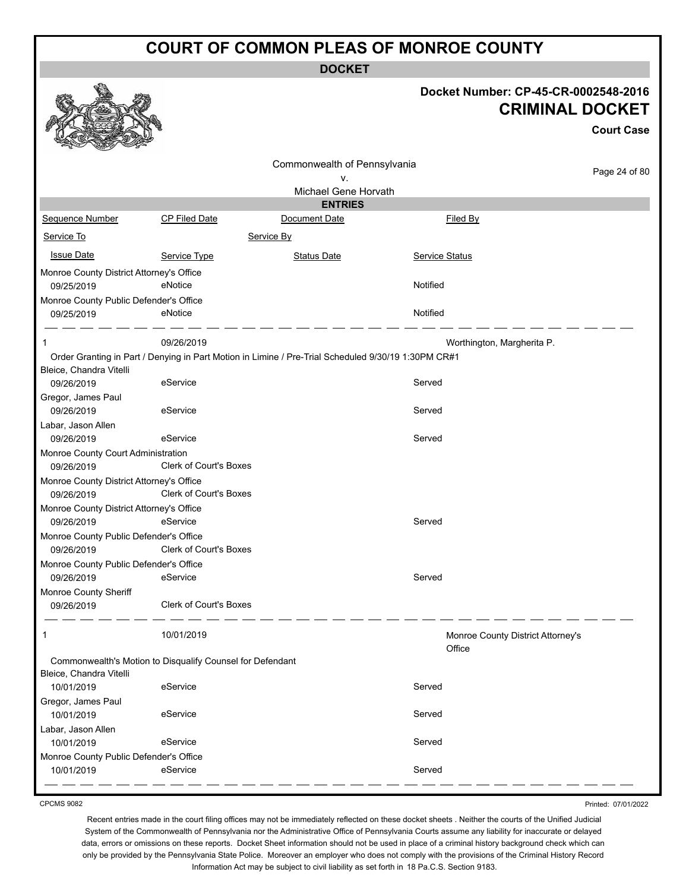# COURT OF COMMON PLEAS OF MONROE COUNTY

## DOCKET

**Docket Number: CP-45-CR-0002548-2016**

**CRIMINAL DOCKET**

**Court Case**

Commonwealth of Pennsylvania
v.
Michael Gene Horvath

### ENTRIES

| Sequence Number | CP Filed Date | Document Date | Filed By |
|---|---|---|---|
| Service To | | Service By | |
| Issue Date | Service Type | Status Date | Service Status |
| Monroe County District Attorney's Office | | | |
| 09/25/2019 | eNotice | | Notified |
| Monroe County Public Defender's Office | | | |
| 09/25/2019 | eNotice | | Notified |
| 1 | 09/26/2019 | | Worthington, Margherita P. |
| Order Granting in Part / Denying in Part Motion in Limine / Pre-Trial Scheduled 9/30/19 1:30PM CR#1 | | | |
| Bleice, Chandra Vitelli | | | |
| 09/26/2019 | eService | | Served |
| Gregor, James Paul | | | |
| 09/26/2019 | eService | | Served |
| Labar, Jason Allen | | | |
| 09/26/2019 | eService | | Served |
| Monroe County Court Administration | | | |
| 09/26/2019 | Clerk of Court's Boxes | | |
| Monroe County District Attorney's Office | | | |
| 09/26/2019 | Clerk of Court's Boxes | | |
| Monroe County District Attorney's Office | | | |
| 09/26/2019 | eService | | Served |
| Monroe County Public Defender's Office | | | |
| 09/26/2019 | Clerk of Court's Boxes | | |
| Monroe County Public Defender's Office | | | |
| 09/26/2019 | eService | | Served |
| Monroe County Sheriff | | | |
| 09/26/2019 | Clerk of Court's Boxes | | |
| 1 | 10/01/2019 | | Monroe County District Attorney's Office |
| Commonwealth's Motion to Disqualify Counsel for Defendant | | | |
| Bleice, Chandra Vitelli | | | |
| 10/01/2019 | eService | | Served |
| Gregor, James Paul | | | |
| 10/01/2019 | eService | | Served |
| Labar, Jason Allen | | | |
| 10/01/2019 | eService | | Served |
| Monroe County Public Defender's Office | | | |
| 10/01/2019 | eService | | Served |

CPCMS 9082

Printed: 07/01/2022

Recent entries made in the court filing offices may not be immediately reflected on these docket sheets . Neither the courts of the Unified Judicial System of the Commonwealth of Pennsylvania nor the Administrative Office of Pennsylvania Courts assume any liability for inaccurate or delayed data, errors or omissions on these reports. Docket Sheet information should not be used in place of a criminal history background check which can only be provided by the Pennsylvania State Police. Moreover an employer who does not comply with the provisions of the Criminal History Record Information Act may be subject to civil liability as set forth in 18 Pa.C.S. Section 9183.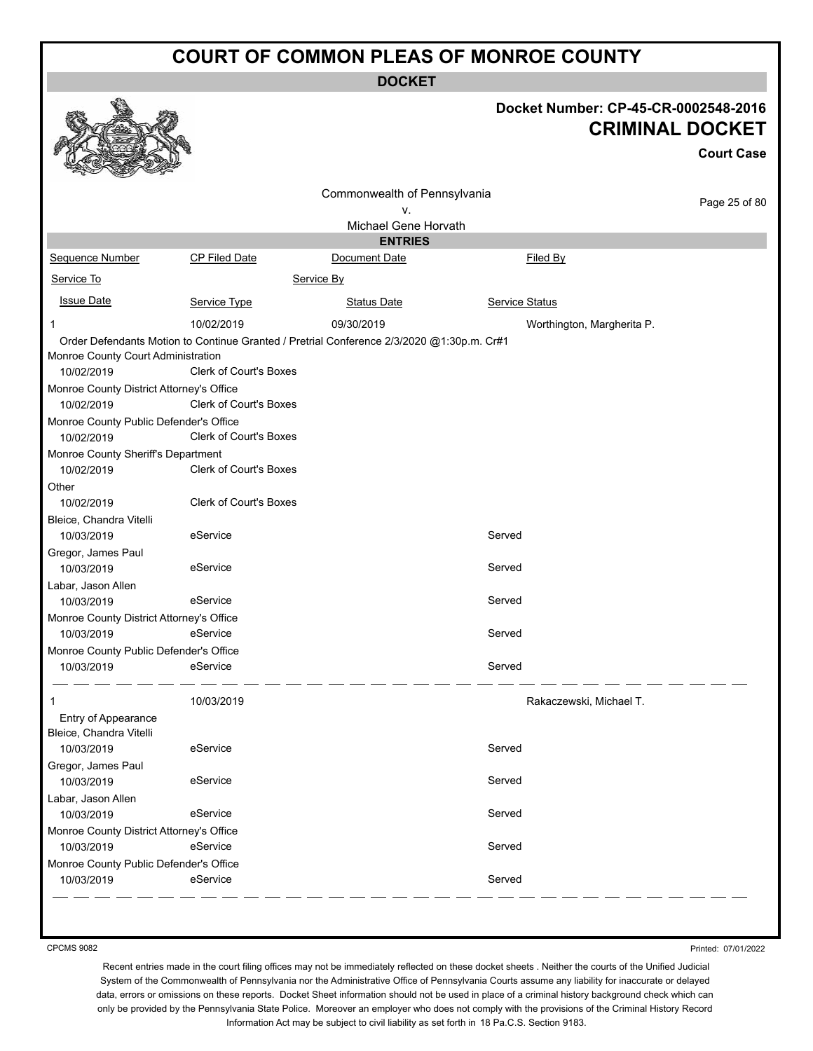# COURT OF COMMON PLEAS OF MONROE COUNTY

## DOCKET

**Docket Number: CP-45-CR-0002548-2016**

**CRIMINAL DOCKET**

**Court Case**

Commonwealth of Pennsylvania
v.
Michael Gene Horvath

### ENTRIES

| Sequence Number | CP Filed Date | Document Date | Filed By |
|---|---|---|---|
| Service To | | Service By | |
| Issue Date | Service Type | Status Date | Service Status |
| 1 | 10/02/2019 | 09/30/2019 | Worthington, Margherita P. |
| Order Defendants Motion to Continue Granted / Pretrial Conference 2/3/2020 @1:30p.m. Cr#1 | | | |
| Monroe County Court Administration | | | |
| 10/02/2019 | Clerk of Court's Boxes | | |
| Monroe County District Attorney's Office | | | |
| 10/02/2019 | Clerk of Court's Boxes | | |
| Monroe County Public Defender's Office | | | |
| 10/02/2019 | Clerk of Court's Boxes | | |
| Monroe County Sheriff's Department | | | |
| 10/02/2019 | Clerk of Court's Boxes | | |
| Other | | | |
| 10/02/2019 | Clerk of Court's Boxes | | |
| Bleice, Chandra Vitelli | | | |
| 10/03/2019 | eService | | Served |
| Gregor, James Paul | | | |
| 10/03/2019 | eService | | Served |
| Labar, Jason Allen | | | |
| 10/03/2019 | eService | | Served |
| Monroe County District Attorney's Office | | | |
| 10/03/2019 | eService | | Served |
| Monroe County Public Defender's Office | | | |
| 10/03/2019 | eService | | Served |
| 1 | 10/03/2019 | | Rakaczewski, Michael T. |
| Entry of Appearance | | | |
| Bleice, Chandra Vitelli | | | |
| 10/03/2019 | eService | | Served |
| Gregor, James Paul | | | |
| 10/03/2019 | eService | | Served |
| Labar, Jason Allen | | | |
| 10/03/2019 | eService | | Served |
| Monroe County District Attorney's Office | | | |
| 10/03/2019 | eService | | Served |
| Monroe County Public Defender's Office | | | |
| 10/03/2019 | eService | | Served |

CPCMS 9082

Printed: 07/01/2022

Recent entries made in the court filing offices may not be immediately reflected on these docket sheets . Neither the courts of the Unified Judicial System of the Commonwealth of Pennsylvania nor the Administrative Office of Pennsylvania Courts assume any liability for inaccurate or delayed data, errors or omissions on these reports. Docket Sheet information should not be used in place of a criminal history background check which can only be provided by the Pennsylvania State Police. Moreover an employer who does not comply with the provisions of the Criminal History Record Information Act may be subject to civil liability as set forth in 18 Pa.C.S. Section 9183.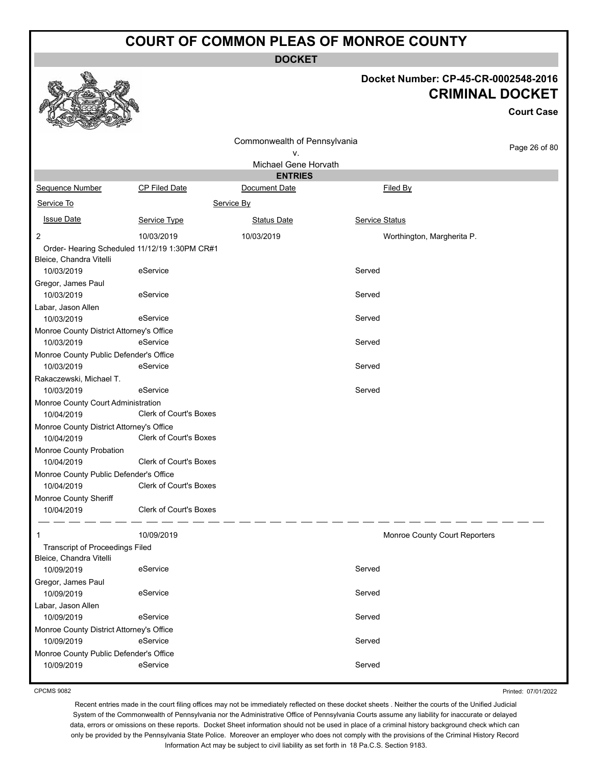# COURT OF COMMON PLEAS OF MONROE COUNTY

## DOCKET

**Docket Number: CP-45-CR-0002548-2016**

**CRIMINAL DOCKET**

**Court Case**

Commonwealth of Pennsylvania
v.
Michael Gene Horvath

### ENTRIES

| Sequence Number | CP Filed Date | Document Date | Filed By |
|---|---|---|---|
| Service To | | Service By | |
| Issue Date | Service Type | Status Date | Service Status |
| 2 | 10/03/2019 | 10/03/2019 | Worthington, Margherita P. |
| Order- Hearing Scheduled 11/12/19 1:30PM CR#1 | | | |
| Bleice, Chandra Vitelli | | | |
| 10/03/2019 | eService | | Served |
| Gregor, James Paul | | | |
| 10/03/2019 | eService | | Served |
| Labar, Jason Allen | | | |
| 10/03/2019 | eService | | Served |
| Monroe County District Attorney's Office | | | |
| 10/03/2019 | eService | | Served |
| Monroe County Public Defender's Office | | | |
| 10/03/2019 | eService | | Served |
| Rakaczewski, Michael T. | | | |
| 10/03/2019 | eService | | Served |
| Monroe County Court Administration | | | |
| 10/04/2019 | Clerk of Court's Boxes | | |
| Monroe County District Attorney's Office | | | |
| 10/04/2019 | Clerk of Court's Boxes | | |
| Monroe County Probation | | | |
| 10/04/2019 | Clerk of Court's Boxes | | |
| Monroe County Public Defender's Office | | | |
| 10/04/2019 | Clerk of Court's Boxes | | |
| Monroe County Sheriff | | | |
| 10/04/2019 | Clerk of Court's Boxes | | |
| 1 | 10/09/2019 | | Monroe County Court Reporters |
| Transcript of Proceedings Filed | | | |
| Bleice, Chandra Vitelli | | | |
| 10/09/2019 | eService | | Served |
| Gregor, James Paul | | | |
| 10/09/2019 | eService | | Served |
| Labar, Jason Allen | | | |
| 10/09/2019 | eService | | Served |
| Monroe County District Attorney's Office | | | |
| 10/09/2019 | eService | | Served |
| Monroe County Public Defender's Office | | | |
| 10/09/2019 | eService | | Served |

CPCMS 9082

Printed: 07/01/2022

Recent entries made in the court filing offices may not be immediately reflected on these docket sheets . Neither the courts of the Unified Judicial System of the Commonwealth of Pennsylvania nor the Administrative Office of Pennsylvania Courts assume any liability for inaccurate or delayed data, errors or omissions on these reports. Docket Sheet information should not be used in place of a criminal history background check which can only be provided by the Pennsylvania State Police. Moreover an employer who does not comply with the provisions of the Criminal History Record Information Act may be subject to civil liability as set forth in 18 Pa.C.S. Section 9183.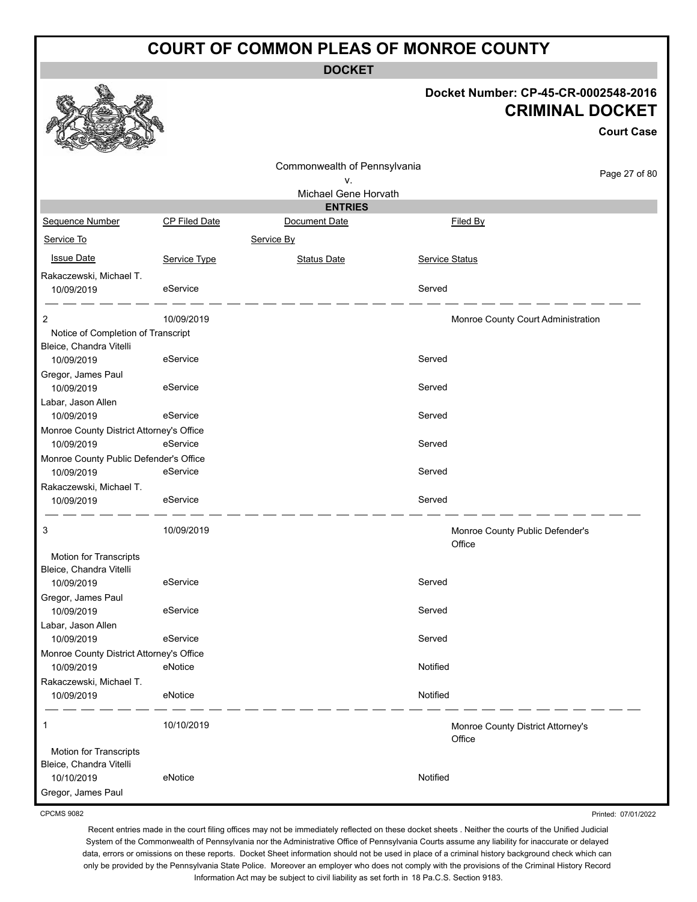# COURT OF COMMON PLEAS OF MONROE COUNTY

## DOCKET

**Docket Number: CP-45-CR-0002548-2016**

**CRIMINAL DOCKET**

**Court Case**

Commonwealth of Pennsylvania
v.
Michael Gene Horvath

### ENTRIES

| Sequence Number | CP Filed Date | Document Date | Filed By |
|---|---|---|---|
| Service To | | Service By | |
| Issue Date | Service Type | Status Date | Service Status |
| Rakaczewski, Michael T. | | | |
| 10/09/2019 | eService | | Served |
| 2 | 10/09/2019 | | Monroe County Court Administration |
| Notice of Completion of Transcript | | | |
| Bleice, Chandra Vitelli | | | |
| 10/09/2019 | eService | | Served |
| Gregor, James Paul | | | |
| 10/09/2019 | eService | | Served |
| Labar, Jason Allen | | | |
| 10/09/2019 | eService | | Served |
| Monroe County District Attorney's Office | | | |
| 10/09/2019 | eService | | Served |
| Monroe County Public Defender's Office | | | |
| 10/09/2019 | eService | | Served |
| Rakaczewski, Michael T. | | | |
| 10/09/2019 | eService | | Served |
| 3 | 10/09/2019 | | Monroe County Public Defender's Office |
| Motion for Transcripts | | | |
| Bleice, Chandra Vitelli | | | |
| 10/09/2019 | eService | | Served |
| Gregor, James Paul | | | |
| 10/09/2019 | eService | | Served |
| Labar, Jason Allen | | | |
| 10/09/2019 | eService | | Served |
| Monroe County District Attorney's Office | | | |
| 10/09/2019 | eNotice | | Notified |
| Rakaczewski, Michael T. | | | |
| 10/09/2019 | eNotice | | Notified |
| 1 | 10/10/2019 | | Monroe County District Attorney's Office |
| Motion for Transcripts | | | |
| Bleice, Chandra Vitelli | | | |
| 10/10/2019 | eNotice | | Notified |
| Gregor, James Paul | | | |

CPCMS 9082

Printed: 07/01/2022

Recent entries made in the court filing offices may not be immediately reflected on these docket sheets . Neither the courts of the Unified Judicial System of the Commonwealth of Pennsylvania nor the Administrative Office of Pennsylvania Courts assume any liability for inaccurate or delayed data, errors or omissions on these reports. Docket Sheet information should not be used in place of a criminal history background check which can only be provided by the Pennsylvania State Police. Moreover an employer who does not comply with the provisions of the Criminal History Record Information Act may be subject to civil liability as set forth in 18 Pa.C.S. Section 9183.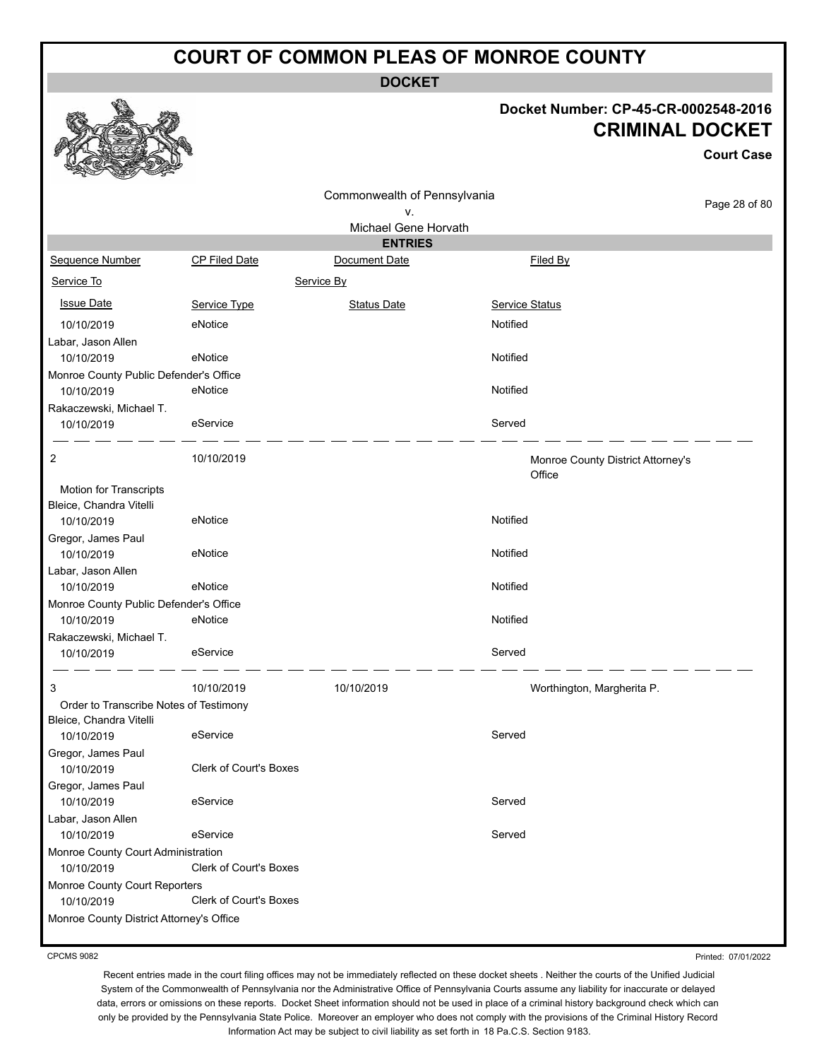# COURT OF COMMON PLEAS OF MONROE COUNTY

**DOCKET**

**Docket Number: CP-45-CR-0002548-2016**

**CRIMINAL DOCKET**

**Court Case**

Commonwealth of Pennsylvania
v.
Michael Gene Horvath

**ENTRIES**

| Sequence Number | CP Filed Date | Document Date | Filed By |
|---|---|---|---|
| Service To | | Service By | |
| Issue Date | Service Type | Status Date | Service Status |
| 10/10/2019 | eNotice | | Notified |
| Labar, Jason Allen | | | |
| 10/10/2019 | eNotice | | Notified |
| Monroe County Public Defender's Office | | | |
| 10/10/2019 | eNotice | | Notified |
| Rakaczewski, Michael T. | | | |
| 10/10/2019 | eService | | Served |
| 2 | 10/10/2019 | | Monroe County District Attorney's Office |
| Motion for Transcripts | | | |
| Bleice, Chandra Vitelli | | | |
| 10/10/2019 | eNotice | | Notified |
| Gregor, James Paul | | | |
| 10/10/2019 | eNotice | | Notified |
| Labar, Jason Allen | | | |
| 10/10/2019 | eNotice | | Notified |
| Monroe County Public Defender's Office | | | |
| 10/10/2019 | eNotice | | Notified |
| Rakaczewski, Michael T. | | | |
| 10/10/2019 | eService | | Served |
| 3 | 10/10/2019 | 10/10/2019 | Worthington, Margherita P. |
| Order to Transcribe Notes of Testimony | | | |
| Bleice, Chandra Vitelli | | | |
| 10/10/2019 | eService | | Served |
| Gregor, James Paul | | | |
| 10/10/2019 | Clerk of Court's Boxes | | |
| Gregor, James Paul | | | |
| 10/10/2019 | eService | | Served |
| Labar, Jason Allen | | | |
| 10/10/2019 | eService | | Served |
| Monroe County Court Administration | | | |
| 10/10/2019 | Clerk of Court's Boxes | | |
| Monroe County Court Reporters | | | |
| 10/10/2019 | Clerk of Court's Boxes | | |
| Monroe County District Attorney's Office | | | |

CPCMS 9082

Printed: 07/01/2022

Recent entries made in the court filing offices may not be immediately reflected on these docket sheets . Neither the courts of the Unified Judicial System of the Commonwealth of Pennsylvania nor the Administrative Office of Pennsylvania Courts assume any liability for inaccurate or delayed data, errors or omissions on these reports. Docket Sheet information should not be used in place of a criminal history background check which can only be provided by the Pennsylvania State Police. Moreover an employer who does not comply with the provisions of the Criminal History Record Information Act may be subject to civil liability as set forth in 18 Pa.C.S. Section 9183.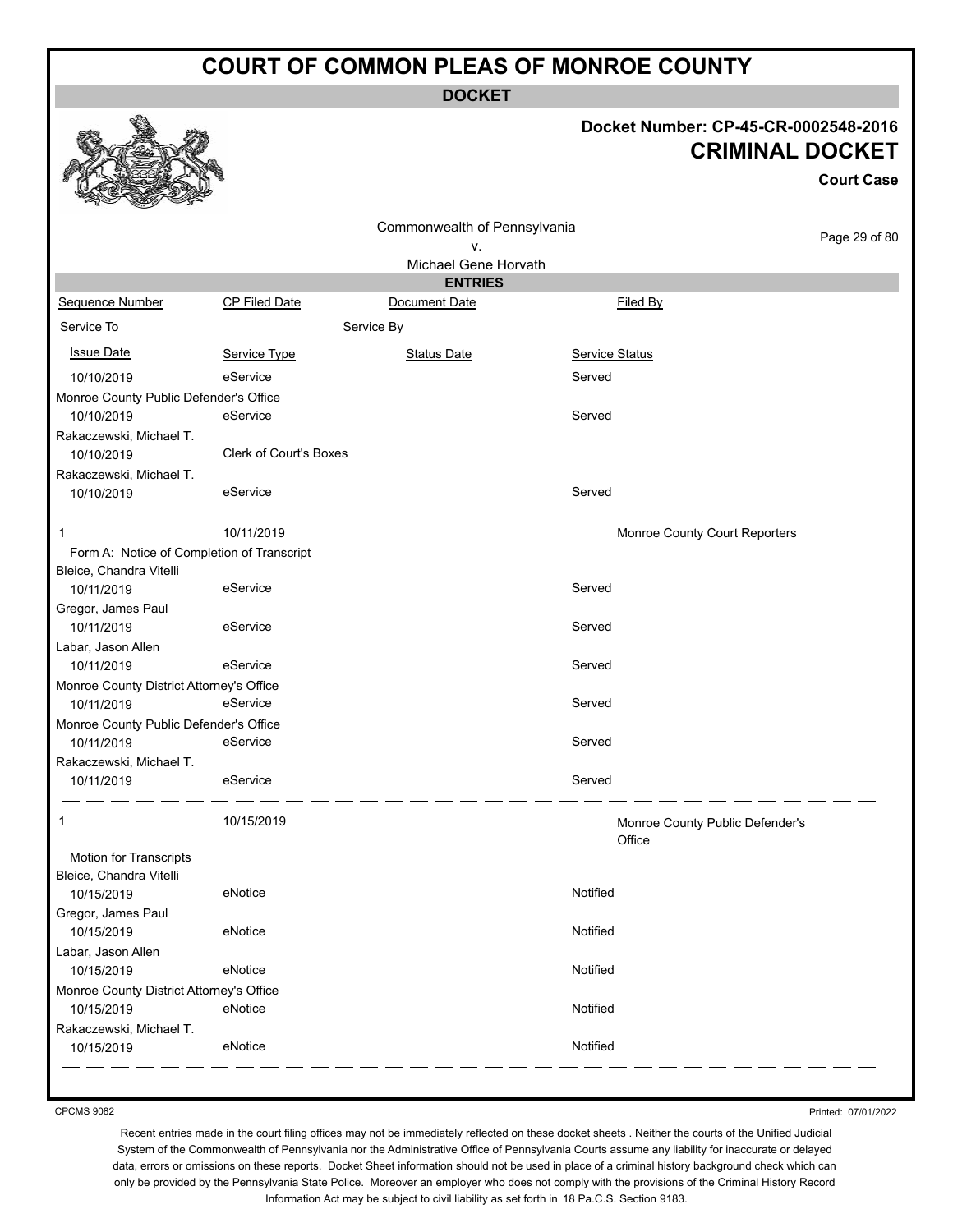# COURT OF COMMON PLEAS OF MONROE COUNTY

**DOCKET**

**Docket Number: CP-45-CR-0002548-2016**

## CRIMINAL DOCKET

**Court Case**

Commonwealth of Pennsylvania
v.
Michael Gene Horvath

**ENTRIES**

| Sequence Number | CP Filed Date | Document Date | Filed By |
|---|---|---|---|
| Service To | | Service By | |
| Issue Date | Service Type | Status Date | Service Status |
| 10/10/2019 | eService | | Served |
| Monroe County Public Defender's Office | | | |
| 10/10/2019 | eService | | Served |
| Rakaczewski, Michael T. | | | |
| 10/10/2019 | Clerk of Court's Boxes | | |
| Rakaczewski, Michael T. | | | |
| 10/10/2019 | eService | | Served |
| 1 | 10/11/2019 | | Monroe County Court Reporters |
| Form A: Notice of Completion of Transcript | | | |
| Bleice, Chandra Vitelli | | | |
| 10/11/2019 | eService | | Served |
| Gregor, James Paul | | | |
| 10/11/2019 | eService | | Served |
| Labar, Jason Allen | | | |
| 10/11/2019 | eService | | Served |
| Monroe County District Attorney's Office | | | |
| 10/11/2019 | eService | | Served |
| Monroe County Public Defender's Office | | | |
| 10/11/2019 | eService | | Served |
| Rakaczewski, Michael T. | | | |
| 10/11/2019 | eService | | Served |
| 1 | 10/15/2019 | | Monroe County Public Defender's Office |
| Motion for Transcripts | | | |
| Bleice, Chandra Vitelli | | | |
| 10/15/2019 | eNotice | | Notified |
| Gregor, James Paul | | | |
| 10/15/2019 | eNotice | | Notified |
| Labar, Jason Allen | | | |
| 10/15/2019 | eNotice | | Notified |
| Monroe County District Attorney's Office | | | |
| 10/15/2019 | eNotice | | Notified |
| Rakaczewski, Michael T. | | | |
| 10/15/2019 | eNotice | | Notified |

CPCMS 9082

Printed: 07/01/2022

Recent entries made in the court filing offices may not be immediately reflected on these docket sheets . Neither the courts of the Unified Judicial System of the Commonwealth of Pennsylvania nor the Administrative Office of Pennsylvania Courts assume any liability for inaccurate or delayed data, errors or omissions on these reports. Docket Sheet information should not be used in place of a criminal history background check which can only be provided by the Pennsylvania State Police. Moreover an employer who does not comply with the provisions of the Criminal History Record Information Act may be subject to civil liability as set forth in 18 Pa.C.S. Section 9183.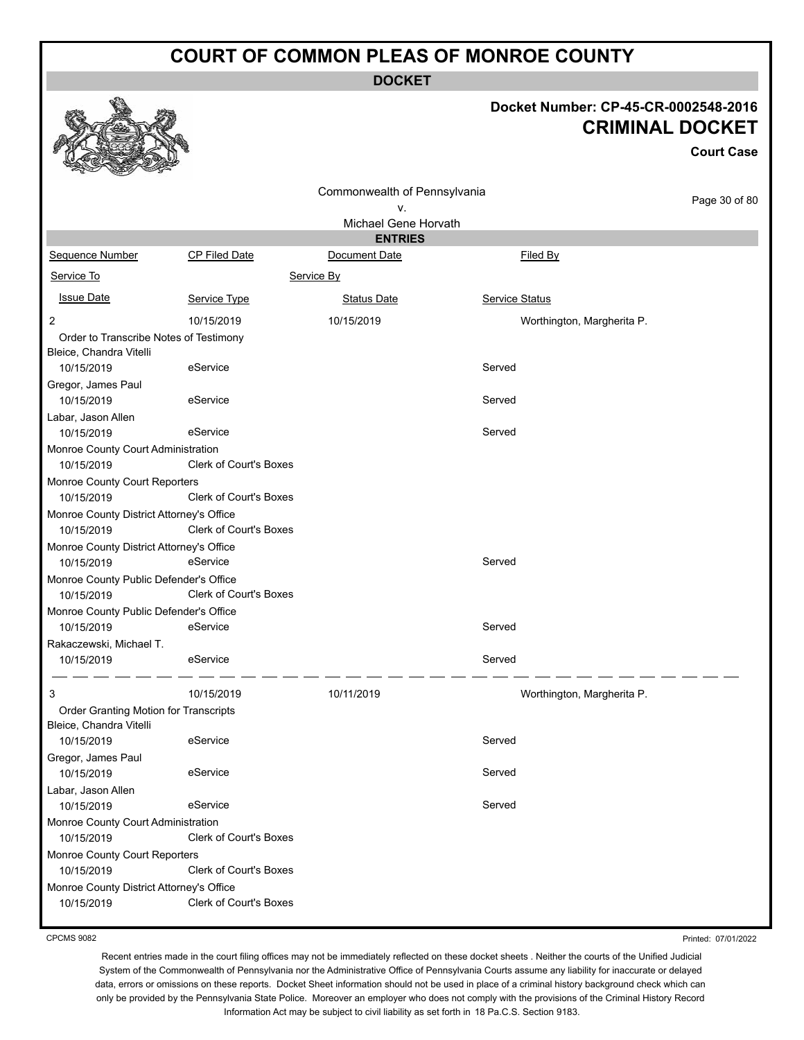# COURT OF COMMON PLEAS OF MONROE COUNTY

## DOCKET

**Docket Number: CP-45-CR-0002548-2016**

**CRIMINAL DOCKET**

**Court Case**

Commonwealth of Pennsylvania
v.
Michael Gene Horvath

### ENTRIES

| Sequence Number | CP Filed Date | Document Date | Filed By |
|---|---|---|---|
| Service To | | Service By | |
| Issue Date | Service Type | Status Date | Service Status |
| 2 | 10/15/2019 | 10/15/2019 | Worthington, Margherita P. |
| Order to Transcribe Notes of Testimony | | | |
| Bleice, Chandra Vitelli | | | |
| 10/15/2019 | eService | | Served |
| Gregor, James Paul | | | |
| 10/15/2019 | eService | | Served |
| Labar, Jason Allen | | | |
| 10/15/2019 | eService | | Served |
| Monroe County Court Administration | | | |
| 10/15/2019 | Clerk of Court's Boxes | | |
| Monroe County Court Reporters | | | |
| 10/15/2019 | Clerk of Court's Boxes | | |
| Monroe County District Attorney's Office | | | |
| 10/15/2019 | Clerk of Court's Boxes | | |
| Monroe County District Attorney's Office | | | |
| 10/15/2019 | eService | | Served |
| Monroe County Public Defender's Office | | | |
| 10/15/2019 | Clerk of Court's Boxes | | |
| Monroe County Public Defender's Office | | | |
| 10/15/2019 | eService | | Served |
| Rakaczewski, Michael T. | | | |
| 10/15/2019 | eService | | Served |
| 3 | 10/15/2019 | 10/11/2019 | Worthington, Margherita P. |
| Order Granting Motion for Transcripts | | | |
| Bleice, Chandra Vitelli | | | |
| 10/15/2019 | eService | | Served |
| Gregor, James Paul | | | |
| 10/15/2019 | eService | | Served |
| Labar, Jason Allen | | | |
| 10/15/2019 | eService | | Served |
| Monroe County Court Administration | | | |
| 10/15/2019 | Clerk of Court's Boxes | | |
| Monroe County Court Reporters | | | |
| 10/15/2019 | Clerk of Court's Boxes | | |
| Monroe County District Attorney's Office | | | |
| 10/15/2019 | Clerk of Court's Boxes | | |

CPCMS 9082

Printed: 07/01/2022

Recent entries made in the court filing offices may not be immediately reflected on these docket sheets . Neither the courts of the Unified Judicial System of the Commonwealth of Pennsylvania nor the Administrative Office of Pennsylvania Courts assume any liability for inaccurate or delayed data, errors or omissions on these reports. Docket Sheet information should not be used in place of a criminal history background check which can only be provided by the Pennsylvania State Police. Moreover an employer who does not comply with the provisions of the Criminal History Record Information Act may be subject to civil liability as set forth in 18 Pa.C.S. Section 9183.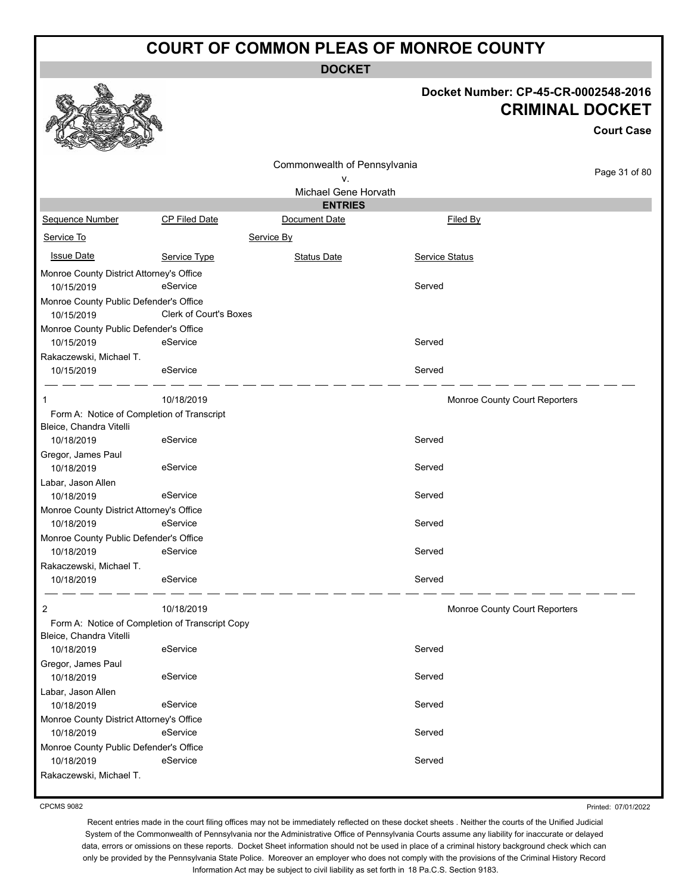# COURT OF COMMON PLEAS OF MONROE COUNTY

## DOCKET

**Docket Number: CP-45-CR-0002548-2016**

## CRIMINAL DOCKET

**Court Case**

Commonwealth of Pennsylvania
v.
Michael Gene Horvath

### ENTRIES

| Sequence Number | CP Filed Date | Document Date | Filed By |
|---|---|---|---|
| Service To | | Service By | |
| Issue Date | Service Type | Status Date | Service Status |

| | | | |
|---|---|---|---|
| Monroe County District Attorney's Office | | | |
| 10/15/2019 | eService | | Served |
| Monroe County Public Defender's Office | | | |
| 10/15/2019 | Clerk of Court's Boxes | | |
| Monroe County Public Defender's Office | | | |
| 10/15/2019 | eService | | Served |
| Rakaczewski, Michael T. | | | |
| 10/15/2019 | eService | | Served |

| | | | |
|---|---|---|---|
| 1 | 10/18/2019 | | Monroe County Court Reporters |
| Form A: Notice of Completion of Transcript | | | |
| Bleice, Chandra Vitelli | | | |
| 10/18/2019 | eService | | Served |
| Gregor, James Paul | | | |
| 10/18/2019 | eService | | Served |
| Labar, Jason Allen | | | |
| 10/18/2019 | eService | | Served |
| Monroe County District Attorney's Office | | | |
| 10/18/2019 | eService | | Served |
| Monroe County Public Defender's Office | | | |
| 10/18/2019 | eService | | Served |
| Rakaczewski, Michael T. | | | |
| 10/18/2019 | eService | | Served |

| | | | |
|---|---|---|---|
| 2 | 10/18/2019 | | Monroe County Court Reporters |
| Form A: Notice of Completion of Transcript Copy | | | |
| Bleice, Chandra Vitelli | | | |
| 10/18/2019 | eService | | Served |
| Gregor, James Paul | | | |
| 10/18/2019 | eService | | Served |
| Labar, Jason Allen | | | |
| 10/18/2019 | eService | | Served |
| Monroe County District Attorney's Office | | | |
| 10/18/2019 | eService | | Served |
| Monroe County Public Defender's Office | | | |
| 10/18/2019 | eService | | Served |
| Rakaczewski, Michael T. | | | |

CPCMS 9082

Printed: 07/01/2022

Recent entries made in the court filing offices may not be immediately reflected on these docket sheets . Neither the courts of the Unified Judicial System of the Commonwealth of Pennsylvania nor the Administrative Office of Pennsylvania Courts assume any liability for inaccurate or delayed data, errors or omissions on these reports. Docket Sheet information should not be used in place of a criminal history background check which can only be provided by the Pennsylvania State Police. Moreover an employer who does not comply with the provisions of the Criminal History Record Information Act may be subject to civil liability as set forth in 18 Pa.C.S. Section 9183.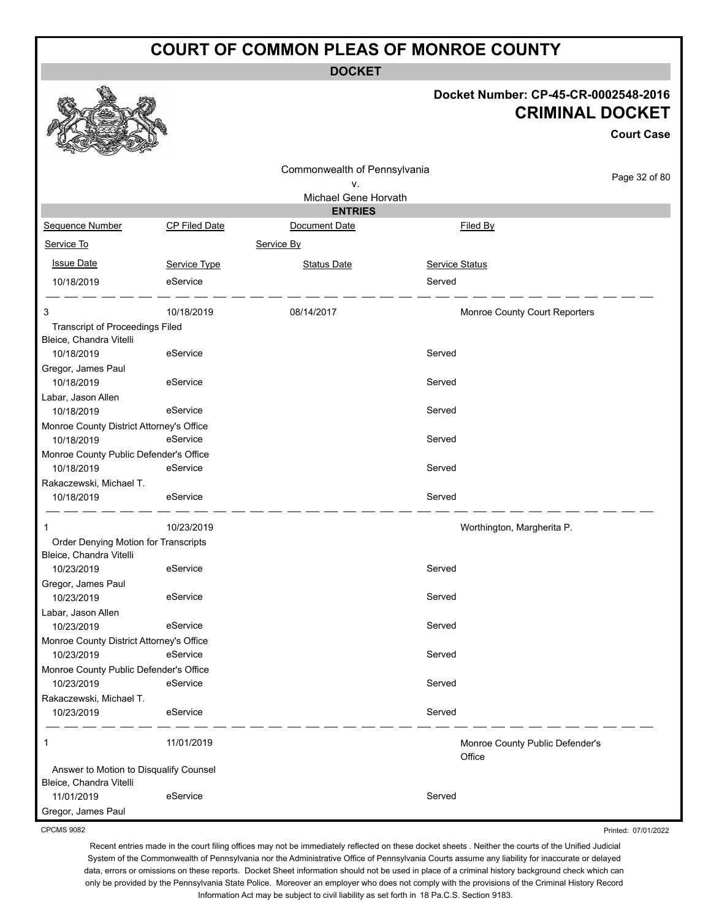# COURT OF COMMON PLEAS OF MONROE COUNTY

**DOCKET**

**Docket Number: CP-45-CR-0002548-2016**

**CRIMINAL DOCKET**

**Court Case**

Commonwealth of Pennsylvania
v.
Michael Gene Horvath

**ENTRIES**

| Sequence Number | CP Filed Date | Document Date | Filed By |
|---|---|---|---|
| Service To | | Service By | |
| Issue Date | Service Type | Status Date | Service Status |
| 10/18/2019 | eService | | Served |
| | | | |
| 3 | 10/18/2019 | 08/14/2017 | Monroe County Court Reporters |
| Transcript of Proceedings Filed | | | |
| Bleice, Chandra Vitelli | | | |
| 10/18/2019 | eService | | Served |
| Gregor, James Paul | | | |
| 10/18/2019 | eService | | Served |
| Labar, Jason Allen | | | |
| 10/18/2019 | eService | | Served |
| Monroe County District Attorney's Office | | | |
| 10/18/2019 | eService | | Served |
| Monroe County Public Defender's Office | | | |
| 10/18/2019 | eService | | Served |
| Rakaczewski, Michael T. | | | |
| 10/18/2019 | eService | | Served |
| | | | |
| 1 | 10/23/2019 | | Worthington, Margherita P. |
| Order Denying Motion for Transcripts | | | |
| Bleice, Chandra Vitelli | | | |
| 10/23/2019 | eService | | Served |
| Gregor, James Paul | | | |
| 10/23/2019 | eService | | Served |
| Labar, Jason Allen | | | |
| 10/23/2019 | eService | | Served |
| Monroe County District Attorney's Office | | | |
| 10/23/2019 | eService | | Served |
| Monroe County Public Defender's Office | | | |
| 10/23/2019 | eService | | Served |
| Rakaczewski, Michael T. | | | |
| 10/23/2019 | eService | | Served |
| | | | |
| 1 | 11/01/2019 | | Monroe County Public Defender's Office |
| Answer to Motion to Disqualify Counsel | | | |
| Bleice, Chandra Vitelli | | | |
| 11/01/2019 | eService | | Served |
| Gregor, James Paul | | | |

CPCMS 9082

Printed: 07/01/2022

Recent entries made in the court filing offices may not be immediately reflected on these docket sheets . Neither the courts of the Unified Judicial System of the Commonwealth of Pennsylvania nor the Administrative Office of Pennsylvania Courts assume any liability for inaccurate or delayed data, errors or omissions on these reports. Docket Sheet information should not be used in place of a criminal history background check which can only be provided by the Pennsylvania State Police. Moreover an employer who does not comply with the provisions of the Criminal History Record Information Act may be subject to civil liability as set forth in 18 Pa.C.S. Section 9183.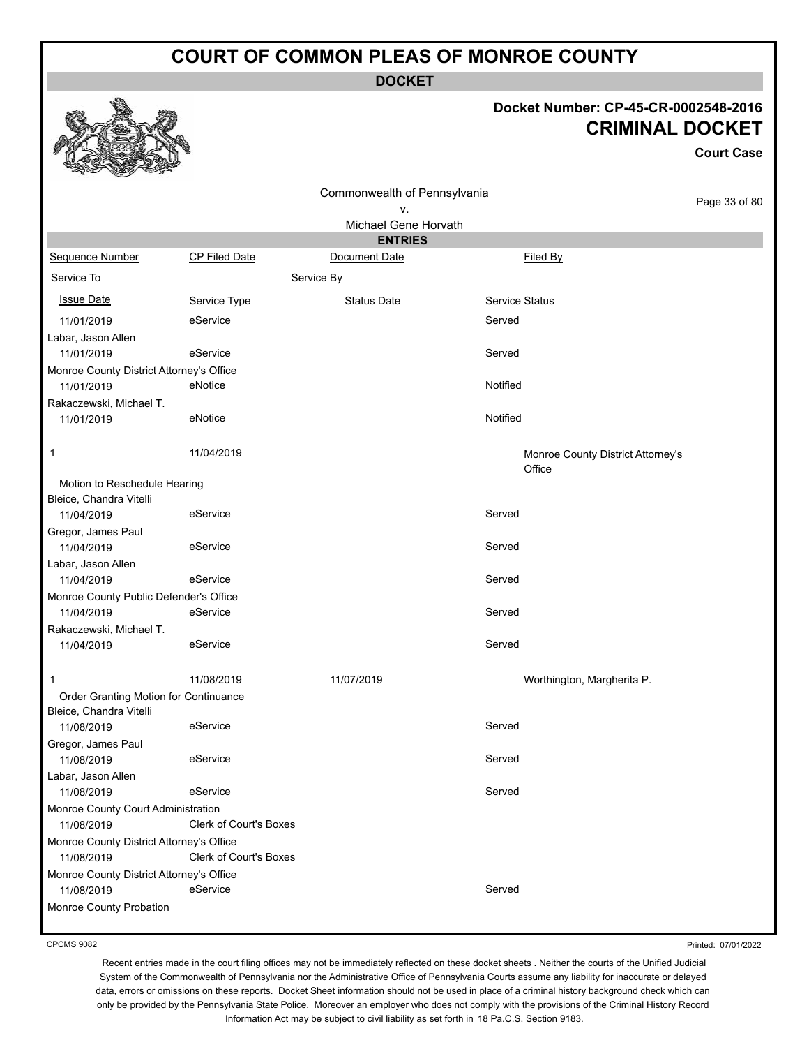# COURT OF COMMON PLEAS OF MONROE COUNTY

## DOCKET

**Docket Number: CP-45-CR-0002548-2016**

## CRIMINAL DOCKET

**Court Case**

Commonwealth of Pennsylvania
v.
Michael Gene Horvath

### ENTRIES

| Sequence Number | CP Filed Date | Document Date | Filed By |
|---|---|---|---|
| Service To | | Service By | |
| Issue Date | Service Type | Status Date | Service Status |
| 11/01/2019 | eService | | Served |
| Labar, Jason Allen | | | |
| 11/01/2019 | eService | | Served |
| Monroe County District Attorney's Office | | | |
| 11/01/2019 | eNotice | | Notified |
| Rakaczewski, Michael T. | | | |
| 11/01/2019 | eNotice | | Notified |
| 1 | 11/04/2019 | | Monroe County District Attorney's Office |
| Motion to Reschedule Hearing | | | |
| Bleice, Chandra Vitelli | | | |
| 11/04/2019 | eService | | Served |
| Gregor, James Paul | | | |
| 11/04/2019 | eService | | Served |
| Labar, Jason Allen | | | |
| 11/04/2019 | eService | | Served |
| Monroe County Public Defender's Office | | | |
| 11/04/2019 | eService | | Served |
| Rakaczewski, Michael T. | | | |
| 11/04/2019 | eService | | Served |
| 1 | 11/08/2019 | 11/07/2019 | Worthington, Margherita P. |
| Order Granting Motion for Continuance | | | |
| Bleice, Chandra Vitelli | | | |
| 11/08/2019 | eService | | Served |
| Gregor, James Paul | | | |
| 11/08/2019 | eService | | Served |
| Labar, Jason Allen | | | |
| 11/08/2019 | eService | | Served |
| Monroe County Court Administration | | | |
| 11/08/2019 | Clerk of Court's Boxes | | |
| Monroe County District Attorney's Office | | | |
| 11/08/2019 | Clerk of Court's Boxes | | |
| Monroe County District Attorney's Office | | | |
| 11/08/2019 | eService | | Served |
| Monroe County Probation | | | |

CPCMS 9082

Printed: 07/01/2022

Recent entries made in the court filing offices may not be immediately reflected on these docket sheets . Neither the courts of the Unified Judicial System of the Commonwealth of Pennsylvania nor the Administrative Office of Pennsylvania Courts assume any liability for inaccurate or delayed data, errors or omissions on these reports. Docket Sheet information should not be used in place of a criminal history background check which can only be provided by the Pennsylvania State Police. Moreover an employer who does not comply with the provisions of the Criminal History Record Information Act may be subject to civil liability as set forth in 18 Pa.C.S. Section 9183.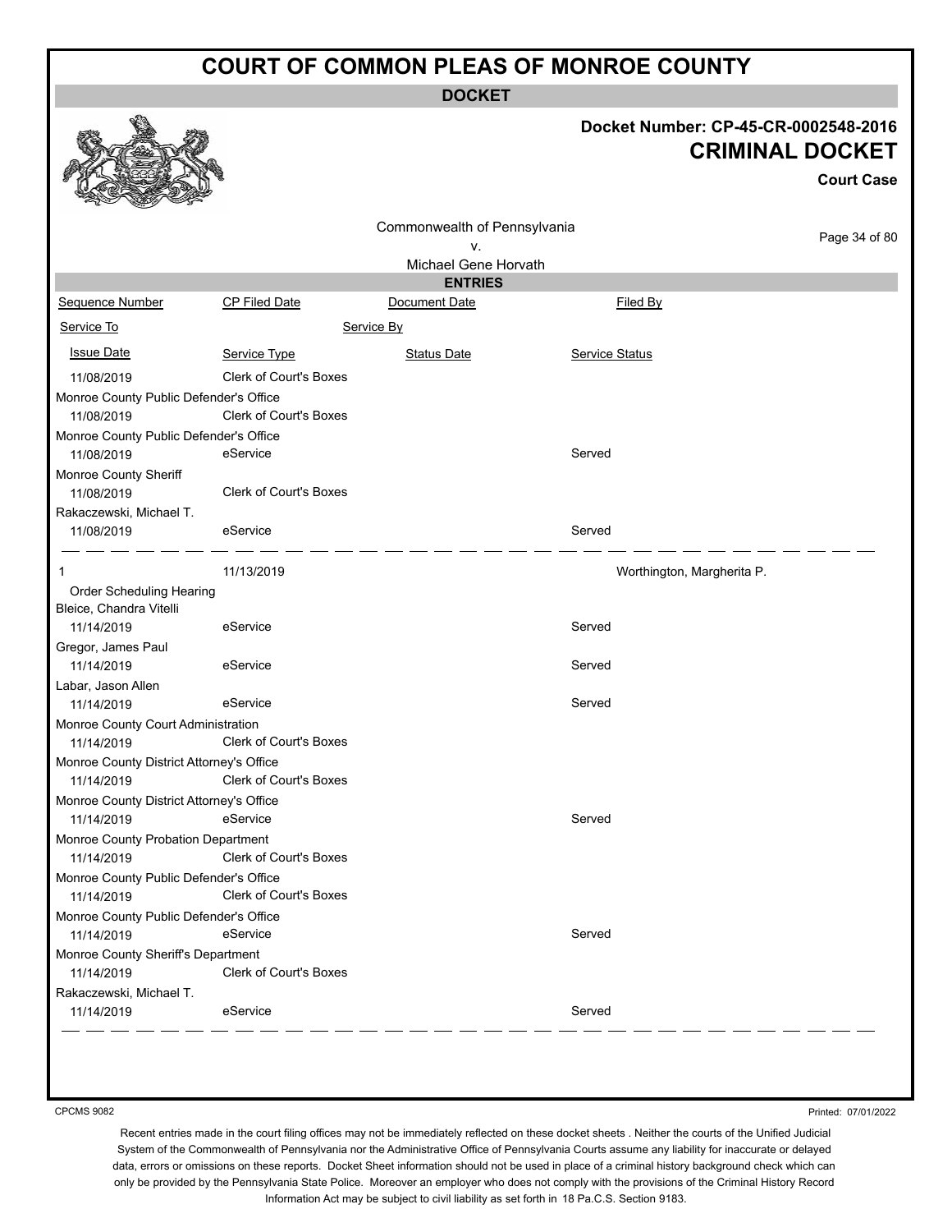# COURT OF COMMON PLEAS OF MONROE COUNTY

**DOCKET**

**Docket Number: CP-45-CR-0002548-2016**

**CRIMINAL DOCKET**

**Court Case**

Commonwealth of Pennsylvania
v.
Michael Gene Horvath

**ENTRIES**

| Sequence Number | CP Filed Date | Document Date | Filed By |
|---|---|---|---|
| Service To | | Service By | |
| Issue Date | Service Type | Status Date | Service Status |
| 11/08/2019 | Clerk of Court's Boxes | | |
| Monroe County Public Defender's Office | | | |
| 11/08/2019 | Clerk of Court's Boxes | | |
| Monroe County Public Defender's Office | | | |
| 11/08/2019 | eService | | Served |
| Monroe County Sheriff | | | |
| 11/08/2019 | Clerk of Court's Boxes | | |
| Rakaczewski, Michael T. | | | |
| 11/08/2019 | eService | | Served |
| 1 | 11/13/2019 | | Worthington, Margherita P. |
| Order Scheduling Hearing | | | |
| Bleice, Chandra Vitelli | | | |
| 11/14/2019 | eService | | Served |
| Gregor, James Paul | | | |
| 11/14/2019 | eService | | Served |
| Labar, Jason Allen | | | |
| 11/14/2019 | eService | | Served |
| Monroe County Court Administration | | | |
| 11/14/2019 | Clerk of Court's Boxes | | |
| Monroe County District Attorney's Office | | | |
| 11/14/2019 | Clerk of Court's Boxes | | |
| Monroe County District Attorney's Office | | | |
| 11/14/2019 | eService | | Served |
| Monroe County Probation Department | | | |
| 11/14/2019 | Clerk of Court's Boxes | | |
| Monroe County Public Defender's Office | | | |
| 11/14/2019 | Clerk of Court's Boxes | | |
| Monroe County Public Defender's Office | | | |
| 11/14/2019 | eService | | Served |
| Monroe County Sheriff's Department | | | |
| 11/14/2019 | Clerk of Court's Boxes | | |
| Rakaczewski, Michael T. | | | |
| 11/14/2019 | eService | | Served |

CPCMS 9082

Printed: 07/01/2022

Recent entries made in the court filing offices may not be immediately reflected on these docket sheets . Neither the courts of the Unified Judicial System of the Commonwealth of Pennsylvania nor the Administrative Office of Pennsylvania Courts assume any liability for inaccurate or delayed data, errors or omissions on these reports. Docket Sheet information should not be used in place of a criminal history background check which can only be provided by the Pennsylvania State Police. Moreover an employer who does not comply with the provisions of the Criminal History Record Information Act may be subject to civil liability as set forth in 18 Pa.C.S. Section 9183.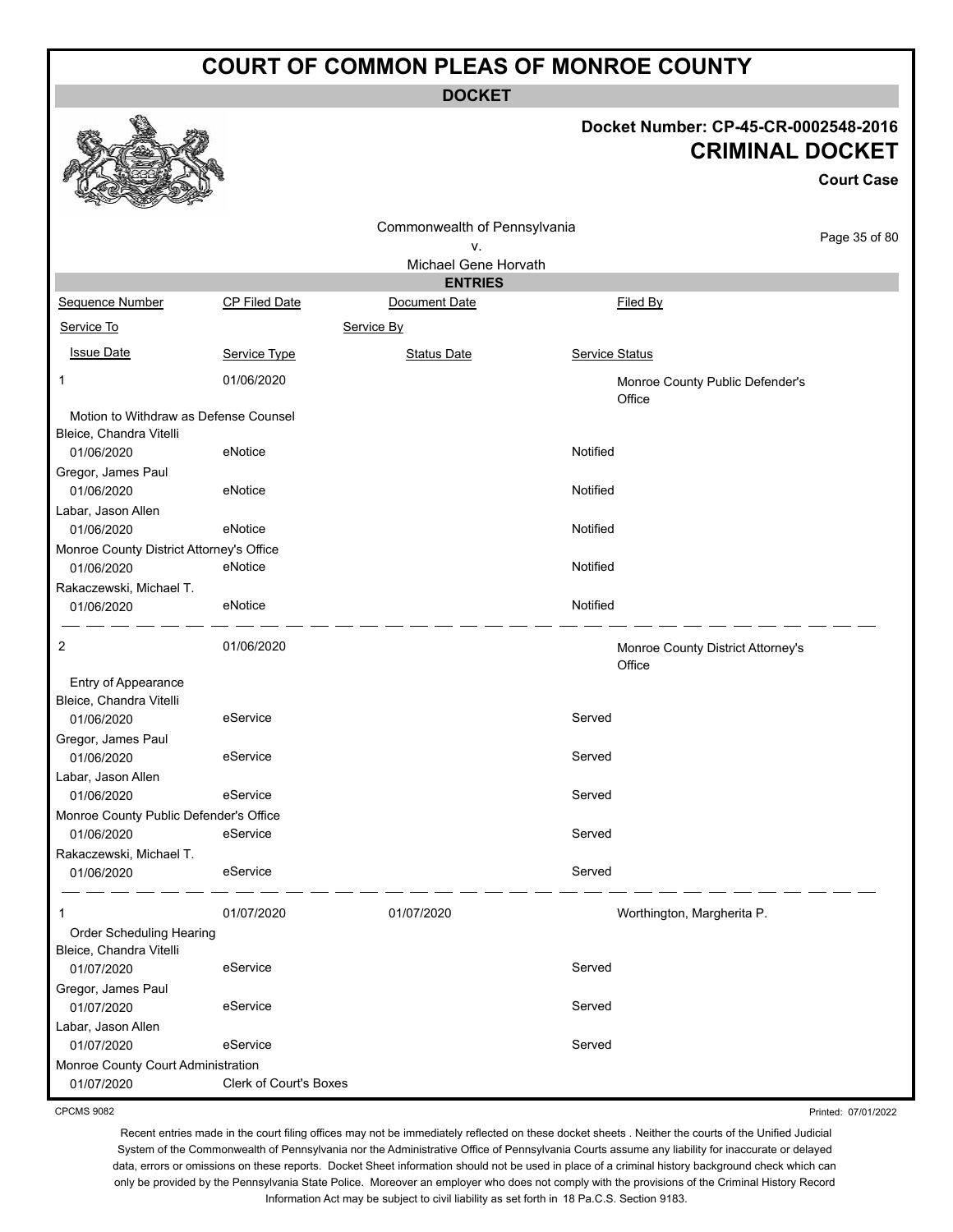# COURT OF COMMON PLEAS OF MONROE COUNTY

**DOCKET**

**Docket Number: CP-45-CR-0002548-2016**

**CRIMINAL DOCKET**

**Court Case**

Commonwealth of Pennsylvania
v.
Michael Gene Horvath

**ENTRIES**

| Sequence Number | CP Filed Date | Document Date | Filed By |
|---|---|---|---|
| Service To | | Service By | |
| Issue Date | Service Type | Status Date | Service Status |
| 1 | 01/06/2020 | | Monroe County Public Defender's Office |
| Motion to Withdraw as Defense Counsel | | | |
| Bleice, Chandra Vitelli | | | |
| 01/06/2020 | eNotice | | Notified |
| Gregor, James Paul | | | |
| 01/06/2020 | eNotice | | Notified |
| Labar, Jason Allen | | | |
| 01/06/2020 | eNotice | | Notified |
| Monroe County District Attorney's Office | | | |
| 01/06/2020 | eNotice | | Notified |
| Rakaczewski, Michael T. | | | |
| 01/06/2020 | eNotice | | Notified |
| 2 | 01/06/2020 | | Monroe County District Attorney's Office |
| Entry of Appearance | | | |
| Bleice, Chandra Vitelli | | | |
| 01/06/2020 | eService | | Served |
| Gregor, James Paul | | | |
| 01/06/2020 | eService | | Served |
| Labar, Jason Allen | | | |
| 01/06/2020 | eService | | Served |
| Monroe County Public Defender's Office | | | |
| 01/06/2020 | eService | | Served |
| Rakaczewski, Michael T. | | | |
| 01/06/2020 | eService | | Served |
| 1 | 01/07/2020 | 01/07/2020 | Worthington, Margherita P. |
| Order Scheduling Hearing | | | |
| Bleice, Chandra Vitelli | | | |
| 01/07/2020 | eService | | Served |
| Gregor, James Paul | | | |
| 01/07/2020 | eService | | Served |
| Labar, Jason Allen | | | |
| 01/07/2020 | eService | | Served |
| Monroe County Court Administration | | | |
| 01/07/2020 | Clerk of Court's Boxes | | |

CPCMS 9082

Printed: 07/01/2022

Recent entries made in the court filing offices may not be immediately reflected on these docket sheets . Neither the courts of the Unified Judicial System of the Commonwealth of Pennsylvania nor the Administrative Office of Pennsylvania Courts assume any liability for inaccurate or delayed data, errors or omissions on these reports. Docket Sheet information should not be used in place of a criminal history background check which can only be provided by the Pennsylvania State Police. Moreover an employer who does not comply with the provisions of the Criminal History Record Information Act may be subject to civil liability as set forth in 18 Pa.C.S. Section 9183.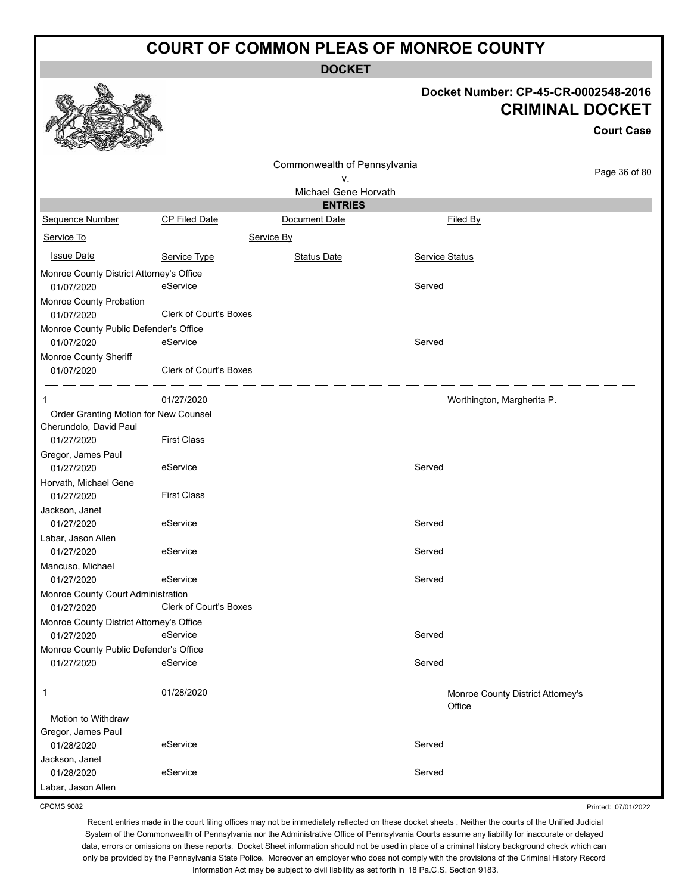# COURT OF COMMON PLEAS OF MONROE COUNTY

**DOCKET**

**Docket Number: CP-45-CR-0002548-2016**

**CRIMINAL DOCKET**

**Court Case**

Commonwealth of Pennsylvania
v.
Michael Gene Horvath

**ENTRIES**

| Sequence Number | CP Filed Date | Document Date | Filed By |
|---|---|---|---|
| Service To | | Service By | |
| Issue Date | Service Type | Status Date | Service Status |
| Monroe County District Attorney's Office | | | |
| 01/07/2020 | eService | | Served |
| Monroe County Probation | | | |
| 01/07/2020 | Clerk of Court's Boxes | | |
| Monroe County Public Defender's Office | | | |
| 01/07/2020 | eService | | Served |
| Monroe County Sheriff | | | |
| 01/07/2020 | Clerk of Court's Boxes | | |
| 1 | 01/27/2020 | | Worthington, Margherita P. |
| Order Granting Motion for New Counsel | | | |
| Cherundolo, David Paul | | | |
| 01/27/2020 | First Class | | |
| Gregor, James Paul | | | |
| 01/27/2020 | eService | | Served |
| Horvath, Michael Gene | | | |
| 01/27/2020 | First Class | | |
| Jackson, Janet | | | |
| 01/27/2020 | eService | | Served |
| Labar, Jason Allen | | | |
| 01/27/2020 | eService | | Served |
| Mancuso, Michael | | | |
| 01/27/2020 | eService | | Served |
| Monroe County Court Administration | | | |
| 01/27/2020 | Clerk of Court's Boxes | | |
| Monroe County District Attorney's Office | | | |
| 01/27/2020 | eService | | Served |
| Monroe County Public Defender's Office | | | |
| 01/27/2020 | eService | | Served |
| 1 | 01/28/2020 | | Monroe County District Attorney's Office |
| Motion to Withdraw | | | |
| Gregor, James Paul | | | |
| 01/28/2020 | eService | | Served |
| Jackson, Janet | | | |
| 01/28/2020 | eService | | Served |
| Labar, Jason Allen | | | |

CPCMS 9082

Printed: 07/01/2022

Recent entries made in the court filing offices may not be immediately reflected on these docket sheets . Neither the courts of the Unified Judicial System of the Commonwealth of Pennsylvania nor the Administrative Office of Pennsylvania Courts assume any liability for inaccurate or delayed data, errors or omissions on these reports. Docket Sheet information should not be used in place of a criminal history background check which can only be provided by the Pennsylvania State Police. Moreover an employer who does not comply with the provisions of the Criminal History Record Information Act may be subject to civil liability as set forth in 18 Pa.C.S. Section 9183.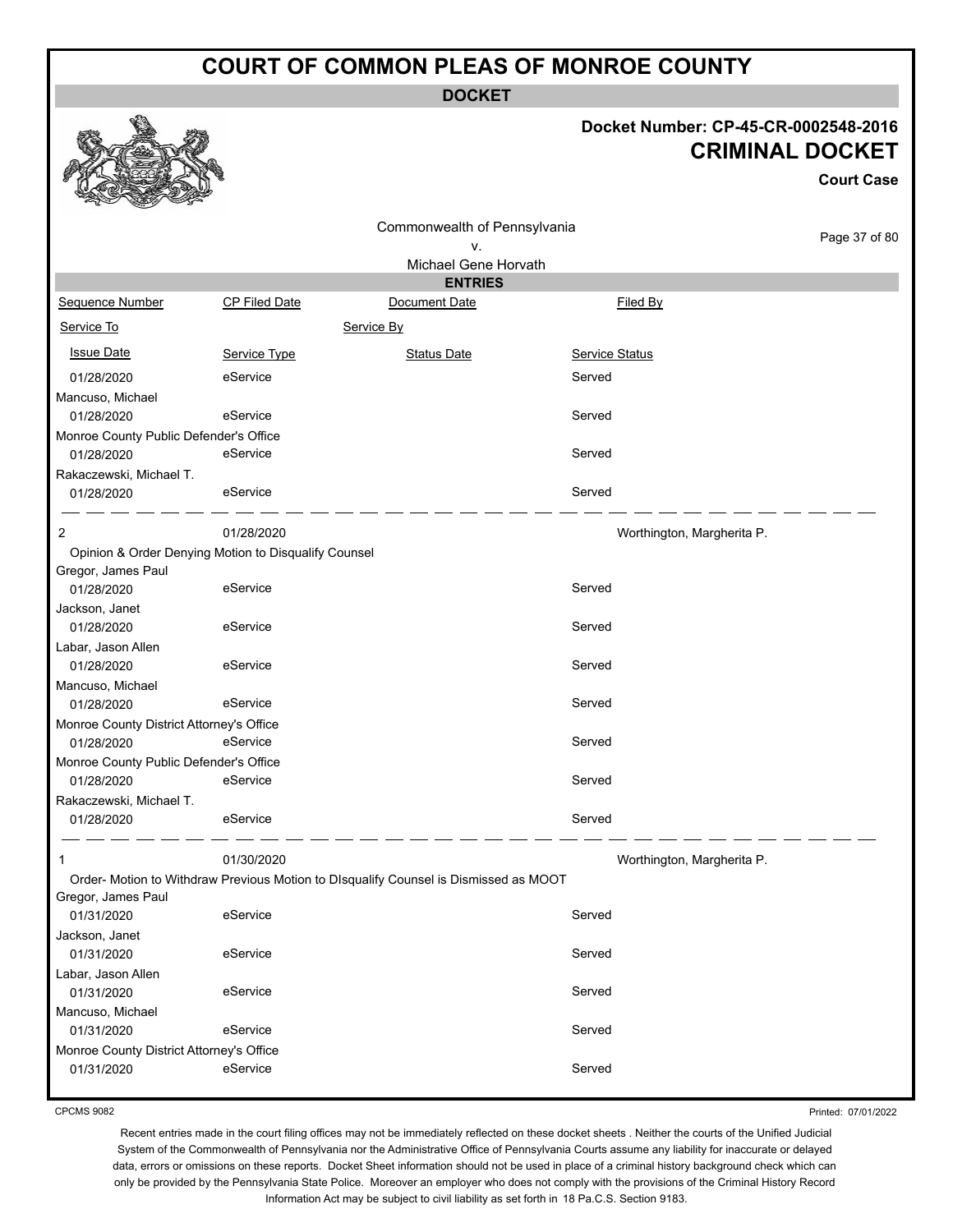# COURT OF COMMON PLEAS OF MONROE COUNTY

## DOCKET

**Docket Number: CP-45-CR-0002548-2016**

**CRIMINAL DOCKET**

**Court Case**

Commonwealth of Pennsylvania
v.
Michael Gene Horvath

### ENTRIES

| Sequence Number | CP Filed Date | Document Date | Filed By |
|---|---|---|---|
| Service To | | Service By | |
| Issue Date | Service Type | Status Date | Service Status |
| 01/28/2020 | eService | | Served |
| Mancuso, Michael | | | |
| 01/28/2020 | eService | | Served |
| Monroe County Public Defender's Office | | | |
| 01/28/2020 | eService | | Served |
| Rakaczewski, Michael T. | | | |
| 01/28/2020 | eService | | Served |
| 2 | 01/28/2020 | | Worthington, Margherita P. |
| Opinion & Order Denying Motion to Disqualify Counsel | | | |
| Gregor, James Paul | | | |
| 01/28/2020 | eService | | Served |
| Jackson, Janet | | | |
| 01/28/2020 | eService | | Served |
| Labar, Jason Allen | | | |
| 01/28/2020 | eService | | Served |
| Mancuso, Michael | | | |
| 01/28/2020 | eService | | Served |
| Monroe County District Attorney's Office | | | |
| 01/28/2020 | eService | | Served |
| Monroe County Public Defender's Office | | | |
| 01/28/2020 | eService | | Served |
| Rakaczewski, Michael T. | | | |
| 01/28/2020 | eService | | Served |
| 1 | 01/30/2020 | | Worthington, Margherita P. |
| Order- Motion to Withdraw Previous Motion to DIsqualify Counsel is Dismissed as MOOT | | | |
| Gregor, James Paul | | | |
| 01/31/2020 | eService | | Served |
| Jackson, Janet | | | |
| 01/31/2020 | eService | | Served |
| Labar, Jason Allen | | | |
| 01/31/2020 | eService | | Served |
| Mancuso, Michael | | | |
| 01/31/2020 | eService | | Served |
| Monroe County District Attorney's Office | | | |
| 01/31/2020 | eService | | Served |

CPCMS 9082

Printed: 07/01/2022

Recent entries made in the court filing offices may not be immediately reflected on these docket sheets . Neither the courts of the Unified Judicial System of the Commonwealth of Pennsylvania nor the Administrative Office of Pennsylvania Courts assume any liability for inaccurate or delayed data, errors or omissions on these reports. Docket Sheet information should not be used in place of a criminal history background check which can only be provided by the Pennsylvania State Police. Moreover an employer who does not comply with the provisions of the Criminal History Record Information Act may be subject to civil liability as set forth in 18 Pa.C.S. Section 9183.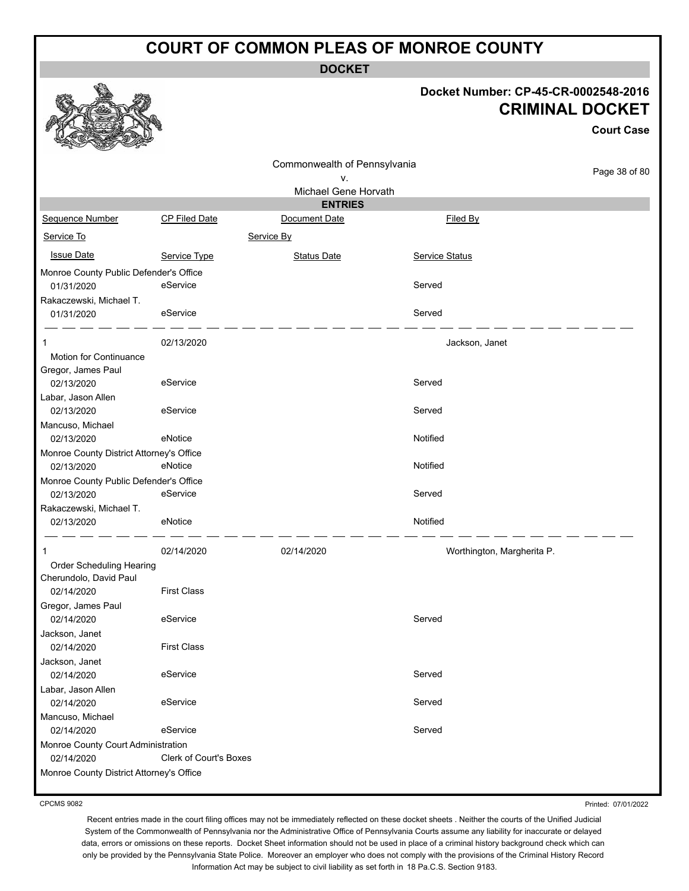# COURT OF COMMON PLEAS OF MONROE COUNTY

**DOCKET**

**Docket Number: CP-45-CR-0002548-2016**

**CRIMINAL DOCKET**

**Court Case**

Commonwealth of Pennsylvania
v.
Michael Gene Horvath

**ENTRIES**

| Sequence Number | CP Filed Date | Document Date | Filed By |
|---|---|---|---|
| Service To | | Service By | |
| Issue Date | Service Type | Status Date | Service Status |
| Monroe County Public Defender's Office | | | |
| 01/31/2020 | eService | | Served |
| Rakaczewski, Michael T. | | | |
| 01/31/2020 | eService | | Served |
| 1 | 02/13/2020 | | Jackson, Janet |
| Motion for Continuance | | | |
| Gregor, James Paul | | | |
| 02/13/2020 | eService | | Served |
| Labar, Jason Allen | | | |
| 02/13/2020 | eService | | Served |
| Mancuso, Michael | | | |
| 02/13/2020 | eNotice | | Notified |
| Monroe County District Attorney's Office | | | |
| 02/13/2020 | eNotice | | Notified |
| Monroe County Public Defender's Office | | | |
| 02/13/2020 | eService | | Served |
| Rakaczewski, Michael T. | | | |
| 02/13/2020 | eNotice | | Notified |
| 1 | 02/14/2020 | 02/14/2020 | Worthington, Margherita P. |
| Order Scheduling Hearing | | | |
| Cherundolo, David Paul | | | |
| 02/14/2020 | First Class | | |
| Gregor, James Paul | | | |
| 02/14/2020 | eService | | Served |
| Jackson, Janet | | | |
| 02/14/2020 | First Class | | |
| Jackson, Janet | | | |
| 02/14/2020 | eService | | Served |
| Labar, Jason Allen | | | |
| 02/14/2020 | eService | | Served |
| Mancuso, Michael | | | |
| 02/14/2020 | eService | | Served |
| Monroe County Court Administration | | | |
| 02/14/2020 | Clerk of Court's Boxes | | |
| Monroe County District Attorney's Office | | | |

CPCMS 9082

Printed: 07/01/2022

Recent entries made in the court filing offices may not be immediately reflected on these docket sheets . Neither the courts of the Unified Judicial System of the Commonwealth of Pennsylvania nor the Administrative Office of Pennsylvania Courts assume any liability for inaccurate or delayed data, errors or omissions on these reports. Docket Sheet information should not be used in place of a criminal history background check which can only be provided by the Pennsylvania State Police. Moreover an employer who does not comply with the provisions of the Criminal History Record Information Act may be subject to civil liability as set forth in 18 Pa.C.S. Section 9183.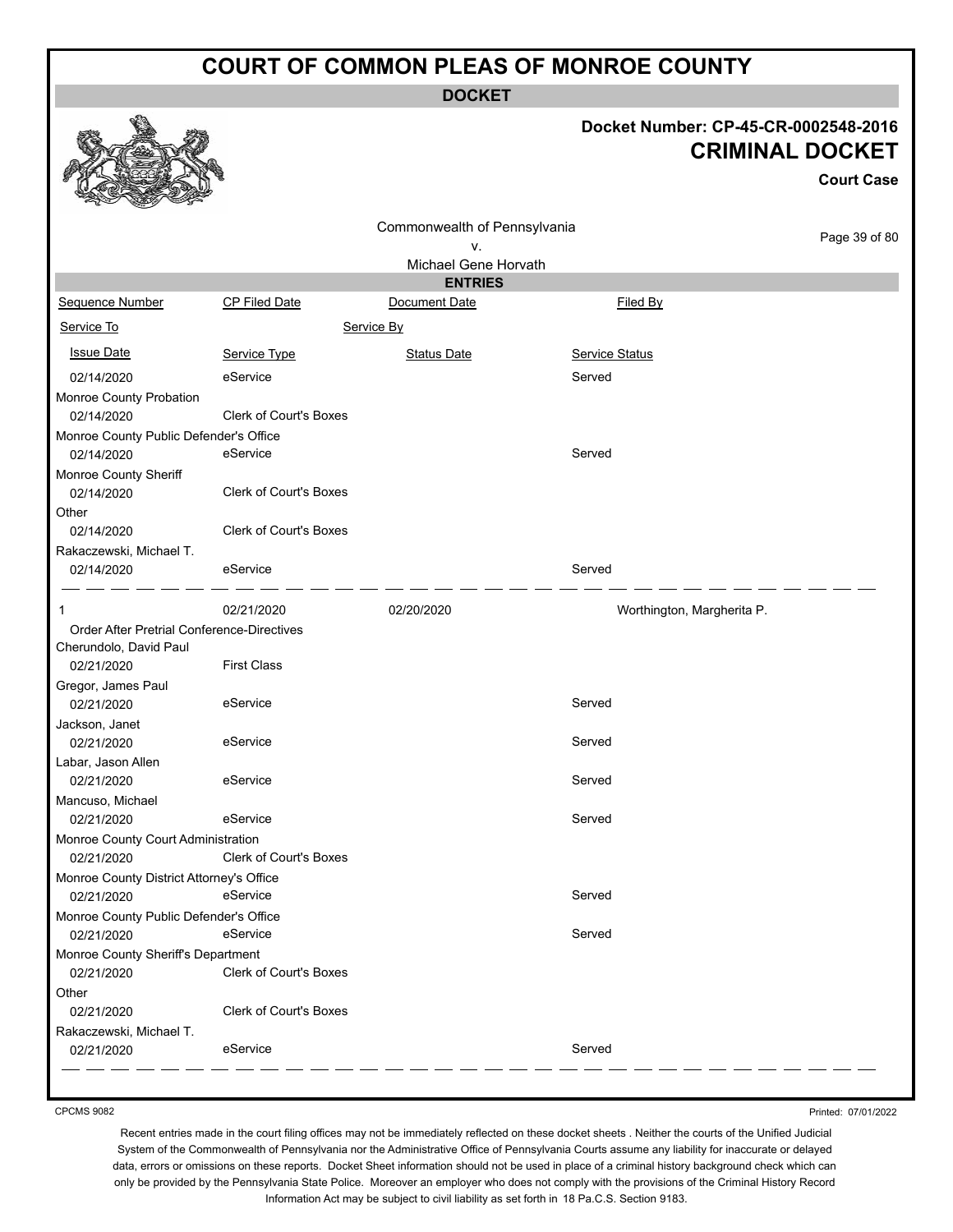# COURT OF COMMON PLEAS OF MONROE COUNTY

**DOCKET**

**Docket Number: CP-45-CR-0002548-2016**

**CRIMINAL DOCKET**

**Court Case**

Commonwealth of Pennsylvania
v.
Michael Gene Horvath

**ENTRIES**

| Sequence Number | CP Filed Date | Document Date | Filed By |
|---|---|---|---|
| Service To | Service By | | |
| Issue Date | Service Type | Status Date | Service Status |
| 02/14/2020 | eService | | Served |
| Monroe County Probation | | | |
| 02/14/2020 | Clerk of Court's Boxes | | |
| Monroe County Public Defender's Office | | | |
| 02/14/2020 | eService | | Served |
| Monroe County Sheriff | | | |
| 02/14/2020 | Clerk of Court's Boxes | | |
| Other | | | |
| 02/14/2020 | Clerk of Court's Boxes | | |
| Rakaczewski, Michael T. | | | |
| 02/14/2020 | eService | | Served |
| 1 | 02/21/2020 | 02/20/2020 | Worthington, Margherita P. |
| Order After Pretrial Conference-Directives | | | |
| Cherundolo, David Paul | | | |
| 02/21/2020 | First Class | | |
| Gregor, James Paul | | | |
| 02/21/2020 | eService | | Served |
| Jackson, Janet | | | |
| 02/21/2020 | eService | | Served |
| Labar, Jason Allen | | | |
| 02/21/2020 | eService | | Served |
| Mancuso, Michael | | | |
| 02/21/2020 | eService | | Served |
| Monroe County Court Administration | | | |
| 02/21/2020 | Clerk of Court's Boxes | | |
| Monroe County District Attorney's Office | | | |
| 02/21/2020 | eService | | Served |
| Monroe County Public Defender's Office | | | |
| 02/21/2020 | eService | | Served |
| Monroe County Sheriff's Department | | | |
| 02/21/2020 | Clerk of Court's Boxes | | |
| Other | | | |
| 02/21/2020 | Clerk of Court's Boxes | | |
| Rakaczewski, Michael T. | | | |
| 02/21/2020 | eService | | Served |

CPCMS 9082

Printed: 07/01/2022

Recent entries made in the court filing offices may not be immediately reflected on these docket sheets . Neither the courts of the Unified Judicial System of the Commonwealth of Pennsylvania nor the Administrative Office of Pennsylvania Courts assume any liability for inaccurate or delayed data, errors or omissions on these reports. Docket Sheet information should not be used in place of a criminal history background check which can only be provided by the Pennsylvania State Police. Moreover an employer who does not comply with the provisions of the Criminal History Record Information Act may be subject to civil liability as set forth in 18 Pa.C.S. Section 9183.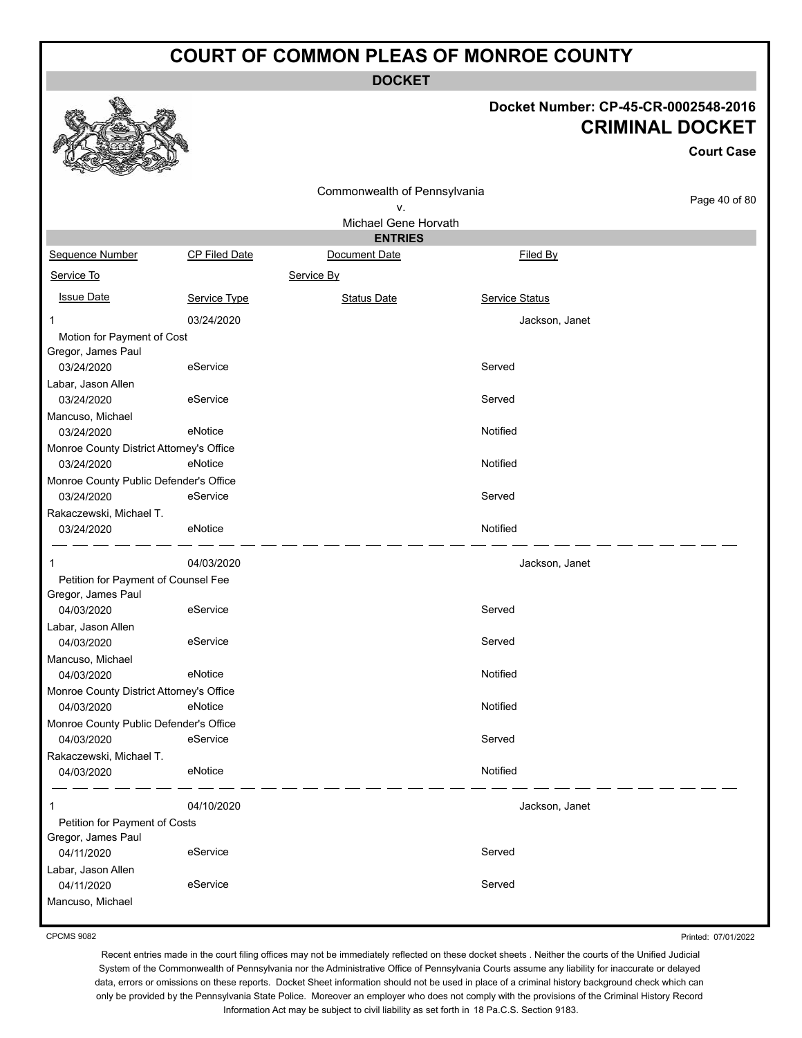# COURT OF COMMON PLEAS OF MONROE COUNTY

## DOCKET

**Docket Number: CP-45-CR-0002548-2016**

**CRIMINAL DOCKET**

**Court Case**

Commonwealth of Pennsylvania
v.
Michael Gene Horvath

### ENTRIES

| Sequence Number | CP Filed Date | Document Date | Filed By |
|---|---|---|---|
| Service To | | Service By | |
| Issue Date | Service Type | Status Date | Service Status |
| 1 | 03/24/2020 | | Jackson, Janet |
| Motion for Payment of Cost | | | |
| Gregor, James Paul | | | |
| 03/24/2020 | eService | | Served |
| Labar, Jason Allen | | | |
| 03/24/2020 | eService | | Served |
| Mancuso, Michael | | | |
| 03/24/2020 | eNotice | | Notified |
| Monroe County District Attorney's Office | | | |
| 03/24/2020 | eNotice | | Notified |
| Monroe County Public Defender's Office | | | |
| 03/24/2020 | eService | | Served |
| Rakaczewski, Michael T. | | | |
| 03/24/2020 | eNotice | | Notified |
| 1 | 04/03/2020 | | Jackson, Janet |
| Petition for Payment of Counsel Fee | | | |
| Gregor, James Paul | | | |
| 04/03/2020 | eService | | Served |
| Labar, Jason Allen | | | |
| 04/03/2020 | eService | | Served |
| Mancuso, Michael | | | |
| 04/03/2020 | eNotice | | Notified |
| Monroe County District Attorney's Office | | | |
| 04/03/2020 | eNotice | | Notified |
| Monroe County Public Defender's Office | | | |
| 04/03/2020 | eService | | Served |
| Rakaczewski, Michael T. | | | |
| 04/03/2020 | eNotice | | Notified |
| 1 | 04/10/2020 | | Jackson, Janet |
| Petition for Payment of Costs | | | |
| Gregor, James Paul | | | |
| 04/11/2020 | eService | | Served |
| Labar, Jason Allen | | | |
| 04/11/2020 | eService | | Served |
| Mancuso, Michael | | | |

CPCMS 9082

Printed: 07/01/2022

Recent entries made in the court filing offices may not be immediately reflected on these docket sheets . Neither the courts of the Unified Judicial System of the Commonwealth of Pennsylvania nor the Administrative Office of Pennsylvania Courts assume any liability for inaccurate or delayed data, errors or omissions on these reports. Docket Sheet information should not be used in place of a criminal history background check which can only be provided by the Pennsylvania State Police. Moreover an employer who does not comply with the provisions of the Criminal History Record Information Act may be subject to civil liability as set forth in 18 Pa.C.S. Section 9183.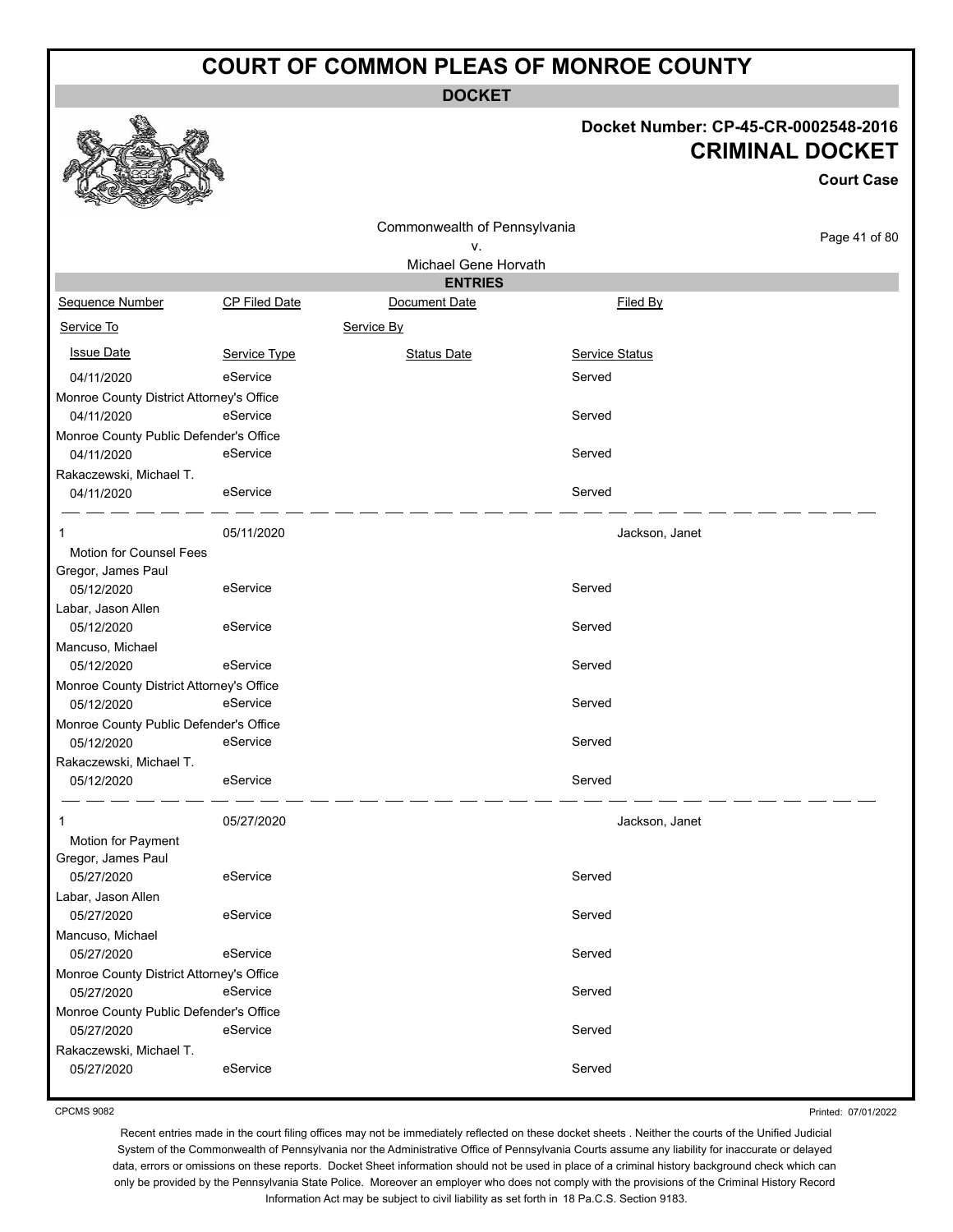# COURT OF COMMON PLEAS OF MONROE COUNTY

**DOCKET**

**Docket Number: CP-45-CR-0002548-2016**

## CRIMINAL DOCKET

**Court Case**

Commonwealth of Pennsylvania
v.
Michael Gene Horvath

**ENTRIES**

| Sequence Number | CP Filed Date | Document Date | Filed By |
|---|---|---|---|
| Service To | | Service By | |
| Issue Date | Service Type | Status Date | Service Status |
| 04/11/2020 | eService | | Served |
| Monroe County District Attorney's Office | | | |
| 04/11/2020 | eService | | Served |
| Monroe County Public Defender's Office | | | |
| 04/11/2020 | eService | | Served |
| Rakaczewski, Michael T. | | | |
| 04/11/2020 | eService | | Served |
| 1 | 05/11/2020 | | Jackson, Janet |
| Motion for Counsel Fees | | | |
| Gregor, James Paul | | | |
| 05/12/2020 | eService | | Served |
| Labar, Jason Allen | | | |
| 05/12/2020 | eService | | Served |
| Mancuso, Michael | | | |
| 05/12/2020 | eService | | Served |
| Monroe County District Attorney's Office | | | |
| 05/12/2020 | eService | | Served |
| Monroe County Public Defender's Office | | | |
| 05/12/2020 | eService | | Served |
| Rakaczewski, Michael T. | | | |
| 05/12/2020 | eService | | Served |
| 1 | 05/27/2020 | | Jackson, Janet |
| Motion for Payment | | | |
| Gregor, James Paul | | | |
| 05/27/2020 | eService | | Served |
| Labar, Jason Allen | | | |
| 05/27/2020 | eService | | Served |
| Mancuso, Michael | | | |
| 05/27/2020 | eService | | Served |
| Monroe County District Attorney's Office | | | |
| 05/27/2020 | eService | | Served |
| Monroe County Public Defender's Office | | | |
| 05/27/2020 | eService | | Served |
| Rakaczewski, Michael T. | | | |
| 05/27/2020 | eService | | Served |

CPCMS 9082

Printed: 07/01/2022

Recent entries made in the court filing offices may not be immediately reflected on these docket sheets . Neither the courts of the Unified Judicial System of the Commonwealth of Pennsylvania nor the Administrative Office of Pennsylvania Courts assume any liability for inaccurate or delayed data, errors or omissions on these reports. Docket Sheet information should not be used in place of a criminal history background check which can only be provided by the Pennsylvania State Police. Moreover an employer who does not comply with the provisions of the Criminal History Record Information Act may be subject to civil liability as set forth in 18 Pa.C.S. Section 9183.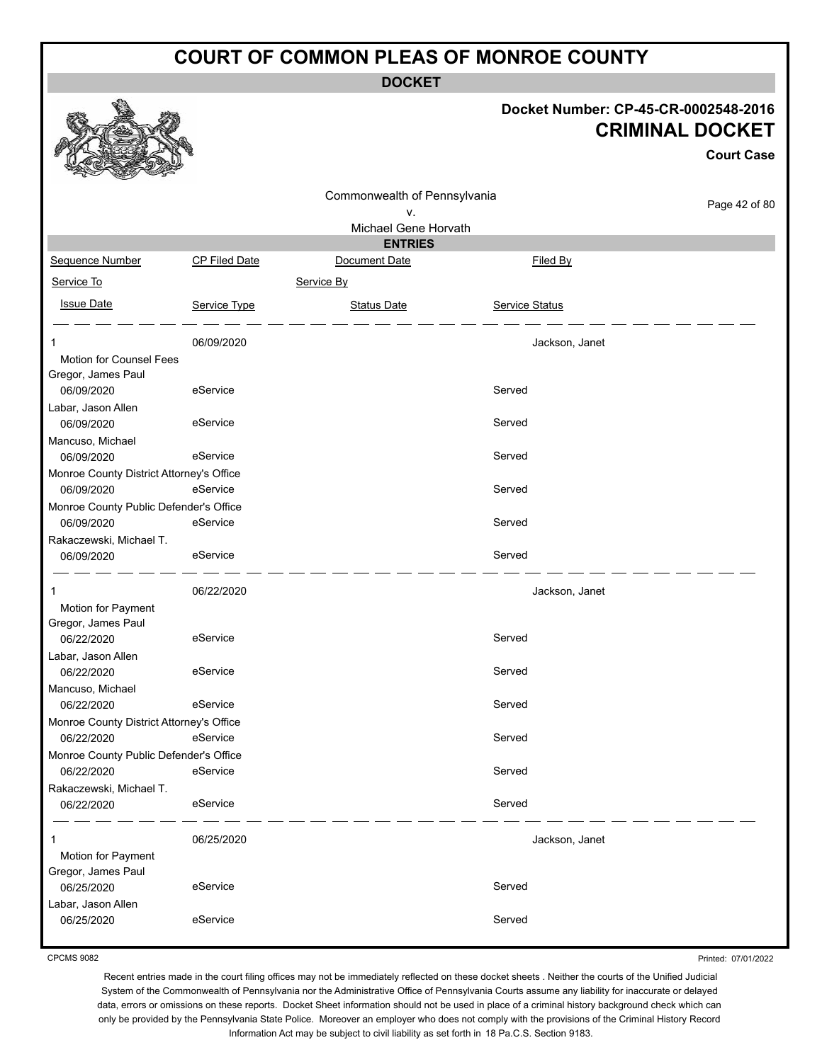# COURT OF COMMON PLEAS OF MONROE COUNTY

## DOCKET

**Docket Number: CP-45-CR-0002548-2016**

**CRIMINAL DOCKET**

**Court Case**

Commonwealth of Pennsylvania
v.
Michael Gene Horvath

### ENTRIES

| Sequence Number | CP Filed Date | Document Date | Filed By |
|---|---|---|---|
| Service To | | Service By | |
| Issue Date | Service Type | Status Date | Service Status |
| 1 | 06/09/2020 | | Jackson, Janet |
| Motion for Counsel Fees | | | |
| Gregor, James Paul | | | |
| 06/09/2020 | eService | | Served |
| Labar, Jason Allen | | | |
| 06/09/2020 | eService | | Served |
| Mancuso, Michael | | | |
| 06/09/2020 | eService | | Served |
| Monroe County District Attorney's Office | | | |
| 06/09/2020 | eService | | Served |
| Monroe County Public Defender's Office | | | |
| 06/09/2020 | eService | | Served |
| Rakaczewski, Michael T. | | | |
| 06/09/2020 | eService | | Served |
| 1 | 06/22/2020 | | Jackson, Janet |
| Motion for Payment | | | |
| Gregor, James Paul | | | |
| 06/22/2020 | eService | | Served |
| Labar, Jason Allen | | | |
| 06/22/2020 | eService | | Served |
| Mancuso, Michael | | | |
| 06/22/2020 | eService | | Served |
| Monroe County District Attorney's Office | | | |
| 06/22/2020 | eService | | Served |
| Monroe County Public Defender's Office | | | |
| 06/22/2020 | eService | | Served |
| Rakaczewski, Michael T. | | | |
| 06/22/2020 | eService | | Served |
| 1 | 06/25/2020 | | Jackson, Janet |
| Motion for Payment | | | |
| Gregor, James Paul | | | |
| 06/25/2020 | eService | | Served |
| Labar, Jason Allen | | | |
| 06/25/2020 | eService | | Served |

CPCMS 9082

Printed: 07/01/2022

Recent entries made in the court filing offices may not be immediately reflected on these docket sheets . Neither the courts of the Unified Judicial System of the Commonwealth of Pennsylvania nor the Administrative Office of Pennsylvania Courts assume any liability for inaccurate or delayed data, errors or omissions on these reports. Docket Sheet information should not be used in place of a criminal history background check which can only be provided by the Pennsylvania State Police. Moreover an employer who does not comply with the provisions of the Criminal History Record Information Act may be subject to civil liability as set forth in 18 Pa.C.S. Section 9183.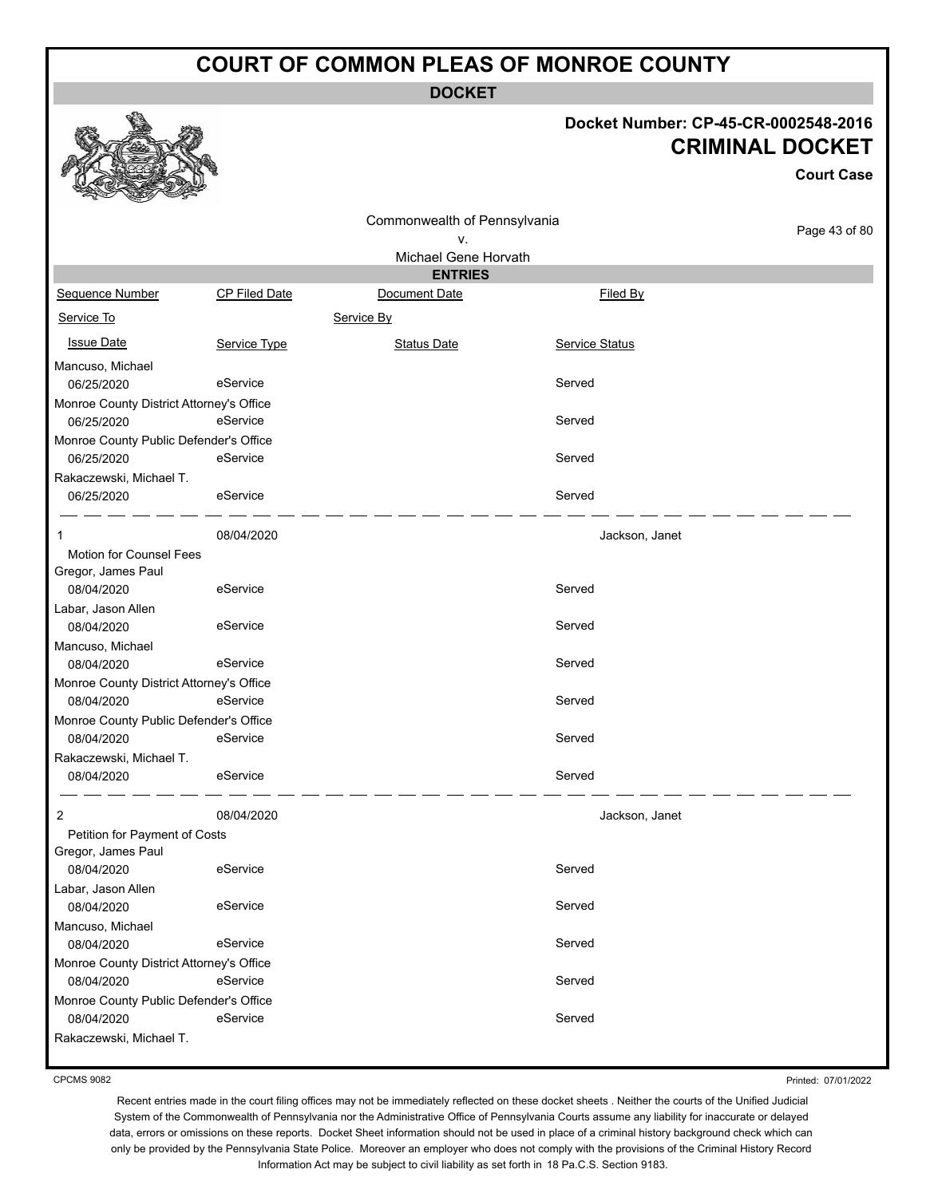# COURT OF COMMON PLEAS OF MONROE COUNTY

**DOCKET**

**Docket Number: CP-45-CR-0002548-2016**

**CRIMINAL DOCKET**

**Court Case**

Commonwealth of Pennsylvania
v.
Michael Gene Horvath

**ENTRIES**

| Sequence Number | CP Filed Date | Document Date | Filed By |
|---|---|---|---|
| Service To | | Service By | |
| Issue Date | Service Type | Status Date | Service Status |
| Mancuso, Michael | | | |
| 06/25/2020 | eService | | Served |
| Monroe County District Attorney's Office | | | |
| 06/25/2020 | eService | | Served |
| Monroe County Public Defender's Office | | | |
| 06/25/2020 | eService | | Served |
| Rakaczewski, Michael T. | | | |
| 06/25/2020 | eService | | Served |
| 1 | 08/04/2020 | | Jackson, Janet |
| Motion for Counsel Fees | | | |
| Gregor, James Paul | | | |
| 08/04/2020 | eService | | Served |
| Labar, Jason Allen | | | |
| 08/04/2020 | eService | | Served |
| Mancuso, Michael | | | |
| 08/04/2020 | eService | | Served |
| Monroe County District Attorney's Office | | | |
| 08/04/2020 | eService | | Served |
| Monroe County Public Defender's Office | | | |
| 08/04/2020 | eService | | Served |
| Rakaczewski, Michael T. | | | |
| 08/04/2020 | eService | | Served |
| 2 | 08/04/2020 | | Jackson, Janet |
| Petition for Payment of Costs | | | |
| Gregor, James Paul | | | |
| 08/04/2020 | eService | | Served |
| Labar, Jason Allen | | | |
| 08/04/2020 | eService | | Served |
| Mancuso, Michael | | | |
| 08/04/2020 | eService | | Served |
| Monroe County District Attorney's Office | | | |
| 08/04/2020 | eService | | Served |
| Monroe County Public Defender's Office | | | |
| 08/04/2020 | eService | | Served |
| Rakaczewski, Michael T. | | | |

CPCMS 9082

Printed: 07/01/2022

Recent entries made in the court filing offices may not be immediately reflected on these docket sheets . Neither the courts of the Unified Judicial System of the Commonwealth of Pennsylvania nor the Administrative Office of Pennsylvania Courts assume any liability for inaccurate or delayed data, errors or omissions on these reports. Docket Sheet information should not be used in place of a criminal history background check which can only be provided by the Pennsylvania State Police. Moreover an employer who does not comply with the provisions of the Criminal History Record Information Act may be subject to civil liability as set forth in 18 Pa.C.S. Section 9183.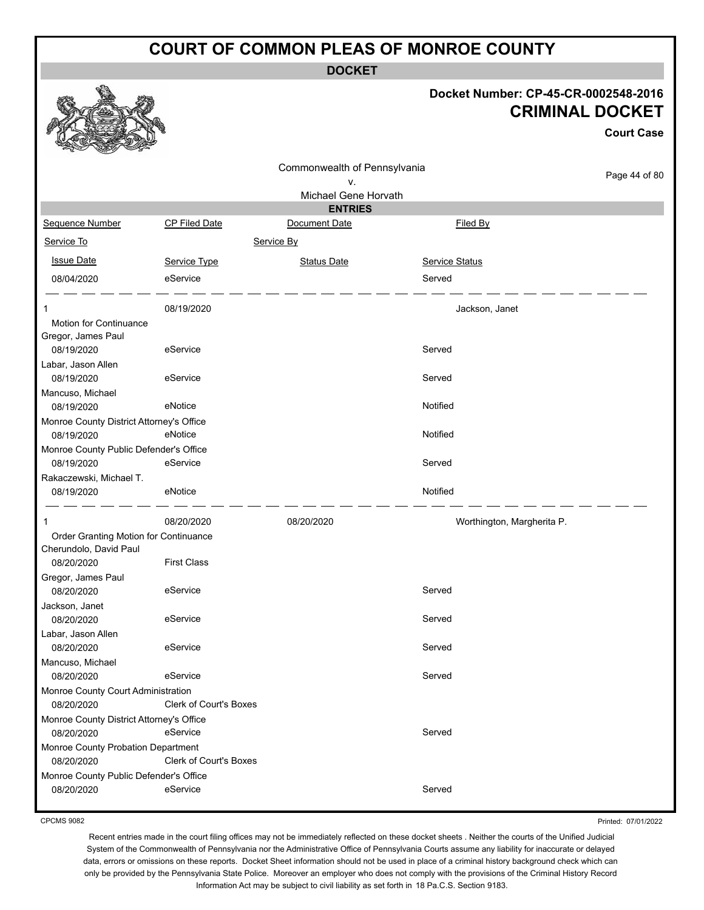# COURT OF COMMON PLEAS OF MONROE COUNTY

## DOCKET

**Docket Number: CP-45-CR-0002548-2016**

**CRIMINAL DOCKET**

**Court Case**

Commonwealth of Pennsylvania
v.
Michael Gene Horvath

### ENTRIES

| Sequence Number | CP Filed Date | Document Date | Filed By |
|---|---|---|---|
| Service To | | Service By | |
| Issue Date | Service Type | Status Date | Service Status |
| 08/04/2020 | eService | | Served |
| 1 | 08/19/2020 | | Jackson, Janet |
| Motion for Continuance | | | |
| Gregor, James Paul | | | |
| 08/19/2020 | eService | | Served |
| Labar, Jason Allen | | | |
| 08/19/2020 | eService | | Served |
| Mancuso, Michael | | | |
| 08/19/2020 | eNotice | | Notified |
| Monroe County District Attorney's Office | | | |
| 08/19/2020 | eNotice | | Notified |
| Monroe County Public Defender's Office | | | |
| 08/19/2020 | eService | | Served |
| Rakaczewski, Michael T. | | | |
| 08/19/2020 | eNotice | | Notified |
| 1 | 08/20/2020 | 08/20/2020 | Worthington, Margherita P. |
| Order Granting Motion for Continuance | | | |
| Cherundolo, David Paul | | | |
| 08/20/2020 | First Class | | |
| Gregor, James Paul | | | |
| 08/20/2020 | eService | | Served |
| Jackson, Janet | | | |
| 08/20/2020 | eService | | Served |
| Labar, Jason Allen | | | |
| 08/20/2020 | eService | | Served |
| Mancuso, Michael | | | |
| 08/20/2020 | eService | | Served |
| Monroe County Court Administration | | | |
| 08/20/2020 | Clerk of Court's Boxes | | |
| Monroe County District Attorney's Office | | | |
| 08/20/2020 | eService | | Served |
| Monroe County Probation Department | | | |
| 08/20/2020 | Clerk of Court's Boxes | | |
| Monroe County Public Defender's Office | | | |
| 08/20/2020 | eService | | Served |

CPCMS 9082

Printed: 07/01/2022

Recent entries made in the court filing offices may not be immediately reflected on these docket sheets . Neither the courts of the Unified Judicial System of the Commonwealth of Pennsylvania nor the Administrative Office of Pennsylvania Courts assume any liability for inaccurate or delayed data, errors or omissions on these reports. Docket Sheet information should not be used in place of a criminal history background check which can only be provided by the Pennsylvania State Police. Moreover an employer who does not comply with the provisions of the Criminal History Record Information Act may be subject to civil liability as set forth in 18 Pa.C.S. Section 9183.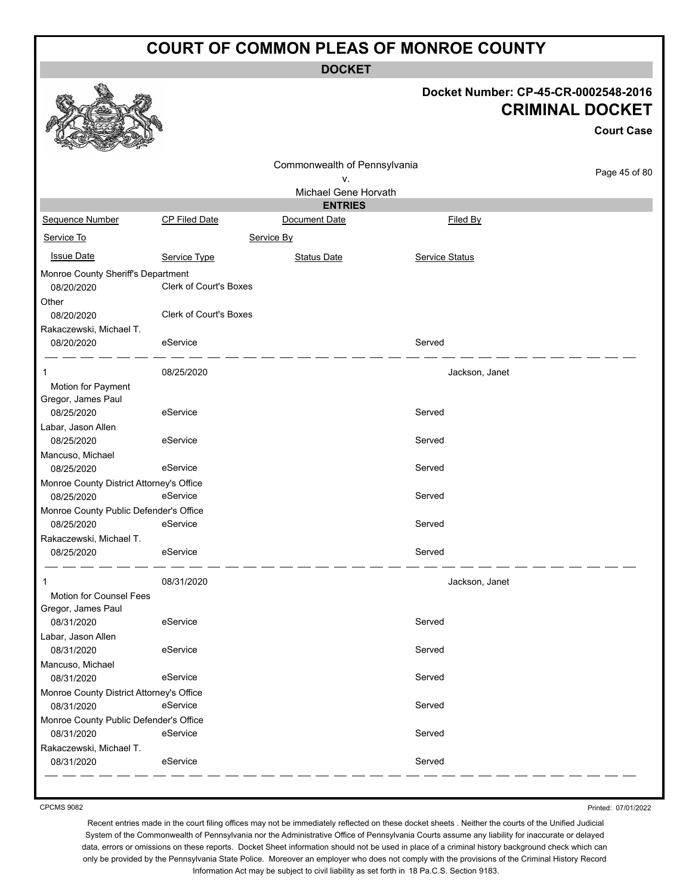# COURT OF COMMON PLEAS OF MONROE COUNTY

**DOCKET**

**Docket Number: CP-45-CR-0002548-2016**

**CRIMINAL DOCKET**

**Court Case**

Commonwealth of Pennsylvania
v.
Michael Gene Horvath

**ENTRIES**

| Sequence Number | CP Filed Date | Document Date | Filed By |
|---|---|---|---|
| Service To | | Service By | |
| Issue Date | Service Type | Status Date | Service Status |
| Monroe County Sheriff's Department | | | |
| 08/20/2020 | Clerk of Court's Boxes | | |
| Other | | | |
| 08/20/2020 | Clerk of Court's Boxes | | |
| Rakaczewski, Michael T. | | | |
| 08/20/2020 | eService | | Served |
| 1 | 08/25/2020 | | Jackson, Janet |
| Motion for Payment | | | |
| Gregor, James Paul | | | |
| 08/25/2020 | eService | | Served |
| Labar, Jason Allen | | | |
| 08/25/2020 | eService | | Served |
| Mancuso, Michael | | | |
| 08/25/2020 | eService | | Served |
| Monroe County District Attorney's Office | | | |
| 08/25/2020 | eService | | Served |
| Monroe County Public Defender's Office | | | |
| 08/25/2020 | eService | | Served |
| Rakaczewski, Michael T. | | | |
| 08/25/2020 | eService | | Served |
| 1 | 08/31/2020 | | Jackson, Janet |
| Motion for Counsel Fees | | | |
| Gregor, James Paul | | | |
| 08/31/2020 | eService | | Served |
| Labar, Jason Allen | | | |
| 08/31/2020 | eService | | Served |
| Mancuso, Michael | | | |
| 08/31/2020 | eService | | Served |
| Monroe County District Attorney's Office | | | |
| 08/31/2020 | eService | | Served |
| Monroe County Public Defender's Office | | | |
| 08/31/2020 | eService | | Served |
| Rakaczewski, Michael T. | | | |
| 08/31/2020 | eService | | Served |

CPCMS 9082

Printed: 07/01/2022

Recent entries made in the court filing offices may not be immediately reflected on these docket sheets . Neither the courts of the Unified Judicial System of the Commonwealth of Pennsylvania nor the Administrative Office of Pennsylvania Courts assume any liability for inaccurate or delayed data, errors or omissions on these reports. Docket Sheet information should not be used in place of a criminal history background check which can only be provided by the Pennsylvania State Police. Moreover an employer who does not comply with the provisions of the Criminal History Record Information Act may be subject to civil liability as set forth in 18 Pa.C.S. Section 9183.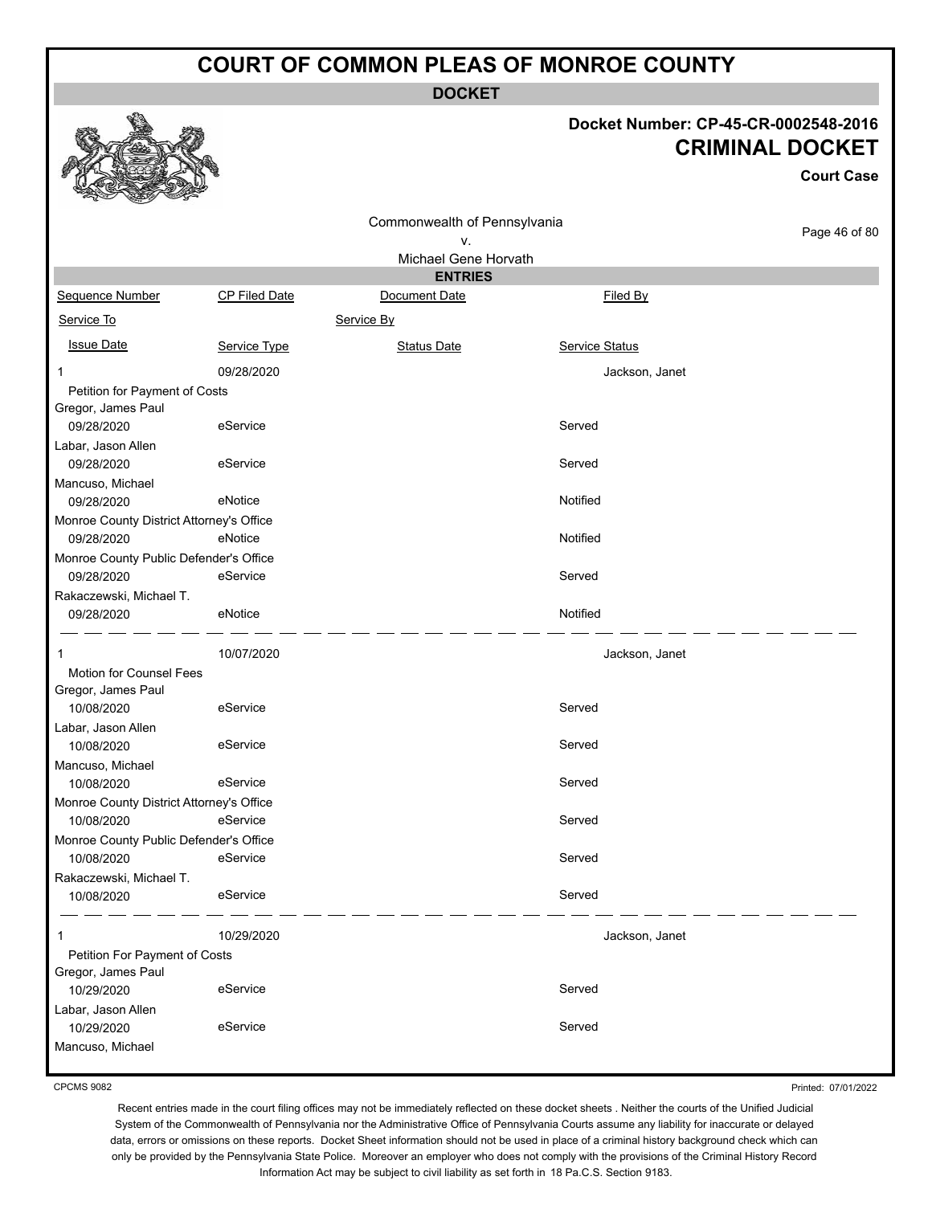# COURT OF COMMON PLEAS OF MONROE COUNTY

## DOCKET

**Docket Number: CP-45-CR-0002548-2016**

**CRIMINAL DOCKET**

**Court Case**

Commonwealth of Pennsylvania
v.
Michael Gene Horvath

### ENTRIES

| Sequence Number | CP Filed Date | Document Date | Filed By |
|---|---|---|---|
| Service To | | Service By | |
| Issue Date | Service Type | Status Date | Service Status |
| 1 | 09/28/2020 | | Jackson, Janet |
| Petition for Payment of Costs | | | |
| Gregor, James Paul | | | |
| 09/28/2020 | eService | | Served |
| Labar, Jason Allen | | | |
| 09/28/2020 | eService | | Served |
| Mancuso, Michael | | | |
| 09/28/2020 | eNotice | | Notified |
| Monroe County District Attorney's Office | | | |
| 09/28/2020 | eNotice | | Notified |
| Monroe County Public Defender's Office | | | |
| 09/28/2020 | eService | | Served |
| Rakaczewski, Michael T. | | | |
| 09/28/2020 | eNotice | | Notified |
| 1 | 10/07/2020 | | Jackson, Janet |
| Motion for Counsel Fees | | | |
| Gregor, James Paul | | | |
| 10/08/2020 | eService | | Served |
| Labar, Jason Allen | | | |
| 10/08/2020 | eService | | Served |
| Mancuso, Michael | | | |
| 10/08/2020 | eService | | Served |
| Monroe County District Attorney's Office | | | |
| 10/08/2020 | eService | | Served |
| Monroe County Public Defender's Office | | | |
| 10/08/2020 | eService | | Served |
| Rakaczewski, Michael T. | | | |
| 10/08/2020 | eService | | Served |
| 1 | 10/29/2020 | | Jackson, Janet |
| Petition For Payment of Costs | | | |
| Gregor, James Paul | | | |
| 10/29/2020 | eService | | Served |
| Labar, Jason Allen | | | |
| 10/29/2020 | eService | | Served |
| Mancuso, Michael | | | |

CPCMS 9082

Printed: 07/01/2022

Recent entries made in the court filing offices may not be immediately reflected on these docket sheets . Neither the courts of the Unified Judicial System of the Commonwealth of Pennsylvania nor the Administrative Office of Pennsylvania Courts assume any liability for inaccurate or delayed data, errors or omissions on these reports. Docket Sheet information should not be used in place of a criminal history background check which can only be provided by the Pennsylvania State Police. Moreover an employer who does not comply with the provisions of the Criminal History Record Information Act may be subject to civil liability as set forth in 18 Pa.C.S. Section 9183.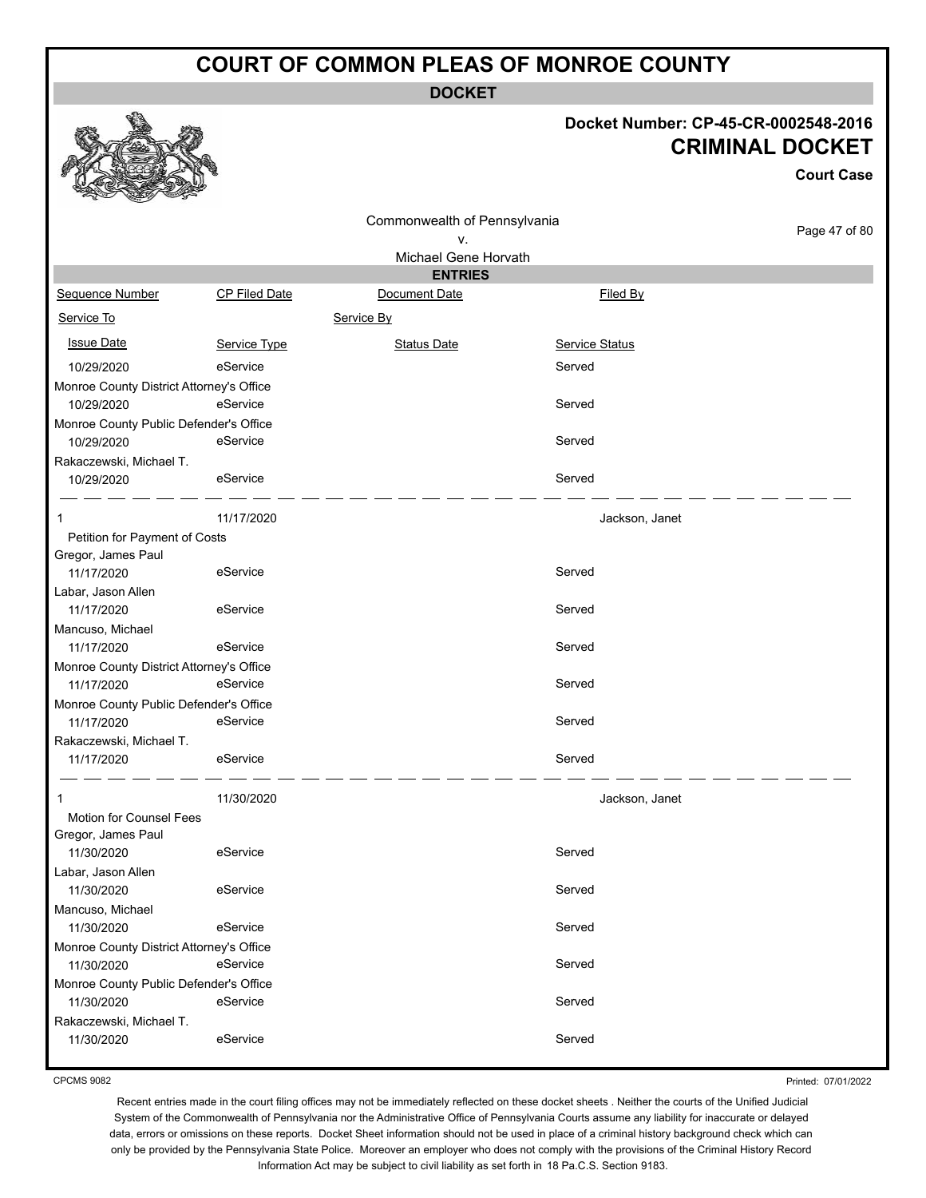# COURT OF COMMON PLEAS OF MONROE COUNTY

**DOCKET**

**Docket Number: CP-45-CR-0002548-2016**
**CRIMINAL DOCKET**
**Court Case**

Commonwealth of Pennsylvania
v.
Michael Gene Horvath

**ENTRIES**

| Sequence Number | CP Filed Date | Document Date | Filed By |
|---|---|---|---|
| Service To | | Service By | |
| Issue Date | Service Type | Status Date | Service Status |
| 10/29/2020 | eService | | Served |
| Monroe County District Attorney's Office | | | |
| 10/29/2020 | eService | | Served |
| Monroe County Public Defender's Office | | | |
| 10/29/2020 | eService | | Served |
| Rakaczewski, Michael T. | | | |
| 10/29/2020 | eService | | Served |
| 1 | 11/17/2020 | | Jackson, Janet |
| Petition for Payment of Costs | | | |
| Gregor, James Paul | | | |
| 11/17/2020 | eService | | Served |
| Labar, Jason Allen | | | |
| 11/17/2020 | eService | | Served |
| Mancuso, Michael | | | |
| 11/17/2020 | eService | | Served |
| Monroe County District Attorney's Office | | | |
| 11/17/2020 | eService | | Served |
| Monroe County Public Defender's Office | | | |
| 11/17/2020 | eService | | Served |
| Rakaczewski, Michael T. | | | |
| 11/17/2020 | eService | | Served |
| 1 | 11/30/2020 | | Jackson, Janet |
| Motion for Counsel Fees | | | |
| Gregor, James Paul | | | |
| 11/30/2020 | eService | | Served |
| Labar, Jason Allen | | | |
| 11/30/2020 | eService | | Served |
| Mancuso, Michael | | | |
| 11/30/2020 | eService | | Served |
| Monroe County District Attorney's Office | | | |
| 11/30/2020 | eService | | Served |
| Monroe County Public Defender's Office | | | |
| 11/30/2020 | eService | | Served |
| Rakaczewski, Michael T. | | | |
| 11/30/2020 | eService | | Served |

CPCMS 9082

Printed: 07/01/2022

Recent entries made in the court filing offices may not be immediately reflected on these docket sheets . Neither the courts of the Unified Judicial System of the Commonwealth of Pennsylvania nor the Administrative Office of Pennsylvania Courts assume any liability for inaccurate or delayed data, errors or omissions on these reports. Docket Sheet information should not be used in place of a criminal history background check which can only be provided by the Pennsylvania State Police. Moreover an employer who does not comply with the provisions of the Criminal History Record Information Act may be subject to civil liability as set forth in 18 Pa.C.S. Section 9183.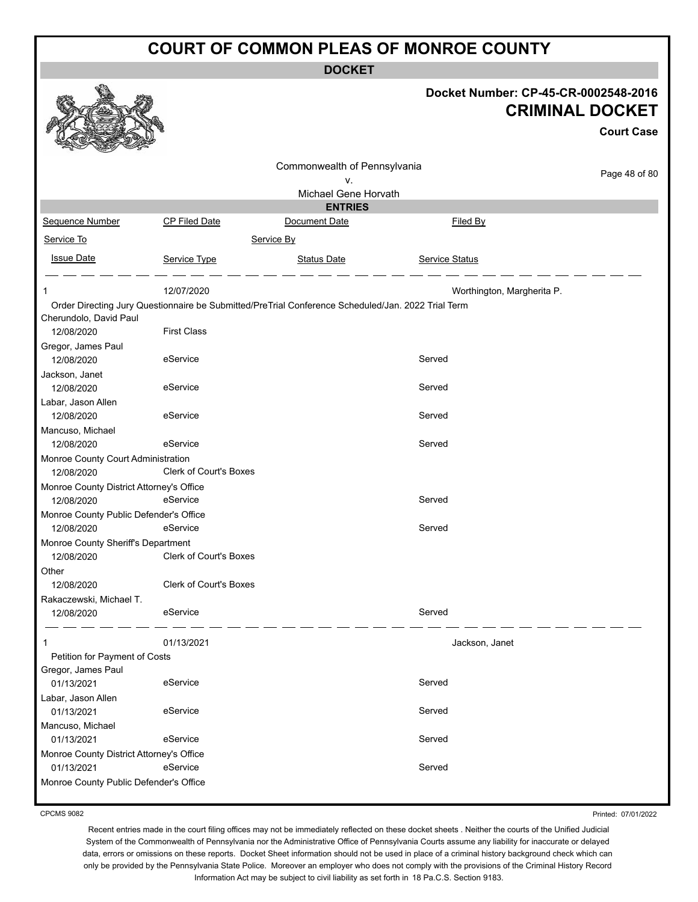# COURT OF COMMON PLEAS OF MONROE COUNTY

## DOCKET

**Docket Number: CP-45-CR-0002548-2016**

**CRIMINAL DOCKET**

**Court Case**

Commonwealth of Pennsylvania
v.
Michael Gene Horvath

## ENTRIES

| Sequence Number | CP Filed Date | Document Date | Filed By |
|---|---|---|---|
| Service To | | Service By | |
| Issue Date | Service Type | Status Date | Service Status |
| 1 | 12/07/2020 | | Worthington, Margherita P. |
| Order Directing Jury Questionnaire be Submitted/PreTrial Conference Scheduled/Jan. 2022 Trial Term | | | |
| Cherundolo, David Paul | | | |
| 12/08/2020 | First Class | | |
| Gregor, James Paul | | | |
| 12/08/2020 | eService | | Served |
| Jackson, Janet | | | |
| 12/08/2020 | eService | | Served |
| Labar, Jason Allen | | | |
| 12/08/2020 | eService | | Served |
| Mancuso, Michael | | | |
| 12/08/2020 | eService | | Served |
| Monroe County Court Administration | | | |
| 12/08/2020 | Clerk of Court's Boxes | | |
| Monroe County District Attorney's Office | | | |
| 12/08/2020 | eService | | Served |
| Monroe County Public Defender's Office | | | |
| 12/08/2020 | eService | | Served |
| Monroe County Sheriff's Department | | | |
| 12/08/2020 | Clerk of Court's Boxes | | |
| Other | | | |
| 12/08/2020 | Clerk of Court's Boxes | | |
| Rakaczewski, Michael T. | | | |
| 12/08/2020 | eService | | Served |
| 1 | 01/13/2021 | | Jackson, Janet |
| Petition for Payment of Costs | | | |
| Gregor, James Paul | | | |
| 01/13/2021 | eService | | Served |
| Labar, Jason Allen | | | |
| 01/13/2021 | eService | | Served |
| Mancuso, Michael | | | |
| 01/13/2021 | eService | | Served |
| Monroe County District Attorney's Office | | | |
| 01/13/2021 | eService | | Served |
| Monroe County Public Defender's Office | | | |

CPCMS 9082

Printed: 07/01/2022

Recent entries made in the court filing offices may not be immediately reflected on these docket sheets . Neither the courts of the Unified Judicial System of the Commonwealth of Pennsylvania nor the Administrative Office of Pennsylvania Courts assume any liability for inaccurate or delayed data, errors or omissions on these reports. Docket Sheet information should not be used in place of a criminal history background check which can only be provided by the Pennsylvania State Police. Moreover an employer who does not comply with the provisions of the Criminal History Record Information Act may be subject to civil liability as set forth in 18 Pa.C.S. Section 9183.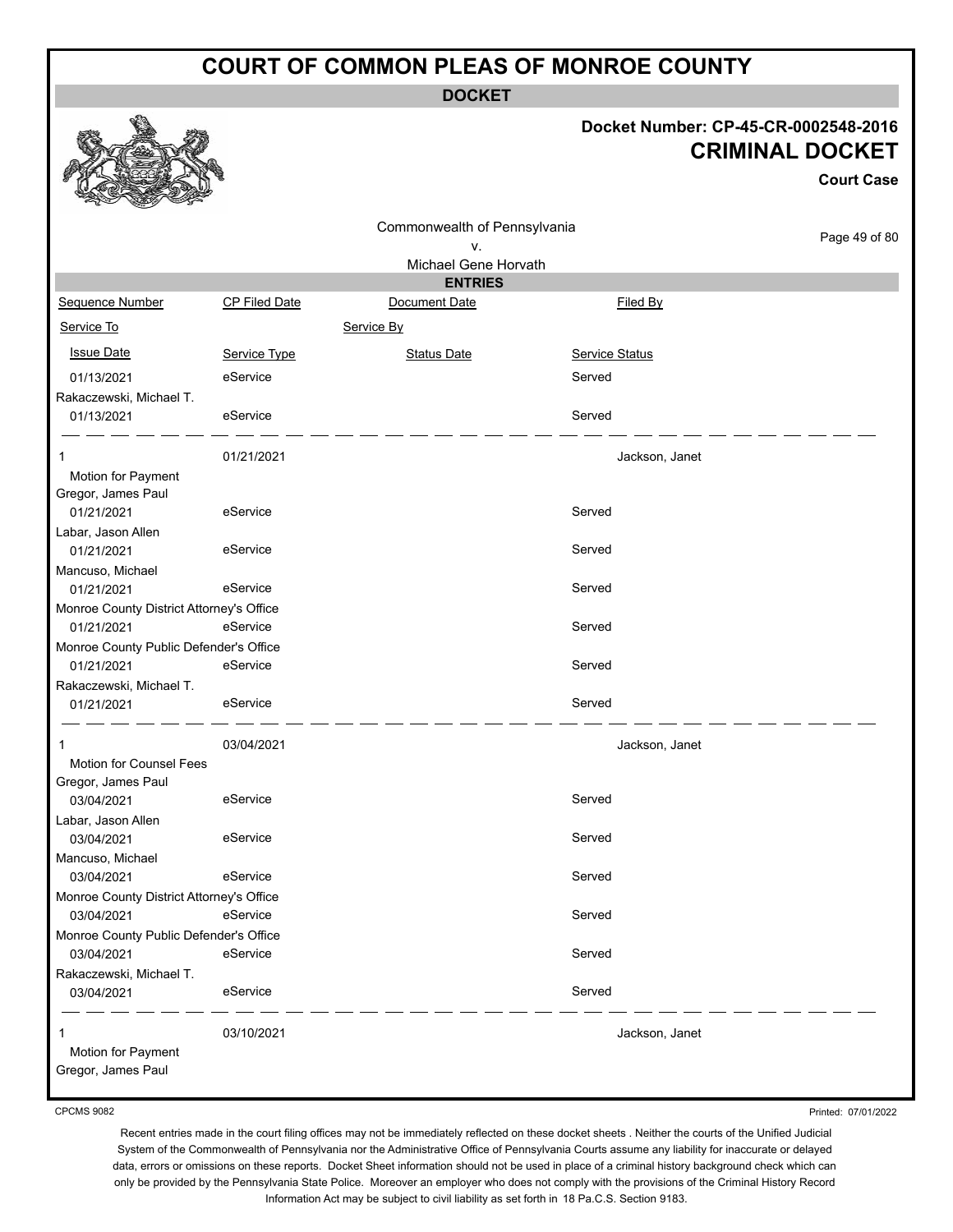# COURT OF COMMON PLEAS OF MONROE COUNTY

**DOCKET**

**Docket Number: CP-45-CR-0002548-2016**

**CRIMINAL DOCKET**

**Court Case**

Commonwealth of Pennsylvania
v.
Michael Gene Horvath

**ENTRIES**

| Sequence Number | CP Filed Date | Document Date | Filed By |
|---|---|---|---|
| Service To | | Service By | |
| Issue Date | Service Type | Status Date | Service Status |
| 01/13/2021 | eService | | Served |
| Rakaczewski, Michael T. | | | |
| 01/13/2021 | eService | | Served |
| 1 | 01/21/2021 | | Jackson, Janet |
| Motion for Payment | | | |
| Gregor, James Paul | | | |
| 01/21/2021 | eService | | Served |
| Labar, Jason Allen | | | |
| 01/21/2021 | eService | | Served |
| Mancuso, Michael | | | |
| 01/21/2021 | eService | | Served |
| Monroe County District Attorney's Office | | | |
| 01/21/2021 | eService | | Served |
| Monroe County Public Defender's Office | | | |
| 01/21/2021 | eService | | Served |
| Rakaczewski, Michael T. | | | |
| 01/21/2021 | eService | | Served |
| 1 | 03/04/2021 | | Jackson, Janet |
| Motion for Counsel Fees | | | |
| Gregor, James Paul | | | |
| 03/04/2021 | eService | | Served |
| Labar, Jason Allen | | | |
| 03/04/2021 | eService | | Served |
| Mancuso, Michael | | | |
| 03/04/2021 | eService | | Served |
| Monroe County District Attorney's Office | | | |
| 03/04/2021 | eService | | Served |
| Monroe County Public Defender's Office | | | |
| 03/04/2021 | eService | | Served |
| Rakaczewski, Michael T. | | | |
| 03/04/2021 | eService | | Served |
| 1 | 03/10/2021 | | Jackson, Janet |
| Motion for Payment | | | |
| Gregor, James Paul | | | |

CPCMS 9082

Printed: 07/01/2022

Recent entries made in the court filing offices may not be immediately reflected on these docket sheets . Neither the courts of the Unified Judicial System of the Commonwealth of Pennsylvania nor the Administrative Office of Pennsylvania Courts assume any liability for inaccurate or delayed data, errors or omissions on these reports. Docket Sheet information should not be used in place of a criminal history background check which can only be provided by the Pennsylvania State Police. Moreover an employer who does not comply with the provisions of the Criminal History Record Information Act may be subject to civil liability as set forth in 18 Pa.C.S. Section 9183.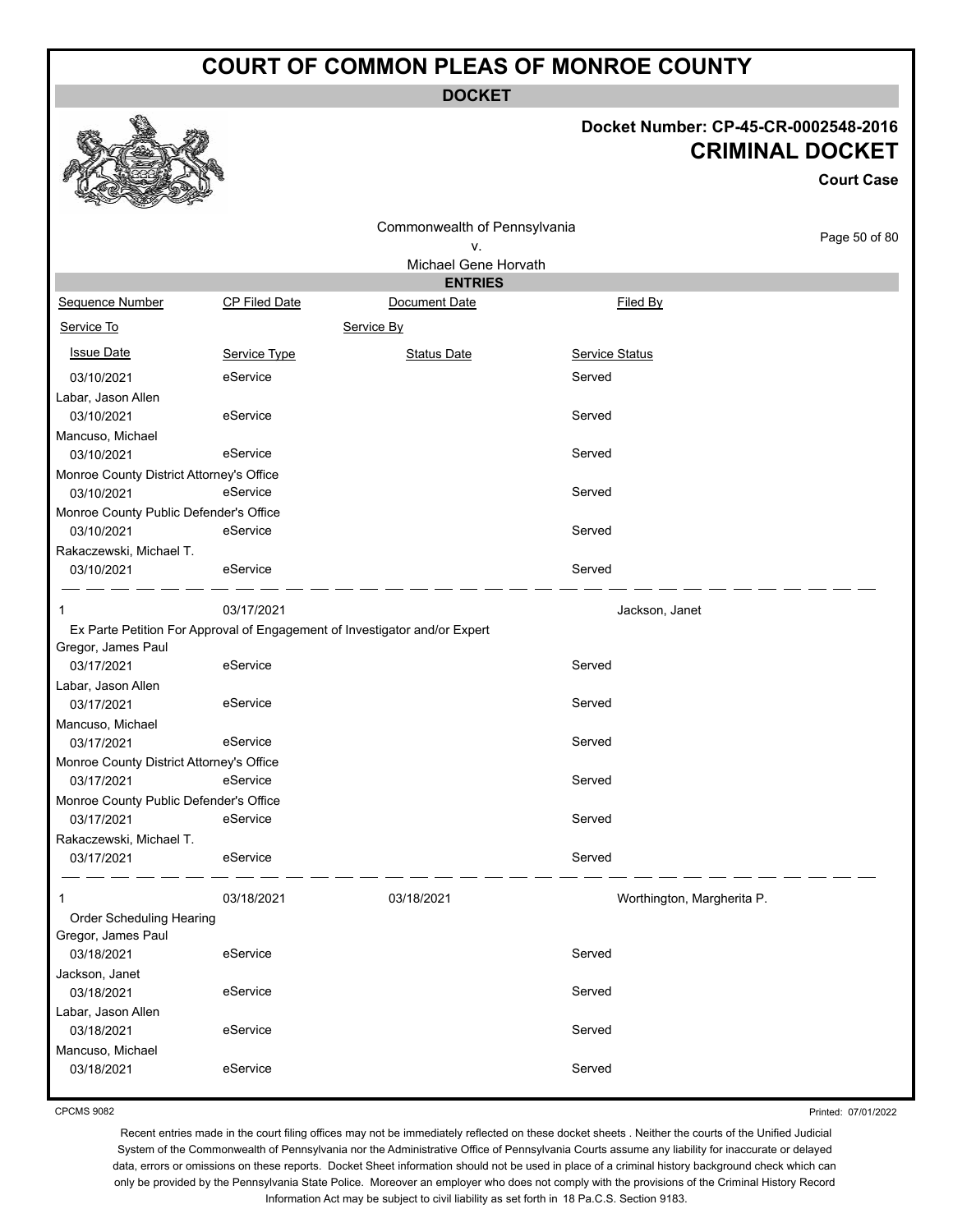# COURT OF COMMON PLEAS OF MONROE COUNTY

## DOCKET

**Docket Number: CP-45-CR-0002548-2016**

**CRIMINAL DOCKET**

**Court Case**

Commonwealth of Pennsylvania
v.
Michael Gene Horvath

## ENTRIES

| Sequence Number | CP Filed Date | Document Date | Filed By |
|---|---|---|---|
| Service To | | Service By | |
| Issue Date | Service Type | Status Date | Service Status |

| | | | |
|---|---|---|---|
| 03/10/2021 | eService | | Served |
| Labar, Jason Allen | | | |
| 03/10/2021 | eService | | Served |
| Mancuso, Michael | | | |
| 03/10/2021 | eService | | Served |
| Monroe County District Attorney's Office | | | |
| 03/10/2021 | eService | | Served |
| Monroe County Public Defender's Office | | | |
| 03/10/2021 | eService | | Served |
| Rakaczewski, Michael T. | | | |
| 03/10/2021 | eService | | Served |

| | | | |
|---|---|---|---|
| 1 | 03/17/2021 | | Jackson, Janet |
| Ex Parte Petition For Approval of Engagement of Investigator and/or Expert | | | |
| Gregor, James Paul | | | |
| 03/17/2021 | eService | | Served |
| Labar, Jason Allen | | | |
| 03/17/2021 | eService | | Served |
| Mancuso, Michael | | | |
| 03/17/2021 | eService | | Served |
| Monroe County District Attorney's Office | | | |
| 03/17/2021 | eService | | Served |
| Monroe County Public Defender's Office | | | |
| 03/17/2021 | eService | | Served |
| Rakaczewski, Michael T. | | | |
| 03/17/2021 | eService | | Served |

| | | | |
|---|---|---|---|
| 1 | 03/18/2021 | 03/18/2021 | Worthington, Margherita P. |
| Order Scheduling Hearing | | | |
| Gregor, James Paul | | | |
| 03/18/2021 | eService | | Served |
| Jackson, Janet | | | |
| 03/18/2021 | eService | | Served |
| Labar, Jason Allen | | | |
| 03/18/2021 | eService | | Served |
| Mancuso, Michael | | | |
| 03/18/2021 | eService | | Served |

CPCMS 9082

Printed: 07/01/2022

Recent entries made in the court filing offices may not be immediately reflected on these docket sheets . Neither the courts of the Unified Judicial System of the Commonwealth of Pennsylvania nor the Administrative Office of Pennsylvania Courts assume any liability for inaccurate or delayed data, errors or omissions on these reports. Docket Sheet information should not be used in place of a criminal history background check which can only be provided by the Pennsylvania State Police. Moreover an employer who does not comply with the provisions of the Criminal History Record Information Act may be subject to civil liability as set forth in 18 Pa.C.S. Section 9183.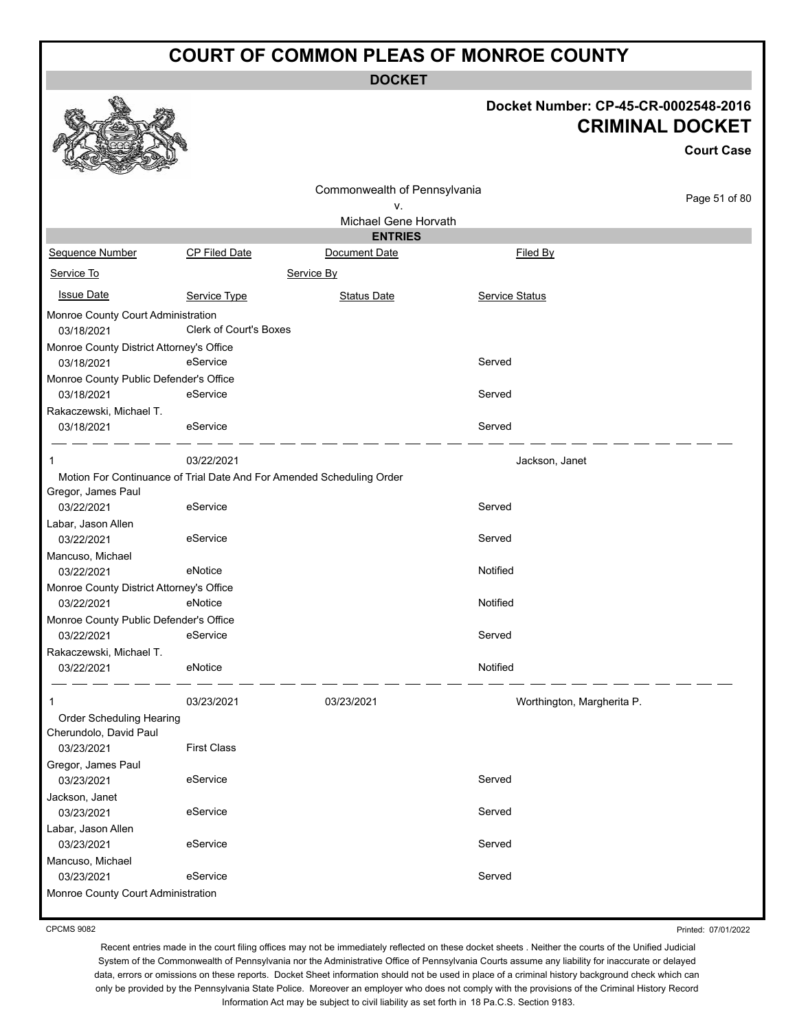# COURT OF COMMON PLEAS OF MONROE COUNTY

**DOCKET**

**Docket Number: CP-45-CR-0002548-2016**

**CRIMINAL DOCKET**

**Court Case**

Commonwealth of Pennsylvania
v.
Michael Gene Horvath

**ENTRIES**

| Sequence Number | CP Filed Date | Document Date | Filed By |
|---|---|---|---|
| Service To | | Service By | |
| Issue Date | Service Type | Status Date | Service Status |
| Monroe County Court Administration | | | |
| 03/18/2021 | Clerk of Court's Boxes | | |
| Monroe County District Attorney's Office | | | |
| 03/18/2021 | eService | | Served |
| Monroe County Public Defender's Office | | | |
| 03/18/2021 | eService | | Served |
| Rakaczewski, Michael T. | | | |
| 03/18/2021 | eService | | Served |
| 1 | 03/22/2021 | | Jackson, Janet |
| Motion For Continuance of Trial Date And For Amended Scheduling Order | | | |
| Gregor, James Paul | | | |
| 03/22/2021 | eService | | Served |
| Labar, Jason Allen | | | |
| 03/22/2021 | eService | | Served |
| Mancuso, Michael | | | |
| 03/22/2021 | eNotice | | Notified |
| Monroe County District Attorney's Office | | | |
| 03/22/2021 | eNotice | | Notified |
| Monroe County Public Defender's Office | | | |
| 03/22/2021 | eService | | Served |
| Rakaczewski, Michael T. | | | |
| 03/22/2021 | eNotice | | Notified |
| 1 | 03/23/2021 | 03/23/2021 | Worthington, Margherita P. |
| Order Scheduling Hearing | | | |
| Cherundolo, David Paul | | | |
| 03/23/2021 | First Class | | |
| Gregor, James Paul | | | |
| 03/23/2021 | eService | | Served |
| Jackson, Janet | | | |
| 03/23/2021 | eService | | Served |
| Labar, Jason Allen | | | |
| 03/23/2021 | eService | | Served |
| Mancuso, Michael | | | |
| 03/23/2021 | eService | | Served |
| Monroe County Court Administration | | | |

CPCMS 9082

Printed: 07/01/2022

Recent entries made in the court filing offices may not be immediately reflected on these docket sheets . Neither the courts of the Unified Judicial System of the Commonwealth of Pennsylvania nor the Administrative Office of Pennsylvania Courts assume any liability for inaccurate or delayed data, errors or omissions on these reports. Docket Sheet information should not be used in place of a criminal history background check which can only be provided by the Pennsylvania State Police. Moreover an employer who does not comply with the provisions of the Criminal History Record Information Act may be subject to civil liability as set forth in 18 Pa.C.S. Section 9183.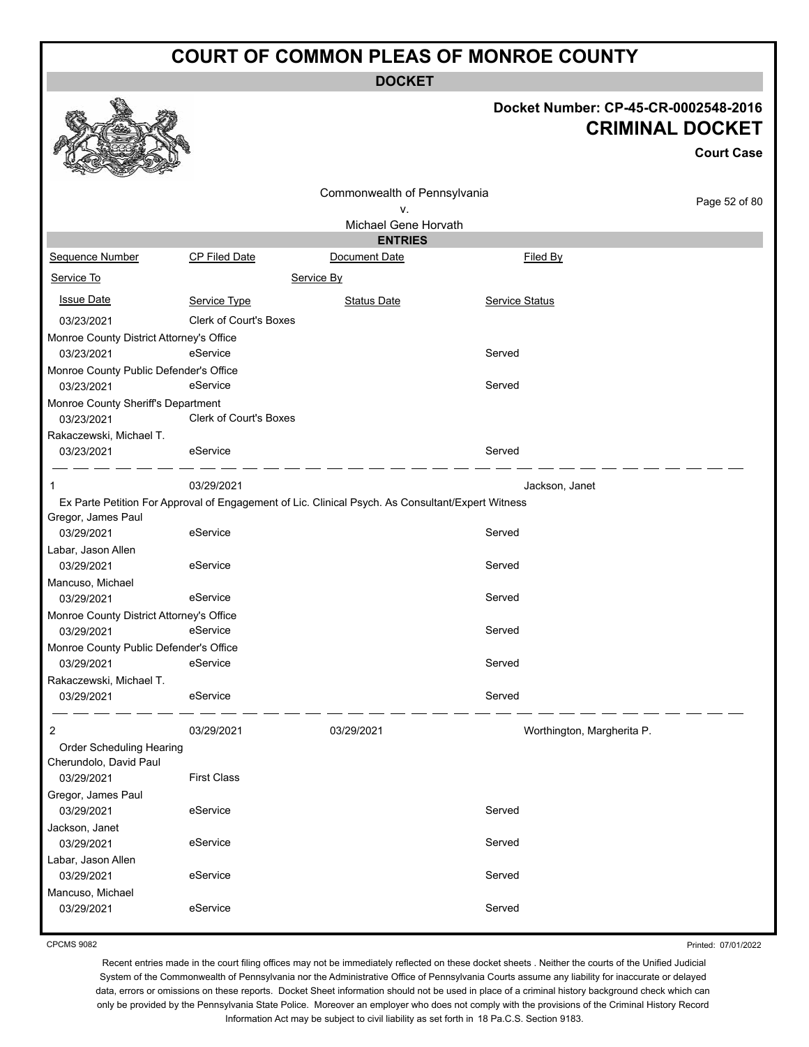# COURT OF COMMON PLEAS OF MONROE COUNTY

**DOCKET**

**Docket Number: CP-45-CR-0002548-2016**

**CRIMINAL DOCKET**

**Court Case**

Commonwealth of Pennsylvania
v.
Michael Gene Horvath

**ENTRIES**

| Sequence Number | CP Filed Date | Document Date | Filed By |
|---|---|---|---|
| Service To | | Service By | |
| Issue Date | Service Type | Status Date | Service Status |
| 03/23/2021 | Clerk of Court's Boxes | | |
| Monroe County District Attorney's Office | | | |
| 03/23/2021 | eService | | Served |
| Monroe County Public Defender's Office | | | |
| 03/23/2021 | eService | | Served |
| Monroe County Sheriff's Department | | | |
| 03/23/2021 | Clerk of Court's Boxes | | |
| Rakaczewski, Michael T. | | | |
| 03/23/2021 | eService | | Served |
| 1 | 03/29/2021 | | Jackson, Janet |
| Ex Parte Petition For Approval of Engagement of Lic. Clinical Psych. As Consultant/Expert Witness | | | |
| Gregor, James Paul | | | |
| 03/29/2021 | eService | | Served |
| Labar, Jason Allen | | | |
| 03/29/2021 | eService | | Served |
| Mancuso, Michael | | | |
| 03/29/2021 | eService | | Served |
| Monroe County District Attorney's Office | | | |
| 03/29/2021 | eService | | Served |
| Monroe County Public Defender's Office | | | |
| 03/29/2021 | eService | | Served |
| Rakaczewski, Michael T. | | | |
| 03/29/2021 | eService | | Served |
| 2 | 03/29/2021 | 03/29/2021 | Worthington, Margherita P. |
| Order Scheduling Hearing | | | |
| Cherundolo, David Paul | | | |
| 03/29/2021 | First Class | | |
| Gregor, James Paul | | | |
| 03/29/2021 | eService | | Served |
| Jackson, Janet | | | |
| 03/29/2021 | eService | | Served |
| Labar, Jason Allen | | | |
| 03/29/2021 | eService | | Served |
| Mancuso, Michael | | | |
| 03/29/2021 | eService | | Served |

CPCMS 9082

Printed: 07/01/2022

Recent entries made in the court filing offices may not be immediately reflected on these docket sheets . Neither the courts of the Unified Judicial System of the Commonwealth of Pennsylvania nor the Administrative Office of Pennsylvania Courts assume any liability for inaccurate or delayed data, errors or omissions on these reports. Docket Sheet information should not be used in place of a criminal history background check which can only be provided by the Pennsylvania State Police. Moreover an employer who does not comply with the provisions of the Criminal History Record Information Act may be subject to civil liability as set forth in 18 Pa.C.S. Section 9183.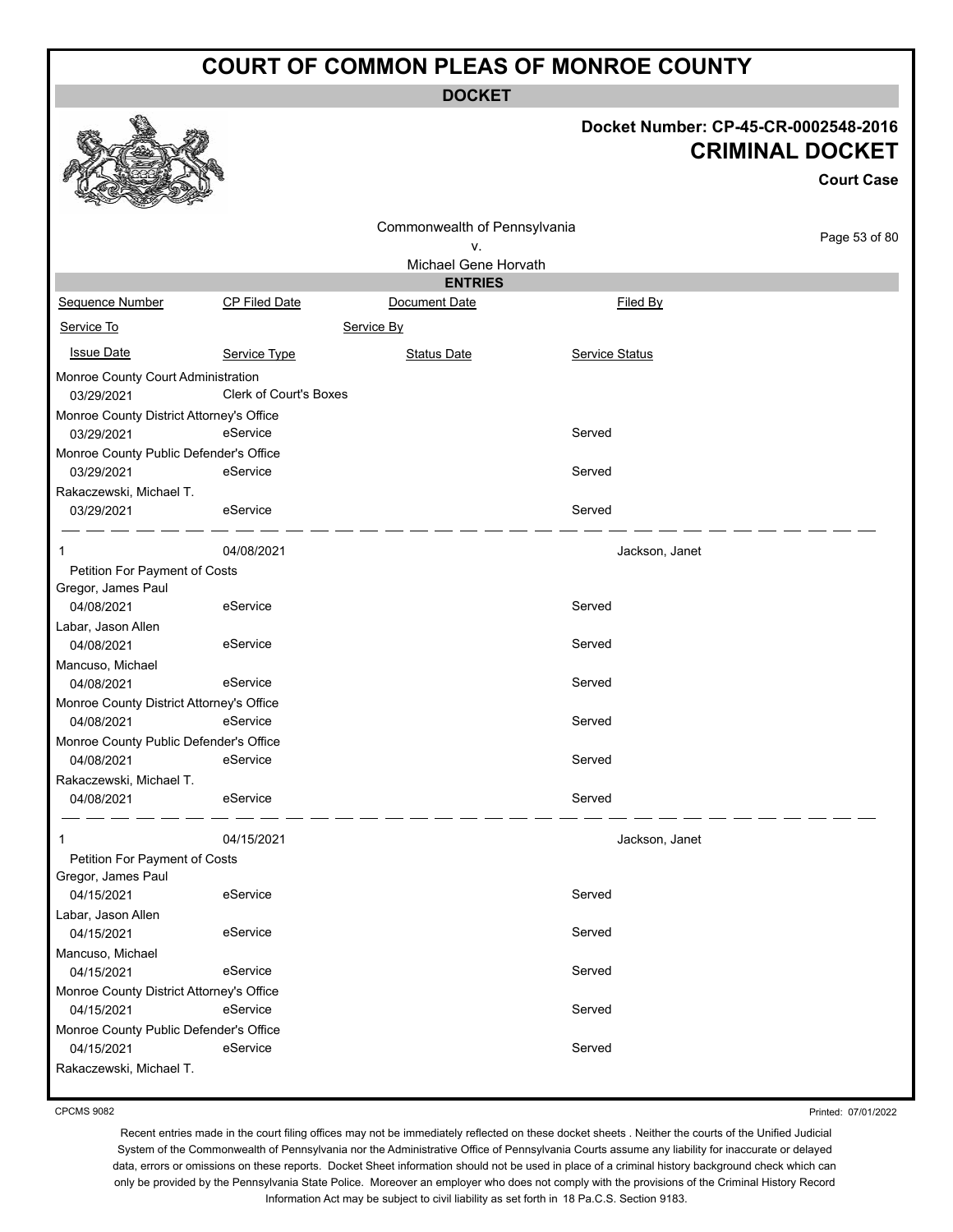# COURT OF COMMON PLEAS OF MONROE COUNTY

**DOCKET**

**Docket Number: CP-45-CR-0002548-2016**

**CRIMINAL DOCKET**

**Court Case**

Commonwealth of Pennsylvania
v.
Michael Gene Horvath

**ENTRIES**

| Sequence Number | CP Filed Date | Document Date | Filed By |
|---|---|---|---|
| Service To | | Service By | |
| Issue Date | Service Type | Status Date | Service Status |
| Monroe County Court Administration | | | |
| 03/29/2021 | Clerk of Court's Boxes | | |
| Monroe County District Attorney's Office | | | |
| 03/29/2021 | eService | | Served |
| Monroe County Public Defender's Office | | | |
| 03/29/2021 | eService | | Served |
| Rakaczewski, Michael T. | | | |
| 03/29/2021 | eService | | Served |
| 1 | 04/08/2021 | | Jackson, Janet |
| Petition For Payment of Costs | | | |
| Gregor, James Paul | | | |
| 04/08/2021 | eService | | Served |
| Labar, Jason Allen | | | |
| 04/08/2021 | eService | | Served |
| Mancuso, Michael | | | |
| 04/08/2021 | eService | | Served |
| Monroe County District Attorney's Office | | | |
| 04/08/2021 | eService | | Served |
| Monroe County Public Defender's Office | | | |
| 04/08/2021 | eService | | Served |
| Rakaczewski, Michael T. | | | |
| 04/08/2021 | eService | | Served |
| 1 | 04/15/2021 | | Jackson, Janet |
| Petition For Payment of Costs | | | |
| Gregor, James Paul | | | |
| 04/15/2021 | eService | | Served |
| Labar, Jason Allen | | | |
| 04/15/2021 | eService | | Served |
| Mancuso, Michael | | | |
| 04/15/2021 | eService | | Served |
| Monroe County District Attorney's Office | | | |
| 04/15/2021 | eService | | Served |
| Monroe County Public Defender's Office | | | |
| 04/15/2021 | eService | | Served |
| Rakaczewski, Michael T. | | | |

CPCMS 9082

Printed: 07/01/2022

Recent entries made in the court filing offices may not be immediately reflected on these docket sheets . Neither the courts of the Unified Judicial System of the Commonwealth of Pennsylvania nor the Administrative Office of Pennsylvania Courts assume any liability for inaccurate or delayed data, errors or omissions on these reports. Docket Sheet information should not be used in place of a criminal history background check which can only be provided by the Pennsylvania State Police. Moreover an employer who does not comply with the provisions of the Criminal History Record Information Act may be subject to civil liability as set forth in 18 Pa.C.S. Section 9183.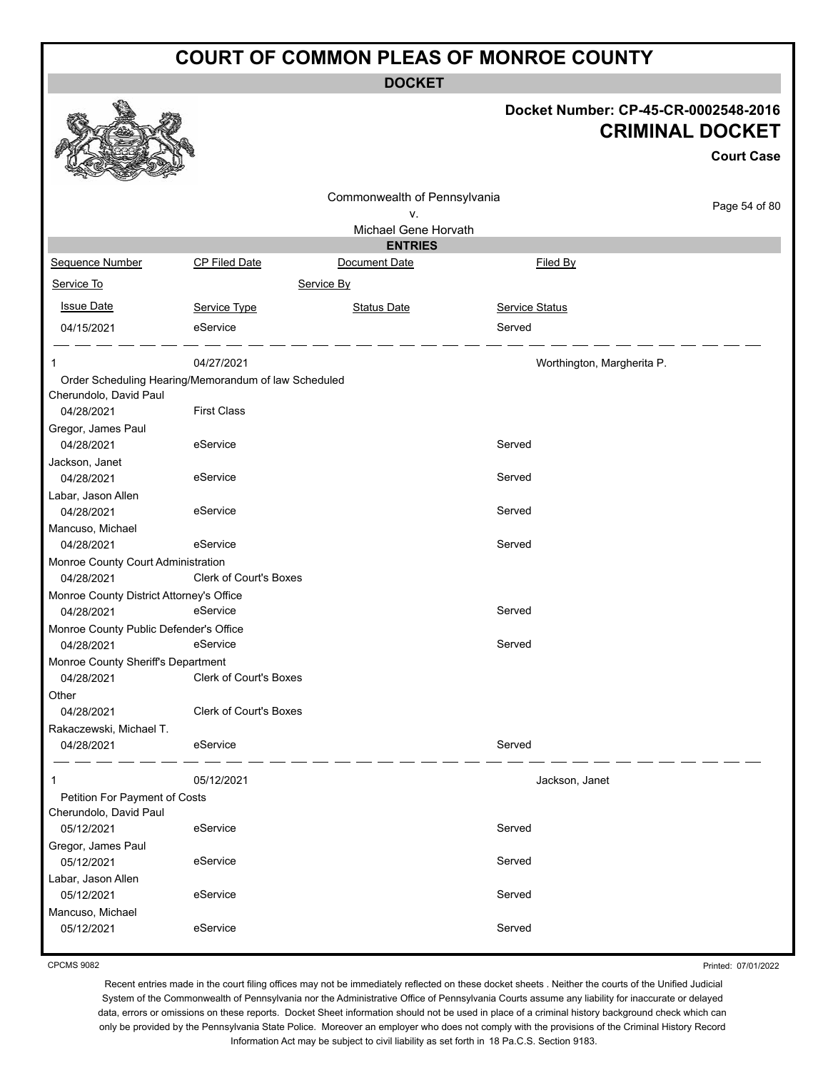# COURT OF COMMON PLEAS OF MONROE COUNTY

**DOCKET**

**Docket Number: CP-45-CR-0002548-2016**

## CRIMINAL DOCKET

**Court Case**

Commonwealth of Pennsylvania
v.
Michael Gene Horvath

**ENTRIES**

| Sequence Number | CP Filed Date | Document Date | Filed By |
|---|---|---|---|
| Service To | | Service By | |
| Issue Date | Service Type | Status Date | Service Status |
| 04/15/2021 | eService | | Served |

| Sequence Number | CP Filed Date | Document Date | Filed By |
|---|---|---|---|
| 1 | 04/27/2021 | | Worthington, Margherita P. |
| Order Scheduling Hearing/Memorandum of law Scheduled | | | |
| Cherundolo, David Paul | | | |
| 04/28/2021 | First Class | | |
| Gregor, James Paul | | | |
| 04/28/2021 | eService | | Served |
| Jackson, Janet | | | |
| 04/28/2021 | eService | | Served |
| Labar, Jason Allen | | | |
| 04/28/2021 | eService | | Served |
| Mancuso, Michael | | | |
| 04/28/2021 | eService | | Served |
| Monroe County Court Administration | | | |
| 04/28/2021 | Clerk of Court's Boxes | | |
| Monroe County District Attorney's Office | | | |
| 04/28/2021 | eService | | Served |
| Monroe County Public Defender's Office | | | |
| 04/28/2021 | eService | | Served |
| Monroe County Sheriff's Department | | | |
| 04/28/2021 | Clerk of Court's Boxes | | |
| Other | | | |
| 04/28/2021 | Clerk of Court's Boxes | | |
| Rakaczewski, Michael T. | | | |
| 04/28/2021 | eService | | Served |

| Sequence Number | CP Filed Date | Document Date | Filed By |
|---|---|---|---|
| 1 | 05/12/2021 | | Jackson, Janet |
| Petition For Payment of Costs | | | |
| Cherundolo, David Paul | | | |
| 05/12/2021 | eService | | Served |
| Gregor, James Paul | | | |
| 05/12/2021 | eService | | Served |
| Labar, Jason Allen | | | |
| 05/12/2021 | eService | | Served |
| Mancuso, Michael | | | |
| 05/12/2021 | eService | | Served |

CPCMS 9082

Printed: 07/01/2022

Recent entries made in the court filing offices may not be immediately reflected on these docket sheets . Neither the courts of the Unified Judicial System of the Commonwealth of Pennsylvania nor the Administrative Office of Pennsylvania Courts assume any liability for inaccurate or delayed data, errors or omissions on these reports. Docket Sheet information should not be used in place of a criminal history background check which can only be provided by the Pennsylvania State Police. Moreover an employer who does not comply with the provisions of the Criminal History Record Information Act may be subject to civil liability as set forth in 18 Pa.C.S. Section 9183.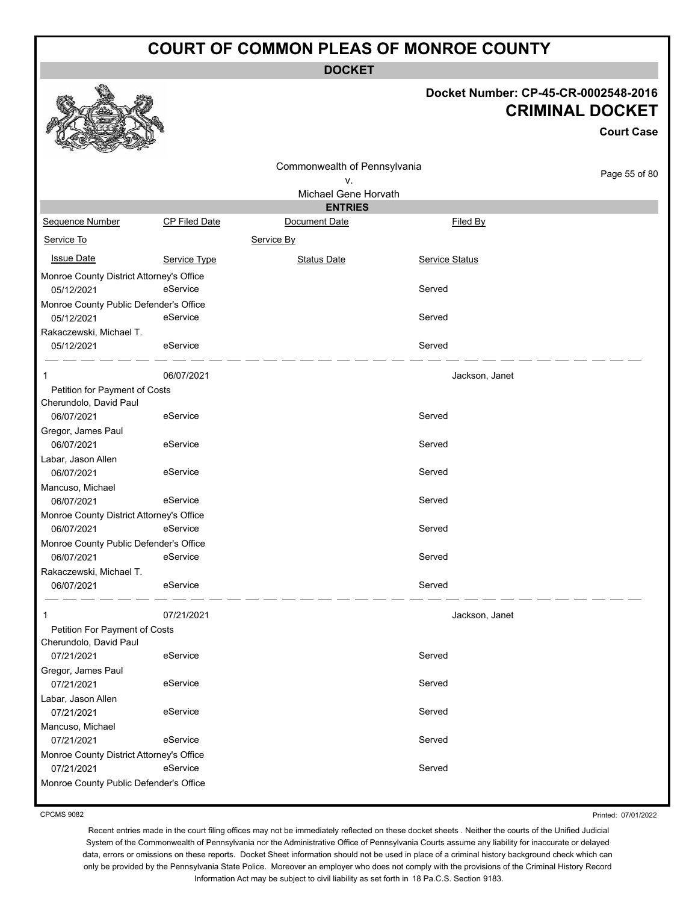# COURT OF COMMON PLEAS OF MONROE COUNTY

**DOCKET**

**Docket Number: CP-45-CR-0002548-2016**

**CRIMINAL DOCKET**

**Court Case**

Commonwealth of Pennsylvania
v.
Michael Gene Horvath

**ENTRIES**

| Sequence Number | CP Filed Date | Document Date | Filed By |
|---|---|---|---|
| Service To | | Service By | |
| Issue Date | Service Type | Status Date | Service Status |
| Monroe County District Attorney's Office | | | |
| 05/12/2021 | eService | | Served |
| Monroe County Public Defender's Office | | | |
| 05/12/2021 | eService | | Served |
| Rakaczewski, Michael T. | | | |
| 05/12/2021 | eService | | Served |
| 1 | 06/07/2021 | | Jackson, Janet |
| Petition for Payment of Costs | | | |
| Cherundolo, David Paul | | | |
| 06/07/2021 | eService | | Served |
| Gregor, James Paul | | | |
| 06/07/2021 | eService | | Served |
| Labar, Jason Allen | | | |
| 06/07/2021 | eService | | Served |
| Mancuso, Michael | | | |
| 06/07/2021 | eService | | Served |
| Monroe County District Attorney's Office | | | |
| 06/07/2021 | eService | | Served |
| Monroe County Public Defender's Office | | | |
| 06/07/2021 | eService | | Served |
| Rakaczewski, Michael T. | | | |
| 06/07/2021 | eService | | Served |
| 1 | 07/21/2021 | | Jackson, Janet |
| Petition For Payment of Costs | | | |
| Cherundolo, David Paul | | | |
| 07/21/2021 | eService | | Served |
| Gregor, James Paul | | | |
| 07/21/2021 | eService | | Served |
| Labar, Jason Allen | | | |
| 07/21/2021 | eService | | Served |
| Mancuso, Michael | | | |
| 07/21/2021 | eService | | Served |
| Monroe County District Attorney's Office | | | |
| 07/21/2021 | eService | | Served |
| Monroe County Public Defender's Office | | | |

CPCMS 9082

Printed: 07/01/2022

Recent entries made in the court filing offices may not be immediately reflected on these docket sheets . Neither the courts of the Unified Judicial System of the Commonwealth of Pennsylvania nor the Administrative Office of Pennsylvania Courts assume any liability for inaccurate or delayed data, errors or omissions on these reports. Docket Sheet information should not be used in place of a criminal history background check which can only be provided by the Pennsylvania State Police. Moreover an employer who does not comply with the provisions of the Criminal History Record Information Act may be subject to civil liability as set forth in 18 Pa.C.S. Section 9183.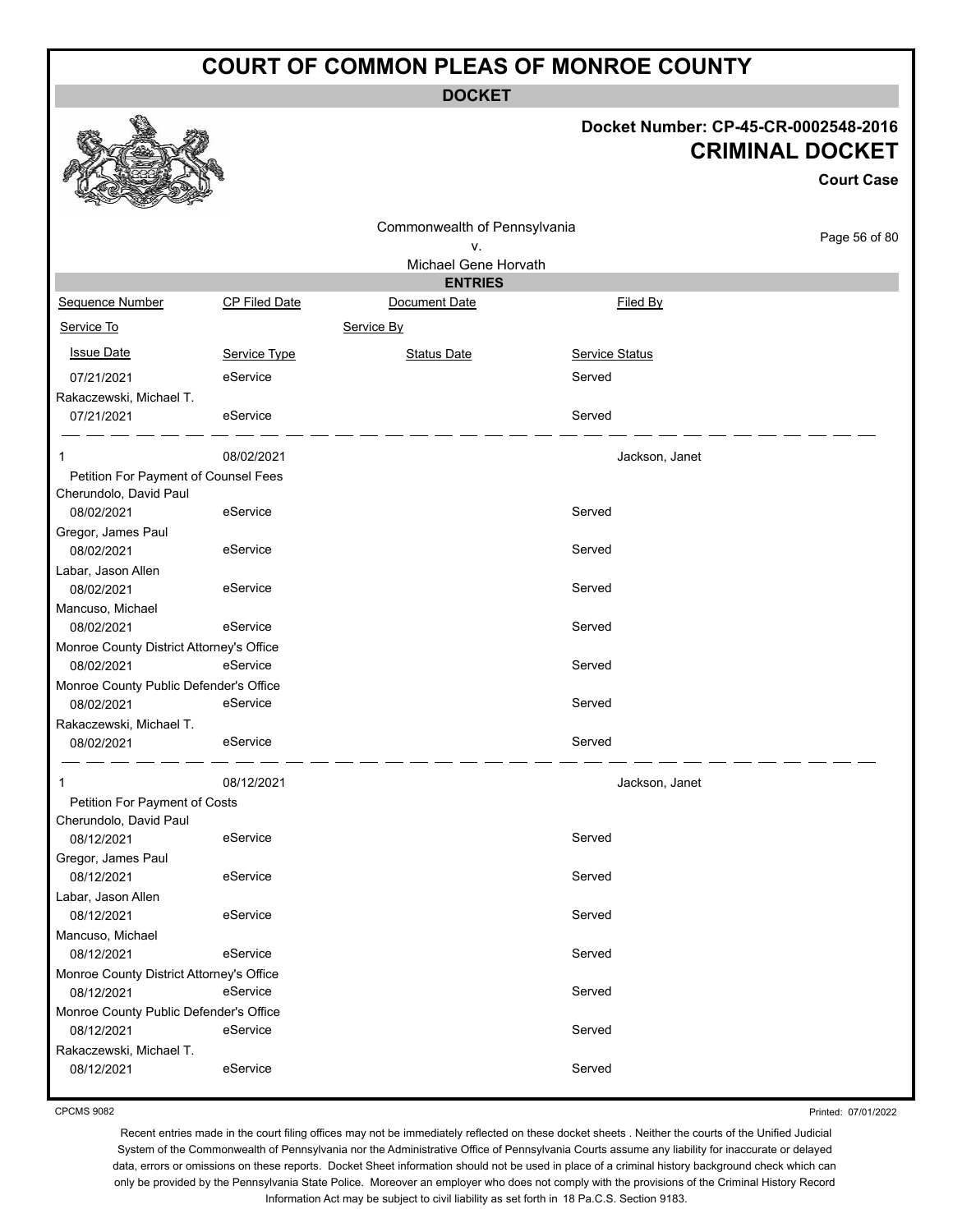# COURT OF COMMON PLEAS OF MONROE COUNTY

**DOCKET**

**Docket Number: CP-45-CR-0002548-2016**
**CRIMINAL DOCKET**
**Court Case**

Commonwealth of Pennsylvania
v.
Michael Gene Horvath

**ENTRIES**

| Sequence Number | CP Filed Date | Document Date | Filed By |
|---|---|---|---|
| Service To | | Service By | |
| Issue Date | Service Type | Status Date | Service Status |
| 07/21/2021 | eService | | Served |
| Rakaczewski, Michael T. | | | |
| 07/21/2021 | eService | | Served |
| 1 | 08/02/2021 | | Jackson, Janet |
| Petition For Payment of Counsel Fees | | | |
| Cherundolo, David Paul | | | |
| 08/02/2021 | eService | | Served |
| Gregor, James Paul | | | |
| 08/02/2021 | eService | | Served |
| Labar, Jason Allen | | | |
| 08/02/2021 | eService | | Served |
| Mancuso, Michael | | | |
| 08/02/2021 | eService | | Served |
| Monroe County District Attorney's Office | | | |
| 08/02/2021 | eService | | Served |
| Monroe County Public Defender's Office | | | |
| 08/02/2021 | eService | | Served |
| Rakaczewski, Michael T. | | | |
| 08/02/2021 | eService | | Served |
| 1 | 08/12/2021 | | Jackson, Janet |
| Petition For Payment of Costs | | | |
| Cherundolo, David Paul | | | |
| 08/12/2021 | eService | | Served |
| Gregor, James Paul | | | |
| 08/12/2021 | eService | | Served |
| Labar, Jason Allen | | | |
| 08/12/2021 | eService | | Served |
| Mancuso, Michael | | | |
| 08/12/2021 | eService | | Served |
| Monroe County District Attorney's Office | | | |
| 08/12/2021 | eService | | Served |
| Monroe County Public Defender's Office | | | |
| 08/12/2021 | eService | | Served |
| Rakaczewski, Michael T. | | | |
| 08/12/2021 | eService | | Served |

CPCMS 9082

Printed: 07/01/2022

Recent entries made in the court filing offices may not be immediately reflected on these docket sheets . Neither the courts of the Unified Judicial System of the Commonwealth of Pennsylvania nor the Administrative Office of Pennsylvania Courts assume any liability for inaccurate or delayed data, errors or omissions on these reports. Docket Sheet information should not be used in place of a criminal history background check which can only be provided by the Pennsylvania State Police. Moreover an employer who does not comply with the provisions of the Criminal History Record Information Act may be subject to civil liability as set forth in 18 Pa.C.S. Section 9183.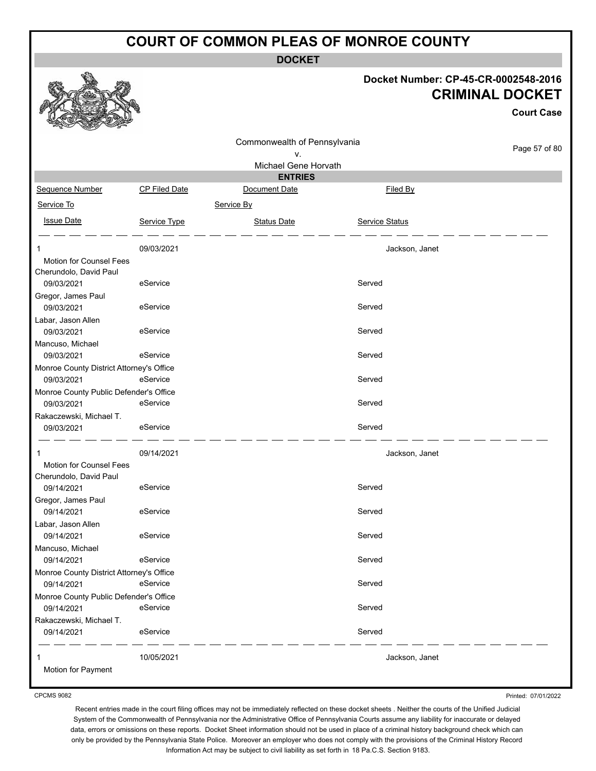# COURT OF COMMON PLEAS OF MONROE COUNTY

## DOCKET

**Docket Number: CP-45-CR-0002548-2016**

**CRIMINAL DOCKET**

**Court Case**

Commonwealth of Pennsylvania
v.
Michael Gene Horvath

### ENTRIES

| Sequence Number | CP Filed Date | Document Date | Filed By |
|---|---|---|---|
| Service To | | Service By | |
| Issue Date | Service Type | Status Date | Service Status |
| 1 | 09/03/2021 | | Jackson, Janet |
| Motion for Counsel Fees | | | |
| Cherundolo, David Paul | | | |
| 09/03/2021 | eService | | Served |
| Gregor, James Paul | | | |
| 09/03/2021 | eService | | Served |
| Labar, Jason Allen | | | |
| 09/03/2021 | eService | | Served |
| Mancuso, Michael | | | |
| 09/03/2021 | eService | | Served |
| Monroe County District Attorney's Office | | | |
| 09/03/2021 | eService | | Served |
| Monroe County Public Defender's Office | | | |
| 09/03/2021 | eService | | Served |
| Rakaczewski, Michael T. | | | |
| 09/03/2021 | eService | | Served |
| 1 | 09/14/2021 | | Jackson, Janet |
| Motion for Counsel Fees | | | |
| Cherundolo, David Paul | | | |
| 09/14/2021 | eService | | Served |
| Gregor, James Paul | | | |
| 09/14/2021 | eService | | Served |
| Labar, Jason Allen | | | |
| 09/14/2021 | eService | | Served |
| Mancuso, Michael | | | |
| 09/14/2021 | eService | | Served |
| Monroe County District Attorney's Office | | | |
| 09/14/2021 | eService | | Served |
| Monroe County Public Defender's Office | | | |
| 09/14/2021 | eService | | Served |
| Rakaczewski, Michael T. | | | |
| 09/14/2021 | eService | | Served |
| 1 | 10/05/2021 | | Jackson, Janet |
| Motion for Payment | | | |

CPCMS 9082

Printed: 07/01/2022

Recent entries made in the court filing offices may not be immediately reflected on these docket sheets . Neither the courts of the Unified Judicial System of the Commonwealth of Pennsylvania nor the Administrative Office of Pennsylvania Courts assume any liability for inaccurate or delayed data, errors or omissions on these reports. Docket Sheet information should not be used in place of a criminal history background check which can only be provided by the Pennsylvania State Police. Moreover an employer who does not comply with the provisions of the Criminal History Record Information Act may be subject to civil liability as set forth in 18 Pa.C.S. Section 9183.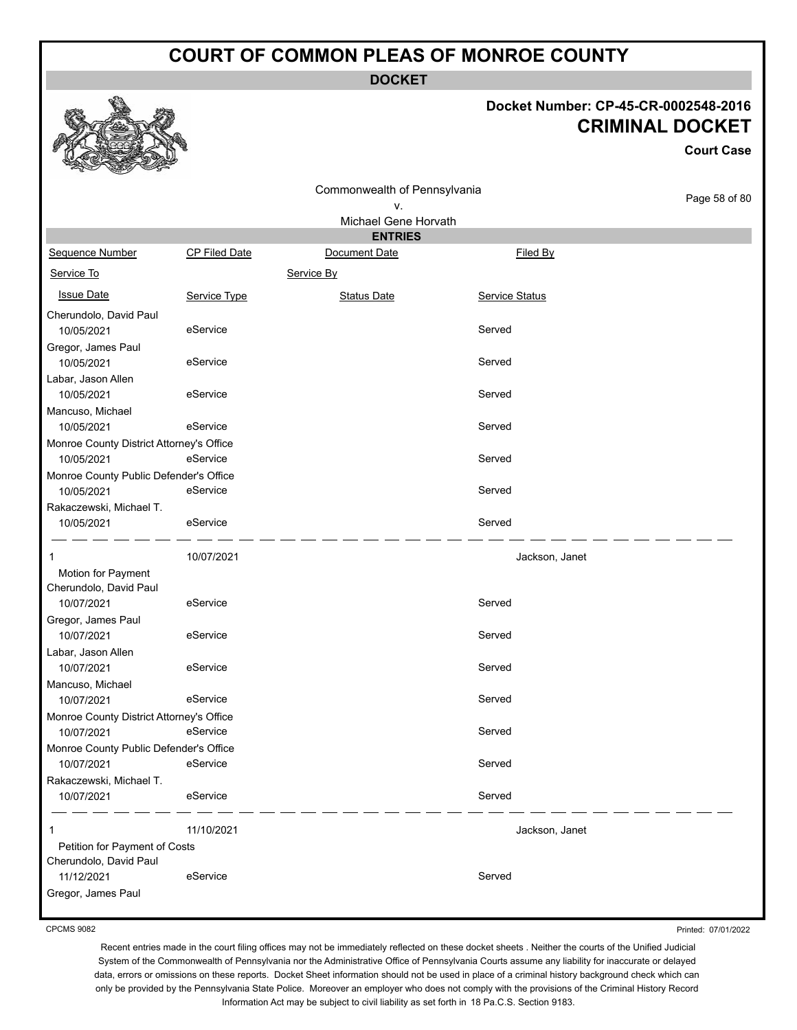# COURT OF COMMON PLEAS OF MONROE COUNTY

## DOCKET

**Docket Number: CP-45-CR-0002548-2016**
**CRIMINAL DOCKET**
**Court Case**

Commonwealth of Pennsylvania
v.
Michael Gene Horvath

### ENTRIES

| Sequence Number | CP Filed Date | Document Date | Filed By |
|---|---|---|---|
| Service To | | Service By | |
| Issue Date | Service Type | Status Date | Service Status |
| Cherundolo, David Paul | | | |
| 10/05/2021 | eService | | Served |
| Gregor, James Paul | | | |
| 10/05/2021 | eService | | Served |
| Labar, Jason Allen | | | |
| 10/05/2021 | eService | | Served |
| Mancuso, Michael | | | |
| 10/05/2021 | eService | | Served |
| Monroe County District Attorney's Office | | | |
| 10/05/2021 | eService | | Served |
| Monroe County Public Defender's Office | | | |
| 10/05/2021 | eService | | Served |
| Rakaczewski, Michael T. | | | |
| 10/05/2021 | eService | | Served |
| 1 | 10/07/2021 | | Jackson, Janet |
| Motion for Payment | | | |
| Cherundolo, David Paul | | | |
| 10/07/2021 | eService | | Served |
| Gregor, James Paul | | | |
| 10/07/2021 | eService | | Served |
| Labar, Jason Allen | | | |
| 10/07/2021 | eService | | Served |
| Mancuso, Michael | | | |
| 10/07/2021 | eService | | Served |
| Monroe County District Attorney's Office | | | |
| 10/07/2021 | eService | | Served |
| Monroe County Public Defender's Office | | | |
| 10/07/2021 | eService | | Served |
| Rakaczewski, Michael T. | | | |
| 10/07/2021 | eService | | Served |
| 1 | 11/10/2021 | | Jackson, Janet |
| Petition for Payment of Costs | | | |
| Cherundolo, David Paul | | | |
| 11/12/2021 | eService | | Served |
| Gregor, James Paul | | | |

CPCMS 9082

Printed: 07/01/2022

Recent entries made in the court filing offices may not be immediately reflected on these docket sheets . Neither the courts of the Unified Judicial System of the Commonwealth of Pennsylvania nor the Administrative Office of Pennsylvania Courts assume any liability for inaccurate or delayed data, errors or omissions on these reports. Docket Sheet information should not be used in place of a criminal history background check which can only be provided by the Pennsylvania State Police. Moreover an employer who does not comply with the provisions of the Criminal History Record Information Act may be subject to civil liability as set forth in 18 Pa.C.S. Section 9183.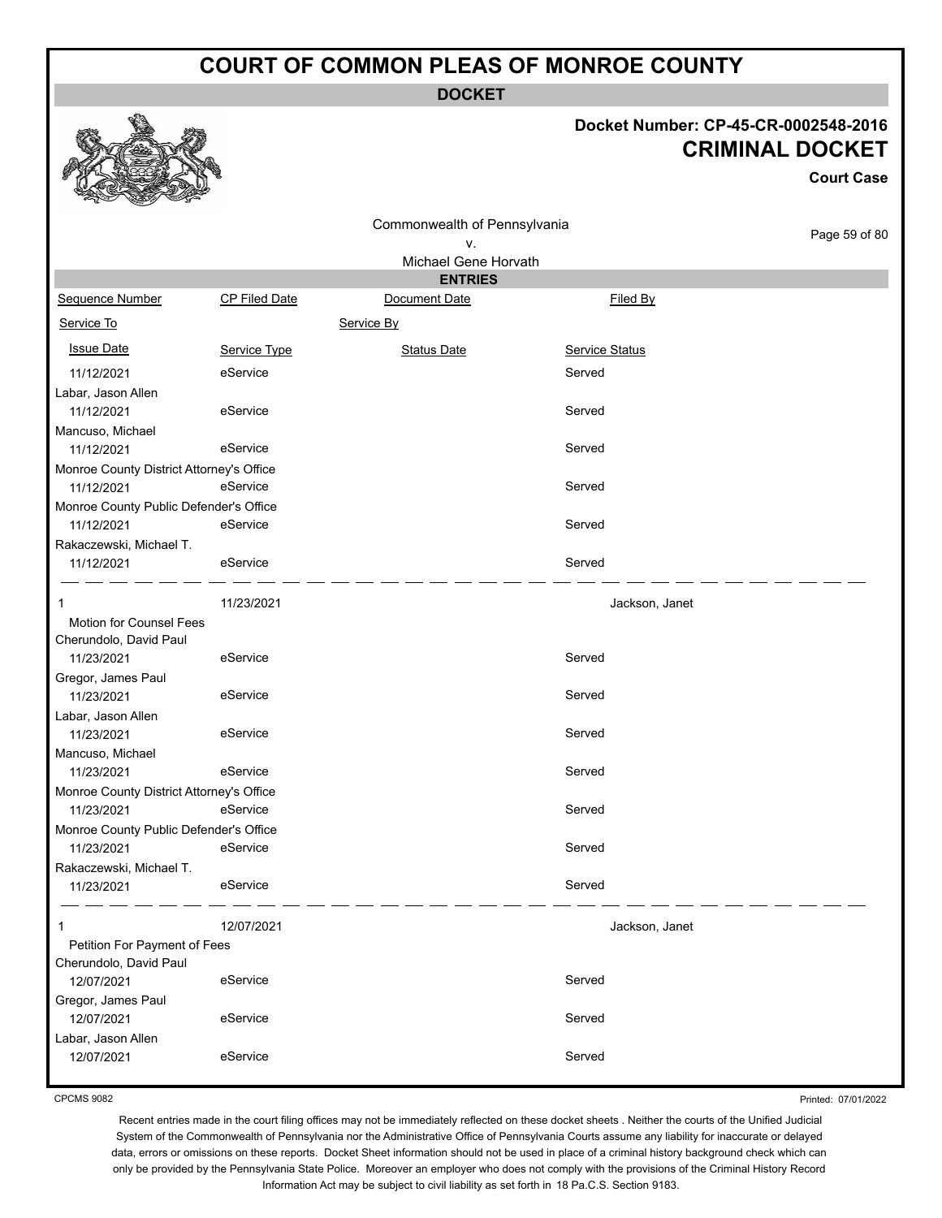# COURT OF COMMON PLEAS OF MONROE COUNTY

## DOCKET

**Docket Number: CP-45-CR-0002548-2016**

## CRIMINAL DOCKET

**Court Case**

Commonwealth of Pennsylvania
v.
Michael Gene Horvath

### ENTRIES

| Sequence Number | CP Filed Date | Document Date | Filed By |
|---|---|---|---|
| Service To | | Service By | |
| Issue Date | Service Type | Status Date | Service Status |
| 11/12/2021 | eService | | Served |
| Labar, Jason Allen | | | |
| 11/12/2021 | eService | | Served |
| Mancuso, Michael | | | |
| 11/12/2021 | eService | | Served |
| Monroe County District Attorney's Office | | | |
| 11/12/2021 | eService | | Served |
| Monroe County Public Defender's Office | | | |
| 11/12/2021 | eService | | Served |
| Rakaczewski, Michael T. | | | |
| 11/12/2021 | eService | | Served |
| 1 | 11/23/2021 | | Jackson, Janet |
| Motion for Counsel Fees | | | |
| Cherundolo, David Paul | | | |
| 11/23/2021 | eService | | Served |
| Gregor, James Paul | | | |
| 11/23/2021 | eService | | Served |
| Labar, Jason Allen | | | |
| 11/23/2021 | eService | | Served |
| Mancuso, Michael | | | |
| 11/23/2021 | eService | | Served |
| Monroe County District Attorney's Office | | | |
| 11/23/2021 | eService | | Served |
| Monroe County Public Defender's Office | | | |
| 11/23/2021 | eService | | Served |
| Rakaczewski, Michael T. | | | |
| 11/23/2021 | eService | | Served |
| 1 | 12/07/2021 | | Jackson, Janet |
| Petition For Payment of Fees | | | |
| Cherundolo, David Paul | | | |
| 12/07/2021 | eService | | Served |
| Gregor, James Paul | | | |
| 12/07/2021 | eService | | Served |
| Labar, Jason Allen | | | |
| 12/07/2021 | eService | | Served |

CPCMS 9082

Printed: 07/01/2022

Recent entries made in the court filing offices may not be immediately reflected on these docket sheets . Neither the courts of the Unified Judicial System of the Commonwealth of Pennsylvania nor the Administrative Office of Pennsylvania Courts assume any liability for inaccurate or delayed data, errors or omissions on these reports. Docket Sheet information should not be used in place of a criminal history background check which can only be provided by the Pennsylvania State Police. Moreover an employer who does not comply with the provisions of the Criminal History Record Information Act may be subject to civil liability as set forth in 18 Pa.C.S. Section 9183.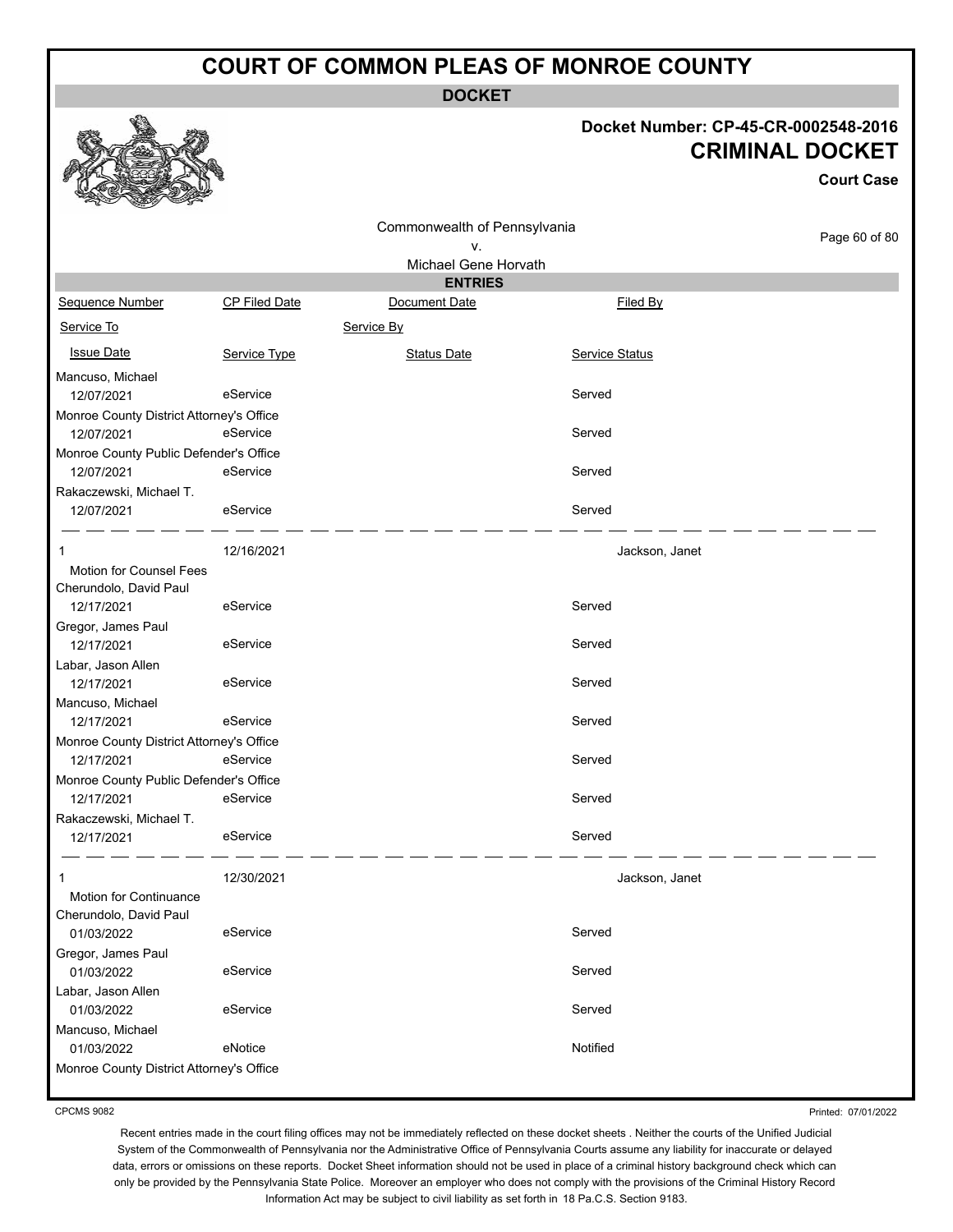# COURT OF COMMON PLEAS OF MONROE COUNTY

**DOCKET**

**Docket Number: CP-45-CR-0002548-2016**

## CRIMINAL DOCKET

**Court Case**

Commonwealth of Pennsylvania
v.
Michael Gene Horvath

**ENTRIES**

| Sequence Number | CP Filed Date | Document Date | Filed By |
|---|---|---|---|
| Service To | | Service By | |
| Issue Date | Service Type | Status Date | Service Status |
| Mancuso, Michael | | | |
| 12/07/2021 | eService | | Served |
| Monroe County District Attorney's Office | | | |
| 12/07/2021 | eService | | Served |
| Monroe County Public Defender's Office | | | |
| 12/07/2021 | eService | | Served |
| Rakaczewski, Michael T. | | | |
| 12/07/2021 | eService | | Served |
| 1 | 12/16/2021 | | Jackson, Janet |
| Motion for Counsel Fees | | | |
| Cherundolo, David Paul | | | |
| 12/17/2021 | eService | | Served |
| Gregor, James Paul | | | |
| 12/17/2021 | eService | | Served |
| Labar, Jason Allen | | | |
| 12/17/2021 | eService | | Served |
| Mancuso, Michael | | | |
| 12/17/2021 | eService | | Served |
| Monroe County District Attorney's Office | | | |
| 12/17/2021 | eService | | Served |
| Monroe County Public Defender's Office | | | |
| 12/17/2021 | eService | | Served |
| Rakaczewski, Michael T. | | | |
| 12/17/2021 | eService | | Served |
| 1 | 12/30/2021 | | Jackson, Janet |
| Motion for Continuance | | | |
| Cherundolo, David Paul | | | |
| 01/03/2022 | eService | | Served |
| Gregor, James Paul | | | |
| 01/03/2022 | eService | | Served |
| Labar, Jason Allen | | | |
| 01/03/2022 | eService | | Served |
| Mancuso, Michael | | | |
| 01/03/2022 | eNotice | | Notified |
| Monroe County District Attorney's Office | | | |

CPCMS 9082

Printed: 07/01/2022

Recent entries made in the court filing offices may not be immediately reflected on these docket sheets . Neither the courts of the Unified Judicial System of the Commonwealth of Pennsylvania nor the Administrative Office of Pennsylvania Courts assume any liability for inaccurate or delayed data, errors or omissions on these reports. Docket Sheet information should not be used in place of a criminal history background check which can only be provided by the Pennsylvania State Police. Moreover an employer who does not comply with the provisions of the Criminal History Record Information Act may be subject to civil liability as set forth in 18 Pa.C.S. Section 9183.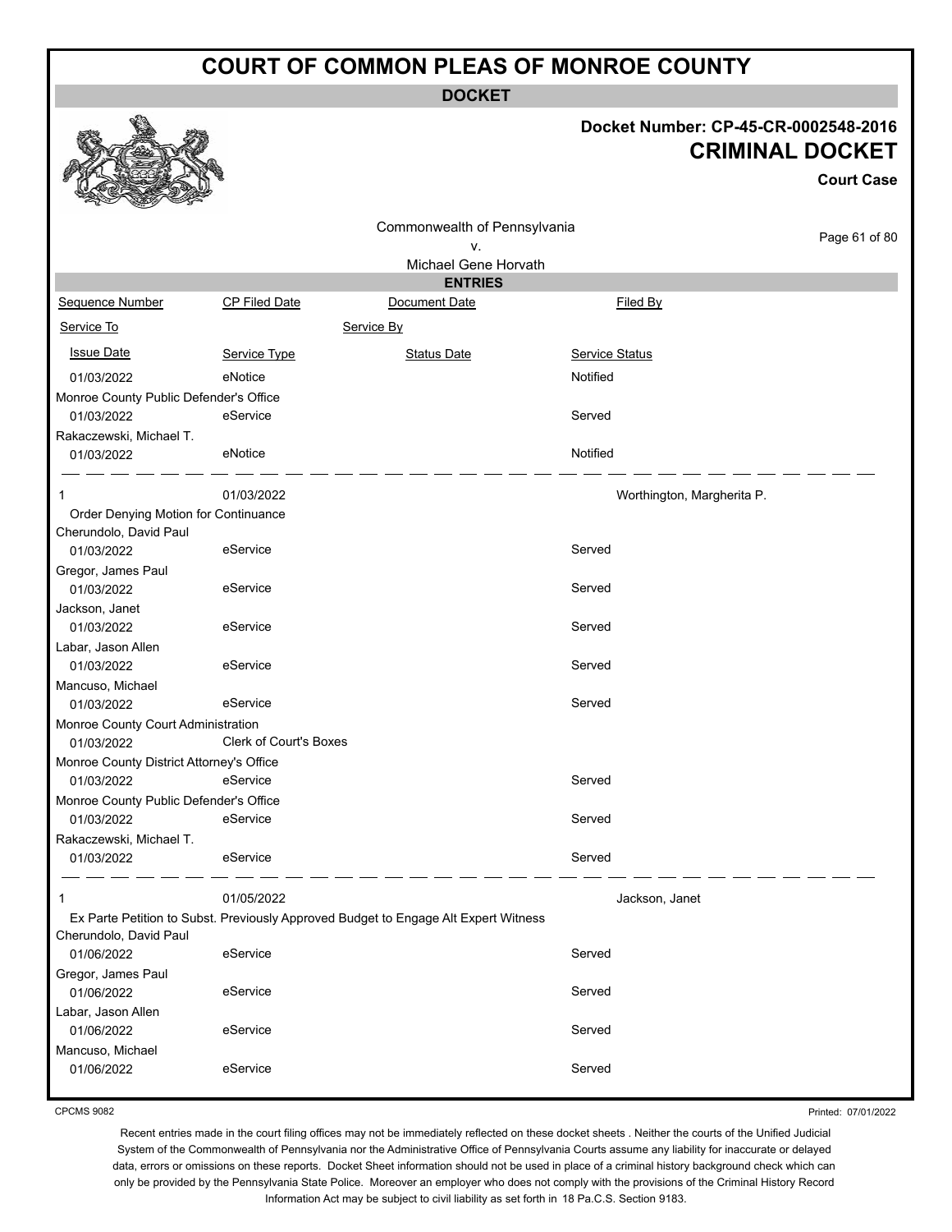# COURT OF COMMON PLEAS OF MONROE COUNTY

## DOCKET

**Docket Number: CP-45-CR-0002548-2016**

**CRIMINAL DOCKET**

**Court Case**

Commonwealth of Pennsylvania
v.
Michael Gene Horvath

### ENTRIES

| Sequence Number | CP Filed Date | Document Date | Filed By |
|---|---|---|---|
| Service To | | Service By | |
| Issue Date | Service Type | Status Date | Service Status |
| 01/03/2022 | eNotice | | Notified |
| Monroe County Public Defender's Office | | | |
| 01/03/2022 | eService | | Served |
| Rakaczewski, Michael T. | | | |
| 01/03/2022 | eNotice | | Notified |
| 1 | 01/03/2022 | | Worthington, Margherita P. |
| Order Denying Motion for Continuance | | | |
| Cherundolo, David Paul | | | |
| 01/03/2022 | eService | | Served |
| Gregor, James Paul | | | |
| 01/03/2022 | eService | | Served |
| Jackson, Janet | | | |
| 01/03/2022 | eService | | Served |
| Labar, Jason Allen | | | |
| 01/03/2022 | eService | | Served |
| Mancuso, Michael | | | |
| 01/03/2022 | eService | | Served |
| Monroe County Court Administration | | | |
| 01/03/2022 | Clerk of Court's Boxes | | |
| Monroe County District Attorney's Office | | | |
| 01/03/2022 | eService | | Served |
| Monroe County Public Defender's Office | | | |
| 01/03/2022 | eService | | Served |
| Rakaczewski, Michael T. | | | |
| 01/03/2022 | eService | | Served |
| 1 | 01/05/2022 | | Jackson, Janet |
| Ex Parte Petition to Subst. Previously Approved Budget to Engage Alt Expert Witness | | | |
| Cherundolo, David Paul | | | |
| 01/06/2022 | eService | | Served |
| Gregor, James Paul | | | |
| 01/06/2022 | eService | | Served |
| Labar, Jason Allen | | | |
| 01/06/2022 | eService | | Served |
| Mancuso, Michael | | | |
| 01/06/2022 | eService | | Served |

CPCMS 9082

Printed: 07/01/2022

Recent entries made in the court filing offices may not be immediately reflected on these docket sheets . Neither the courts of the Unified Judicial System of the Commonwealth of Pennsylvania nor the Administrative Office of Pennsylvania Courts assume any liability for inaccurate or delayed data, errors or omissions on these reports. Docket Sheet information should not be used in place of a criminal history background check which can only be provided by the Pennsylvania State Police. Moreover an employer who does not comply with the provisions of the Criminal History Record Information Act may be subject to civil liability as set forth in 18 Pa.C.S. Section 9183.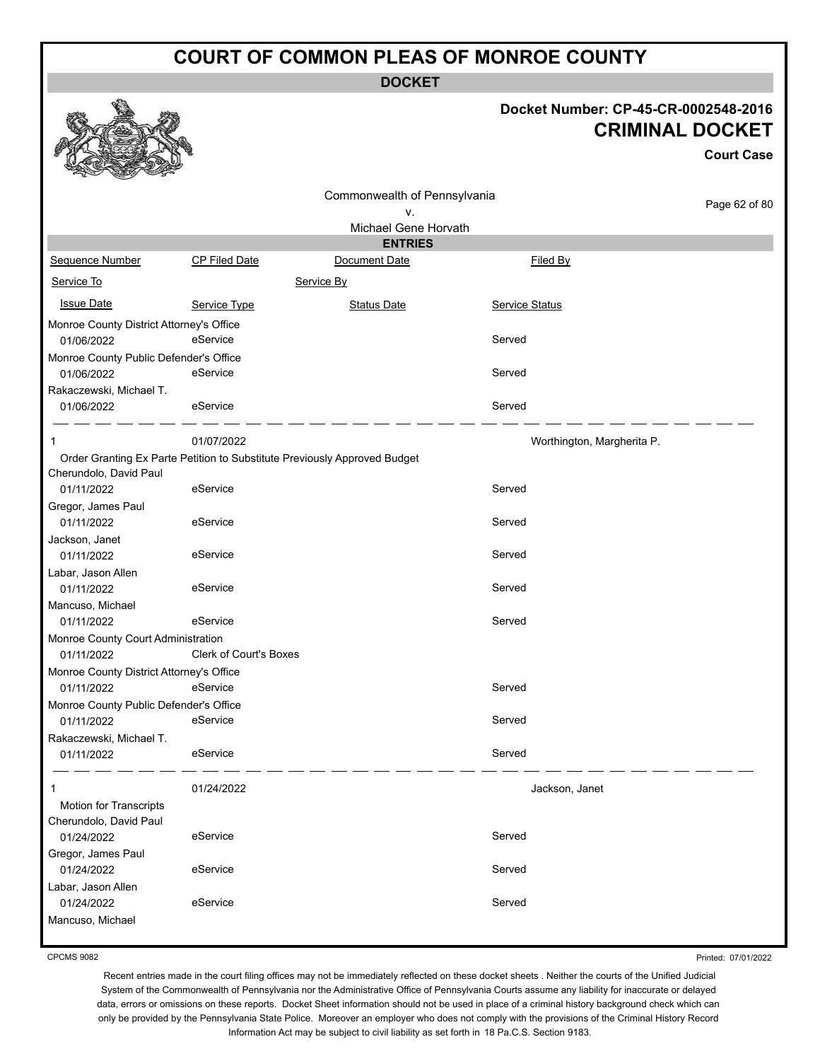# COURT OF COMMON PLEAS OF MONROE COUNTY

**DOCKET**

**Docket Number: CP-45-CR-0002548-2016**

**CRIMINAL DOCKET**

**Court Case**

Commonwealth of Pennsylvania
v.
Michael Gene Horvath

**ENTRIES**

| Sequence Number | CP Filed Date | Document Date | Filed By |
|---|---|---|---|
| Service To | | Service By | |
| Issue Date | Service Type | Status Date | Service Status |
| Monroe County District Attorney's Office | | | |
| 01/06/2022 | eService | | Served |
| Monroe County Public Defender's Office | | | |
| 01/06/2022 | eService | | Served |
| Rakaczewski, Michael T. | | | |
| 01/06/2022 | eService | | Served |
| 1 | 01/07/2022 | | Worthington, Margherita P. |
| Order Granting Ex Parte Petition to Substitute Previously Approved Budget | | | |
| Cherundolo, David Paul | | | |
| 01/11/2022 | eService | | Served |
| Gregor, James Paul | | | |
| 01/11/2022 | eService | | Served |
| Jackson, Janet | | | |
| 01/11/2022 | eService | | Served |
| Labar, Jason Allen | | | |
| 01/11/2022 | eService | | Served |
| Mancuso, Michael | | | |
| 01/11/2022 | eService | | Served |
| Monroe County Court Administration | | | |
| 01/11/2022 | Clerk of Court's Boxes | | |
| Monroe County District Attorney's Office | | | |
| 01/11/2022 | eService | | Served |
| Monroe County Public Defender's Office | | | |
| 01/11/2022 | eService | | Served |
| Rakaczewski, Michael T. | | | |
| 01/11/2022 | eService | | Served |
| 1 | 01/24/2022 | | Jackson, Janet |
| Motion for Transcripts | | | |
| Cherundolo, David Paul | | | |
| 01/24/2022 | eService | | Served |
| Gregor, James Paul | | | |
| 01/24/2022 | eService | | Served |
| Labar, Jason Allen | | | |
| 01/24/2022 | eService | | Served |
| Mancuso, Michael | | | |

CPCMS 9082

Printed: 07/01/2022

Recent entries made in the court filing offices may not be immediately reflected on these docket sheets . Neither the courts of the Unified Judicial System of the Commonwealth of Pennsylvania nor the Administrative Office of Pennsylvania Courts assume any liability for inaccurate or delayed data, errors or omissions on these reports. Docket Sheet information should not be used in place of a criminal history background check which can only be provided by the Pennsylvania State Police. Moreover an employer who does not comply with the provisions of the Criminal History Record Information Act may be subject to civil liability as set forth in 18 Pa.C.S. Section 9183.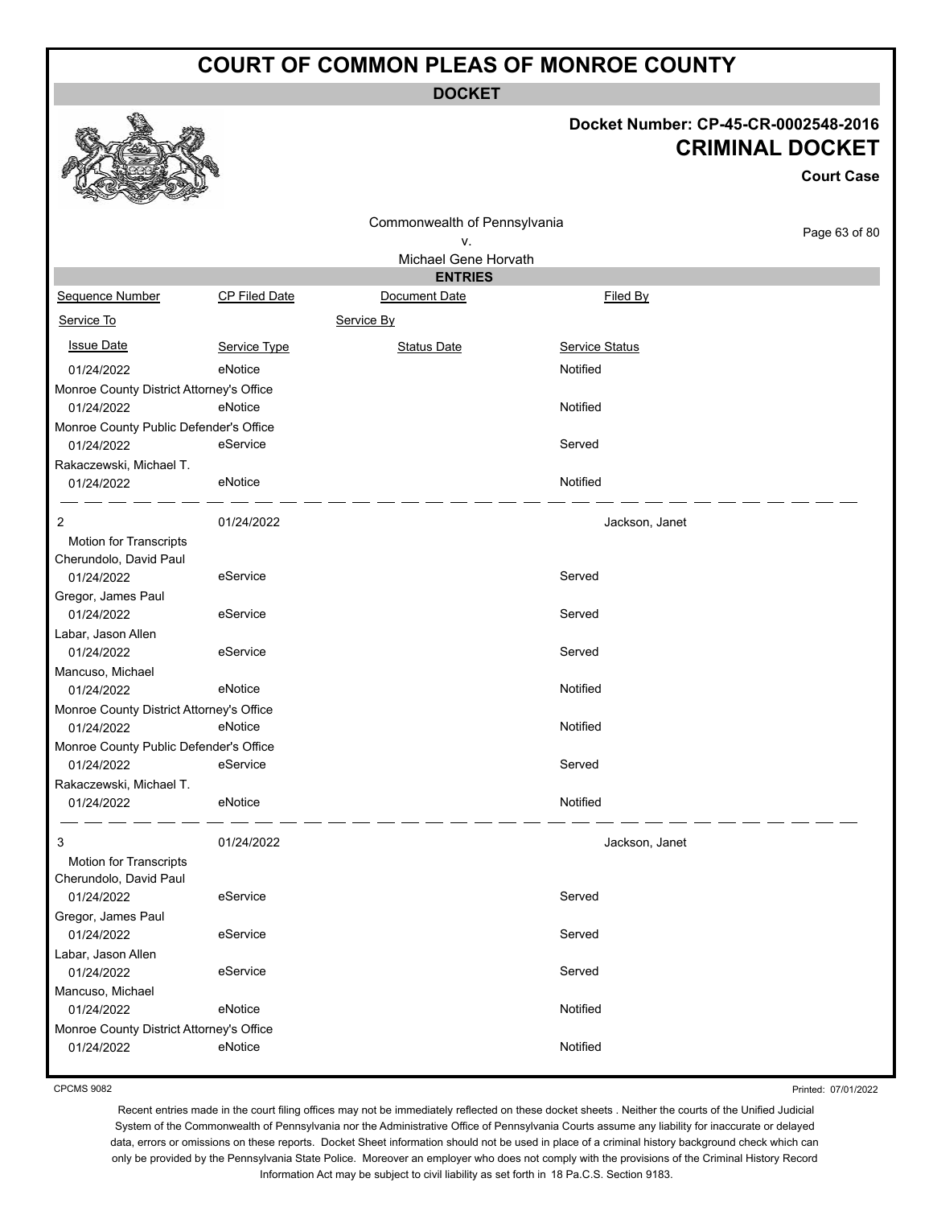# COURT OF COMMON PLEAS OF MONROE COUNTY

## DOCKET

**Docket Number: CP-45-CR-0002548-2016**
**CRIMINAL DOCKET**
**Court Case**

Commonwealth of Pennsylvania
v.
Michael Gene Horvath

### ENTRIES

| Sequence Number | CP Filed Date | Document Date | Filed By |
|---|---|---|---|
| Service To | | Service By | |
| Issue Date | Service Type | Status Date | Service Status |
| 01/24/2022 | eNotice | | Notified |
| Monroe County District Attorney's Office | | | |
| 01/24/2022 | eNotice | | Notified |
| Monroe County Public Defender's Office | | | |
| 01/24/2022 | eService | | Served |
| Rakaczewski, Michael T. | | | |
| 01/24/2022 | eNotice | | Notified |
| 2 | 01/24/2022 | | Jackson, Janet |
| Motion for Transcripts | | | |
| Cherundolo, David Paul | | | |
| 01/24/2022 | eService | | Served |
| Gregor, James Paul | | | |
| 01/24/2022 | eService | | Served |
| Labar, Jason Allen | | | |
| 01/24/2022 | eService | | Served |
| Mancuso, Michael | | | |
| 01/24/2022 | eNotice | | Notified |
| Monroe County District Attorney's Office | | | |
| 01/24/2022 | eNotice | | Notified |
| Monroe County Public Defender's Office | | | |
| 01/24/2022 | eService | | Served |
| Rakaczewski, Michael T. | | | |
| 01/24/2022 | eNotice | | Notified |
| 3 | 01/24/2022 | | Jackson, Janet |
| Motion for Transcripts | | | |
| Cherundolo, David Paul | | | |
| 01/24/2022 | eService | | Served |
| Gregor, James Paul | | | |
| 01/24/2022 | eService | | Served |
| Labar, Jason Allen | | | |
| 01/24/2022 | eService | | Served |
| Mancuso, Michael | | | |
| 01/24/2022 | eNotice | | Notified |
| Monroe County District Attorney's Office | | | |
| 01/24/2022 | eNotice | | Notified |

CPCMS 9082

Printed: 07/01/2022

Recent entries made in the court filing offices may not be immediately reflected on these docket sheets . Neither the courts of the Unified Judicial System of the Commonwealth of Pennsylvania nor the Administrative Office of Pennsylvania Courts assume any liability for inaccurate or delayed data, errors or omissions on these reports. Docket Sheet information should not be used in place of a criminal history background check which can only be provided by the Pennsylvania State Police. Moreover an employer who does not comply with the provisions of the Criminal History Record Information Act may be subject to civil liability as set forth in 18 Pa.C.S. Section 9183.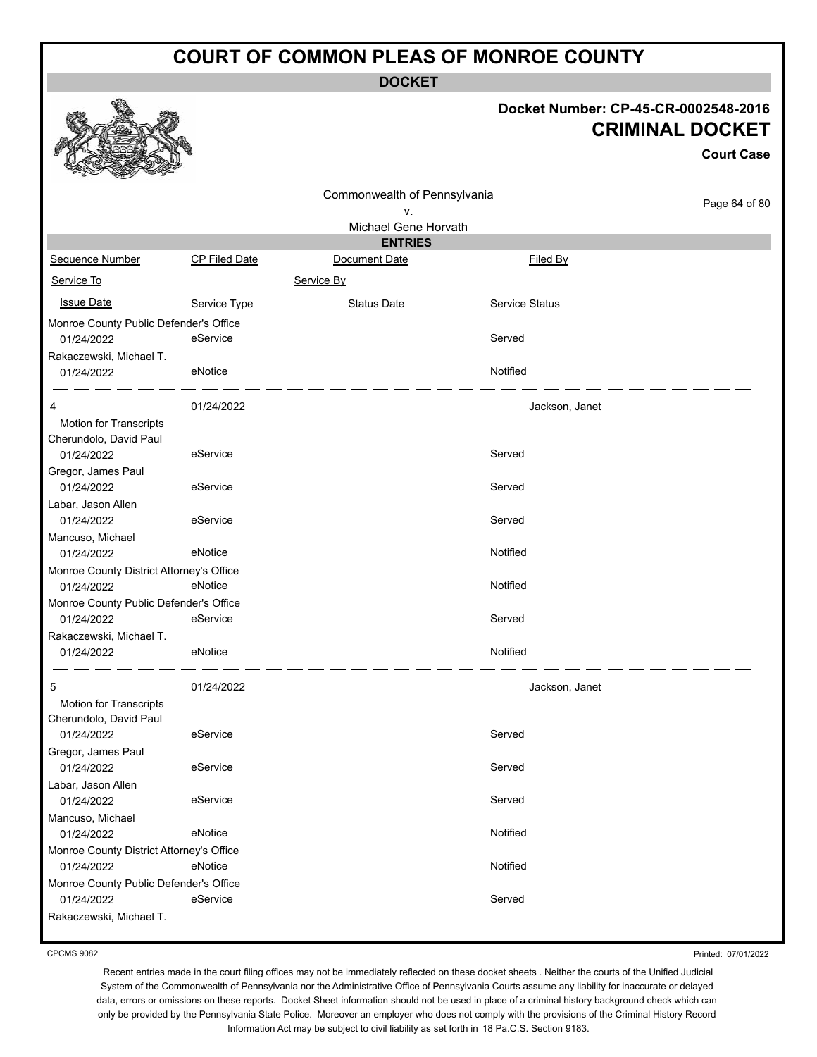# COURT OF COMMON PLEAS OF MONROE COUNTY

**DOCKET**

**Docket Number: CP-45-CR-0002548-2016**

**CRIMINAL DOCKET**

**Court Case**

Commonwealth of Pennsylvania
v.
Michael Gene Horvath

**ENTRIES**

| Sequence Number | CP Filed Date | Document Date | Filed By |
|---|---|---|---|
| Service To | | Service By | |
| Issue Date | Service Type | Status Date | Service Status |
| Monroe County Public Defender's Office | | | |
| 01/24/2022 | eService | | Served |
| Rakaczewski, Michael T. | | | |
| 01/24/2022 | eNotice | | Notified |
| 4 | 01/24/2022 | | Jackson, Janet |
| Motion for Transcripts | | | |
| Cherundolo, David Paul | | | |
| 01/24/2022 | eService | | Served |
| Gregor, James Paul | | | |
| 01/24/2022 | eService | | Served |
| Labar, Jason Allen | | | |
| 01/24/2022 | eService | | Served |
| Mancuso, Michael | | | |
| 01/24/2022 | eNotice | | Notified |
| Monroe County District Attorney's Office | | | |
| 01/24/2022 | eNotice | | Notified |
| Monroe County Public Defender's Office | | | |
| 01/24/2022 | eService | | Served |
| Rakaczewski, Michael T. | | | |
| 01/24/2022 | eNotice | | Notified |
| 5 | 01/24/2022 | | Jackson, Janet |
| Motion for Transcripts | | | |
| Cherundolo, David Paul | | | |
| 01/24/2022 | eService | | Served |
| Gregor, James Paul | | | |
| 01/24/2022 | eService | | Served |
| Labar, Jason Allen | | | |
| 01/24/2022 | eService | | Served |
| Mancuso, Michael | | | |
| 01/24/2022 | eNotice | | Notified |
| Monroe County District Attorney's Office | | | |
| 01/24/2022 | eNotice | | Notified |
| Monroe County Public Defender's Office | | | |
| 01/24/2022 | eService | | Served |
| Rakaczewski, Michael T. | | | |

CPCMS 9082

Printed: 07/01/2022

Recent entries made in the court filing offices may not be immediately reflected on these docket sheets . Neither the courts of the Unified Judicial System of the Commonwealth of Pennsylvania nor the Administrative Office of Pennsylvania Courts assume any liability for inaccurate or delayed data, errors or omissions on these reports. Docket Sheet information should not be used in place of a criminal history background check which can only be provided by the Pennsylvania State Police. Moreover an employer who does not comply with the provisions of the Criminal History Record Information Act may be subject to civil liability as set forth in 18 Pa.C.S. Section 9183.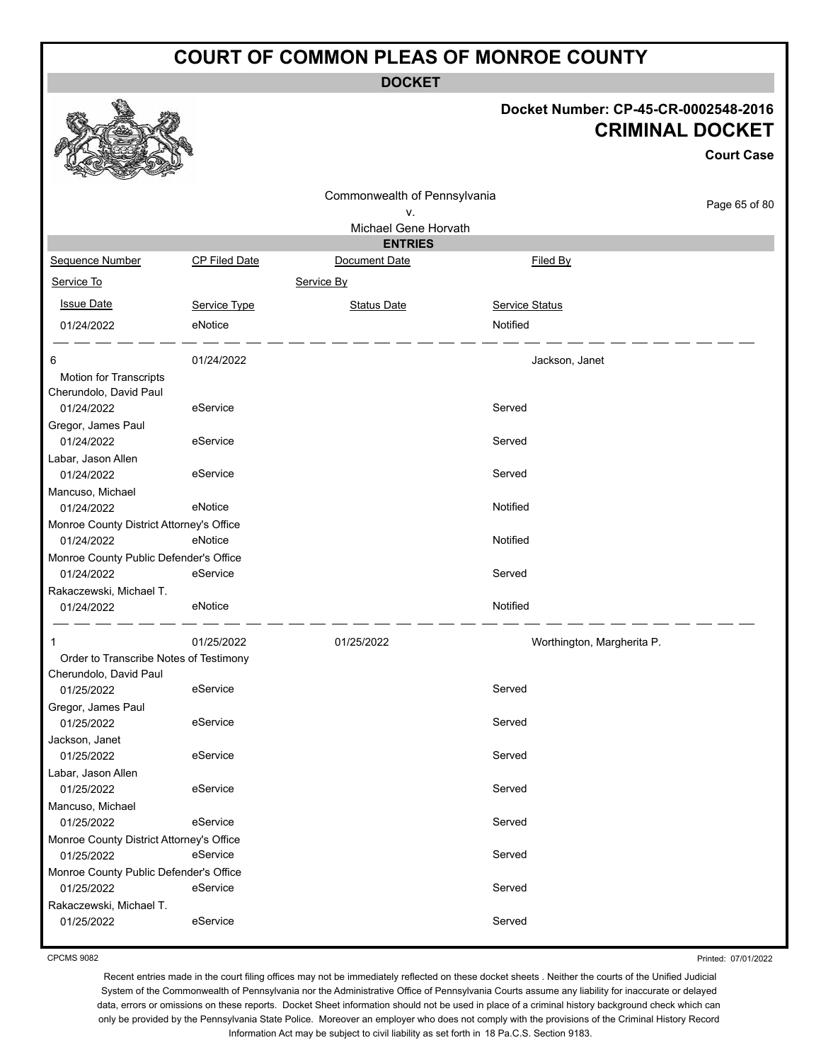# COURT OF COMMON PLEAS OF MONROE COUNTY

## DOCKET

**Docket Number: CP-45-CR-0002548-2016**

**CRIMINAL DOCKET**

**Court Case**

Commonwealth of Pennsylvania
v.
Michael Gene Horvath

### ENTRIES

| Sequence Number | CP Filed Date | Document Date | Filed By |
|---|---|---|---|
| Service To | | Service By | |
| Issue Date | Service Type | Status Date | Service Status |
| 01/24/2022 | eNotice | | Notified |
| 6 | 01/24/2022 | | Jackson, Janet |
| Motion for Transcripts | | | |
| Cherundolo, David Paul | | | |
| 01/24/2022 | eService | | Served |
| Gregor, James Paul | | | |
| 01/24/2022 | eService | | Served |
| Labar, Jason Allen | | | |
| 01/24/2022 | eService | | Served |
| Mancuso, Michael | | | |
| 01/24/2022 | eNotice | | Notified |
| Monroe County District Attorney's Office | | | |
| 01/24/2022 | eNotice | | Notified |
| Monroe County Public Defender's Office | | | |
| 01/24/2022 | eService | | Served |
| Rakaczewski, Michael T. | | | |
| 01/24/2022 | eNotice | | Notified |
| 1 | 01/25/2022 | 01/25/2022 | Worthington, Margherita P. |
| Order to Transcribe Notes of Testimony | | | |
| Cherundolo, David Paul | | | |
| 01/25/2022 | eService | | Served |
| Gregor, James Paul | | | |
| 01/25/2022 | eService | | Served |
| Jackson, Janet | | | |
| 01/25/2022 | eService | | Served |
| Labar, Jason Allen | | | |
| 01/25/2022 | eService | | Served |
| Mancuso, Michael | | | |
| 01/25/2022 | eService | | Served |
| Monroe County District Attorney's Office | | | |
| 01/25/2022 | eService | | Served |
| Monroe County Public Defender's Office | | | |
| 01/25/2022 | eService | | Served |
| Rakaczewski, Michael T. | | | |
| 01/25/2022 | eService | | Served |

CPCMS 9082

Printed: 07/01/2022

Recent entries made in the court filing offices may not be immediately reflected on these docket sheets . Neither the courts of the Unified Judicial System of the Commonwealth of Pennsylvania nor the Administrative Office of Pennsylvania Courts assume any liability for inaccurate or delayed data, errors or omissions on these reports. Docket Sheet information should not be used in place of a criminal history background check which can only be provided by the Pennsylvania State Police. Moreover an employer who does not comply with the provisions of the Criminal History Record Information Act may be subject to civil liability as set forth in 18 Pa.C.S. Section 9183.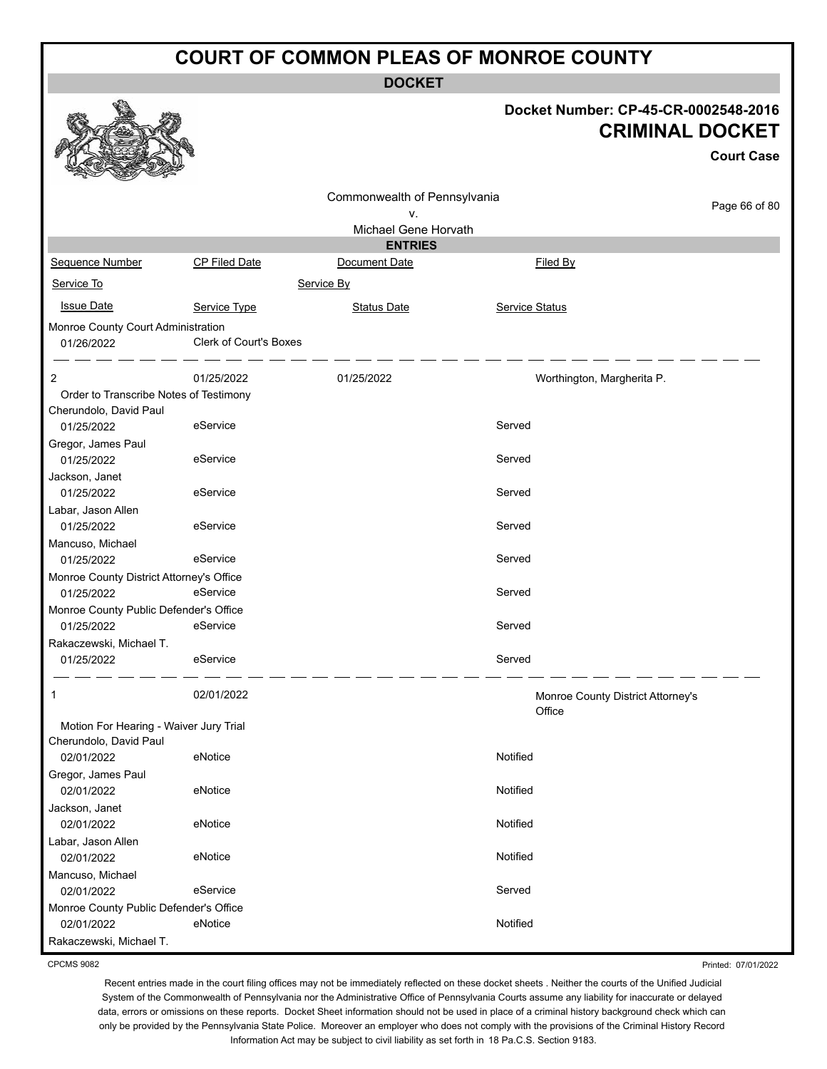# COURT OF COMMON PLEAS OF MONROE COUNTY

**DOCKET**

**Docket Number: CP-45-CR-0002548-2016**

**CRIMINAL DOCKET**

**Court Case**

Commonwealth of Pennsylvania
v.
Michael Gene Horvath

**ENTRIES**

| Sequence Number | CP Filed Date | Document Date | | Filed By |
|---|---|---|---|---|
| Service To | | Service By | | |
| Issue Date | Service Type | Status Date | Service Status | |
| Monroe County Court Administration | | | | |
| 01/26/2022 | Clerk of Court's Boxes | | | |
| 2 | 01/25/2022 | 01/25/2022 | | Worthington, Margherita P. |
| Order to Transcribe Notes of Testimony | | | | |
| Cherundolo, David Paul | | | | |
| 01/25/2022 | eService | | Served | |
| Gregor, James Paul | | | | |
| 01/25/2022 | eService | | Served | |
| Jackson, Janet | | | | |
| 01/25/2022 | eService | | Served | |
| Labar, Jason Allen | | | | |
| 01/25/2022 | eService | | Served | |
| Mancuso, Michael | | | | |
| 01/25/2022 | eService | | Served | |
| Monroe County District Attorney's Office | | | | |
| 01/25/2022 | eService | | Served | |
| Monroe County Public Defender's Office | | | | |
| 01/25/2022 | eService | | Served | |
| Rakaczewski, Michael T. | | | | |
| 01/25/2022 | eService | | Served | |
| 1 | 02/01/2022 | | | Monroe County District Attorney's Office |
| Motion For Hearing - Waiver Jury Trial | | | | |
| Cherundolo, David Paul | | | | |
| 02/01/2022 | eNotice | | Notified | |
| Gregor, James Paul | | | | |
| 02/01/2022 | eNotice | | Notified | |
| Jackson, Janet | | | | |
| 02/01/2022 | eNotice | | Notified | |
| Labar, Jason Allen | | | | |
| 02/01/2022 | eNotice | | Notified | |
| Mancuso, Michael | | | | |
| 02/01/2022 | eService | | Served | |
| Monroe County Public Defender's Office | | | | |
| 02/01/2022 | eNotice | | Notified | |
| Rakaczewski, Michael T. | | | | |

CPCMS 9082

Printed: 07/01/2022

Recent entries made in the court filing offices may not be immediately reflected on these docket sheets . Neither the courts of the Unified Judicial System of the Commonwealth of Pennsylvania nor the Administrative Office of Pennsylvania Courts assume any liability for inaccurate or delayed data, errors or omissions on these reports. Docket Sheet information should not be used in place of a criminal history background check which can only be provided by the Pennsylvania State Police. Moreover an employer who does not comply with the provisions of the Criminal History Record Information Act may be subject to civil liability as set forth in 18 Pa.C.S. Section 9183.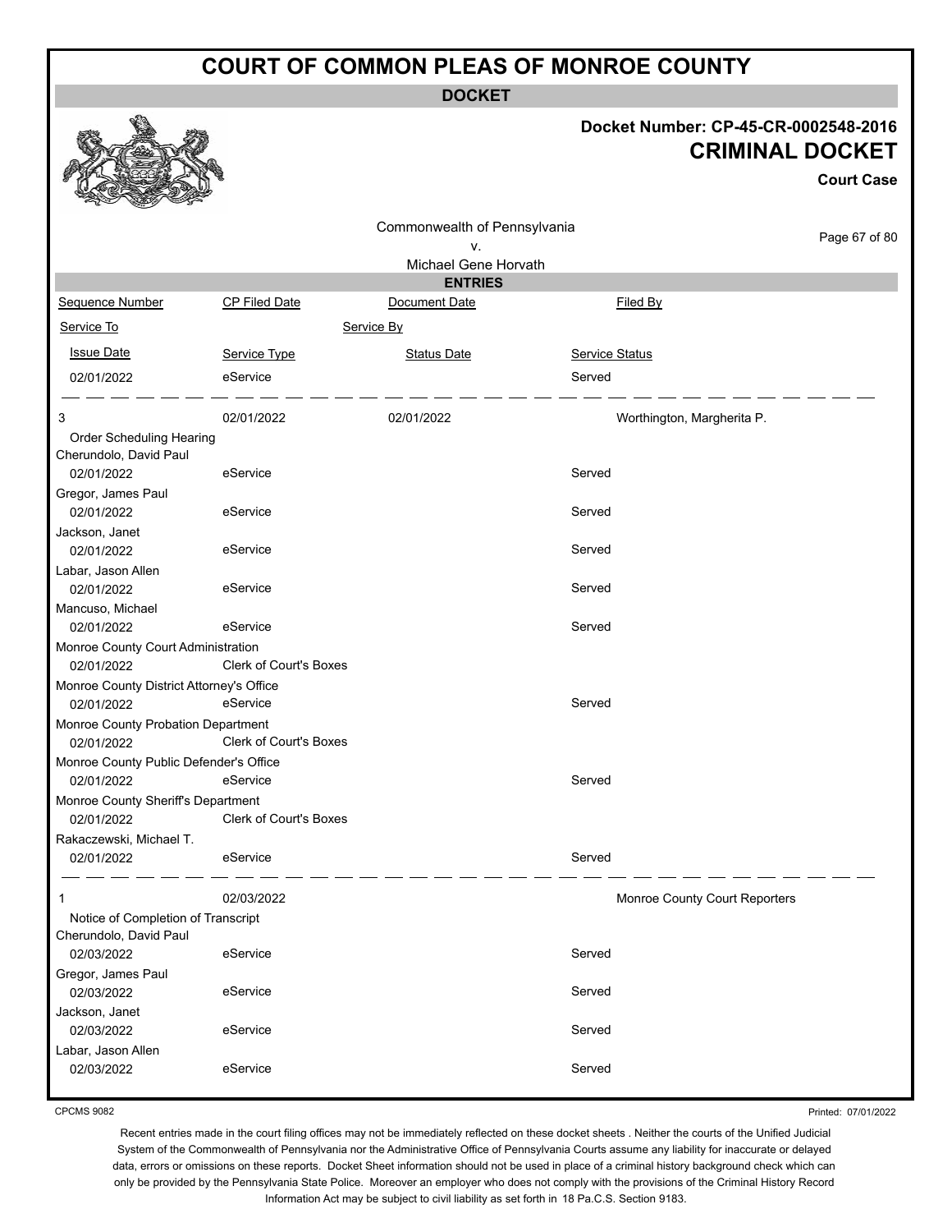# COURT OF COMMON PLEAS OF MONROE COUNTY

## DOCKET

**Docket Number: CP-45-CR-0002548-2016**

**CRIMINAL DOCKET**

**Court Case**

Commonwealth of Pennsylvania
v.
Michael Gene Horvath

### ENTRIES

| Sequence Number | CP Filed Date | Document Date | Filed By |
|---|---|---|---|
| Service To | | Service By | |
| Issue Date | Service Type | Status Date | Service Status |
| 02/01/2022 | eService | | Served |
| 3 | 02/01/2022 | 02/01/2022 | Worthington, Margherita P. |
| Order Scheduling Hearing | | | |
| Cherundolo, David Paul | | | |
| 02/01/2022 | eService | | Served |
| Gregor, James Paul | | | |
| 02/01/2022 | eService | | Served |
| Jackson, Janet | | | |
| 02/01/2022 | eService | | Served |
| Labar, Jason Allen | | | |
| 02/01/2022 | eService | | Served |
| Mancuso, Michael | | | |
| 02/01/2022 | eService | | Served |
| Monroe County Court Administration | | | |
| 02/01/2022 | Clerk of Court's Boxes | | |
| Monroe County District Attorney's Office | | | |
| 02/01/2022 | eService | | Served |
| Monroe County Probation Department | | | |
| 02/01/2022 | Clerk of Court's Boxes | | |
| Monroe County Public Defender's Office | | | |
| 02/01/2022 | eService | | Served |
| Monroe County Sheriff's Department | | | |
| 02/01/2022 | Clerk of Court's Boxes | | |
| Rakaczewski, Michael T. | | | |
| 02/01/2022 | eService | | Served |
| 1 | 02/03/2022 | | Monroe County Court Reporters |
| Notice of Completion of Transcript | | | |
| Cherundolo, David Paul | | | |
| 02/03/2022 | eService | | Served |
| Gregor, James Paul | | | |
| 02/03/2022 | eService | | Served |
| Jackson, Janet | | | |
| 02/03/2022 | eService | | Served |
| Labar, Jason Allen | | | |
| 02/03/2022 | eService | | Served |

CPCMS 9082

Printed: 07/01/2022

Recent entries made in the court filing offices may not be immediately reflected on these docket sheets . Neither the courts of the Unified Judicial System of the Commonwealth of Pennsylvania nor the Administrative Office of Pennsylvania Courts assume any liability for inaccurate or delayed data, errors or omissions on these reports. Docket Sheet information should not be used in place of a criminal history background check which can only be provided by the Pennsylvania State Police. Moreover an employer who does not comply with the provisions of the Criminal History Record Information Act may be subject to civil liability as set forth in 18 Pa.C.S. Section 9183.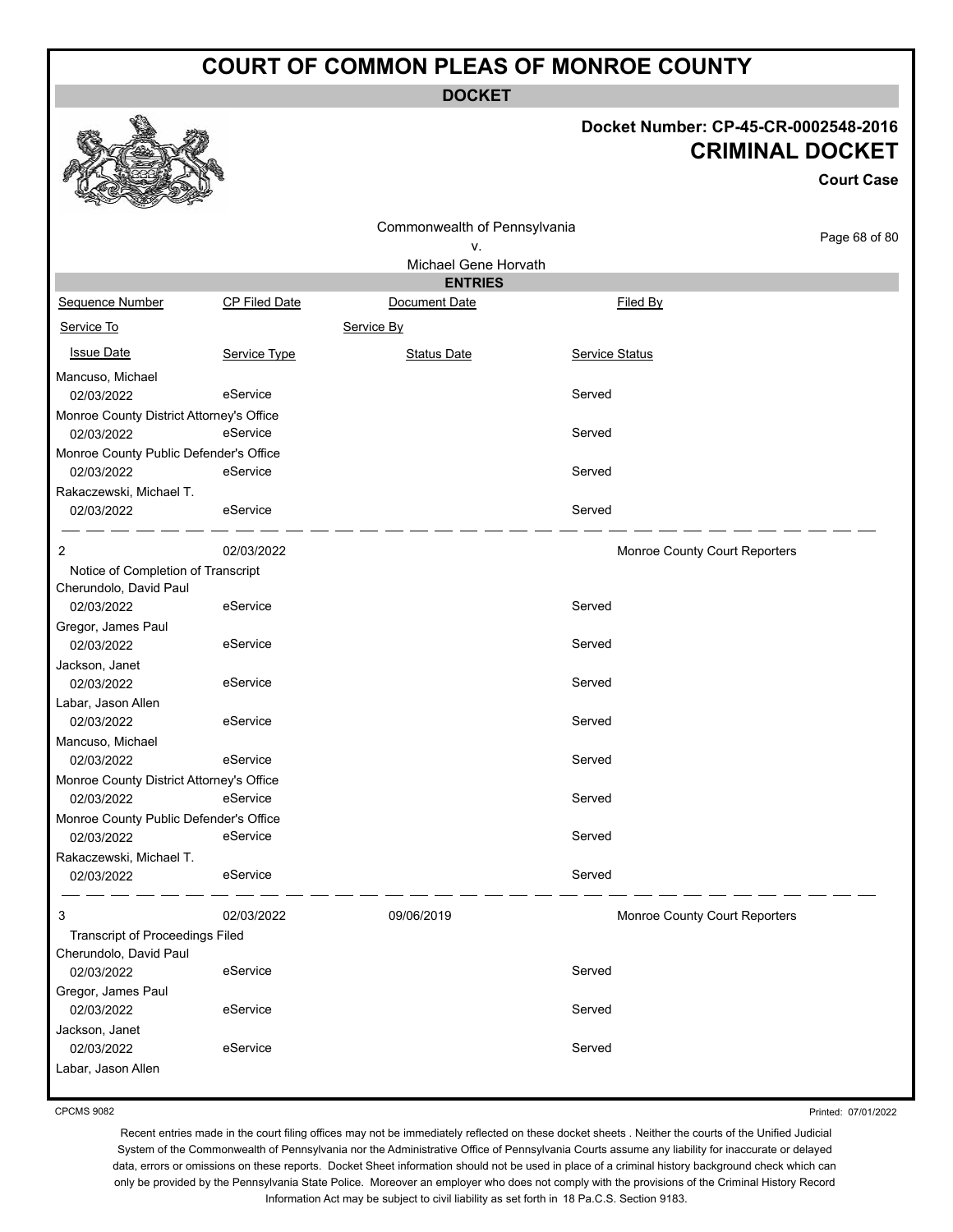# COURT OF COMMON PLEAS OF MONROE COUNTY

**DOCKET**

**Docket Number: CP-45-CR-0002548-2016**

**CRIMINAL DOCKET**

**Court Case**

Commonwealth of Pennsylvania
v.
Michael Gene Horvath

**ENTRIES**

| Sequence Number | CP Filed Date | Document Date | Filed By |
|---|---|---|---|
| Service To | | Service By | |
| Issue Date | Service Type | Status Date | Service Status |
| Mancuso, Michael | | | |
| 02/03/2022 | eService | | Served |
| Monroe County District Attorney's Office | | | |
| 02/03/2022 | eService | | Served |
| Monroe County Public Defender's Office | | | |
| 02/03/2022 | eService | | Served |
| Rakaczewski, Michael T. | | | |
| 02/03/2022 | eService | | Served |
| 2 | 02/03/2022 | | Monroe County Court Reporters |
| Notice of Completion of Transcript | | | |
| Cherundolo, David Paul | | | |
| 02/03/2022 | eService | | Served |
| Gregor, James Paul | | | |
| 02/03/2022 | eService | | Served |
| Jackson, Janet | | | |
| 02/03/2022 | eService | | Served |
| Labar, Jason Allen | | | |
| 02/03/2022 | eService | | Served |
| Mancuso, Michael | | | |
| 02/03/2022 | eService | | Served |
| Monroe County District Attorney's Office | | | |
| 02/03/2022 | eService | | Served |
| Monroe County Public Defender's Office | | | |
| 02/03/2022 | eService | | Served |
| Rakaczewski, Michael T. | | | |
| 02/03/2022 | eService | | Served |
| 3 | 02/03/2022 | 09/06/2019 | Monroe County Court Reporters |
| Transcript of Proceedings Filed | | | |
| Cherundolo, David Paul | | | |
| 02/03/2022 | eService | | Served |
| Gregor, James Paul | | | |
| 02/03/2022 | eService | | Served |
| Jackson, Janet | | | |
| 02/03/2022 | eService | | Served |
| Labar, Jason Allen | | | |

CPCMS 9082

Printed: 07/01/2022

Recent entries made in the court filing offices may not be immediately reflected on these docket sheets . Neither the courts of the Unified Judicial System of the Commonwealth of Pennsylvania nor the Administrative Office of Pennsylvania Courts assume any liability for inaccurate or delayed data, errors or omissions on these reports. Docket Sheet information should not be used in place of a criminal history background check which can only be provided by the Pennsylvania State Police. Moreover an employer who does not comply with the provisions of the Criminal History Record Information Act may be subject to civil liability as set forth in 18 Pa.C.S. Section 9183.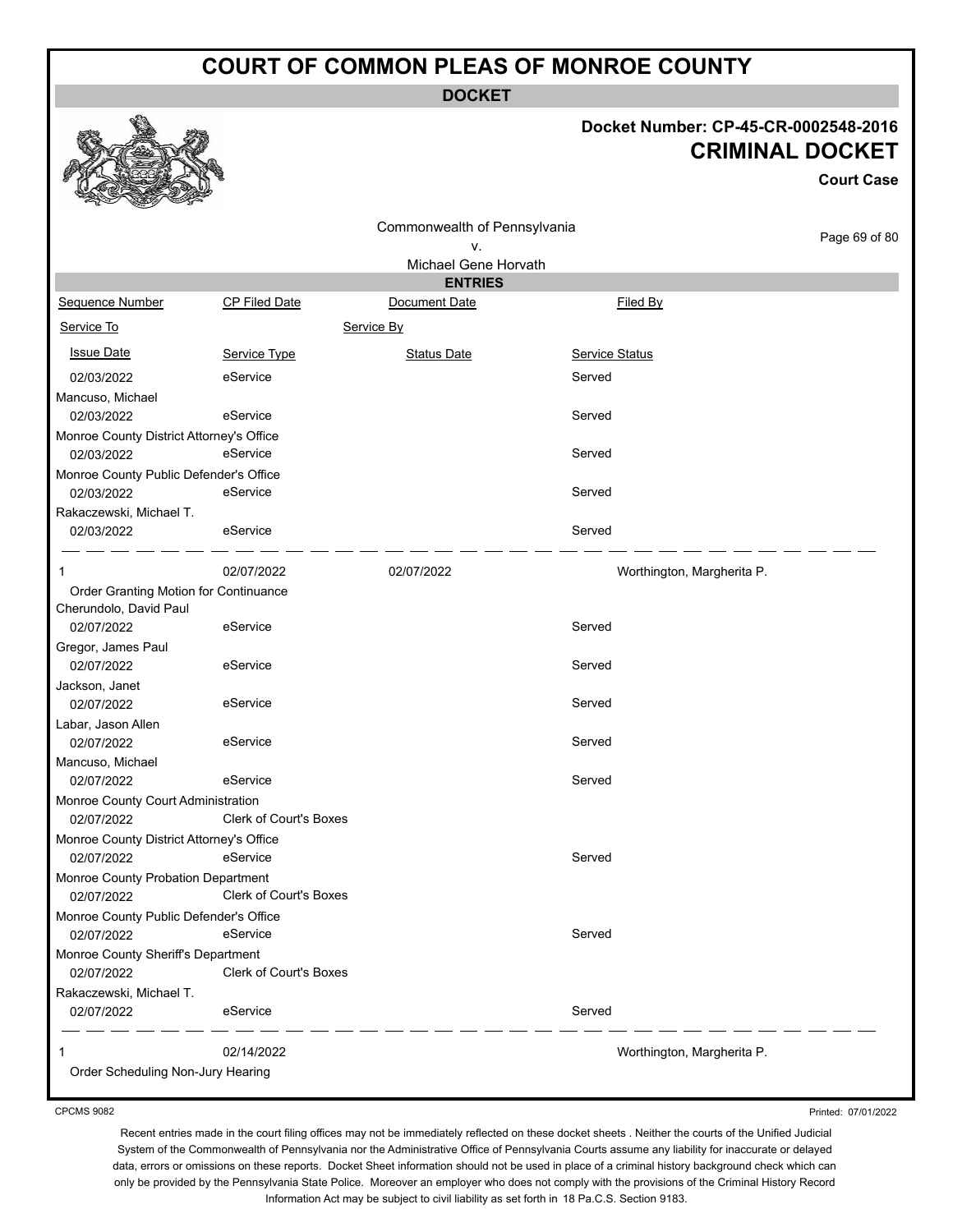# COURT OF COMMON PLEAS OF MONROE COUNTY

**DOCKET**

**Docket Number: CP-45-CR-0002548-2016**

**CRIMINAL DOCKET**

**Court Case**

Commonwealth of Pennsylvania
v.
Michael Gene Horvath

**ENTRIES**

| Sequence Number | CP Filed Date | Document Date | Filed By |
|---|---|---|---|
| Service To | | Service By | |
| Issue Date | Service Type | Status Date | Service Status |
| 02/03/2022 | eService | | Served |
| Mancuso, Michael | | | |
| 02/03/2022 | eService | | Served |
| Monroe County District Attorney's Office | | | |
| 02/03/2022 | eService | | Served |
| Monroe County Public Defender's Office | | | |
| 02/03/2022 | eService | | Served |
| Rakaczewski, Michael T. | | | |
| 02/03/2022 | eService | | Served |
| 1 | 02/07/2022 | 02/07/2022 | Worthington, Margherita P. |
| Order Granting Motion for Continuance | | | |
| Cherundolo, David Paul | | | |
| 02/07/2022 | eService | | Served |
| Gregor, James Paul | | | |
| 02/07/2022 | eService | | Served |
| Jackson, Janet | | | |
| 02/07/2022 | eService | | Served |
| Labar, Jason Allen | | | |
| 02/07/2022 | eService | | Served |
| Mancuso, Michael | | | |
| 02/07/2022 | eService | | Served |
| Monroe County Court Administration | | | |
| 02/07/2022 | Clerk of Court's Boxes | | |
| Monroe County District Attorney's Office | | | |
| 02/07/2022 | eService | | Served |
| Monroe County Probation Department | | | |
| 02/07/2022 | Clerk of Court's Boxes | | |
| Monroe County Public Defender's Office | | | |
| 02/07/2022 | eService | | Served |
| Monroe County Sheriff's Department | | | |
| 02/07/2022 | Clerk of Court's Boxes | | |
| Rakaczewski, Michael T. | | | |
| 02/07/2022 | eService | | Served |
| 1 | 02/14/2022 | | Worthington, Margherita P. |
| Order Scheduling Non-Jury Hearing | | | |

CPCMS 9082

Printed: 07/01/2022

Recent entries made in the court filing offices may not be immediately reflected on these docket sheets . Neither the courts of the Unified Judicial System of the Commonwealth of Pennsylvania nor the Administrative Office of Pennsylvania Courts assume any liability for inaccurate or delayed data, errors or omissions on these reports. Docket Sheet information should not be used in place of a criminal history background check which can only be provided by the Pennsylvania State Police. Moreover an employer who does not comply with the provisions of the Criminal History Record Information Act may be subject to civil liability as set forth in 18 Pa.C.S. Section 9183.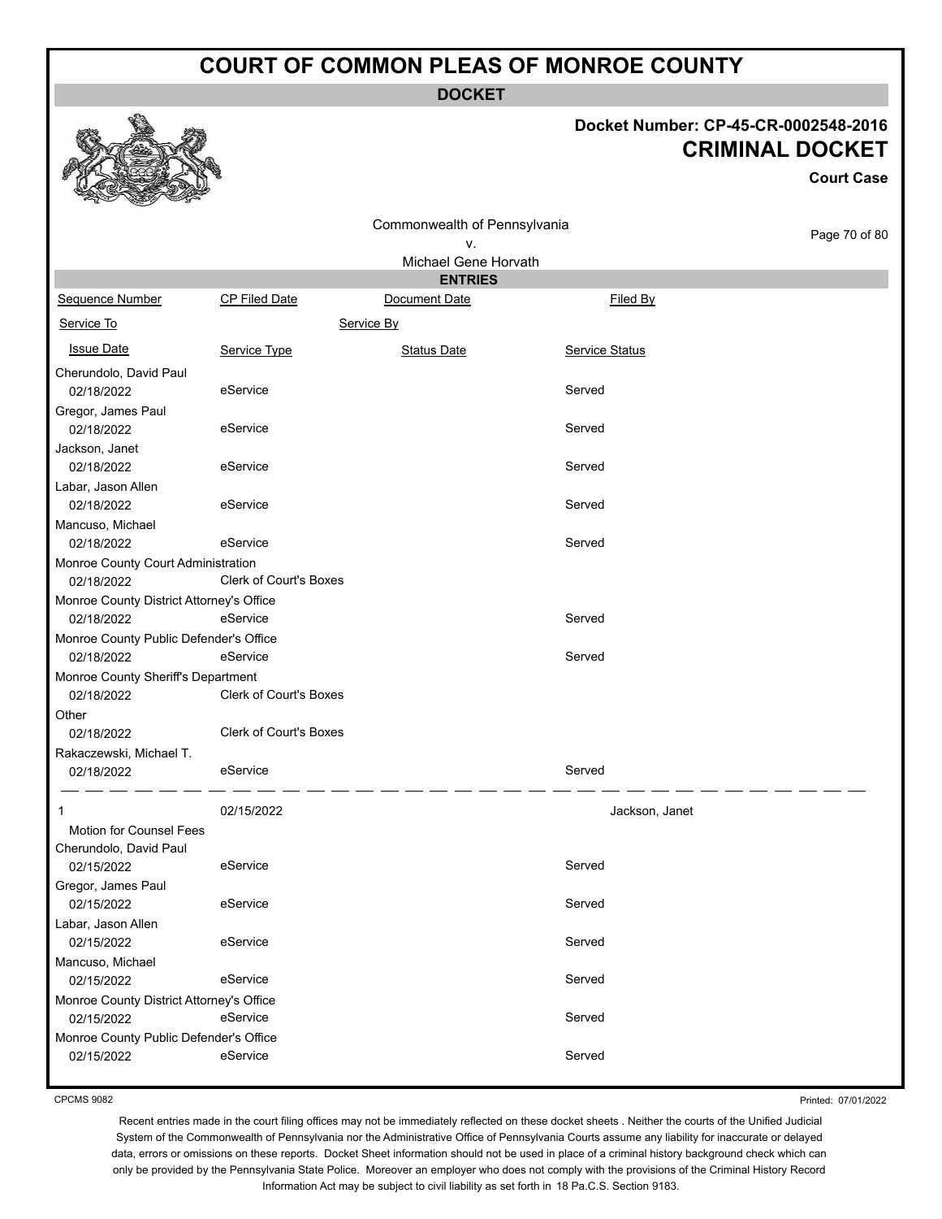# COURT OF COMMON PLEAS OF MONROE COUNTY

**DOCKET**

**Docket Number: CP-45-CR-0002548-2016**
**CRIMINAL DOCKET**
**Court Case**

Commonwealth of Pennsylvania
v.
Michael Gene Horvath

**ENTRIES**

| Sequence Number | CP Filed Date | Document Date | Filed By |
|---|---|---|---|
| Service To | | Service By | |
| Issue Date | Service Type | Status Date | Service Status |
| Cherundolo, David Paul | | | |
| 02/18/2022 | eService | | Served |
| Gregor, James Paul | | | |
| 02/18/2022 | eService | | Served |
| Jackson, Janet | | | |
| 02/18/2022 | eService | | Served |
| Labar, Jason Allen | | | |
| 02/18/2022 | eService | | Served |
| Mancuso, Michael | | | |
| 02/18/2022 | eService | | Served |
| Monroe County Court Administration | | | |
| 02/18/2022 | Clerk of Court's Boxes | | |
| Monroe County District Attorney's Office | | | |
| 02/18/2022 | eService | | Served |
| Monroe County Public Defender's Office | | | |
| 02/18/2022 | eService | | Served |
| Monroe County Sheriff's Department | | | |
| 02/18/2022 | Clerk of Court's Boxes | | |
| Other | | | |
| 02/18/2022 | Clerk of Court's Boxes | | |
| Rakaczewski, Michael T. | | | |
| 02/18/2022 | eService | | Served |
| 1 | 02/15/2022 | | Jackson, Janet |
| Motion for Counsel Fees | | | |
| Cherundolo, David Paul | | | |
| 02/15/2022 | eService | | Served |
| Gregor, James Paul | | | |
| 02/15/2022 | eService | | Served |
| Labar, Jason Allen | | | |
| 02/15/2022 | eService | | Served |
| Mancuso, Michael | | | |
| 02/15/2022 | eService | | Served |
| Monroe County District Attorney's Office | | | |
| 02/15/2022 | eService | | Served |
| Monroe County Public Defender's Office | | | |
| 02/15/2022 | eService | | Served |

CPCMS 9082

Printed: 07/01/2022

Recent entries made in the court filing offices may not be immediately reflected on these docket sheets . Neither the courts of the Unified Judicial System of the Commonwealth of Pennsylvania nor the Administrative Office of Pennsylvania Courts assume any liability for inaccurate or delayed data, errors or omissions on these reports. Docket Sheet information should not be used in place of a criminal history background check which can only be provided by the Pennsylvania State Police. Moreover an employer who does not comply with the provisions of the Criminal History Record Information Act may be subject to civil liability as set forth in 18 Pa.C.S. Section 9183.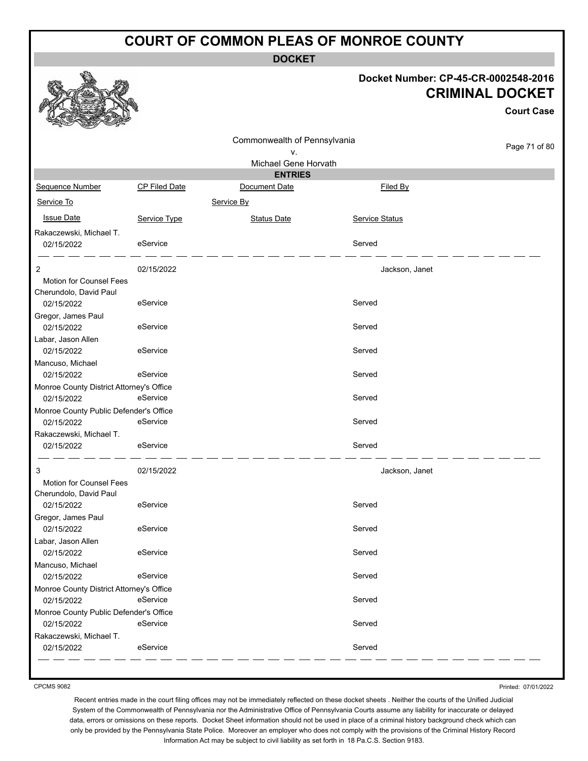# COURT OF COMMON PLEAS OF MONROE COUNTY

## DOCKET

**Docket Number: CP-45-CR-0002548-2016**

**CRIMINAL DOCKET**

**Court Case**

Commonwealth of Pennsylvania
v.
Michael Gene Horvath

### ENTRIES

| Sequence Number | CP Filed Date | Document Date | Filed By |
|---|---|---|---|
| Service To | | Service By | |
| Issue Date | Service Type | Status Date | Service Status |
| Rakaczewski, Michael T. | | | |
| 02/15/2022 | eService | | Served |
| 2 | 02/15/2022 | | Jackson, Janet |
| Motion for Counsel Fees | | | |
| Cherundolo, David Paul | | | |
| 02/15/2022 | eService | | Served |
| Gregor, James Paul | | | |
| 02/15/2022 | eService | | Served |
| Labar, Jason Allen | | | |
| 02/15/2022 | eService | | Served |
| Mancuso, Michael | | | |
| 02/15/2022 | eService | | Served |
| Monroe County District Attorney's Office | | | |
| 02/15/2022 | eService | | Served |
| Monroe County Public Defender's Office | | | |
| 02/15/2022 | eService | | Served |
| Rakaczewski, Michael T. | | | |
| 02/15/2022 | eService | | Served |
| 3 | 02/15/2022 | | Jackson, Janet |
| Motion for Counsel Fees | | | |
| Cherundolo, David Paul | | | |
| 02/15/2022 | eService | | Served |
| Gregor, James Paul | | | |
| 02/15/2022 | eService | | Served |
| Labar, Jason Allen | | | |
| 02/15/2022 | eService | | Served |
| Mancuso, Michael | | | |
| 02/15/2022 | eService | | Served |
| Monroe County District Attorney's Office | | | |
| 02/15/2022 | eService | | Served |
| Monroe County Public Defender's Office | | | |
| 02/15/2022 | eService | | Served |
| Rakaczewski, Michael T. | | | |
| 02/15/2022 | eService | | Served |

CPCMS 9082

Printed: 07/01/2022

Recent entries made in the court filing offices may not be immediately reflected on these docket sheets . Neither the courts of the Unified Judicial System of the Commonwealth of Pennsylvania nor the Administrative Office of Pennsylvania Courts assume any liability for inaccurate or delayed data, errors or omissions on these reports. Docket Sheet information should not be used in place of a criminal history background check which can only be provided by the Pennsylvania State Police. Moreover an employer who does not comply with the provisions of the Criminal History Record Information Act may be subject to civil liability as set forth in 18 Pa.C.S. Section 9183.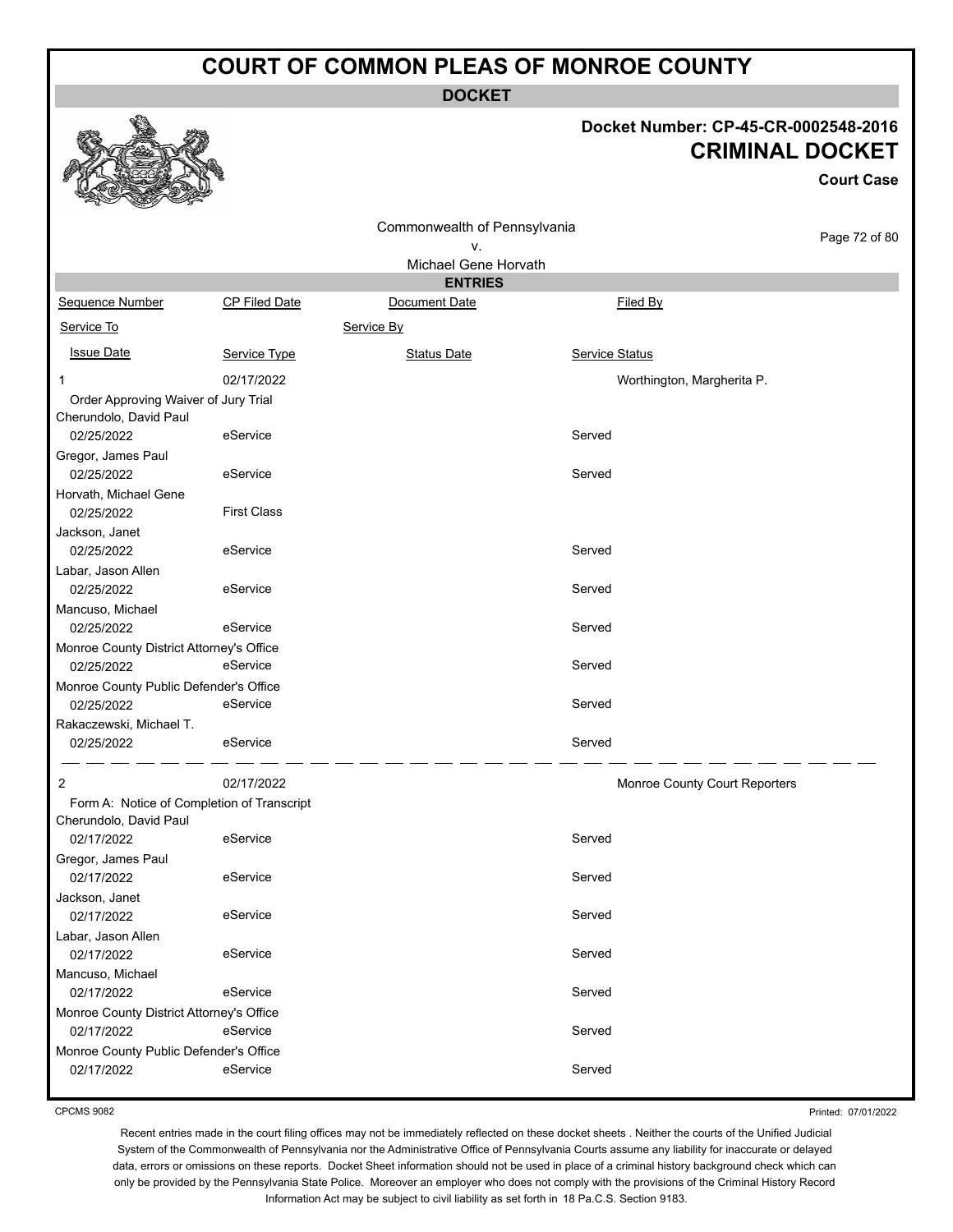# COURT OF COMMON PLEAS OF MONROE COUNTY

**DOCKET**

**Docket Number: CP-45-CR-0002548-2016**

**CRIMINAL DOCKET**

**Court Case**

Commonwealth of Pennsylvania
v.
Michael Gene Horvath

**ENTRIES**

| Sequence Number | CP Filed Date | Document Date | Filed By |
|---|---|---|---|
| Service To | | Service By | |
| Issue Date | Service Type | Status Date | Service Status |
| 1 | 02/17/2022 | | Worthington, Margherita P. |
| Order Approving Waiver of Jury Trial | | | |
| Cherundolo, David Paul | | | |
| 02/25/2022 | eService | | Served |
| Gregor, James Paul | | | |
| 02/25/2022 | eService | | Served |
| Horvath, Michael Gene | | | |
| 02/25/2022 | First Class | | |
| Jackson, Janet | | | |
| 02/25/2022 | eService | | Served |
| Labar, Jason Allen | | | |
| 02/25/2022 | eService | | Served |
| Mancuso, Michael | | | |
| 02/25/2022 | eService | | Served |
| Monroe County District Attorney's Office | | | |
| 02/25/2022 | eService | | Served |
| Monroe County Public Defender's Office | | | |
| 02/25/2022 | eService | | Served |
| Rakaczewski, Michael T. | | | |
| 02/25/2022 | eService | | Served |
| 2 | 02/17/2022 | | Monroe County Court Reporters |
| Form A: Notice of Completion of Transcript | | | |
| Cherundolo, David Paul | | | |
| 02/17/2022 | eService | | Served |
| Gregor, James Paul | | | |
| 02/17/2022 | eService | | Served |
| Jackson, Janet | | | |
| 02/17/2022 | eService | | Served |
| Labar, Jason Allen | | | |
| 02/17/2022 | eService | | Served |
| Mancuso, Michael | | | |
| 02/17/2022 | eService | | Served |
| Monroe County District Attorney's Office | | | |
| 02/17/2022 | eService | | Served |
| Monroe County Public Defender's Office | | | |
| 02/17/2022 | eService | | Served |

CPCMS 9082

Printed: 07/01/2022

Recent entries made in the court filing offices may not be immediately reflected on these docket sheets . Neither the courts of the Unified Judicial System of the Commonwealth of Pennsylvania nor the Administrative Office of Pennsylvania Courts assume any liability for inaccurate or delayed data, errors or omissions on these reports. Docket Sheet information should not be used in place of a criminal history background check which can only be provided by the Pennsylvania State Police. Moreover an employer who does not comply with the provisions of the Criminal History Record Information Act may be subject to civil liability as set forth in 18 Pa.C.S. Section 9183.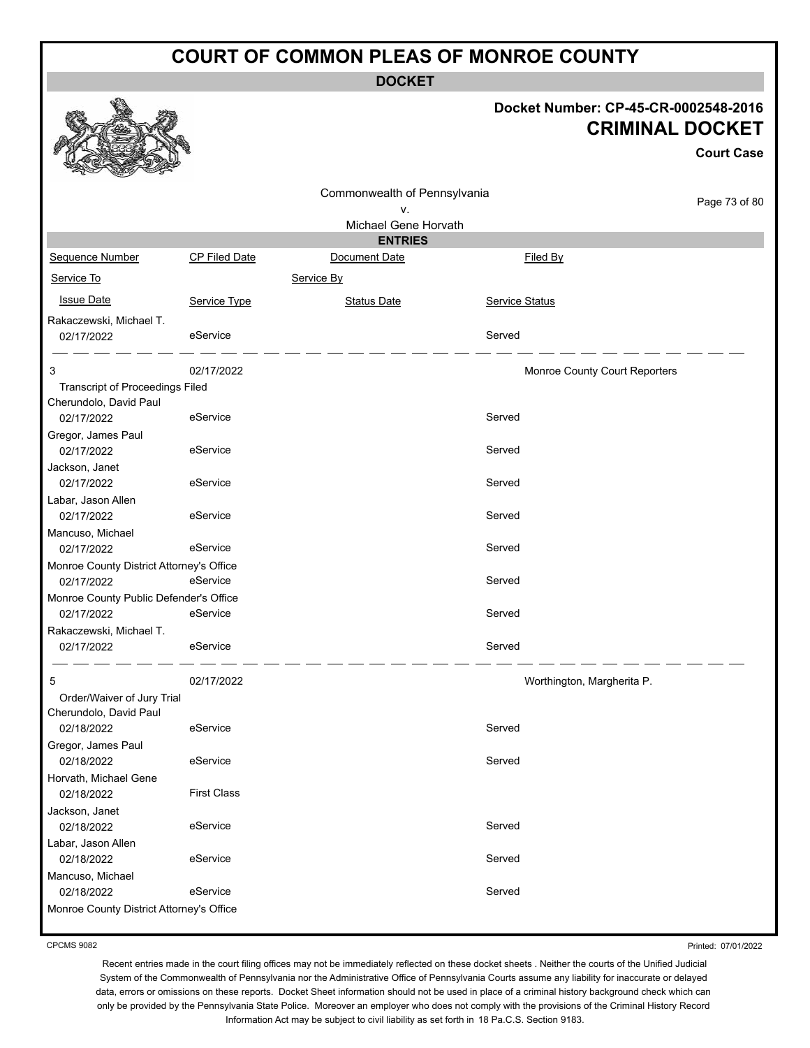# COURT OF COMMON PLEAS OF MONROE COUNTY

## DOCKET

**Docket Number: CP-45-CR-0002548-2016**

**CRIMINAL DOCKET**

**Court Case**

Commonwealth of Pennsylvania
v.
Michael Gene Horvath

### ENTRIES

| Sequence Number | CP Filed Date | Document Date | Filed By |
|---|---|---|---|
| Service To | | Service By | |
| Issue Date | Service Type | Status Date | Service Status |

| | | | |
|---|---|---|---|
| Rakaczewski, Michael T. | | | |
| 02/17/2022 | eService | | Served |

| | | | |
|---|---|---|---|
| 3 | 02/17/2022 | | Monroe County Court Reporters |
| Transcript of Proceedings Filed | | | |
| Cherundolo, David Paul | | | |
| 02/17/2022 | eService | | Served |
| Gregor, James Paul | | | |
| 02/17/2022 | eService | | Served |
| Jackson, Janet | | | |
| 02/17/2022 | eService | | Served |
| Labar, Jason Allen | | | |
| 02/17/2022 | eService | | Served |
| Mancuso, Michael | | | |
| 02/17/2022 | eService | | Served |
| Monroe County District Attorney's Office | | | |
| 02/17/2022 | eService | | Served |
| Monroe County Public Defender's Office | | | |
| 02/17/2022 | eService | | Served |
| Rakaczewski, Michael T. | | | |
| 02/17/2022 | eService | | Served |

| | | | |
|---|---|---|---|
| 5 | 02/17/2022 | | Worthington, Margherita P. |
| Order/Waiver of Jury Trial | | | |
| Cherundolo, David Paul | | | |
| 02/18/2022 | eService | | Served |
| Gregor, James Paul | | | |
| 02/18/2022 | eService | | Served |
| Horvath, Michael Gene | | | |
| 02/18/2022 | First Class | | |
| Jackson, Janet | | | |
| 02/18/2022 | eService | | Served |
| Labar, Jason Allen | | | |
| 02/18/2022 | eService | | Served |
| Mancuso, Michael | | | |
| 02/18/2022 | eService | | Served |
| Monroe County District Attorney's Office | | | |

CPCMS 9082

Printed: 07/01/2022

Recent entries made in the court filing offices may not be immediately reflected on these docket sheets . Neither the courts of the Unified Judicial System of the Commonwealth of Pennsylvania nor the Administrative Office of Pennsylvania Courts assume any liability for inaccurate or delayed data, errors or omissions on these reports. Docket Sheet information should not be used in place of a criminal history background check which can only be provided by the Pennsylvania State Police. Moreover an employer who does not comply with the provisions of the Criminal History Record Information Act may be subject to civil liability as set forth in 18 Pa.C.S. Section 9183.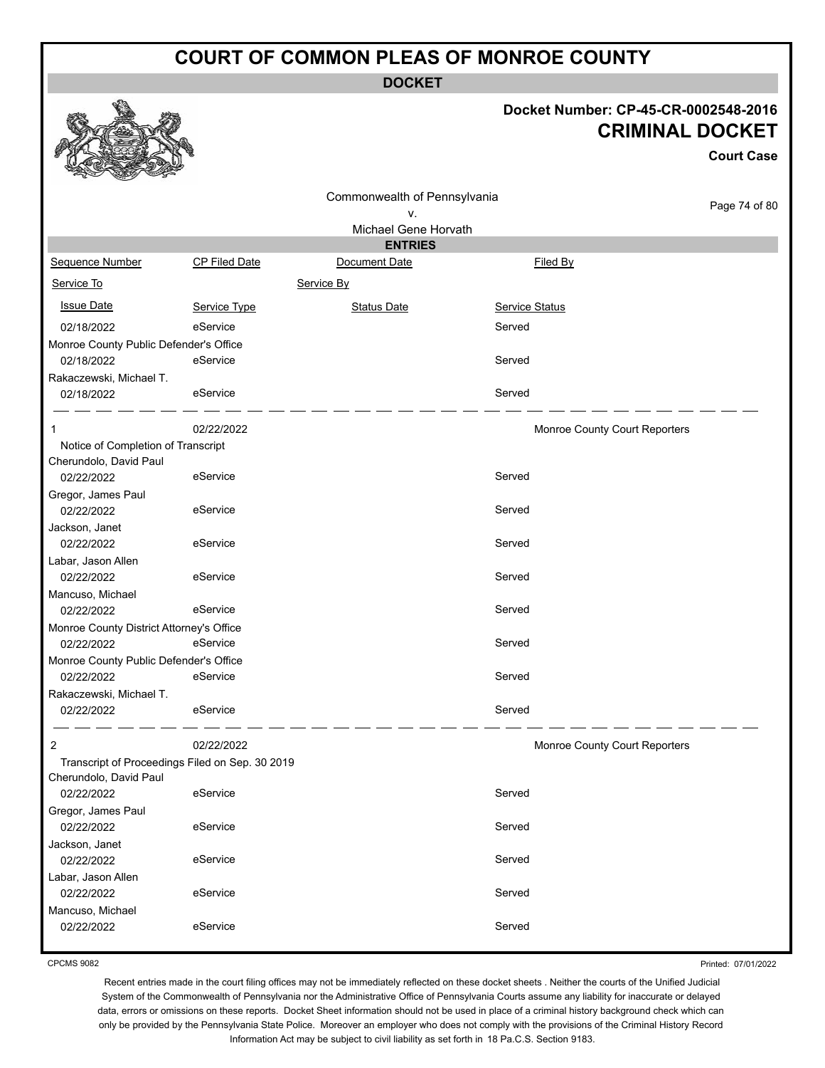# COURT OF COMMON PLEAS OF MONROE COUNTY

**DOCKET**

**Docket Number: CP-45-CR-0002548-2016**

**CRIMINAL DOCKET**

**Court Case**

Commonwealth of Pennsylvania
v.
Michael Gene Horvath

**ENTRIES**

| Sequence Number | CP Filed Date | Document Date | Filed By |
|---|---|---|---|
| Service To | | Service By | |
| Issue Date | Service Type | Status Date | Service Status |
| 02/18/2022 | eService | | Served |
| Monroe County Public Defender's Office | | | |
| 02/18/2022 | eService | | Served |
| Rakaczewski, Michael T. | | | |
| 02/18/2022 | eService | | Served |
| 1 | 02/22/2022 | | Monroe County Court Reporters |
| Notice of Completion of Transcript | | | |
| Cherundolo, David Paul | | | |
| 02/22/2022 | eService | | Served |
| Gregor, James Paul | | | |
| 02/22/2022 | eService | | Served |
| Jackson, Janet | | | |
| 02/22/2022 | eService | | Served |
| Labar, Jason Allen | | | |
| 02/22/2022 | eService | | Served |
| Mancuso, Michael | | | |
| 02/22/2022 | eService | | Served |
| Monroe County District Attorney's Office | | | |
| 02/22/2022 | eService | | Served |
| Monroe County Public Defender's Office | | | |
| 02/22/2022 | eService | | Served |
| Rakaczewski, Michael T. | | | |
| 02/22/2022 | eService | | Served |
| 2 | 02/22/2022 | | Monroe County Court Reporters |
| Transcript of Proceedings Filed on Sep. 30 2019 | | | |
| Cherundolo, David Paul | | | |
| 02/22/2022 | eService | | Served |
| Gregor, James Paul | | | |
| 02/22/2022 | eService | | Served |
| Jackson, Janet | | | |
| 02/22/2022 | eService | | Served |
| Labar, Jason Allen | | | |
| 02/22/2022 | eService | | Served |
| Mancuso, Michael | | | |
| 02/22/2022 | eService | | Served |

CPCMS 9082

Printed: 07/01/2022

Recent entries made in the court filing offices may not be immediately reflected on these docket sheets . Neither the courts of the Unified Judicial System of the Commonwealth of Pennsylvania nor the Administrative Office of Pennsylvania Courts assume any liability for inaccurate or delayed data, errors or omissions on these reports. Docket Sheet information should not be used in place of a criminal history background check which can only be provided by the Pennsylvania State Police. Moreover an employer who does not comply with the provisions of the Criminal History Record Information Act may be subject to civil liability as set forth in 18 Pa.C.S. Section 9183.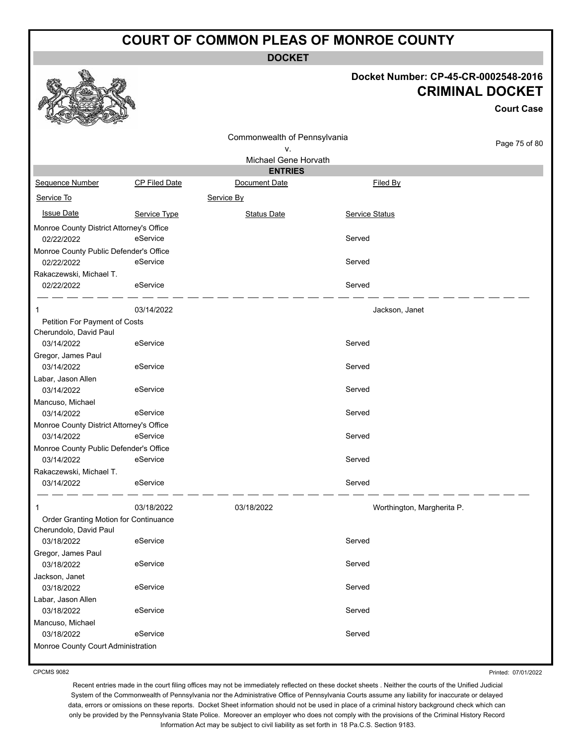# COURT OF COMMON PLEAS OF MONROE COUNTY

**DOCKET**

**Docket Number: CP-45-CR-0002548-2016**

**CRIMINAL DOCKET**

**Court Case**

Commonwealth of Pennsylvania
v.
Michael Gene Horvath

**ENTRIES**

| Sequence Number | CP Filed Date | Document Date | Filed By |
|---|---|---|---|
| Service To | | Service By | |
| Issue Date | Service Type | Status Date | Service Status |
| Monroe County District Attorney's Office | | | |
| 02/22/2022 | eService | | Served |
| Monroe County Public Defender's Office | | | |
| 02/22/2022 | eService | | Served |
| Rakaczewski, Michael T. | | | |
| 02/22/2022 | eService | | Served |
| 1 | 03/14/2022 | | Jackson, Janet |
| Petition For Payment of Costs | | | |
| Cherundolo, David Paul | | | |
| 03/14/2022 | eService | | Served |
| Gregor, James Paul | | | |
| 03/14/2022 | eService | | Served |
| Labar, Jason Allen | | | |
| 03/14/2022 | eService | | Served |
| Mancuso, Michael | | | |
| 03/14/2022 | eService | | Served |
| Monroe County District Attorney's Office | | | |
| 03/14/2022 | eService | | Served |
| Monroe County Public Defender's Office | | | |
| 03/14/2022 | eService | | Served |
| Rakaczewski, Michael T. | | | |
| 03/14/2022 | eService | | Served |
| 1 | 03/18/2022 | 03/18/2022 | Worthington, Margherita P. |
| Order Granting Motion for Continuance | | | |
| Cherundolo, David Paul | | | |
| 03/18/2022 | eService | | Served |
| Gregor, James Paul | | | |
| 03/18/2022 | eService | | Served |
| Jackson, Janet | | | |
| 03/18/2022 | eService | | Served |
| Labar, Jason Allen | | | |
| 03/18/2022 | eService | | Served |
| Mancuso, Michael | | | |
| 03/18/2022 | eService | | Served |
| Monroe County Court Administration | | | |

CPCMS 9082

Printed: 07/01/2022

Recent entries made in the court filing offices may not be immediately reflected on these docket sheets . Neither the courts of the Unified Judicial System of the Commonwealth of Pennsylvania nor the Administrative Office of Pennsylvania Courts assume any liability for inaccurate or delayed data, errors or omissions on these reports. Docket Sheet information should not be used in place of a criminal history background check which can only be provided by the Pennsylvania State Police. Moreover an employer who does not comply with the provisions of the Criminal History Record Information Act may be subject to civil liability as set forth in 18 Pa.C.S. Section 9183.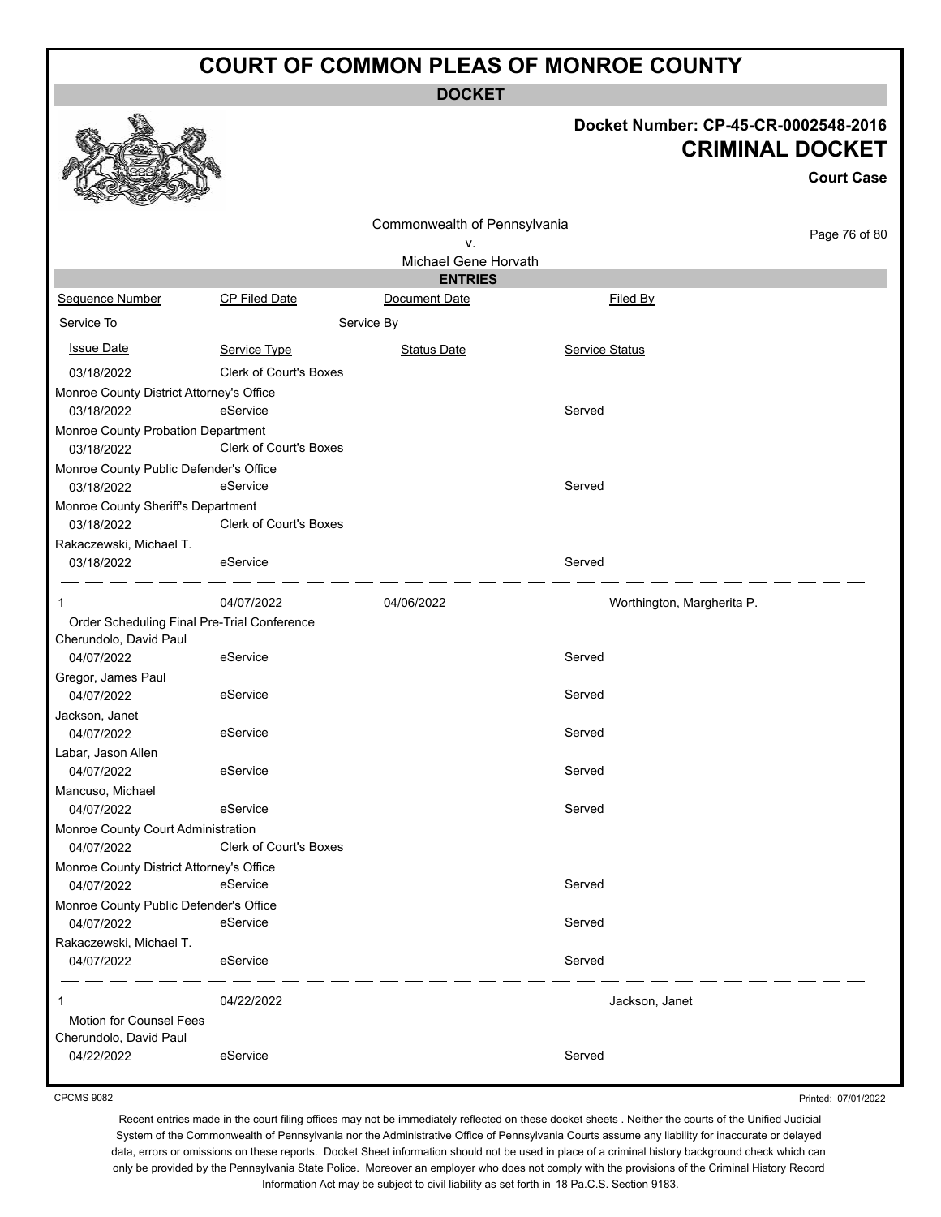# COURT OF COMMON PLEAS OF MONROE COUNTY

**DOCKET**

**Docket Number: CP-45-CR-0002548-2016**

**CRIMINAL DOCKET**

**Court Case**

Commonwealth of Pennsylvania
v.
Michael Gene Horvath

**ENTRIES**

| Sequence Number | CP Filed Date | Document Date | Filed By |
|---|---|---|---|
| Service To | Service By | | |
| Issue Date | Service Type | Status Date | Service Status |
| 03/18/2022 | Clerk of Court's Boxes | | |
| Monroe County District Attorney's Office | | | |
| 03/18/2022 | eService | | Served |
| Monroe County Probation Department | | | |
| 03/18/2022 | Clerk of Court's Boxes | | |
| Monroe County Public Defender's Office | | | |
| 03/18/2022 | eService | | Served |
| Monroe County Sheriff's Department | | | |
| 03/18/2022 | Clerk of Court's Boxes | | |
| Rakaczewski, Michael T. | | | |
| 03/18/2022 | eService | | Served |
| 1 | 04/07/2022 | 04/06/2022 | Worthington, Margherita P. |
| Order Scheduling Final Pre-Trial Conference | | | |
| Cherundolo, David Paul | | | |
| 04/07/2022 | eService | | Served |
| Gregor, James Paul | | | |
| 04/07/2022 | eService | | Served |
| Jackson, Janet | | | |
| 04/07/2022 | eService | | Served |
| Labar, Jason Allen | | | |
| 04/07/2022 | eService | | Served |
| Mancuso, Michael | | | |
| 04/07/2022 | eService | | Served |
| Monroe County Court Administration | | | |
| 04/07/2022 | Clerk of Court's Boxes | | |
| Monroe County District Attorney's Office | | | |
| 04/07/2022 | eService | | Served |
| Monroe County Public Defender's Office | | | |
| 04/07/2022 | eService | | Served |
| Rakaczewski, Michael T. | | | |
| 04/07/2022 | eService | | Served |
| 1 | 04/22/2022 | | Jackson, Janet |
| Motion for Counsel Fees | | | |
| Cherundolo, David Paul | | | |
| 04/22/2022 | eService | | Served |

CPCMS 9082

Printed: 07/01/2022

Recent entries made in the court filing offices may not be immediately reflected on these docket sheets . Neither the courts of the Unified Judicial System of the Commonwealth of Pennsylvania nor the Administrative Office of Pennsylvania Courts assume any liability for inaccurate or delayed data, errors or omissions on these reports. Docket Sheet information should not be used in place of a criminal history background check which can only be provided by the Pennsylvania State Police. Moreover an employer who does not comply with the provisions of the Criminal History Record Information Act may be subject to civil liability as set forth in 18 Pa.C.S. Section 9183.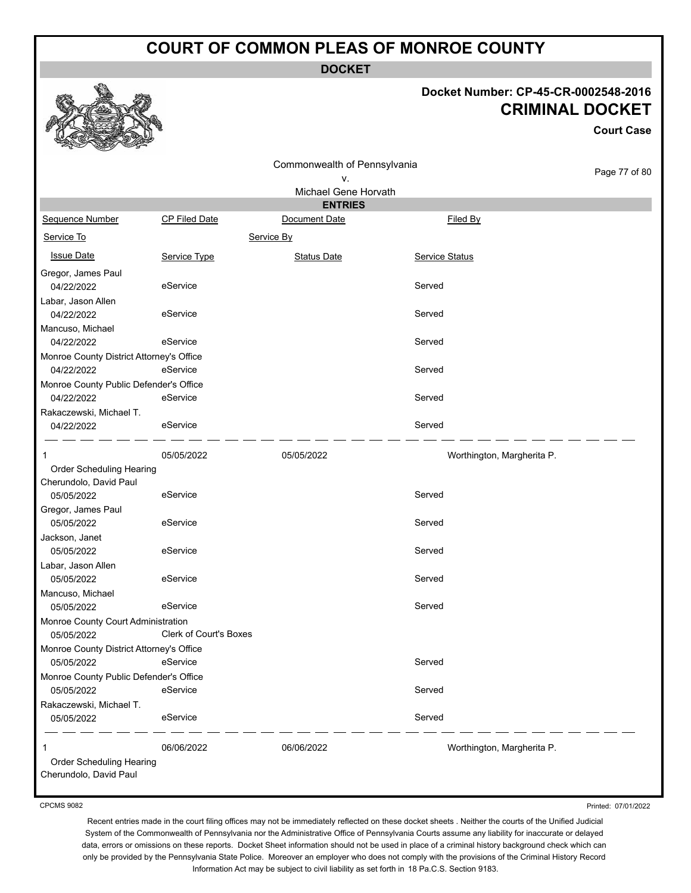# COURT OF COMMON PLEAS OF MONROE COUNTY

**DOCKET**

**Docket Number: CP-45-CR-0002548-2016**

**CRIMINAL DOCKET**

**Court Case**

Commonwealth of Pennsylvania
v.
Michael Gene Horvath

**ENTRIES**

| Sequence Number | CP Filed Date | Document Date | Filed By |
|---|---|---|---|
| Service To | | Service By | |
| Issue Date | Service Type | Status Date | Service Status |
| Gregor, James Paul | | | |
| 04/22/2022 | eService | | Served |
| Labar, Jason Allen | | | |
| 04/22/2022 | eService | | Served |
| Mancuso, Michael | | | |
| 04/22/2022 | eService | | Served |
| Monroe County District Attorney's Office | | | |
| 04/22/2022 | eService | | Served |
| Monroe County Public Defender's Office | | | |
| 04/22/2022 | eService | | Served |
| Rakaczewski, Michael T. | | | |
| 04/22/2022 | eService | | Served |
| 1 | 05/05/2022 | 05/05/2022 | Worthington, Margherita P. |
| Order Scheduling Hearing | | | |
| Cherundolo, David Paul | | | |
| 05/05/2022 | eService | | Served |
| Gregor, James Paul | | | |
| 05/05/2022 | eService | | Served |
| Jackson, Janet | | | |
| 05/05/2022 | eService | | Served |
| Labar, Jason Allen | | | |
| 05/05/2022 | eService | | Served |
| Mancuso, Michael | | | |
| 05/05/2022 | eService | | Served |
| Monroe County Court Administration | | | |
| 05/05/2022 | Clerk of Court's Boxes | | |
| Monroe County District Attorney's Office | | | |
| 05/05/2022 | eService | | Served |
| Monroe County Public Defender's Office | | | |
| 05/05/2022 | eService | | Served |
| Rakaczewski, Michael T. | | | |
| 05/05/2022 | eService | | Served |
| 1 | 06/06/2022 | 06/06/2022 | Worthington, Margherita P. |
| Order Scheduling Hearing | | | |
| Cherundolo, David Paul | | | |

CPCMS 9082

Printed: 07/01/2022

Recent entries made in the court filing offices may not be immediately reflected on these docket sheets . Neither the courts of the Unified Judicial System of the Commonwealth of Pennsylvania nor the Administrative Office of Pennsylvania Courts assume any liability for inaccurate or delayed data, errors or omissions on these reports. Docket Sheet information should not be used in place of a criminal history background check which can only be provided by the Pennsylvania State Police. Moreover an employer who does not comply with the provisions of the Criminal History Record Information Act may be subject to civil liability as set forth in 18 Pa.C.S. Section 9183.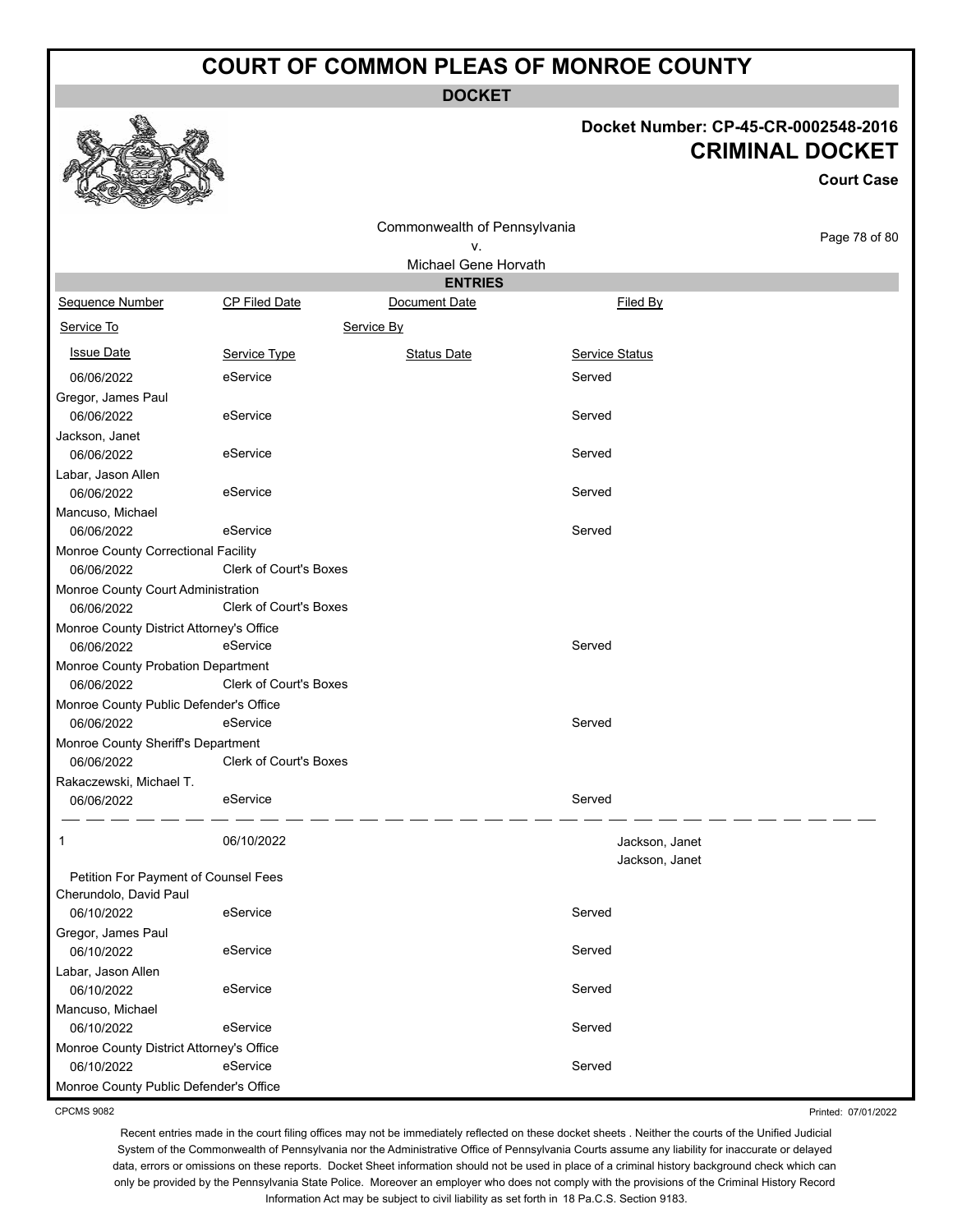# COURT OF COMMON PLEAS OF MONROE COUNTY

**DOCKET**

**Docket Number: CP-45-CR-0002548-2016**

**CRIMINAL DOCKET**

**Court Case**

Commonwealth of Pennsylvania
v.
Michael Gene Horvath

**ENTRIES**

| Sequence Number | CP Filed Date | Document Date | Filed By |
|---|---|---|---|
| Service To | | Service By | |
| Issue Date | Service Type | Status Date | Service Status |
| 06/06/2022 | eService | | Served |
| Gregor, James Paul | | | |
| 06/06/2022 | eService | | Served |
| Jackson, Janet | | | |
| 06/06/2022 | eService | | Served |
| Labar, Jason Allen | | | |
| 06/06/2022 | eService | | Served |
| Mancuso, Michael | | | |
| 06/06/2022 | eService | | Served |
| Monroe County Correctional Facility | | | |
| 06/06/2022 | Clerk of Court's Boxes | | |
| Monroe County Court Administration | | | |
| 06/06/2022 | Clerk of Court's Boxes | | |
| Monroe County District Attorney's Office | | | |
| 06/06/2022 | eService | | Served |
| Monroe County Probation Department | | | |
| 06/06/2022 | Clerk of Court's Boxes | | |
| Monroe County Public Defender's Office | | | |
| 06/06/2022 | eService | | Served |
| Monroe County Sheriff's Department | | | |
| 06/06/2022 | Clerk of Court's Boxes | | |
| Rakaczewski, Michael T. | | | |
| 06/06/2022 | eService | | Served |
| 1 | 06/10/2022 | | Jackson, Janet<br>Jackson, Janet |
| Petition For Payment of Counsel Fees | | | |
| Cherundolo, David Paul | | | |
| 06/10/2022 | eService | | Served |
| Gregor, James Paul | | | |
| 06/10/2022 | eService | | Served |
| Labar, Jason Allen | | | |
| 06/10/2022 | eService | | Served |
| Mancuso, Michael | | | |
| 06/10/2022 | eService | | Served |
| Monroe County District Attorney's Office | | | |
| 06/10/2022 | eService | | Served |
| Monroe County Public Defender's Office | | | |

CPCMS 9082

Printed: 07/01/2022

Recent entries made in the court filing offices may not be immediately reflected on these docket sheets . Neither the courts of the Unified Judicial System of the Commonwealth of Pennsylvania nor the Administrative Office of Pennsylvania Courts assume any liability for inaccurate or delayed data, errors or omissions on these reports. Docket Sheet information should not be used in place of a criminal history background check which can only be provided by the Pennsylvania State Police. Moreover an employer who does not comply with the provisions of the Criminal History Record Information Act may be subject to civil liability as set forth in 18 Pa.C.S. Section 9183.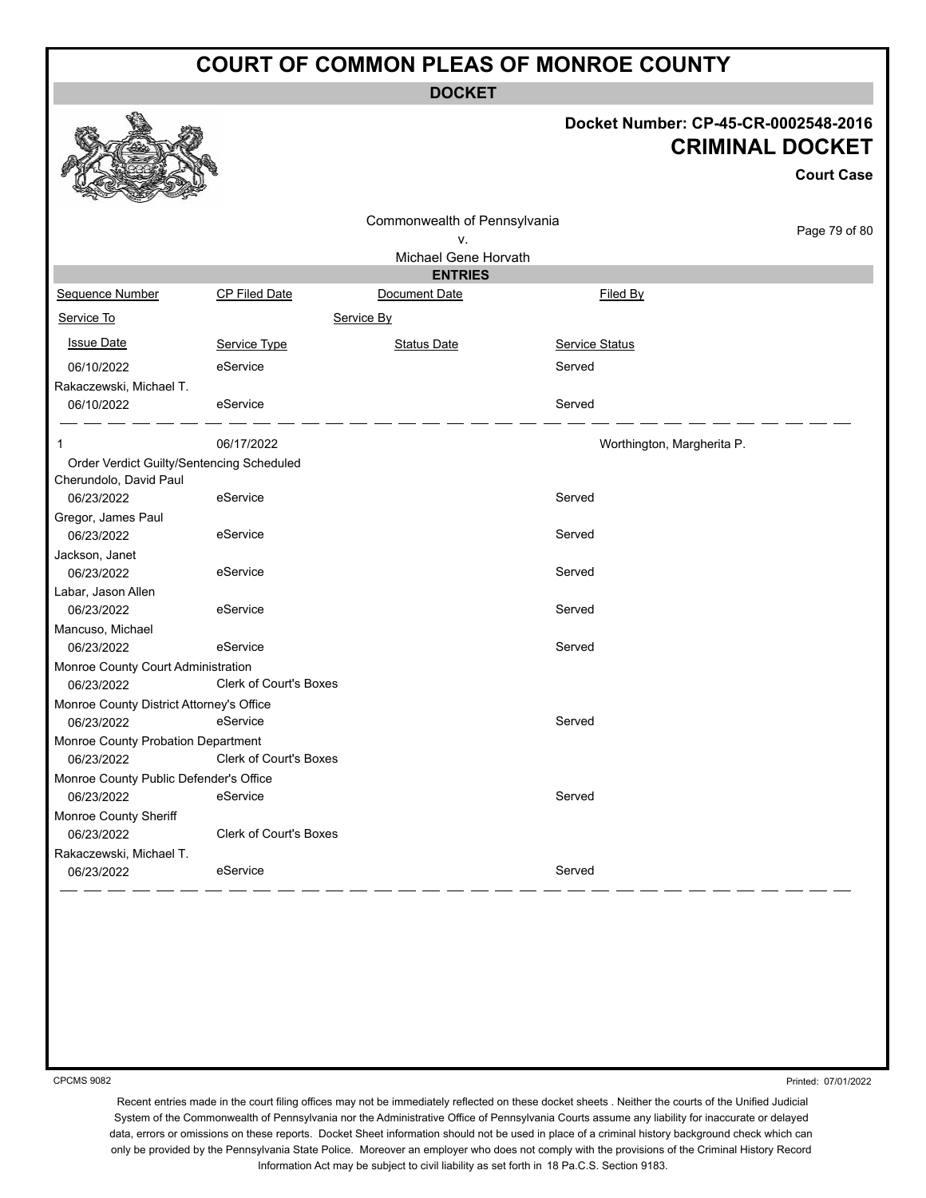# COURT OF COMMON PLEAS OF MONROE COUNTY

## DOCKET

**Docket Number: CP-45-CR-0002548-2016**

**CRIMINAL DOCKET**

**Court Case**

Commonwealth of Pennsylvania
v.
Michael Gene Horvath

### ENTRIES

| Sequence Number | CP Filed Date | Document Date | Filed By |
|---|---|---|---|
| Service To | | Service By | |
| Issue Date | Service Type | Status Date | Service Status |
| 06/10/2022 | eService | | Served |
| Rakaczewski, Michael T. | | | |
| 06/10/2022 | eService | | Served |
| 1 | 06/17/2022 | | Worthington, Margherita P. |
| Order Verdict Guilty/Sentencing Scheduled | | | |
| Cherundolo, David Paul | | | |
| 06/23/2022 | eService | | Served |
| Gregor, James Paul | | | |
| 06/23/2022 | eService | | Served |
| Jackson, Janet | | | |
| 06/23/2022 | eService | | Served |
| Labar, Jason Allen | | | |
| 06/23/2022 | eService | | Served |
| Mancuso, Michael | | | |
| 06/23/2022 | eService | | Served |
| Monroe County Court Administration | | | |
| 06/23/2022 | Clerk of Court's Boxes | | |
| Monroe County District Attorney's Office | | | |
| 06/23/2022 | eService | | Served |
| Monroe County Probation Department | | | |
| 06/23/2022 | Clerk of Court's Boxes | | |
| Monroe County Public Defender's Office | | | |
| 06/23/2022 | eService | | Served |
| Monroe County Sheriff | | | |
| 06/23/2022 | Clerk of Court's Boxes | | |
| Rakaczewski, Michael T. | | | |
| 06/23/2022 | eService | | Served |

CPCMS 9082

Printed: 07/01/2022

Recent entries made in the court filing offices may not be immediately reflected on these docket sheets . Neither the courts of the Unified Judicial System of the Commonwealth of Pennsylvania nor the Administrative Office of Pennsylvania Courts assume any liability for inaccurate or delayed data, errors or omissions on these reports. Docket Sheet information should not be used in place of a criminal history background check which can only be provided by the Pennsylvania State Police. Moreover an employer who does not comply with the provisions of the Criminal History Record Information Act may be subject to civil liability as set forth in 18 Pa.C.S. Section 9183.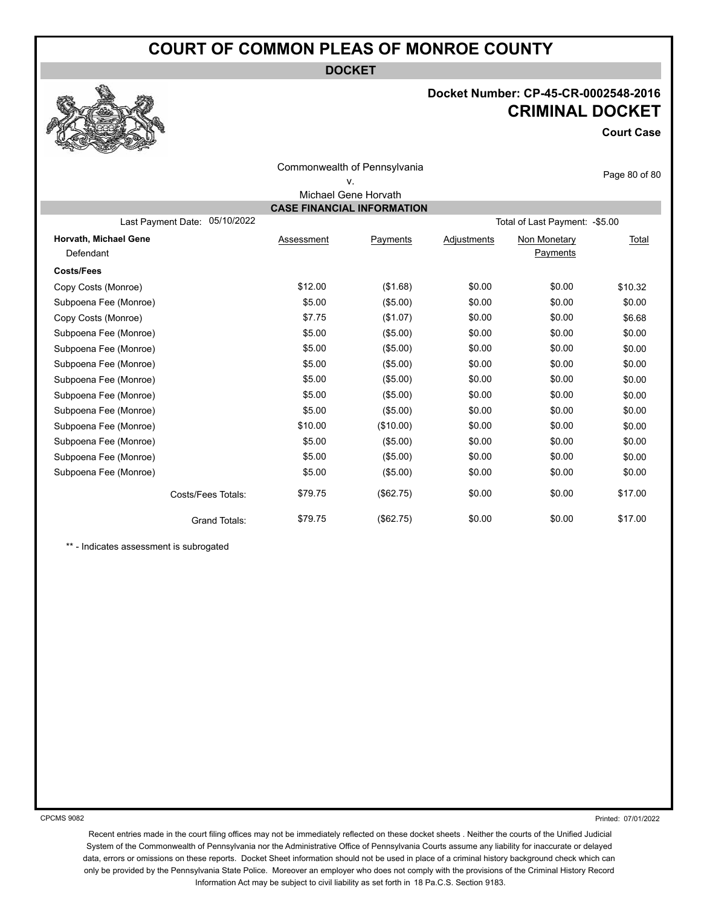# COURT OF COMMON PLEAS OF MONROE COUNTY

**DOCKET**

**Docket Number: CP-45-CR-0002548-2016**

**CRIMINAL DOCKET**

**Court Case**

Commonwealth of Pennsylvania
v.
Michael Gene Horvath

## CASE FINANCIAL INFORMATION

Last Payment Date: 05/10/2022 | Total of Last Payment: -$5.00

| Horvath, Michael Gene<br>Defendant | Assessment | Payments | Adjustments | Non Monetary Payments | Total |
|---|---|---|---|---|---|
| **Costs/Fees** | | | | | |
| Copy Costs (Monroe) | $12.00 | ($1.68) | $0.00 | $0.00 | $10.32 |
| Subpoena Fee (Monroe) | $5.00 | ($5.00) | $0.00 | $0.00 | $0.00 |
| Copy Costs (Monroe) | $7.75 | ($1.07) | $0.00 | $0.00 | $6.68 |
| Subpoena Fee (Monroe) | $5.00 | ($5.00) | $0.00 | $0.00 | $0.00 |
| Subpoena Fee (Monroe) | $5.00 | ($5.00) | $0.00 | $0.00 | $0.00 |
| Subpoena Fee (Monroe) | $5.00 | ($5.00) | $0.00 | $0.00 | $0.00 |
| Subpoena Fee (Monroe) | $5.00 | ($5.00) | $0.00 | $0.00 | $0.00 |
| Subpoena Fee (Monroe) | $5.00 | ($5.00) | $0.00 | $0.00 | $0.00 |
| Subpoena Fee (Monroe) | $5.00 | ($5.00) | $0.00 | $0.00 | $0.00 |
| Subpoena Fee (Monroe) | $10.00 | ($10.00) | $0.00 | $0.00 | $0.00 |
| Subpoena Fee (Monroe) | $5.00 | ($5.00) | $0.00 | $0.00 | $0.00 |
| Subpoena Fee (Monroe) | $5.00 | ($5.00) | $0.00 | $0.00 | $0.00 |
| Subpoena Fee (Monroe) | $5.00 | ($5.00) | $0.00 | $0.00 | $0.00 |
| Costs/Fees Totals: | $79.75 | ($62.75) | $0.00 | $0.00 | $17.00 |
| Grand Totals: | $79.75 | ($62.75) | $0.00 | $0.00 | $17.00 |

** - Indicates assessment is subrogated

CPCMS 9082

Printed: 07/01/2022

Recent entries made in the court filing offices may not be immediately reflected on these docket sheets . Neither the courts of the Unified Judicial System of the Commonwealth of Pennsylvania nor the Administrative Office of Pennsylvania Courts assume any liability for inaccurate or delayed data, errors or omissions on these reports. Docket Sheet information should not be used in place of a criminal history background check which can only be provided by the Pennsylvania State Police. Moreover an employer who does not comply with the provisions of the Criminal History Record Information Act may be subject to civil liability as set forth in 18 Pa.C.S. Section 9183.